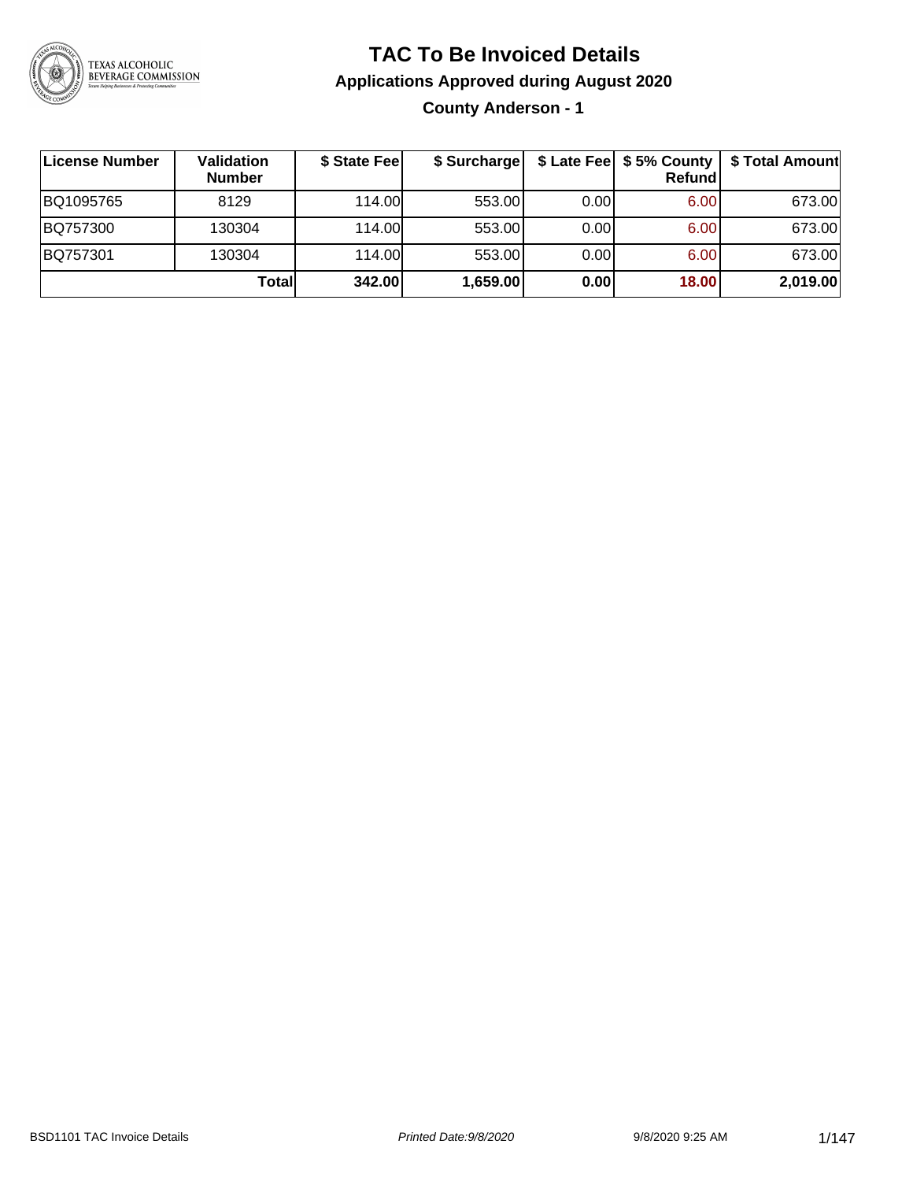# TAC To Be Invoiced Details

## Applications Approved during August 2020

### County Anderson - 1

| License Number | Validation Number | $ State Fee | $ Surcharge | $ Late Fee | $ 5% County Refund | $ Total Amount |
|---|---|---|---|---|---|---|
| BQ1095765 | 8129 | 114.00 | 553.00 | 0.00 | 6.00 | 673.00 |
| BQ757300 | 130304 | 114.00 | 553.00 | 0.00 | 6.00 | 673.00 |
| BQ757301 | 130304 | 114.00 | 553.00 | 0.00 | 6.00 | 673.00 |
| | **Total** | **342.00** | **1,659.00** | **0.00** | **18.00** | **2,019.00** |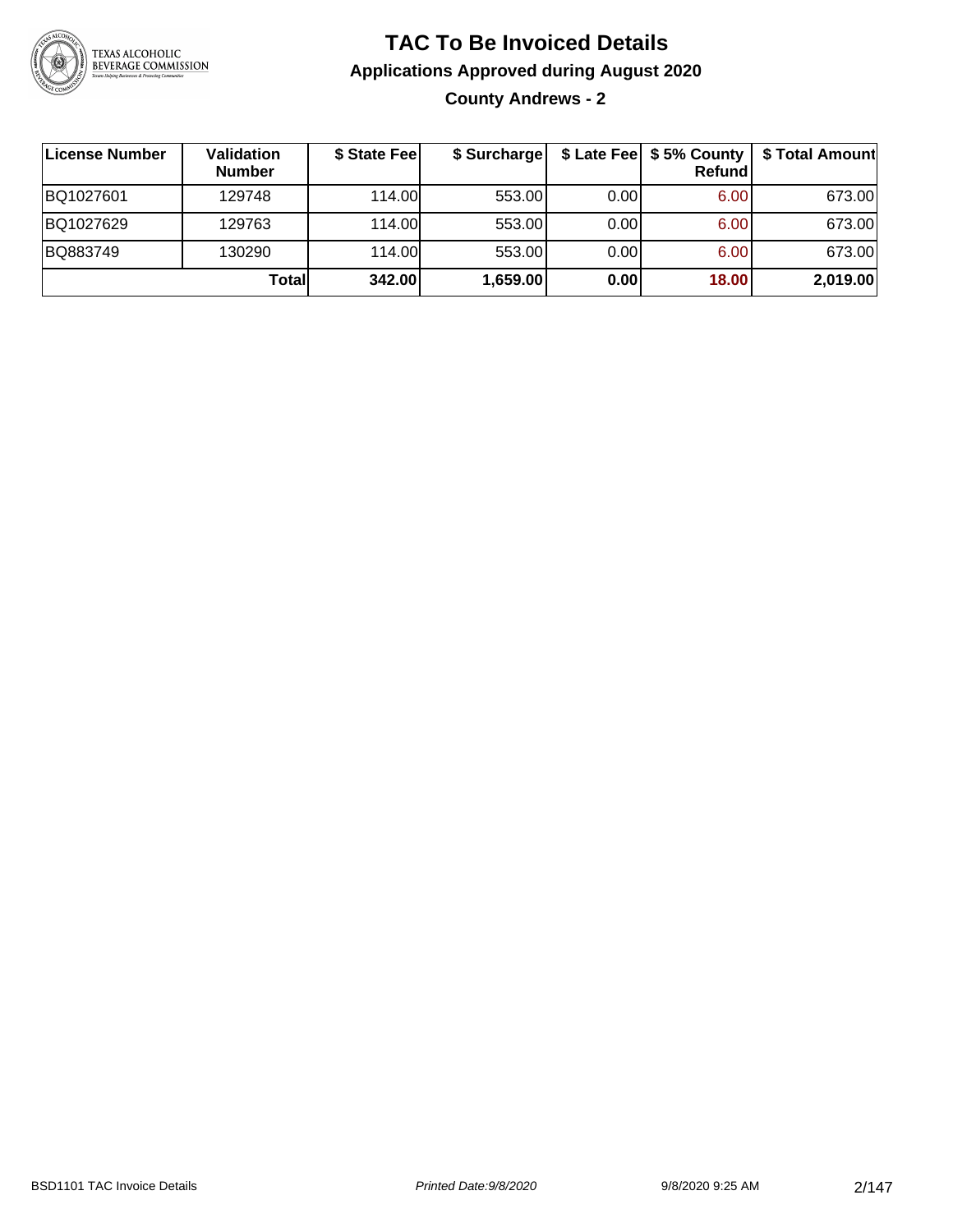# TAC To Be Invoiced Details

## Applications Approved during August 2020

### County Andrews - 2

| License Number | Validation Number | $ State Fee | $ Surcharge | $ Late Fee | $ 5% County Refund | $ Total Amount |
|---|---|---|---|---|---|---|
| BQ1027601 | 129748 | 114.00 | 553.00 | 0.00 | 6.00 | 673.00 |
| BQ1027629 | 129763 | 114.00 | 553.00 | 0.00 | 6.00 | 673.00 |
| BQ883749 | 130290 | 114.00 | 553.00 | 0.00 | 6.00 | 673.00 |
| | **Total** | **342.00** | **1,659.00** | **0.00** | **18.00** | **2,019.00** |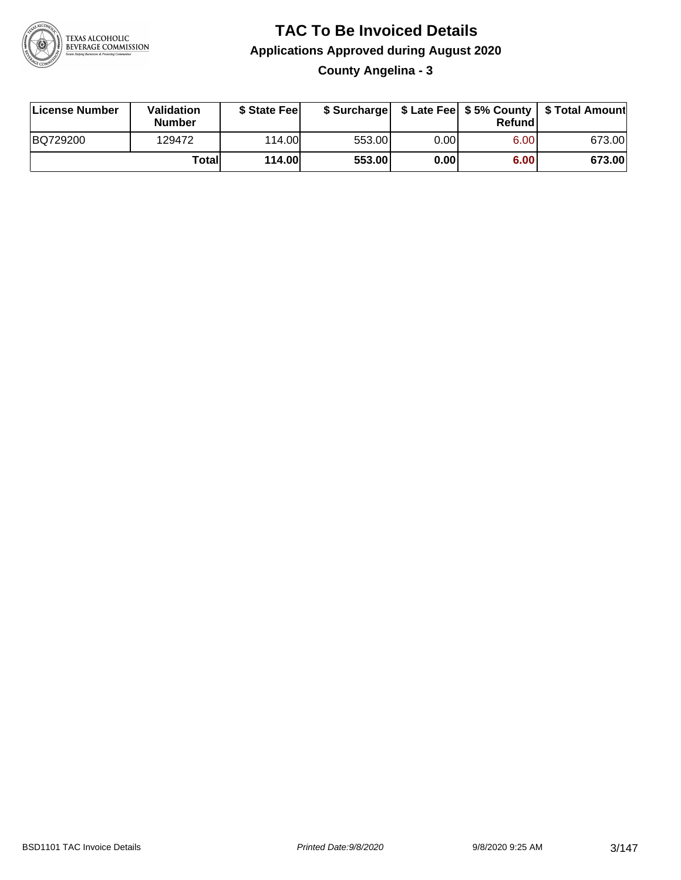# TAC To Be Invoiced Details

## Applications Approved during August 2020

### County Angelina - 3

| License Number | Validation Number | $ State Fee | $ Surcharge | $ Late Fee | $ 5% County Refund | $ Total Amount |
|---|---|---|---|---|---|---|
| BQ729200 | 129472 | 114.00 | 553.00 | 0.00 | 6.00 | 673.00 |
| | **Total** | **114.00** | **553.00** | **0.00** | **6.00** | **673.00** |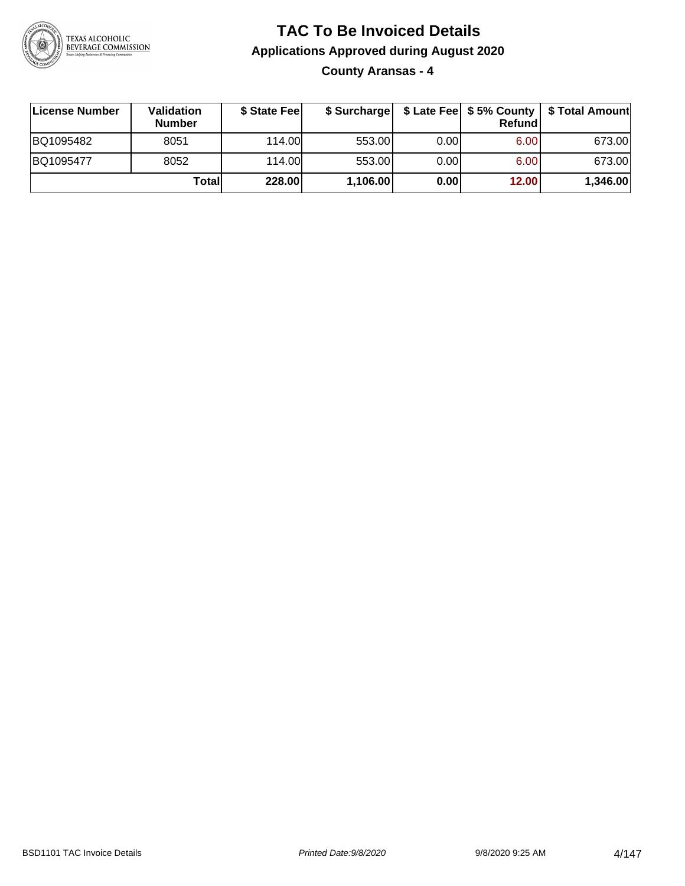# TAC To Be Invoiced Details

## Applications Approved during August 2020

### County Aransas - 4

| License Number | Validation Number | $ State Fee | $ Surcharge | $ Late Fee | $ 5% County Refund | $ Total Amount |
|---|---|---|---|---|---|---|
| BQ1095482 | 8051 | 114.00 | 553.00 | 0.00 | 6.00 | 673.00 |
| BQ1095477 | 8052 | 114.00 | 553.00 | 0.00 | 6.00 | 673.00 |
| | **Total** | **228.00** | **1,106.00** | **0.00** | **12.00** | **1,346.00** |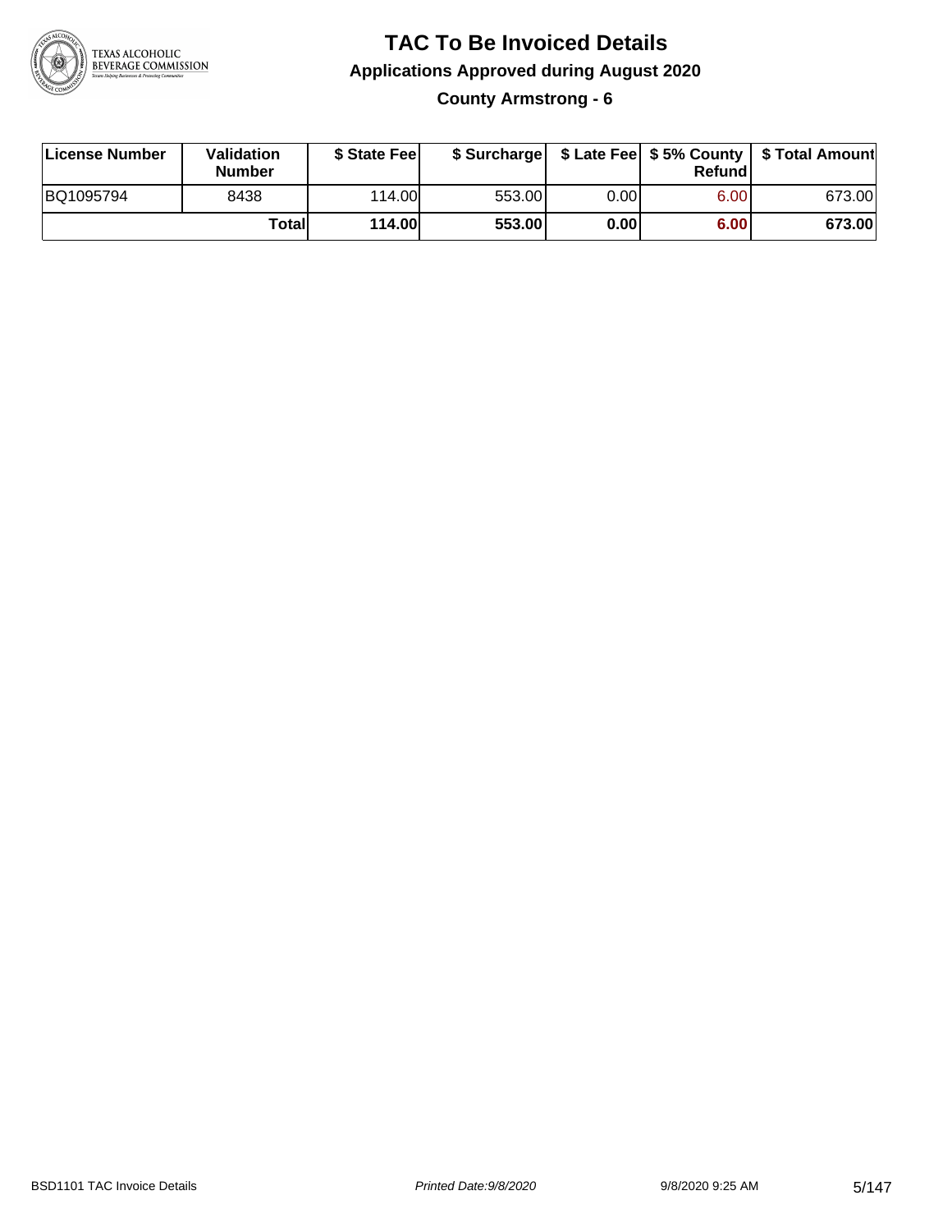# TAC To Be Invoiced Details

## Applications Approved during August 2020

### County Armstrong - 6

| License Number | Validation Number | $ State Fee | $ Surcharge | $ Late Fee | $ 5% County Refund | $ Total Amount |
|---|---|---|---|---|---|---|
| BQ1095794 | 8438 | 114.00 | 553.00 | 0.00 | 6.00 | 673.00 |
| | **Total** | **114.00** | **553.00** | **0.00** | **6.00** | **673.00** |

BSD1101 TAC Invoice Details *Printed Date:9/8/2020* 9/8/2020 9:25 AM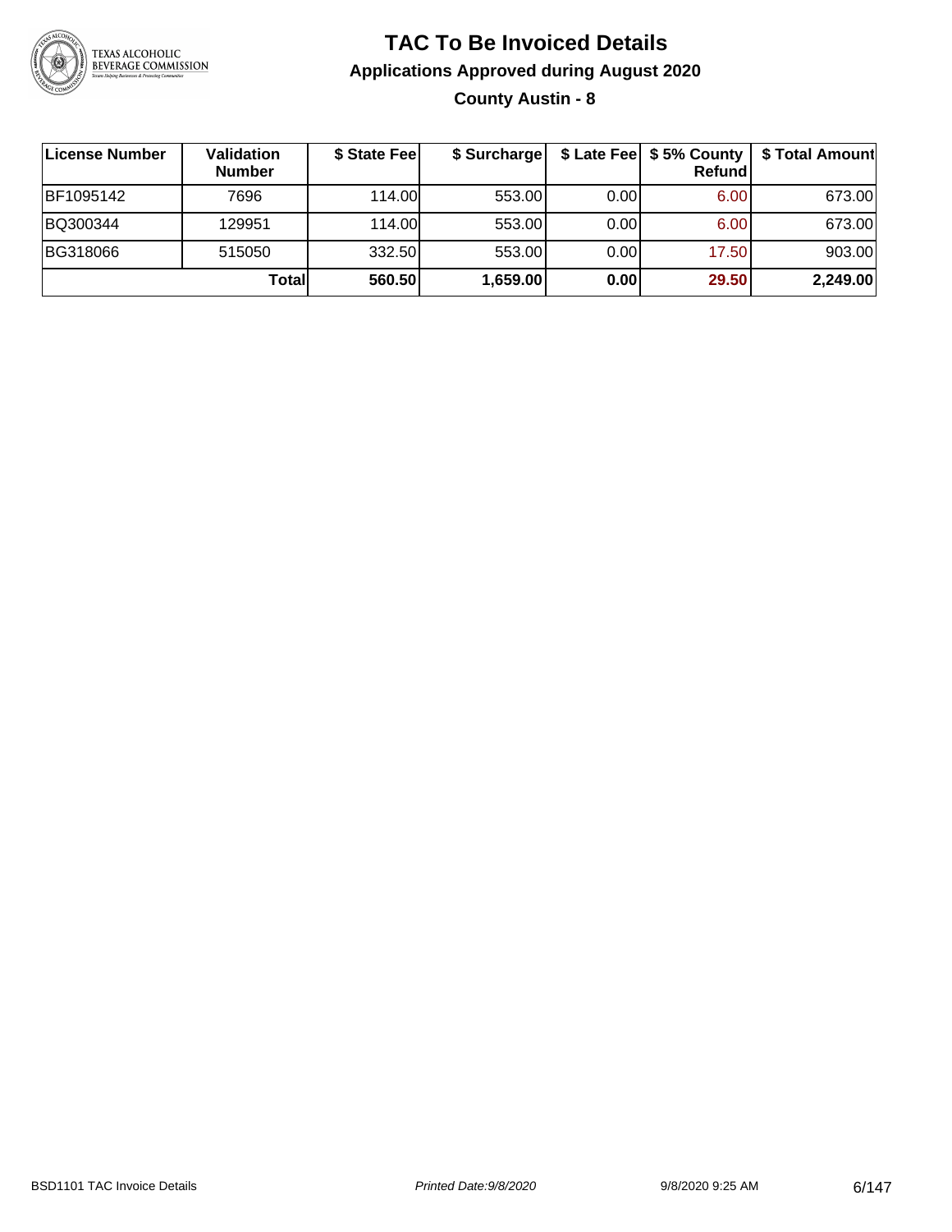# TAC To Be Invoiced Details

## Applications Approved during August 2020

### County Austin - 8

| License Number | Validation Number | $ State Fee | $ Surcharge | $ Late Fee | $ 5% County Refund | $ Total Amount |
|---|---|---|---|---|---|---|
| BF1095142 | 7696 | 114.00 | 553.00 | 0.00 | 6.00 | 673.00 |
| BQ300344 | 129951 | 114.00 | 553.00 | 0.00 | 6.00 | 673.00 |
| BG318066 | 515050 | 332.50 | 553.00 | 0.00 | 17.50 | 903.00 |
| | **Total** | **560.50** | **1,659.00** | **0.00** | **29.50** | **2,249.00** |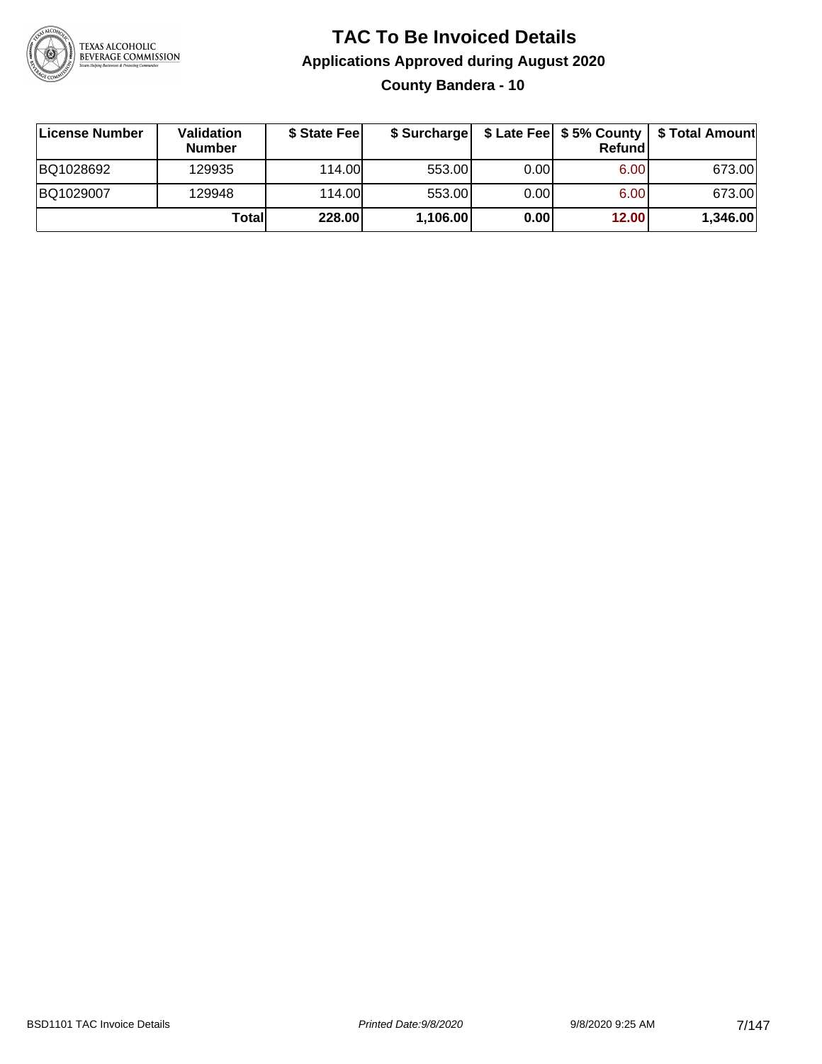# TAC To Be Invoiced Details

## Applications Approved during August 2020

### County Bandera - 10

| License Number | Validation Number | $ State Fee | $ Surcharge | $ Late Fee | $ 5% County Refund | $ Total Amount |
|---|---|---|---|---|---|---|
| BQ1028692 | 129935 | 114.00 | 553.00 | 0.00 | 6.00 | 673.00 |
| BQ1029007 | 129948 | 114.00 | 553.00 | 0.00 | 6.00 | 673.00 |
| | **Total** | **228.00** | **1,106.00** | **0.00** | **12.00** | **1,346.00** |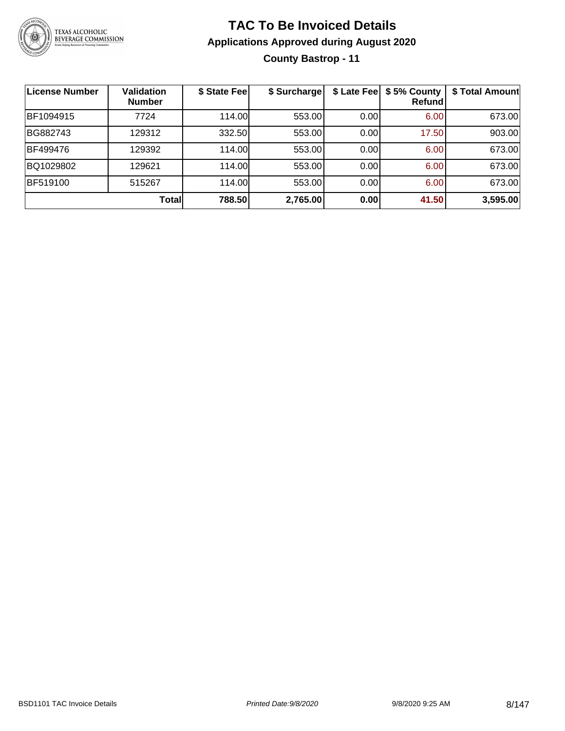# TAC To Be Invoiced Details

## Applications Approved during August 2020

### County Bastrop - 11

| License Number | Validation Number | $ State Fee | $ Surcharge | $ Late Fee | $ 5% County Refund | $ Total Amount |
|---|---|---|---|---|---|---|
| BF1094915 | 7724 | 114.00 | 553.00 | 0.00 | 6.00 | 673.00 |
| BG882743 | 129312 | 332.50 | 553.00 | 0.00 | 17.50 | 903.00 |
| BF499476 | 129392 | 114.00 | 553.00 | 0.00 | 6.00 | 673.00 |
| BQ1029802 | 129621 | 114.00 | 553.00 | 0.00 | 6.00 | 673.00 |
| BF519100 | 515267 | 114.00 | 553.00 | 0.00 | 6.00 | 673.00 |
| | **Total** | **788.50** | **2,765.00** | **0.00** | **41.50** | **3,595.00** |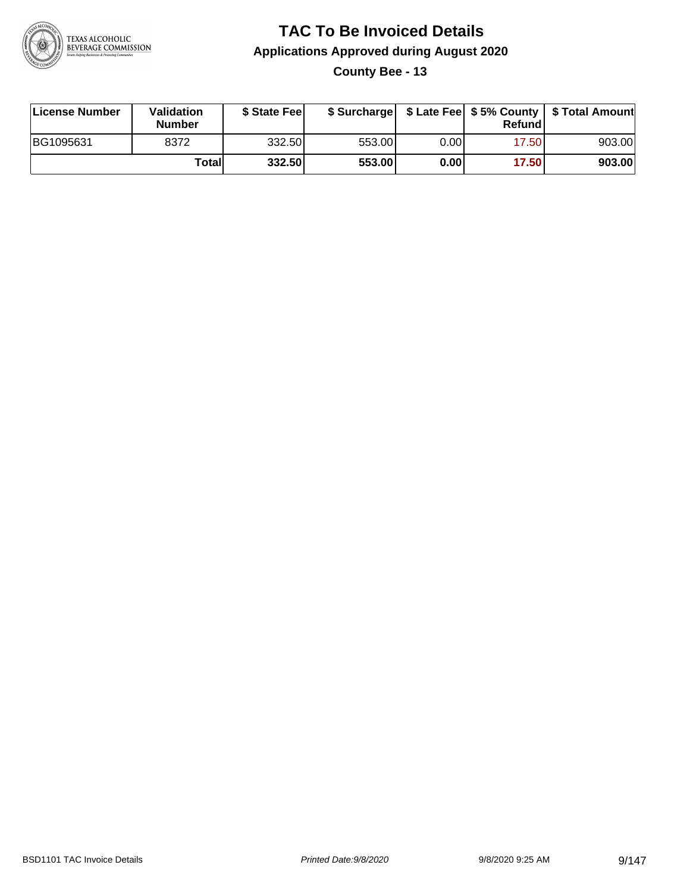# TAC To Be Invoiced Details

## Applications Approved during August 2020

### County Bee - 13

| License Number | Validation Number | $ State Fee | $ Surcharge | $ Late Fee | $ 5% County Refund | $ Total Amount |
|---|---|---|---|---|---|---|
| BG1095631 | 8372 | 332.50 | 553.00 | 0.00 | 17.50 | 903.00 |
| | **Total** | **332.50** | **553.00** | **0.00** | **17.50** | **903.00** |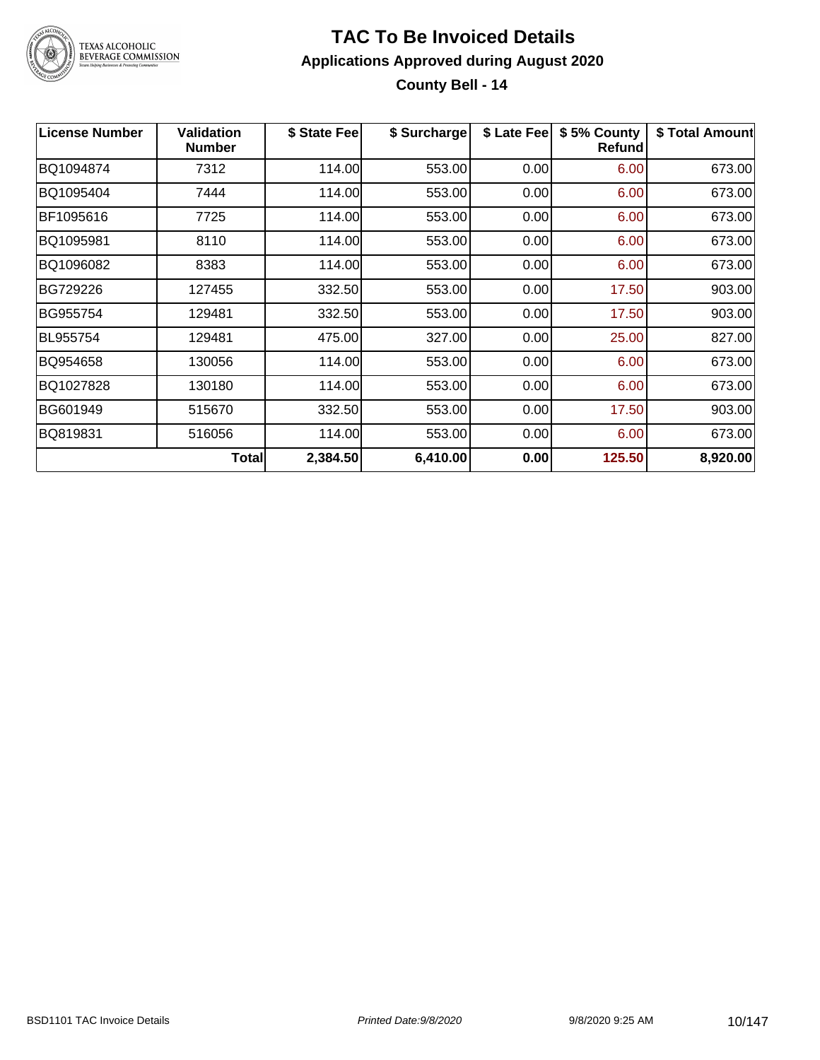# TAC To Be Invoiced Details

## Applications Approved during August 2020

### County Bell - 14

| License Number | Validation Number | $ State Fee | $ Surcharge | $ Late Fee | $ 5% County Refund | $ Total Amount |
|---|---|---|---|---|---|---|
| BQ1094874 | 7312 | 114.00 | 553.00 | 0.00 | 6.00 | 673.00 |
| BQ1095404 | 7444 | 114.00 | 553.00 | 0.00 | 6.00 | 673.00 |
| BF1095616 | 7725 | 114.00 | 553.00 | 0.00 | 6.00 | 673.00 |
| BQ1095981 | 8110 | 114.00 | 553.00 | 0.00 | 6.00 | 673.00 |
| BQ1096082 | 8383 | 114.00 | 553.00 | 0.00 | 6.00 | 673.00 |
| BG729226 | 127455 | 332.50 | 553.00 | 0.00 | 17.50 | 903.00 |
| BG955754 | 129481 | 332.50 | 553.00 | 0.00 | 17.50 | 903.00 |
| BL955754 | 129481 | 475.00 | 327.00 | 0.00 | 25.00 | 827.00 |
| BQ954658 | 130056 | 114.00 | 553.00 | 0.00 | 6.00 | 673.00 |
| BQ1027828 | 130180 | 114.00 | 553.00 | 0.00 | 6.00 | 673.00 |
| BG601949 | 515670 | 332.50 | 553.00 | 0.00 | 17.50 | 903.00 |
| BQ819831 | 516056 | 114.00 | 553.00 | 0.00 | 6.00 | 673.00 |
| | **Total** | **2,384.50** | **6,410.00** | **0.00** | **125.50** | **8,920.00** |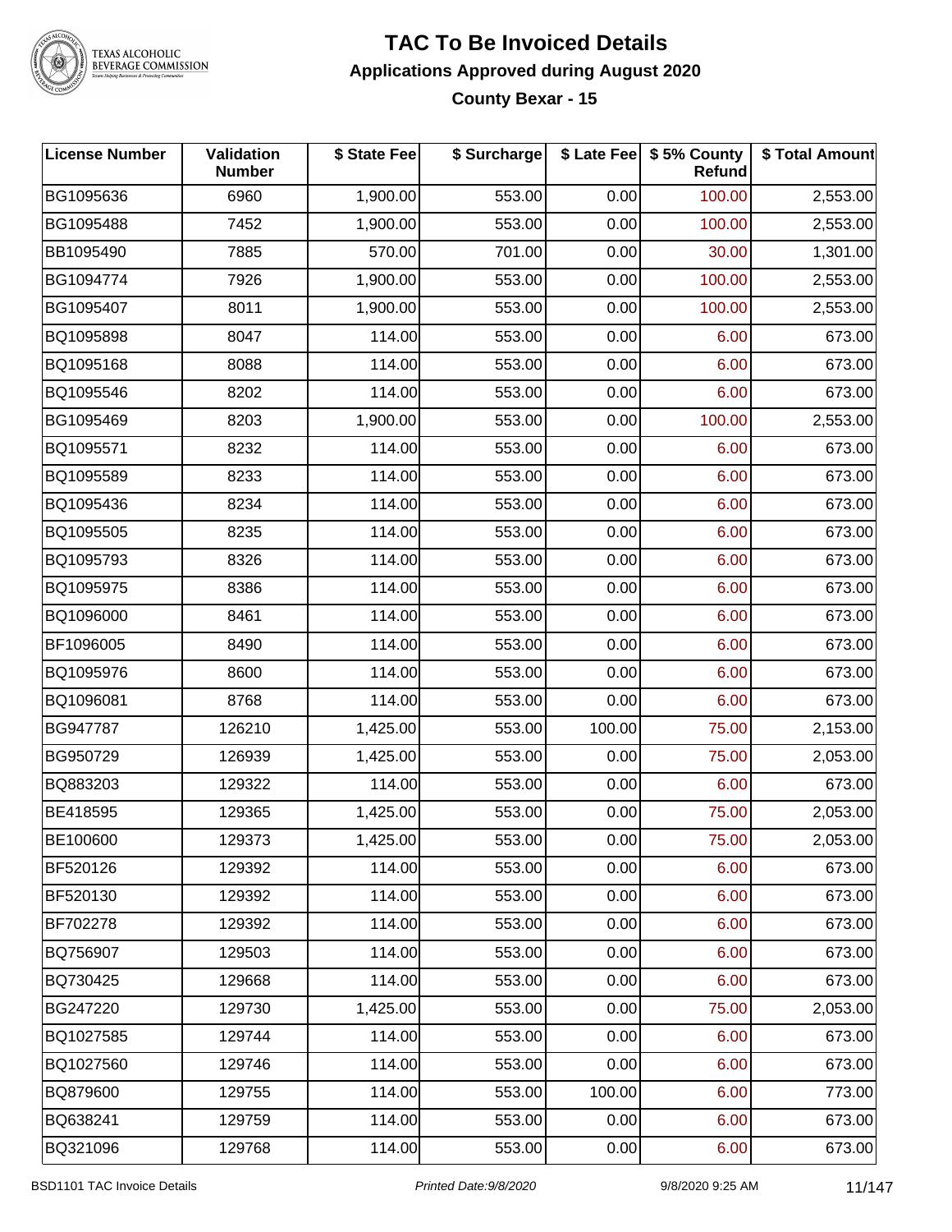# TAC To Be Invoiced Details

## Applications Approved during August 2020

### County Bexar - 15

| License Number | Validation Number | $ State Fee | $ Surcharge | $ Late Fee | $ 5% County Refund | $ Total Amount |
|---|---|---|---|---|---|---|
| BG1095636 | 6960 | 1,900.00 | 553.00 | 0.00 | 100.00 | 2,553.00 |
| BG1095488 | 7452 | 1,900.00 | 553.00 | 0.00 | 100.00 | 2,553.00 |
| BB1095490 | 7885 | 570.00 | 701.00 | 0.00 | 30.00 | 1,301.00 |
| BG1094774 | 7926 | 1,900.00 | 553.00 | 0.00 | 100.00 | 2,553.00 |
| BG1095407 | 8011 | 1,900.00 | 553.00 | 0.00 | 100.00 | 2,553.00 |
| BQ1095898 | 8047 | 114.00 | 553.00 | 0.00 | 6.00 | 673.00 |
| BQ1095168 | 8088 | 114.00 | 553.00 | 0.00 | 6.00 | 673.00 |
| BQ1095546 | 8202 | 114.00 | 553.00 | 0.00 | 6.00 | 673.00 |
| BG1095469 | 8203 | 1,900.00 | 553.00 | 0.00 | 100.00 | 2,553.00 |
| BQ1095571 | 8232 | 114.00 | 553.00 | 0.00 | 6.00 | 673.00 |
| BQ1095589 | 8233 | 114.00 | 553.00 | 0.00 | 6.00 | 673.00 |
| BQ1095436 | 8234 | 114.00 | 553.00 | 0.00 | 6.00 | 673.00 |
| BQ1095505 | 8235 | 114.00 | 553.00 | 0.00 | 6.00 | 673.00 |
| BQ1095793 | 8326 | 114.00 | 553.00 | 0.00 | 6.00 | 673.00 |
| BQ1095975 | 8386 | 114.00 | 553.00 | 0.00 | 6.00 | 673.00 |
| BQ1096000 | 8461 | 114.00 | 553.00 | 0.00 | 6.00 | 673.00 |
| BF1096005 | 8490 | 114.00 | 553.00 | 0.00 | 6.00 | 673.00 |
| BQ1095976 | 8600 | 114.00 | 553.00 | 0.00 | 6.00 | 673.00 |
| BQ1096081 | 8768 | 114.00 | 553.00 | 0.00 | 6.00 | 673.00 |
| BG947787 | 126210 | 1,425.00 | 553.00 | 100.00 | 75.00 | 2,153.00 |
| BG950729 | 126939 | 1,425.00 | 553.00 | 0.00 | 75.00 | 2,053.00 |
| BQ883203 | 129322 | 114.00 | 553.00 | 0.00 | 6.00 | 673.00 |
| BE418595 | 129365 | 1,425.00 | 553.00 | 0.00 | 75.00 | 2,053.00 |
| BE100600 | 129373 | 1,425.00 | 553.00 | 0.00 | 75.00 | 2,053.00 |
| BF520126 | 129392 | 114.00 | 553.00 | 0.00 | 6.00 | 673.00 |
| BF520130 | 129392 | 114.00 | 553.00 | 0.00 | 6.00 | 673.00 |
| BF702278 | 129392 | 114.00 | 553.00 | 0.00 | 6.00 | 673.00 |
| BQ756907 | 129503 | 114.00 | 553.00 | 0.00 | 6.00 | 673.00 |
| BQ730425 | 129668 | 114.00 | 553.00 | 0.00 | 6.00 | 673.00 |
| BG247220 | 129730 | 1,425.00 | 553.00 | 0.00 | 75.00 | 2,053.00 |
| BQ1027585 | 129744 | 114.00 | 553.00 | 0.00 | 6.00 | 673.00 |
| BQ1027560 | 129746 | 114.00 | 553.00 | 0.00 | 6.00 | 673.00 |
| BQ879600 | 129755 | 114.00 | 553.00 | 100.00 | 6.00 | 773.00 |
| BQ638241 | 129759 | 114.00 | 553.00 | 0.00 | 6.00 | 673.00 |
| BQ321096 | 129768 | 114.00 | 553.00 | 0.00 | 6.00 | 673.00 |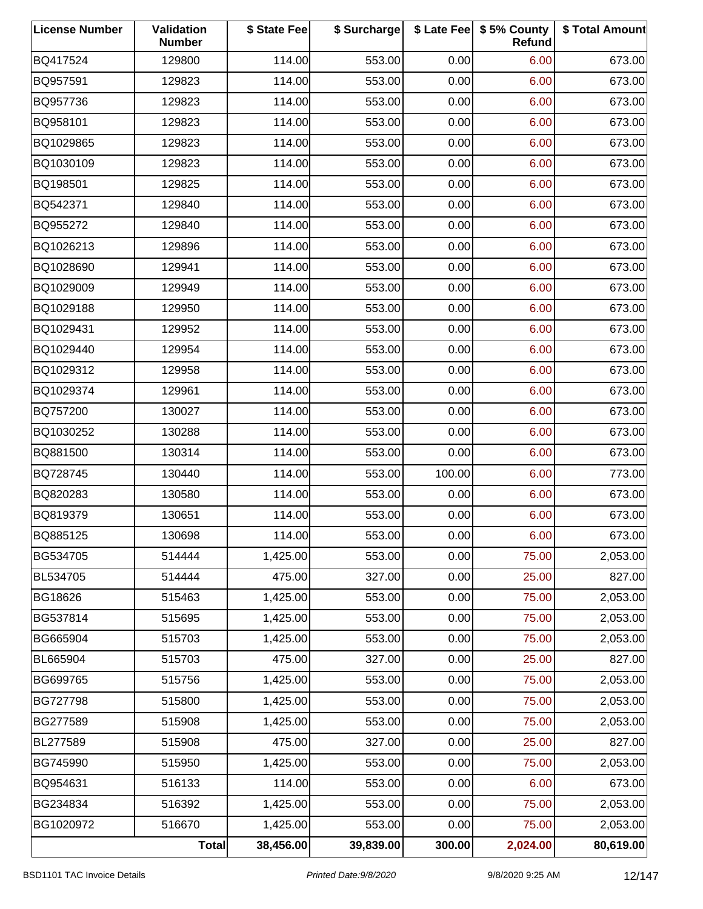| License Number | Validation Number | $ State Fee | $ Surcharge | $ Late Fee | $ 5% County Refund | $ Total Amount |
|---|---|---|---|---|---|---|
| BQ417524 | 129800 | 114.00 | 553.00 | 0.00 | 6.00 | 673.00 |
| BQ957591 | 129823 | 114.00 | 553.00 | 0.00 | 6.00 | 673.00 |
| BQ957736 | 129823 | 114.00 | 553.00 | 0.00 | 6.00 | 673.00 |
| BQ958101 | 129823 | 114.00 | 553.00 | 0.00 | 6.00 | 673.00 |
| BQ1029865 | 129823 | 114.00 | 553.00 | 0.00 | 6.00 | 673.00 |
| BQ1030109 | 129823 | 114.00 | 553.00 | 0.00 | 6.00 | 673.00 |
| BQ198501 | 129825 | 114.00 | 553.00 | 0.00 | 6.00 | 673.00 |
| BQ542371 | 129840 | 114.00 | 553.00 | 0.00 | 6.00 | 673.00 |
| BQ955272 | 129840 | 114.00 | 553.00 | 0.00 | 6.00 | 673.00 |
| BQ1026213 | 129896 | 114.00 | 553.00 | 0.00 | 6.00 | 673.00 |
| BQ1028690 | 129941 | 114.00 | 553.00 | 0.00 | 6.00 | 673.00 |
| BQ1029009 | 129949 | 114.00 | 553.00 | 0.00 | 6.00 | 673.00 |
| BQ1029188 | 129950 | 114.00 | 553.00 | 0.00 | 6.00 | 673.00 |
| BQ1029431 | 129952 | 114.00 | 553.00 | 0.00 | 6.00 | 673.00 |
| BQ1029440 | 129954 | 114.00 | 553.00 | 0.00 | 6.00 | 673.00 |
| BQ1029312 | 129958 | 114.00 | 553.00 | 0.00 | 6.00 | 673.00 |
| BQ1029374 | 129961 | 114.00 | 553.00 | 0.00 | 6.00 | 673.00 |
| BQ757200 | 130027 | 114.00 | 553.00 | 0.00 | 6.00 | 673.00 |
| BQ1030252 | 130288 | 114.00 | 553.00 | 0.00 | 6.00 | 673.00 |
| BQ881500 | 130314 | 114.00 | 553.00 | 0.00 | 6.00 | 673.00 |
| BQ728745 | 130440 | 114.00 | 553.00 | 100.00 | 6.00 | 773.00 |
| BQ820283 | 130580 | 114.00 | 553.00 | 0.00 | 6.00 | 673.00 |
| BQ819379 | 130651 | 114.00 | 553.00 | 0.00 | 6.00 | 673.00 |
| BQ885125 | 130698 | 114.00 | 553.00 | 0.00 | 6.00 | 673.00 |
| BG534705 | 514444 | 1,425.00 | 553.00 | 0.00 | 75.00 | 2,053.00 |
| BL534705 | 514444 | 475.00 | 327.00 | 0.00 | 25.00 | 827.00 |
| BG18626 | 515463 | 1,425.00 | 553.00 | 0.00 | 75.00 | 2,053.00 |
| BG537814 | 515695 | 1,425.00 | 553.00 | 0.00 | 75.00 | 2,053.00 |
| BG665904 | 515703 | 1,425.00 | 553.00 | 0.00 | 75.00 | 2,053.00 |
| BL665904 | 515703 | 475.00 | 327.00 | 0.00 | 25.00 | 827.00 |
| BG699765 | 515756 | 1,425.00 | 553.00 | 0.00 | 75.00 | 2,053.00 |
| BG727798 | 515800 | 1,425.00 | 553.00 | 0.00 | 75.00 | 2,053.00 |
| BG277589 | 515908 | 1,425.00 | 553.00 | 0.00 | 75.00 | 2,053.00 |
| BL277589 | 515908 | 475.00 | 327.00 | 0.00 | 25.00 | 827.00 |
| BG745990 | 515950 | 1,425.00 | 553.00 | 0.00 | 75.00 | 2,053.00 |
| BQ954631 | 516133 | 114.00 | 553.00 | 0.00 | 6.00 | 673.00 |
| BG234834 | 516392 | 1,425.00 | 553.00 | 0.00 | 75.00 | 2,053.00 |
| BG1020972 | 516670 | 1,425.00 | 553.00 | 0.00 | 75.00 | 2,053.00 |
| | **Total** | **38,456.00** | **39,839.00** | **300.00** | **2,024.00** | **80,619.00** |

BSD1101 TAC Invoice Details *Printed Date:9/8/2020* 9/8/2020 9:25 AM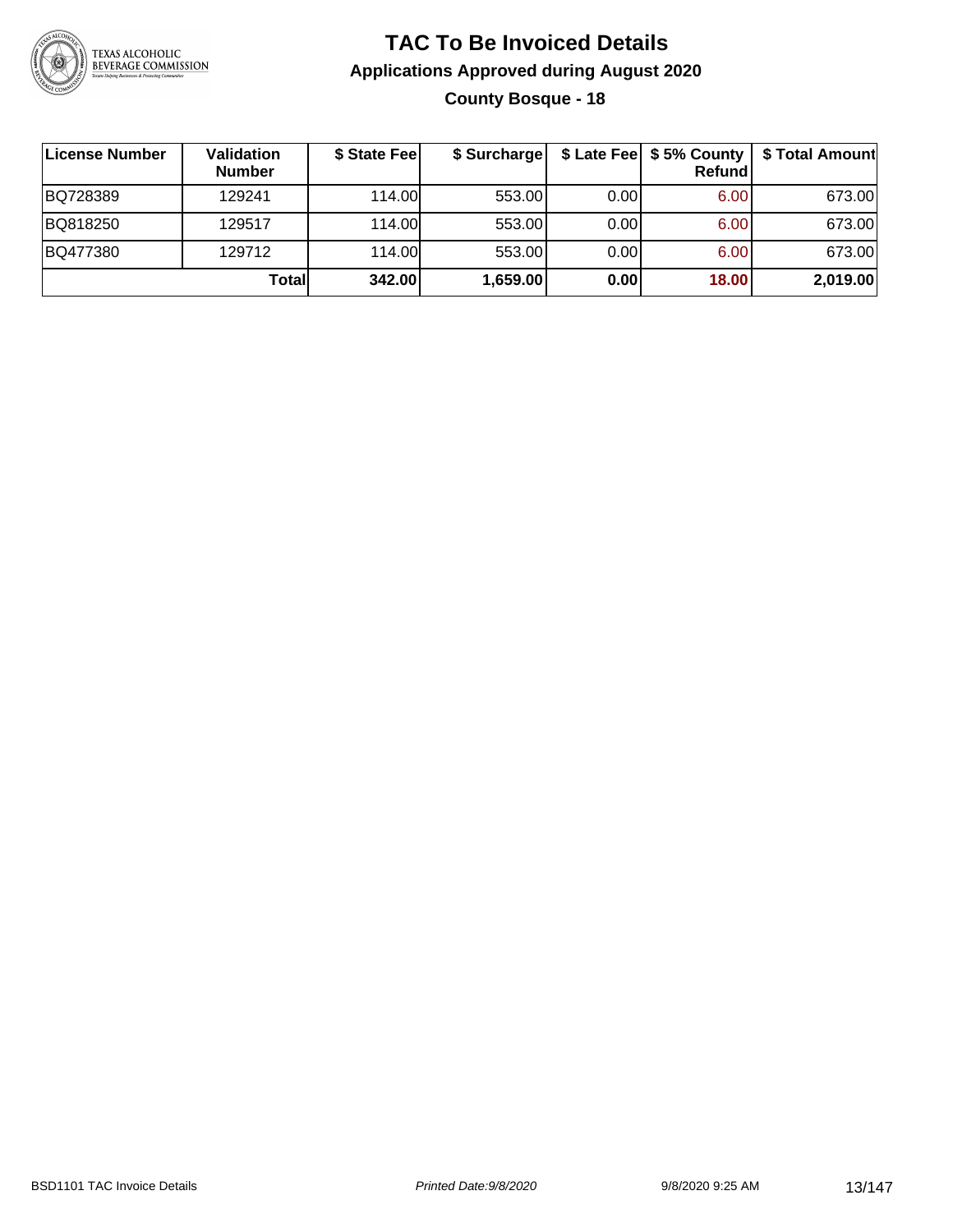# TAC To Be Invoiced Details

## Applications Approved during August 2020

### County Bosque - 18

| License Number | Validation Number | $ State Fee | $ Surcharge | $ Late Fee | $ 5% County Refund | $ Total Amount |
|---|---|---|---|---|---|---|
| BQ728389 | 129241 | 114.00 | 553.00 | 0.00 | 6.00 | 673.00 |
| BQ818250 | 129517 | 114.00 | 553.00 | 0.00 | 6.00 | 673.00 |
| BQ477380 | 129712 | 114.00 | 553.00 | 0.00 | 6.00 | 673.00 |
| | **Total** | **342.00** | **1,659.00** | **0.00** | **18.00** | **2,019.00** |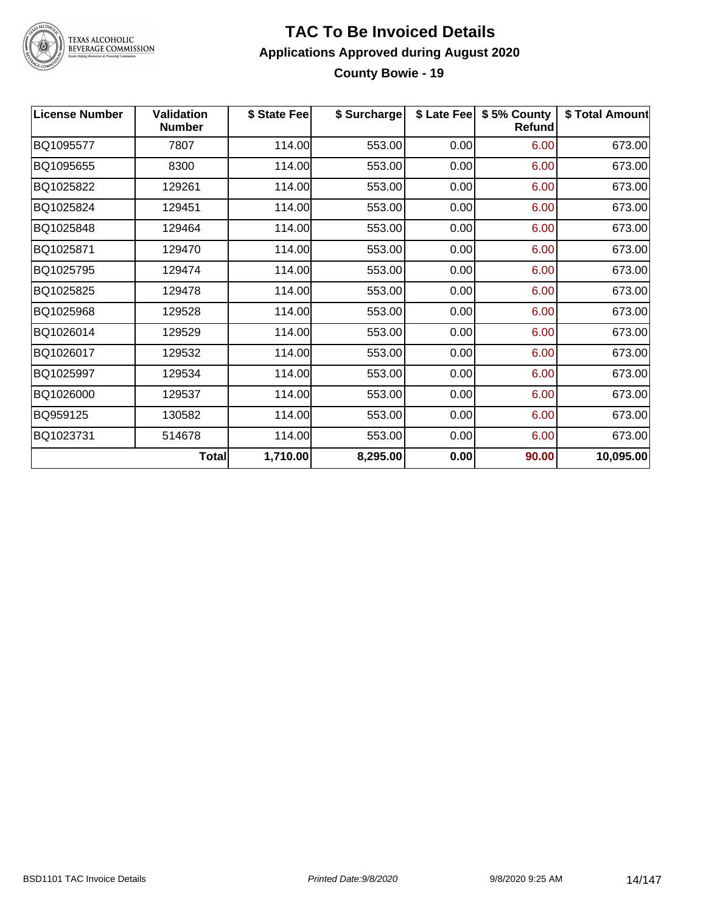# TAC To Be Invoiced Details

## Applications Approved during August 2020

### County Bowie - 19

| License Number | Validation Number | $ State Fee | $ Surcharge | $ Late Fee | $ 5% County Refund | $ Total Amount |
|---|---|---|---|---|---|---|
| BQ1095577 | 7807 | 114.00 | 553.00 | 0.00 | 6.00 | 673.00 |
| BQ1095655 | 8300 | 114.00 | 553.00 | 0.00 | 6.00 | 673.00 |
| BQ1025822 | 129261 | 114.00 | 553.00 | 0.00 | 6.00 | 673.00 |
| BQ1025824 | 129451 | 114.00 | 553.00 | 0.00 | 6.00 | 673.00 |
| BQ1025848 | 129464 | 114.00 | 553.00 | 0.00 | 6.00 | 673.00 |
| BQ1025871 | 129470 | 114.00 | 553.00 | 0.00 | 6.00 | 673.00 |
| BQ1025795 | 129474 | 114.00 | 553.00 | 0.00 | 6.00 | 673.00 |
| BQ1025825 | 129478 | 114.00 | 553.00 | 0.00 | 6.00 | 673.00 |
| BQ1025968 | 129528 | 114.00 | 553.00 | 0.00 | 6.00 | 673.00 |
| BQ1026014 | 129529 | 114.00 | 553.00 | 0.00 | 6.00 | 673.00 |
| BQ1026017 | 129532 | 114.00 | 553.00 | 0.00 | 6.00 | 673.00 |
| BQ1025997 | 129534 | 114.00 | 553.00 | 0.00 | 6.00 | 673.00 |
| BQ1026000 | 129537 | 114.00 | 553.00 | 0.00 | 6.00 | 673.00 |
| BQ959125 | 130582 | 114.00 | 553.00 | 0.00 | 6.00 | 673.00 |
| BQ1023731 | 514678 | 114.00 | 553.00 | 0.00 | 6.00 | 673.00 |
| | **Total** | **1,710.00** | **8,295.00** | **0.00** | **90.00** | **10,095.00** |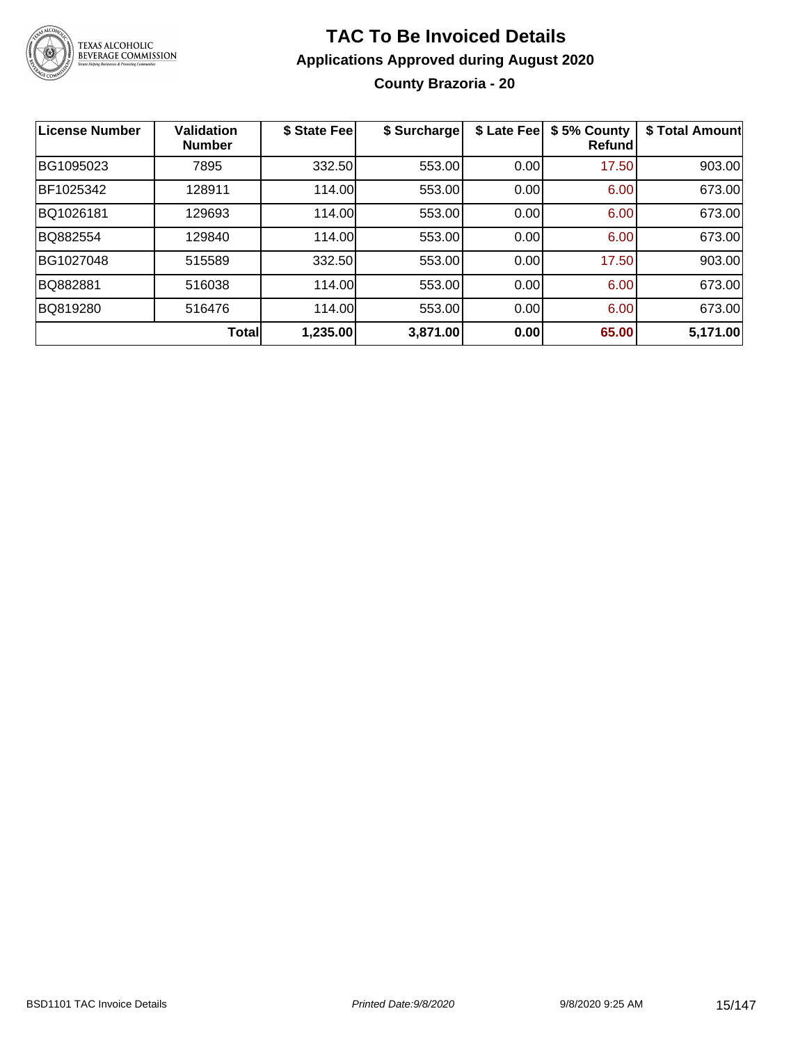# TAC To Be Invoiced Details

## Applications Approved during August 2020

### County Brazoria - 20

| License Number | Validation Number | $ State Fee | $ Surcharge | $ Late Fee | $ 5% County Refund | $ Total Amount |
|---|---|---|---|---|---|---|
| BG1095023 | 7895 | 332.50 | 553.00 | 0.00 | 17.50 | 903.00 |
| BF1025342 | 128911 | 114.00 | 553.00 | 0.00 | 6.00 | 673.00 |
| BQ1026181 | 129693 | 114.00 | 553.00 | 0.00 | 6.00 | 673.00 |
| BQ882554 | 129840 | 114.00 | 553.00 | 0.00 | 6.00 | 673.00 |
| BG1027048 | 515589 | 332.50 | 553.00 | 0.00 | 17.50 | 903.00 |
| BQ882881 | 516038 | 114.00 | 553.00 | 0.00 | 6.00 | 673.00 |
| BQ819280 | 516476 | 114.00 | 553.00 | 0.00 | 6.00 | 673.00 |
| | **Total** | **1,235.00** | **3,871.00** | **0.00** | **65.00** | **5,171.00** |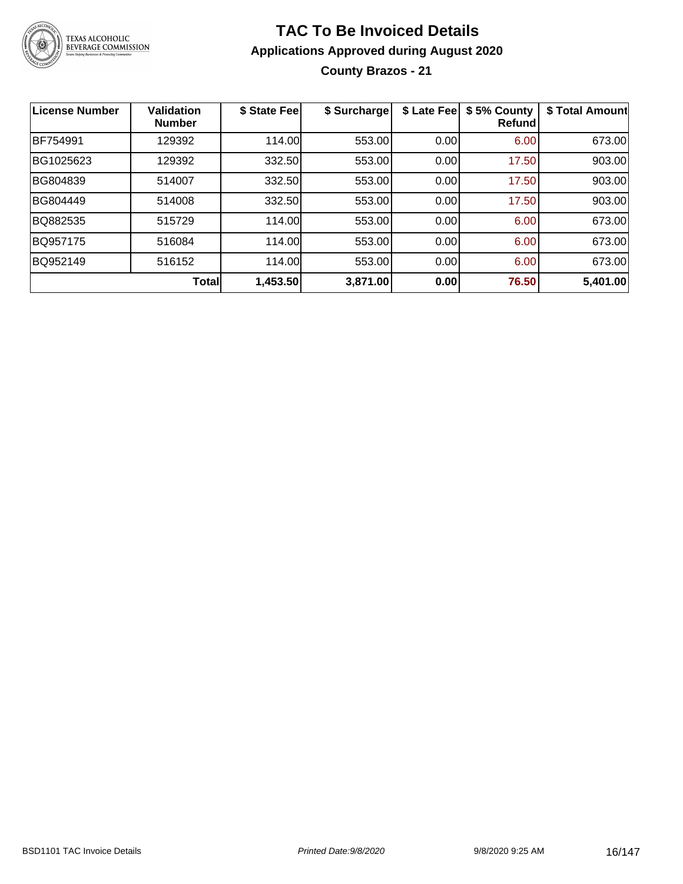# TAC To Be Invoiced Details

## Applications Approved during August 2020

### County Brazos - 21

| License Number | Validation Number | $ State Fee | $ Surcharge | $ Late Fee | $ 5% County Refund | $ Total Amount |
|---|---|---|---|---|---|---|
| BF754991 | 129392 | 114.00 | 553.00 | 0.00 | 6.00 | 673.00 |
| BG1025623 | 129392 | 332.50 | 553.00 | 0.00 | 17.50 | 903.00 |
| BG804839 | 514007 | 332.50 | 553.00 | 0.00 | 17.50 | 903.00 |
| BG804449 | 514008 | 332.50 | 553.00 | 0.00 | 17.50 | 903.00 |
| BQ882535 | 515729 | 114.00 | 553.00 | 0.00 | 6.00 | 673.00 |
| BQ957175 | 516084 | 114.00 | 553.00 | 0.00 | 6.00 | 673.00 |
| BQ952149 | 516152 | 114.00 | 553.00 | 0.00 | 6.00 | 673.00 |
| | **Total** | **1,453.50** | **3,871.00** | **0.00** | **76.50** | **5,401.00** |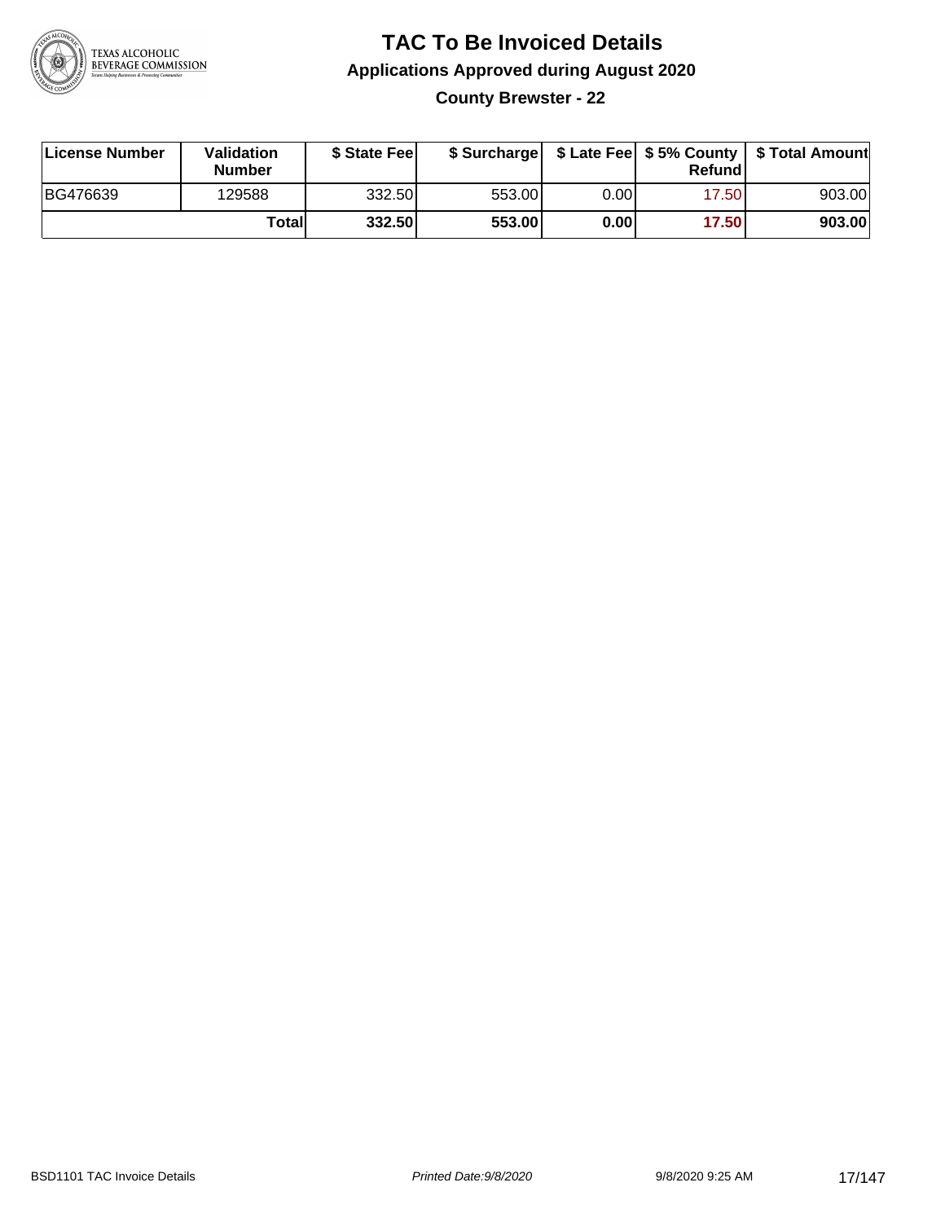# TAC To Be Invoiced Details

## Applications Approved during August 2020

### County Brewster - 22

| License Number | Validation Number | $ State Fee | $ Surcharge | $ Late Fee | $ 5% County Refund | $ Total Amount |
|---|---|---|---|---|---|---|
| BG476639 | 129588 | 332.50 | 553.00 | 0.00 | 17.50 | 903.00 |
| | **Total** | **332.50** | **553.00** | **0.00** | **17.50** | **903.00** |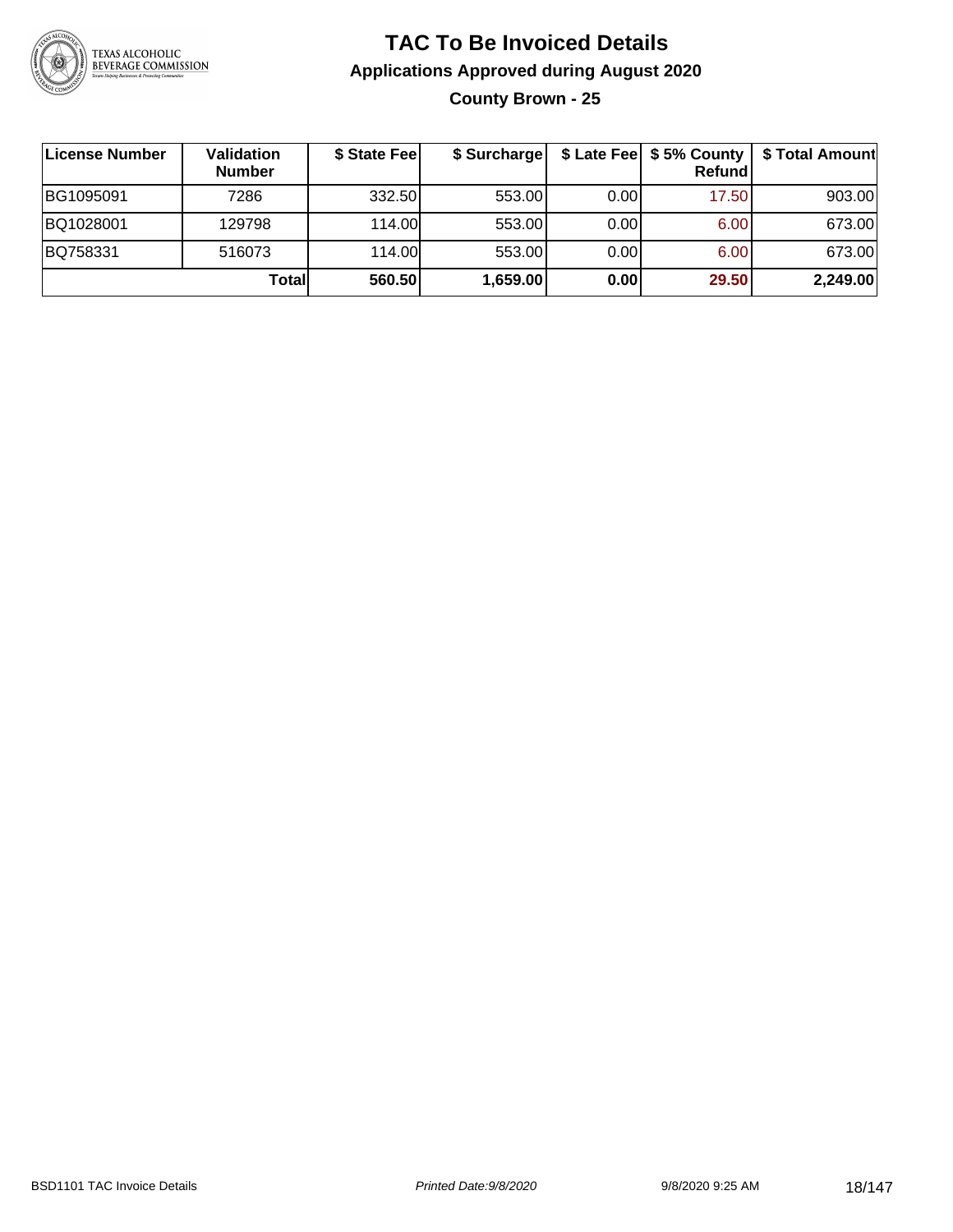# TAC To Be Invoiced Details

## Applications Approved during August 2020

### County Brown - 25

| License Number | Validation Number | $ State Fee | $ Surcharge | $ Late Fee | $ 5% County Refund | $ Total Amount |
|---|---|---|---|---|---|---|
| BG1095091 | 7286 | 332.50 | 553.00 | 0.00 | 17.50 | 903.00 |
| BQ1028001 | 129798 | 114.00 | 553.00 | 0.00 | 6.00 | 673.00 |
| BQ758331 | 516073 | 114.00 | 553.00 | 0.00 | 6.00 | 673.00 |
| | **Total** | **560.50** | **1,659.00** | **0.00** | **29.50** | **2,249.00** |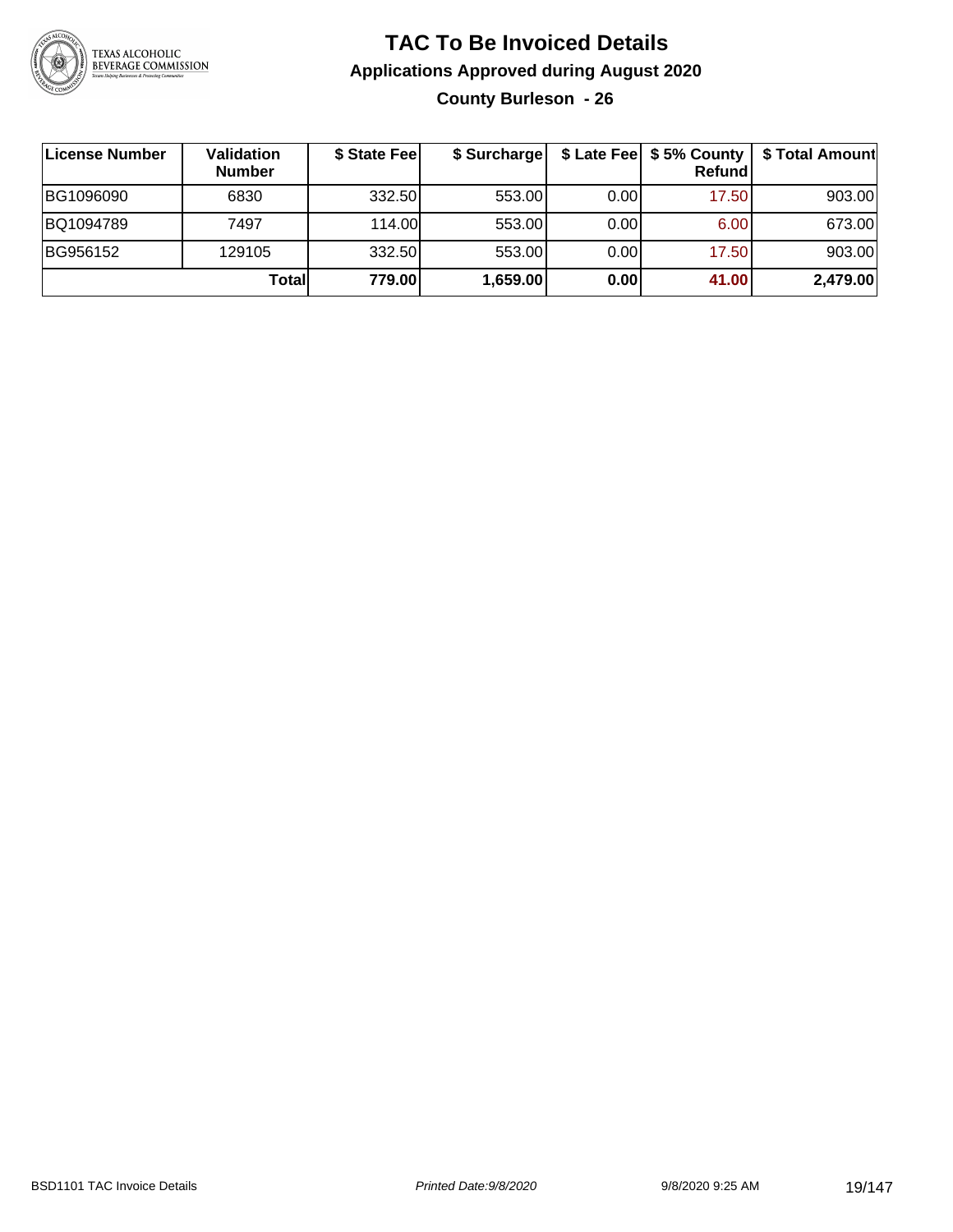# TAC To Be Invoiced Details

## Applications Approved during August 2020

### County Burleson - 26

| License Number | Validation Number | $ State Fee | $ Surcharge | $ Late Fee | $ 5% County Refund | $ Total Amount |
|---|---|---|---|---|---|---|
| BG1096090 | 6830 | 332.50 | 553.00 | 0.00 | 17.50 | 903.00 |
| BQ1094789 | 7497 | 114.00 | 553.00 | 0.00 | 6.00 | 673.00 |
| BG956152 | 129105 | 332.50 | 553.00 | 0.00 | 17.50 | 903.00 |
| | **Total** | **779.00** | **1,659.00** | **0.00** | **41.00** | **2,479.00** |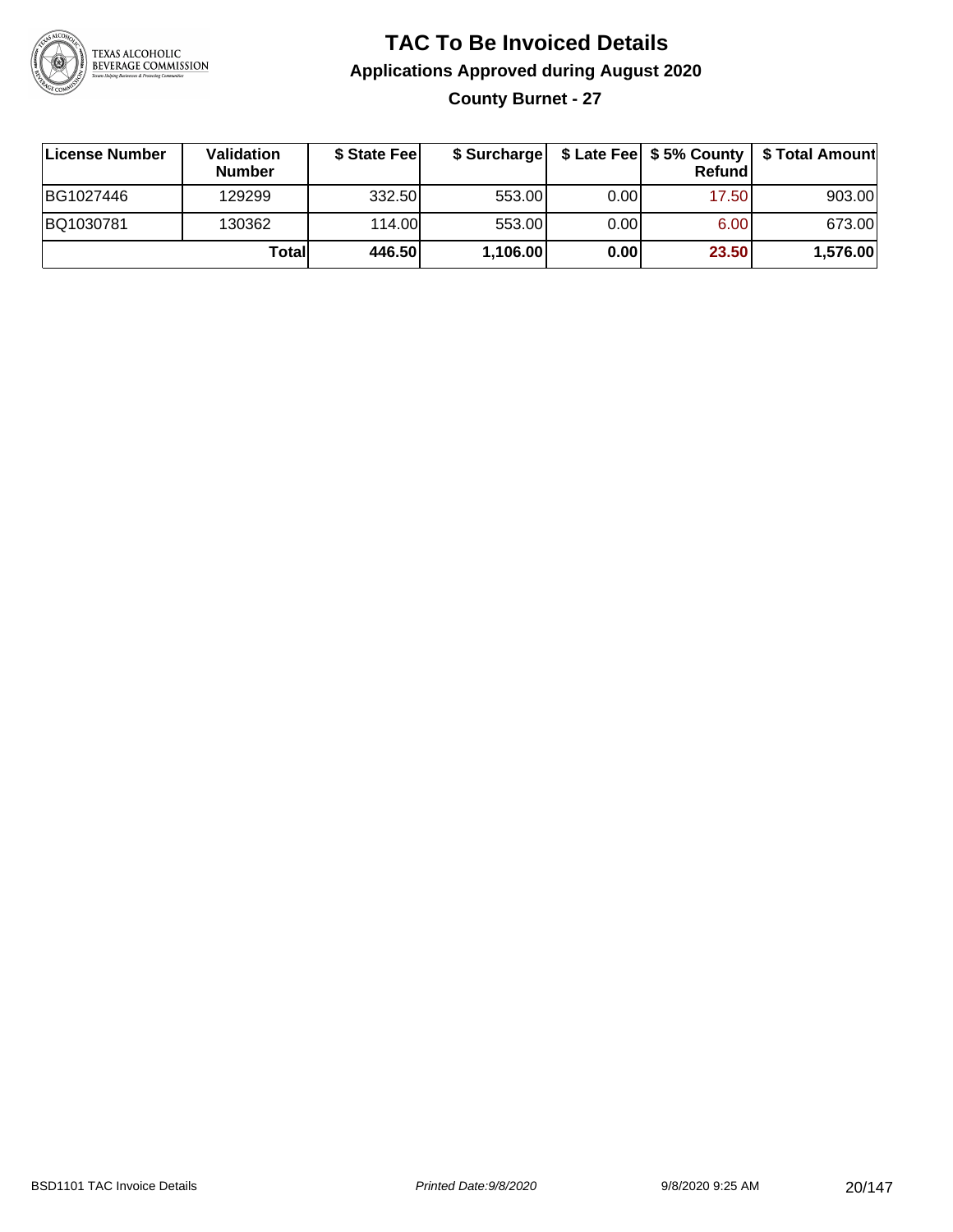# TAC To Be Invoiced Details

## Applications Approved during August 2020

### County Burnet - 27

| License Number | Validation Number | $ State Fee | $ Surcharge | $ Late Fee | $ 5% County Refund | $ Total Amount |
|---|---|---|---|---|---|---|
| BG1027446 | 129299 | 332.50 | 553.00 | 0.00 | 17.50 | 903.00 |
| BQ1030781 | 130362 | 114.00 | 553.00 | 0.00 | 6.00 | 673.00 |
| | **Total** | **446.50** | **1,106.00** | **0.00** | **23.50** | **1,576.00** |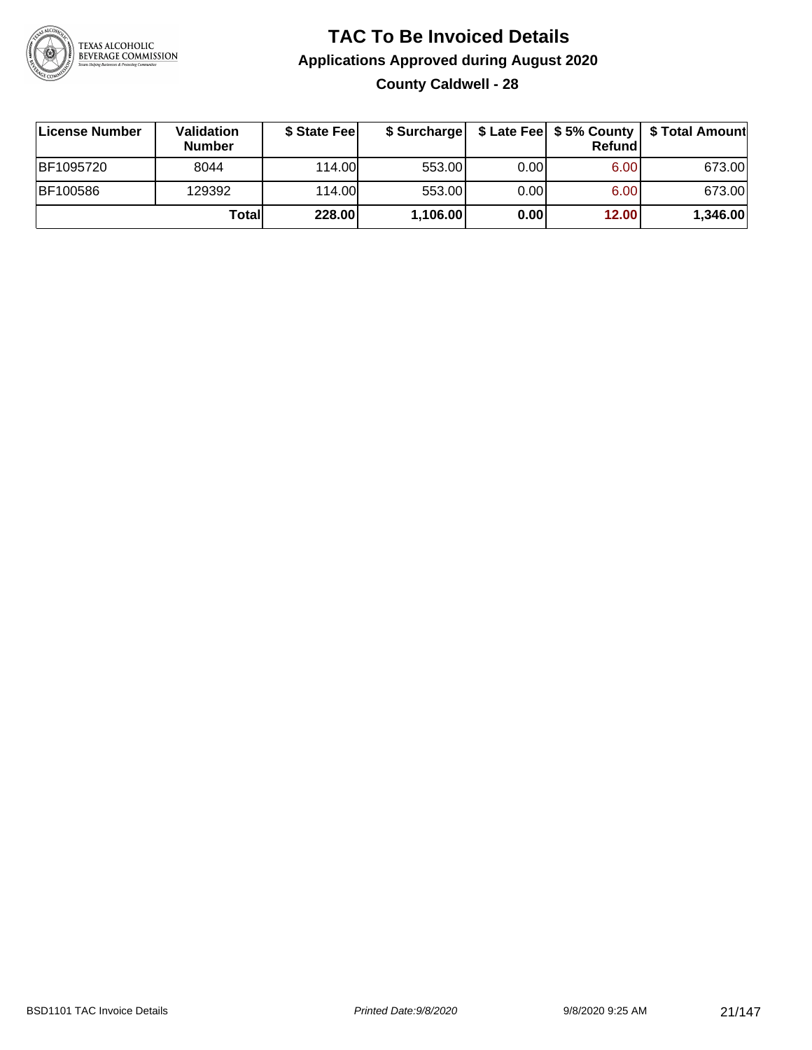# TAC To Be Invoiced Details

## Applications Approved during August 2020

### County Caldwell - 28

| License Number | Validation Number | $ State Fee | $ Surcharge | $ Late Fee | $ 5% County Refund | $ Total Amount |
|---|---|---|---|---|---|---|
| BF1095720 | 8044 | 114.00 | 553.00 | 0.00 | 6.00 | 673.00 |
| BF100586 | 129392 | 114.00 | 553.00 | 0.00 | 6.00 | 673.00 |
| | **Total** | **228.00** | **1,106.00** | **0.00** | **12.00** | **1,346.00** |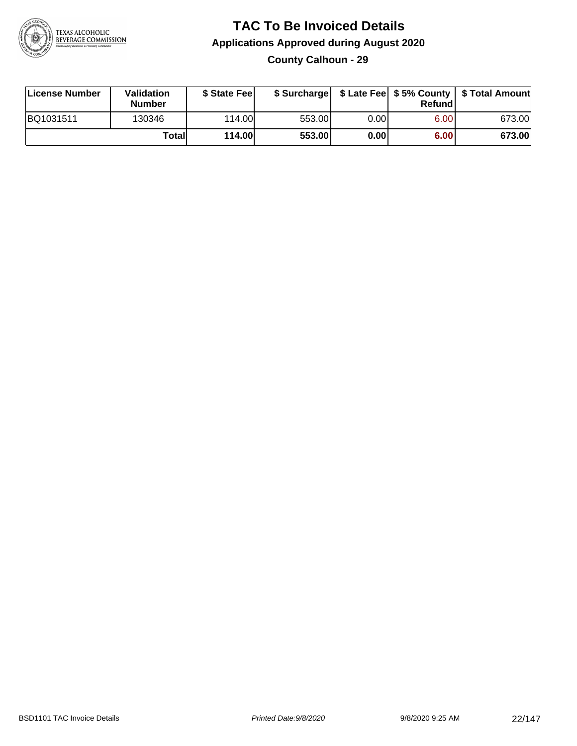# TAC To Be Invoiced Details

## Applications Approved during August 2020

### County Calhoun - 29

| License Number | Validation Number | $ State Fee | $ Surcharge | $ Late Fee | $ 5% County Refund | $ Total Amount |
|---|---|---|---|---|---|---|
| BQ1031511 | 130346 | 114.00 | 553.00 | 0.00 | 6.00 | 673.00 |
| | **Total** | **114.00** | **553.00** | **0.00** | **6.00** | **673.00** |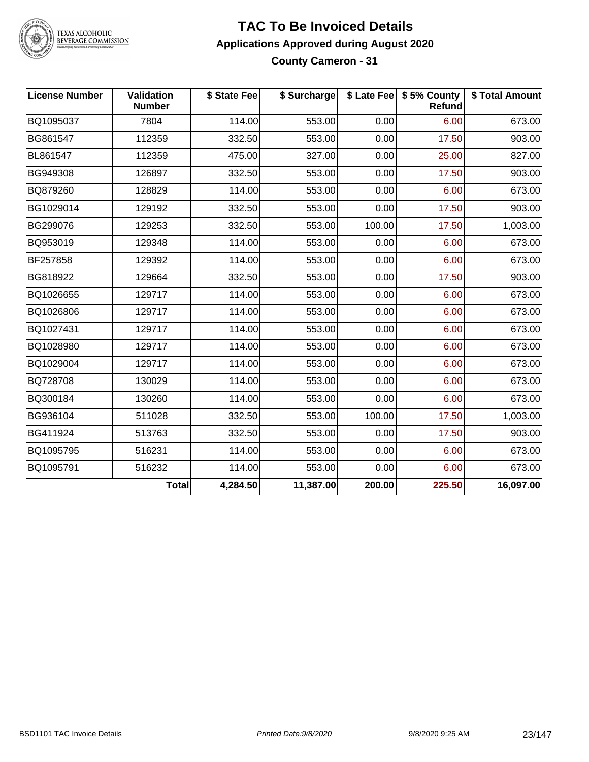# TAC To Be Invoiced Details

## Applications Approved during August 2020

### County Cameron - 31

| License Number | Validation Number | $ State Fee | $ Surcharge | $ Late Fee | $ 5% County Refund | $ Total Amount |
|---|---|---|---|---|---|---|
| BQ1095037 | 7804 | 114.00 | 553.00 | 0.00 | 6.00 | 673.00 |
| BG861547 | 112359 | 332.50 | 553.00 | 0.00 | 17.50 | 903.00 |
| BL861547 | 112359 | 475.00 | 327.00 | 0.00 | 25.00 | 827.00 |
| BG949308 | 126897 | 332.50 | 553.00 | 0.00 | 17.50 | 903.00 |
| BQ879260 | 128829 | 114.00 | 553.00 | 0.00 | 6.00 | 673.00 |
| BG1029014 | 129192 | 332.50 | 553.00 | 0.00 | 17.50 | 903.00 |
| BG299076 | 129253 | 332.50 | 553.00 | 100.00 | 17.50 | 1,003.00 |
| BQ953019 | 129348 | 114.00 | 553.00 | 0.00 | 6.00 | 673.00 |
| BF257858 | 129392 | 114.00 | 553.00 | 0.00 | 6.00 | 673.00 |
| BG818922 | 129664 | 332.50 | 553.00 | 0.00 | 17.50 | 903.00 |
| BQ1026655 | 129717 | 114.00 | 553.00 | 0.00 | 6.00 | 673.00 |
| BQ1026806 | 129717 | 114.00 | 553.00 | 0.00 | 6.00 | 673.00 |
| BQ1027431 | 129717 | 114.00 | 553.00 | 0.00 | 6.00 | 673.00 |
| BQ1028980 | 129717 | 114.00 | 553.00 | 0.00 | 6.00 | 673.00 |
| BQ1029004 | 129717 | 114.00 | 553.00 | 0.00 | 6.00 | 673.00 |
| BQ728708 | 130029 | 114.00 | 553.00 | 0.00 | 6.00 | 673.00 |
| BQ300184 | 130260 | 114.00 | 553.00 | 0.00 | 6.00 | 673.00 |
| BG936104 | 511028 | 332.50 | 553.00 | 100.00 | 17.50 | 1,003.00 |
| BG411924 | 513763 | 332.50 | 553.00 | 0.00 | 17.50 | 903.00 |
| BQ1095795 | 516231 | 114.00 | 553.00 | 0.00 | 6.00 | 673.00 |
| BQ1095791 | 516232 | 114.00 | 553.00 | 0.00 | 6.00 | 673.00 |
| | **Total** | **4,284.50** | **11,387.00** | **200.00** | **225.50** | **16,097.00** |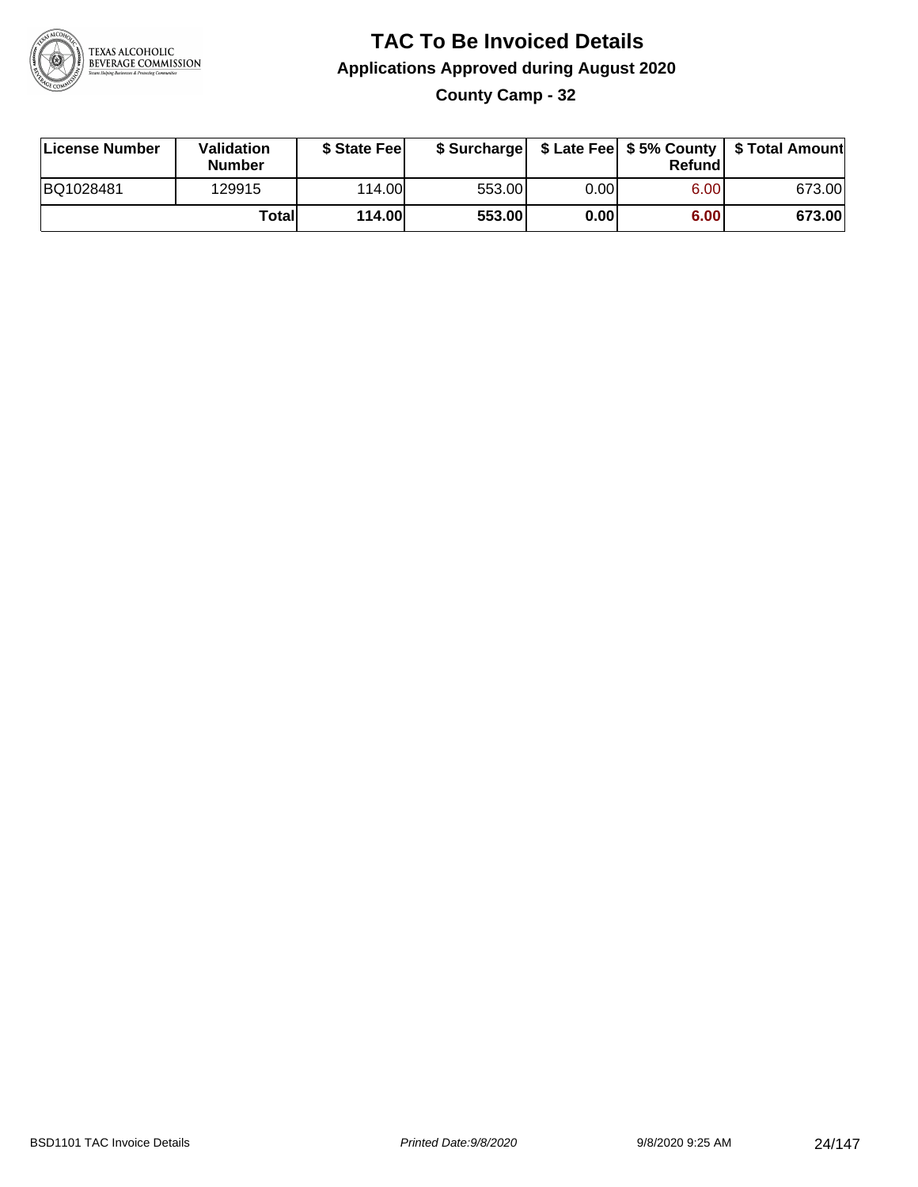# TAC To Be Invoiced Details

## Applications Approved during August 2020

### County Camp - 32

| License Number | Validation Number | $ State Fee | $ Surcharge | $ Late Fee | $ 5% County Refund | $ Total Amount |
|---|---|---|---|---|---|---|
| BQ1028481 | 129915 | 114.00 | 553.00 | 0.00 | 6.00 | 673.00 |
| | **Total** | **114.00** | **553.00** | **0.00** | **6.00** | **673.00** |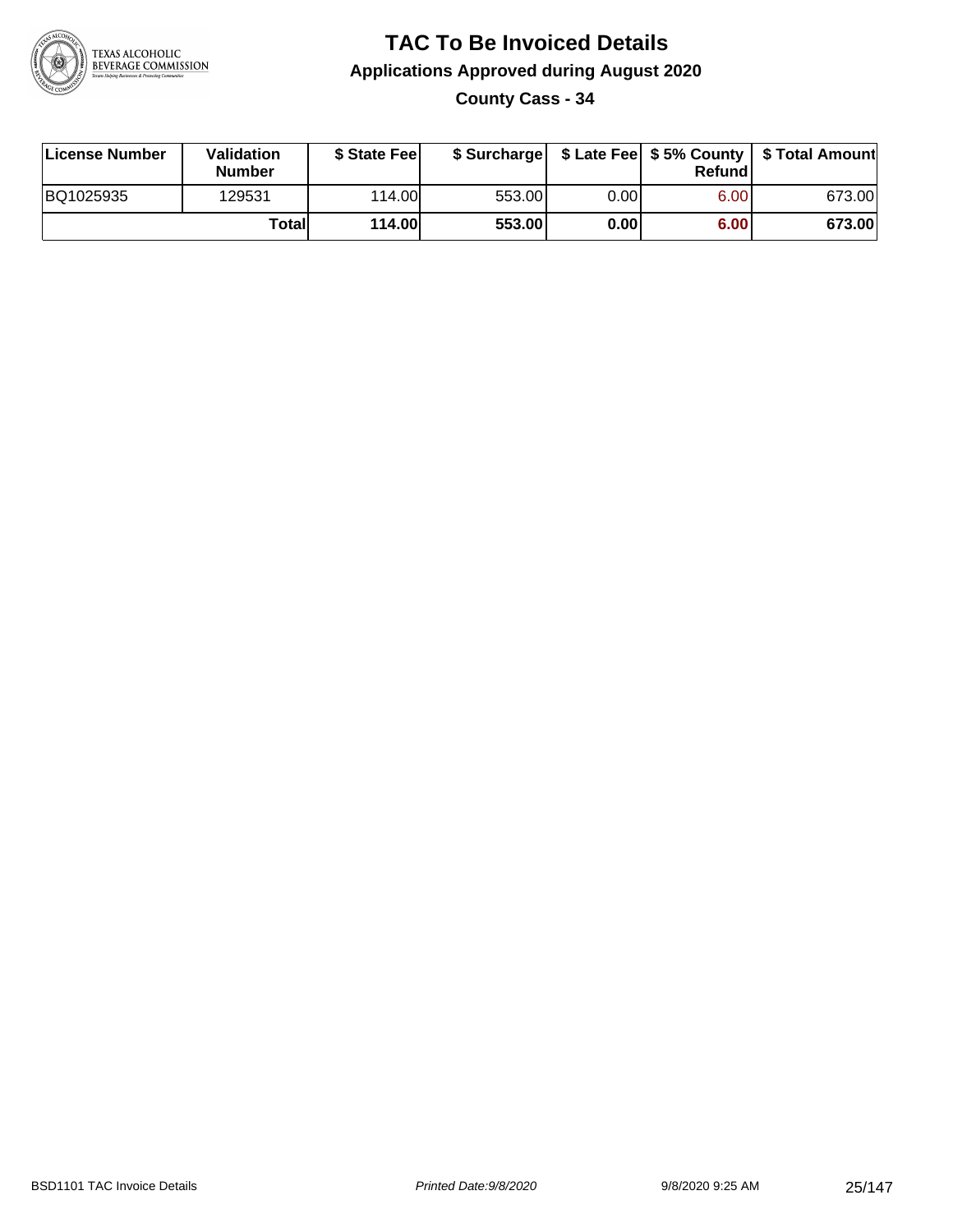# TAC To Be Invoiced Details

## Applications Approved during August 2020

### County Cass - 34

| License Number | Validation Number | $ State Fee | $ Surcharge | $ Late Fee | $ 5% County Refund | $ Total Amount |
|---|---|---|---|---|---|---|
| BQ1025935 | 129531 | 114.00 | 553.00 | 0.00 | 6.00 | 673.00 |
| | **Total** | **114.00** | **553.00** | **0.00** | **6.00** | **673.00** |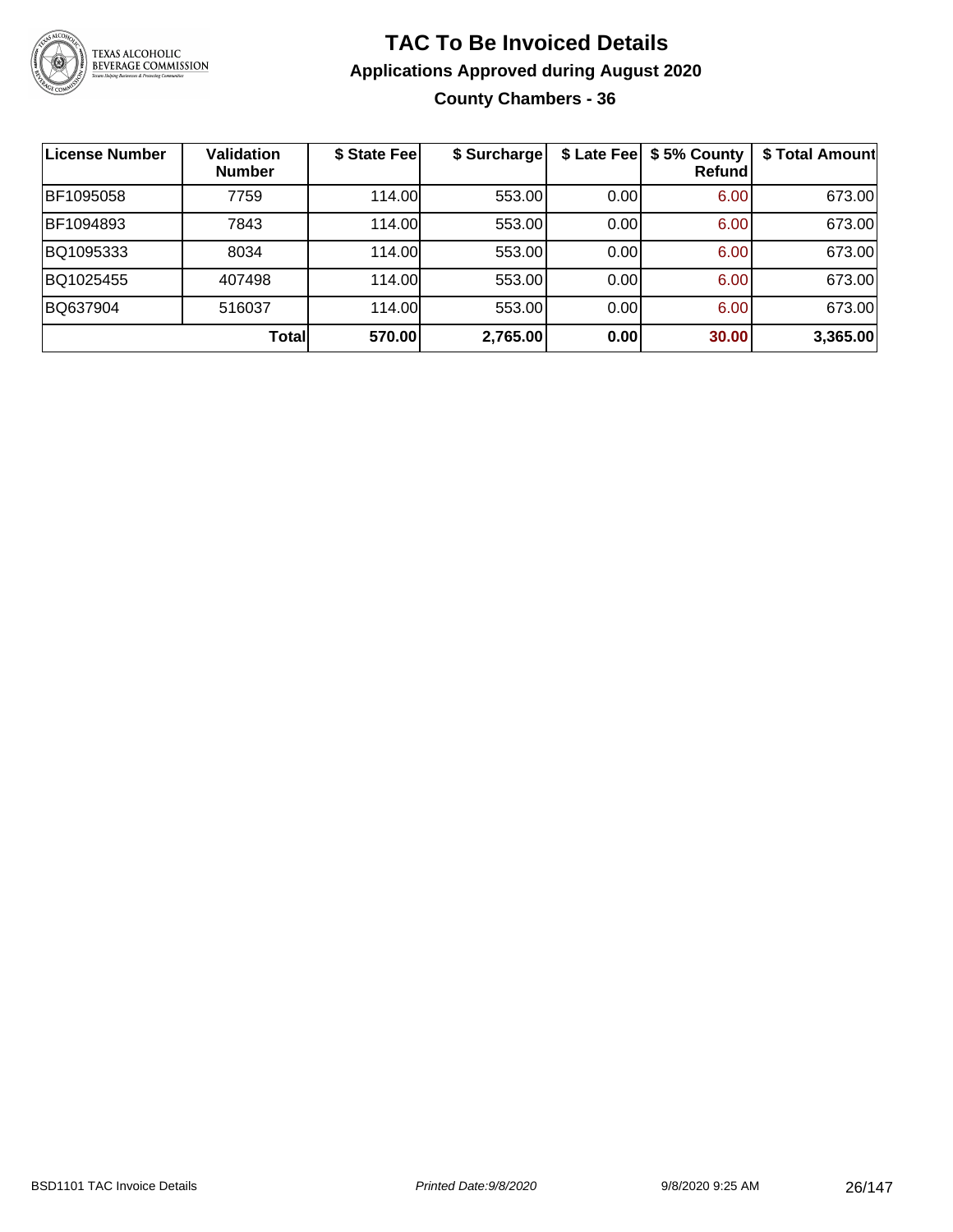# TAC To Be Invoiced Details

## Applications Approved during August 2020

### County Chambers - 36

| License Number | Validation Number | $ State Fee | $ Surcharge | $ Late Fee | $ 5% County Refund | $ Total Amount |
|---|---|---|---|---|---|---|
| BF1095058 | 7759 | 114.00 | 553.00 | 0.00 | 6.00 | 673.00 |
| BF1094893 | 7843 | 114.00 | 553.00 | 0.00 | 6.00 | 673.00 |
| BQ1095333 | 8034 | 114.00 | 553.00 | 0.00 | 6.00 | 673.00 |
| BQ1025455 | 407498 | 114.00 | 553.00 | 0.00 | 6.00 | 673.00 |
| BQ637904 | 516037 | 114.00 | 553.00 | 0.00 | 6.00 | 673.00 |
| | **Total** | **570.00** | **2,765.00** | **0.00** | **30.00** | **3,365.00** |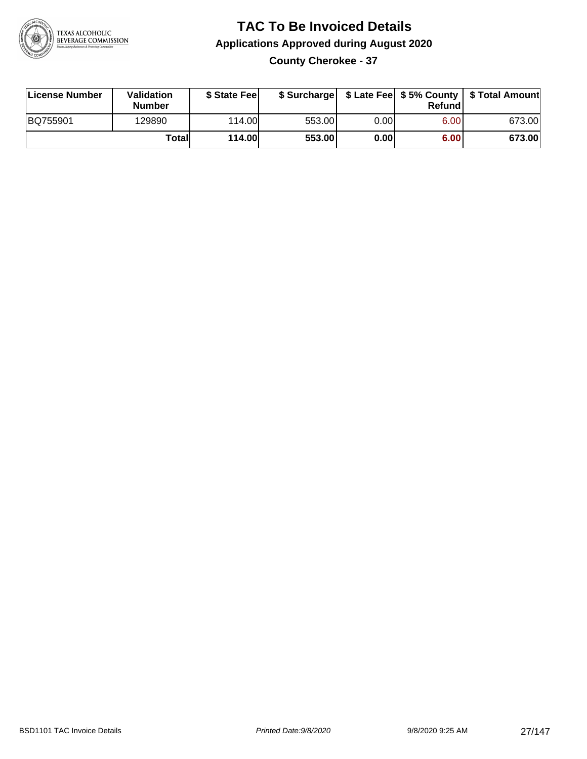# TAC To Be Invoiced Details

## Applications Approved during August 2020

### County Cherokee - 37

| License Number | Validation Number | $ State Fee | $ Surcharge | $ Late Fee | $ 5% County Refund | $ Total Amount |
|---|---|---|---|---|---|---|
| BQ755901 | 129890 | 114.00 | 553.00 | 0.00 | 6.00 | 673.00 |
| | **Total** | **114.00** | **553.00** | **0.00** | **6.00** | **673.00** |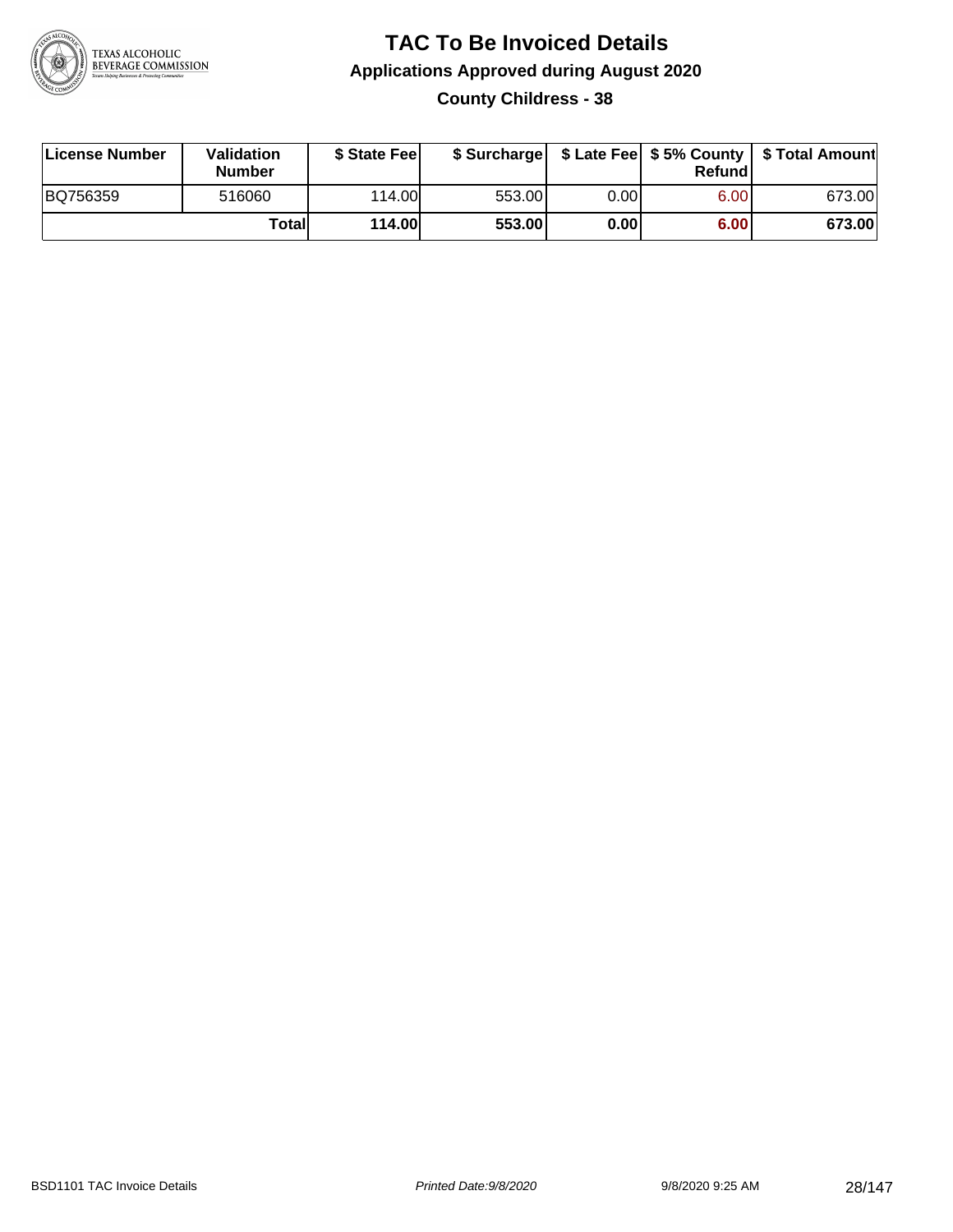# TAC To Be Invoiced Details

## Applications Approved during August 2020

### County Childress - 38

| License Number | Validation Number | $ State Fee | $ Surcharge | $ Late Fee | $ 5% County Refund | $ Total Amount |
|---|---|---|---|---|---|---|
| BQ756359 | 516060 | 114.00 | 553.00 | 0.00 | 6.00 | 673.00 |
| | **Total** | **114.00** | **553.00** | **0.00** | **6.00** | **673.00** |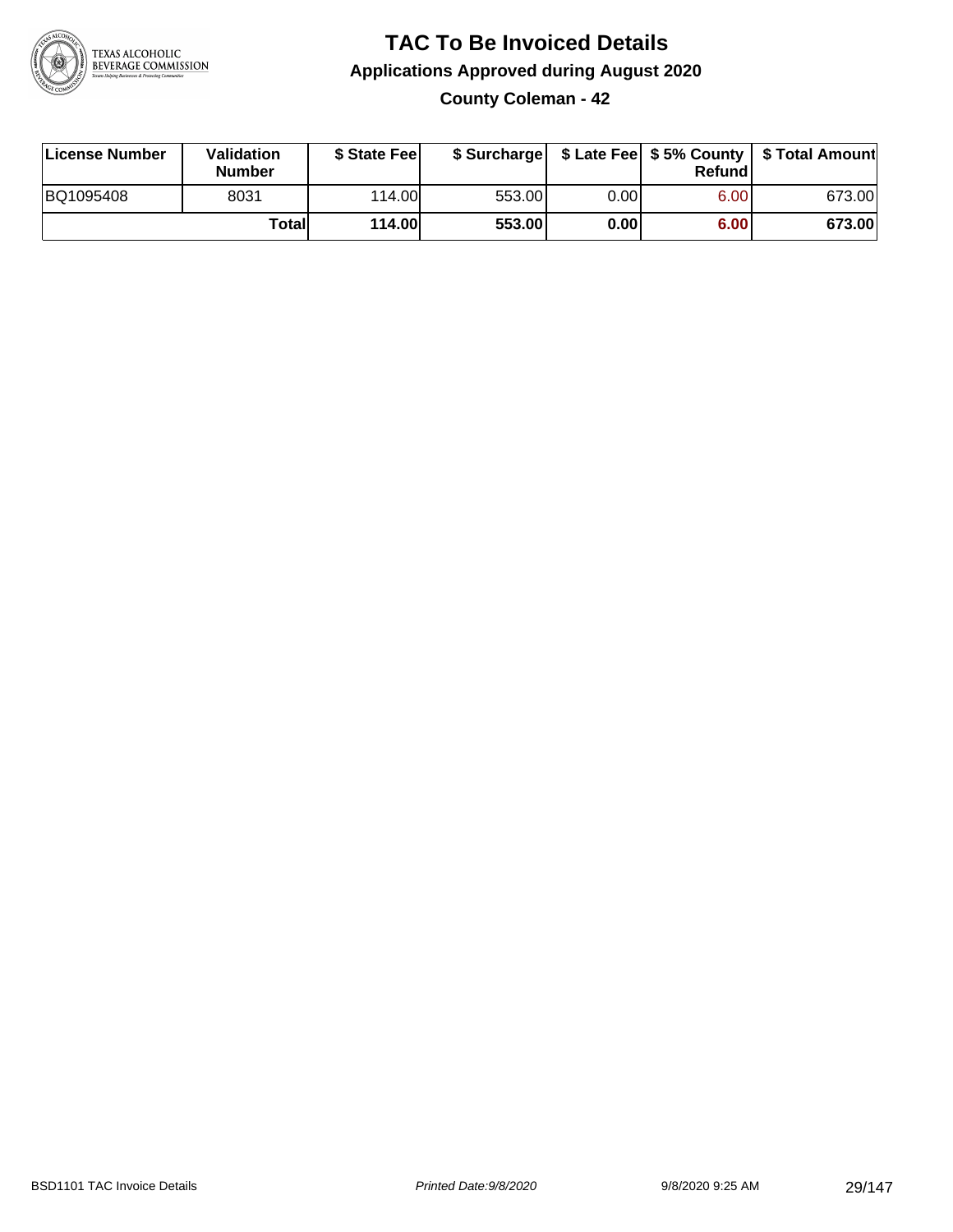# TAC To Be Invoiced Details

## Applications Approved during August 2020

### County Coleman - 42

| License Number | Validation Number | $ State Fee | $ Surcharge | $ Late Fee | $ 5% County Refund | $ Total Amount |
|---|---|---|---|---|---|---|
| BQ1095408 | 8031 | 114.00 | 553.00 | 0.00 | 6.00 | 673.00 |
| | **Total** | **114.00** | **553.00** | **0.00** | **6.00** | **673.00** |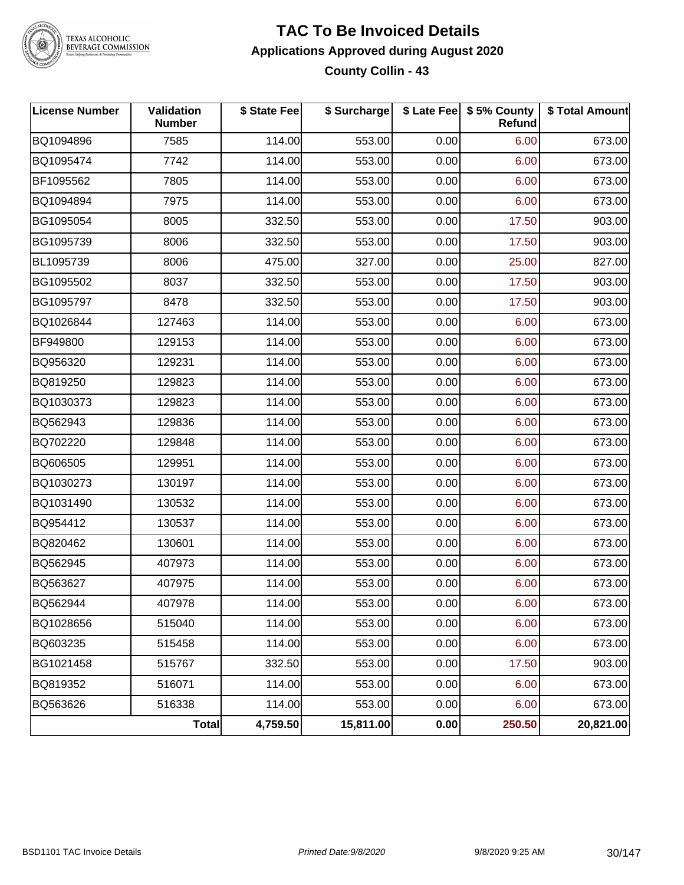# TAC To Be Invoiced Details

## Applications Approved during August 2020

### County Collin - 43

| License Number | Validation Number | $ State Fee | $ Surcharge | $ Late Fee | $ 5% County Refund | $ Total Amount |
|---|---|---|---|---|---|---|
| BQ1094896 | 7585 | 114.00 | 553.00 | 0.00 | 6.00 | 673.00 |
| BQ1095474 | 7742 | 114.00 | 553.00 | 0.00 | 6.00 | 673.00 |
| BF1095562 | 7805 | 114.00 | 553.00 | 0.00 | 6.00 | 673.00 |
| BQ1094894 | 7975 | 114.00 | 553.00 | 0.00 | 6.00 | 673.00 |
| BG1095054 | 8005 | 332.50 | 553.00 | 0.00 | 17.50 | 903.00 |
| BG1095739 | 8006 | 332.50 | 553.00 | 0.00 | 17.50 | 903.00 |
| BL1095739 | 8006 | 475.00 | 327.00 | 0.00 | 25.00 | 827.00 |
| BG1095502 | 8037 | 332.50 | 553.00 | 0.00 | 17.50 | 903.00 |
| BG1095797 | 8478 | 332.50 | 553.00 | 0.00 | 17.50 | 903.00 |
| BQ1026844 | 127463 | 114.00 | 553.00 | 0.00 | 6.00 | 673.00 |
| BF949800 | 129153 | 114.00 | 553.00 | 0.00 | 6.00 | 673.00 |
| BQ956320 | 129231 | 114.00 | 553.00 | 0.00 | 6.00 | 673.00 |
| BQ819250 | 129823 | 114.00 | 553.00 | 0.00 | 6.00 | 673.00 |
| BQ1030373 | 129823 | 114.00 | 553.00 | 0.00 | 6.00 | 673.00 |
| BQ562943 | 129836 | 114.00 | 553.00 | 0.00 | 6.00 | 673.00 |
| BQ702220 | 129848 | 114.00 | 553.00 | 0.00 | 6.00 | 673.00 |
| BQ606505 | 129951 | 114.00 | 553.00 | 0.00 | 6.00 | 673.00 |
| BQ1030273 | 130197 | 114.00 | 553.00 | 0.00 | 6.00 | 673.00 |
| BQ1031490 | 130532 | 114.00 | 553.00 | 0.00 | 6.00 | 673.00 |
| BQ954412 | 130537 | 114.00 | 553.00 | 0.00 | 6.00 | 673.00 |
| BQ820462 | 130601 | 114.00 | 553.00 | 0.00 | 6.00 | 673.00 |
| BQ562945 | 407973 | 114.00 | 553.00 | 0.00 | 6.00 | 673.00 |
| BQ563627 | 407975 | 114.00 | 553.00 | 0.00 | 6.00 | 673.00 |
| BQ562944 | 407978 | 114.00 | 553.00 | 0.00 | 6.00 | 673.00 |
| BQ1028656 | 515040 | 114.00 | 553.00 | 0.00 | 6.00 | 673.00 |
| BQ603235 | 515458 | 114.00 | 553.00 | 0.00 | 6.00 | 673.00 |
| BG1021458 | 515767 | 332.50 | 553.00 | 0.00 | 17.50 | 903.00 |
| BQ819352 | 516071 | 114.00 | 553.00 | 0.00 | 6.00 | 673.00 |
| BQ563626 | 516338 | 114.00 | 553.00 | 0.00 | 6.00 | 673.00 |
| | **Total** | **4,759.50** | **15,811.00** | **0.00** | **250.50** | **20,821.00** |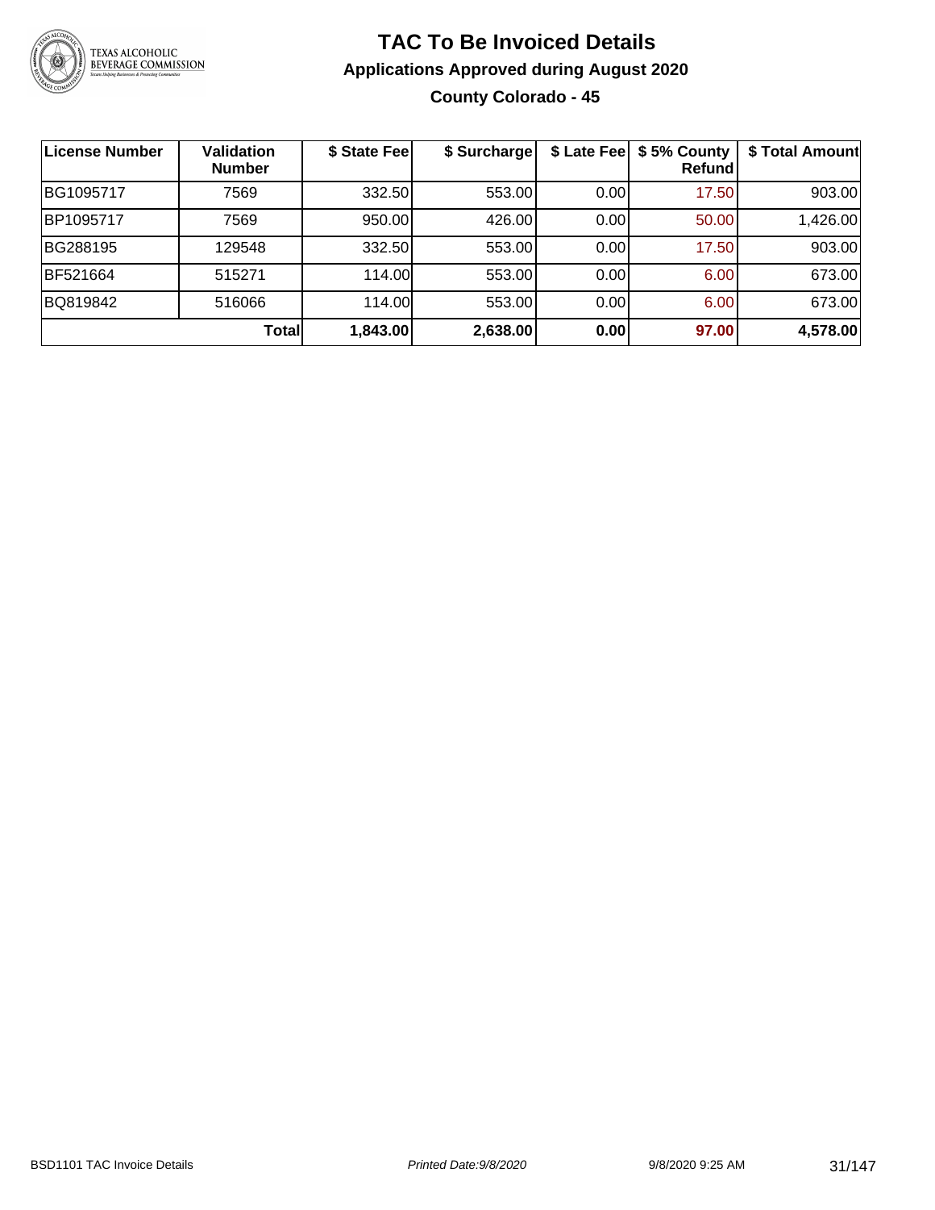# TAC To Be Invoiced Details

## Applications Approved during August 2020

### County Colorado - 45

| License Number | Validation Number | $ State Fee | $ Surcharge | $ Late Fee | $ 5% County Refund | $ Total Amount |
|---|---|---|---|---|---|---|
| BG1095717 | 7569 | 332.50 | 553.00 | 0.00 | 17.50 | 903.00 |
| BP1095717 | 7569 | 950.00 | 426.00 | 0.00 | 50.00 | 1,426.00 |
| BG288195 | 129548 | 332.50 | 553.00 | 0.00 | 17.50 | 903.00 |
| BF521664 | 515271 | 114.00 | 553.00 | 0.00 | 6.00 | 673.00 |
| BQ819842 | 516066 | 114.00 | 553.00 | 0.00 | 6.00 | 673.00 |
| | **Total** | **1,843.00** | **2,638.00** | **0.00** | **97.00** | **4,578.00** |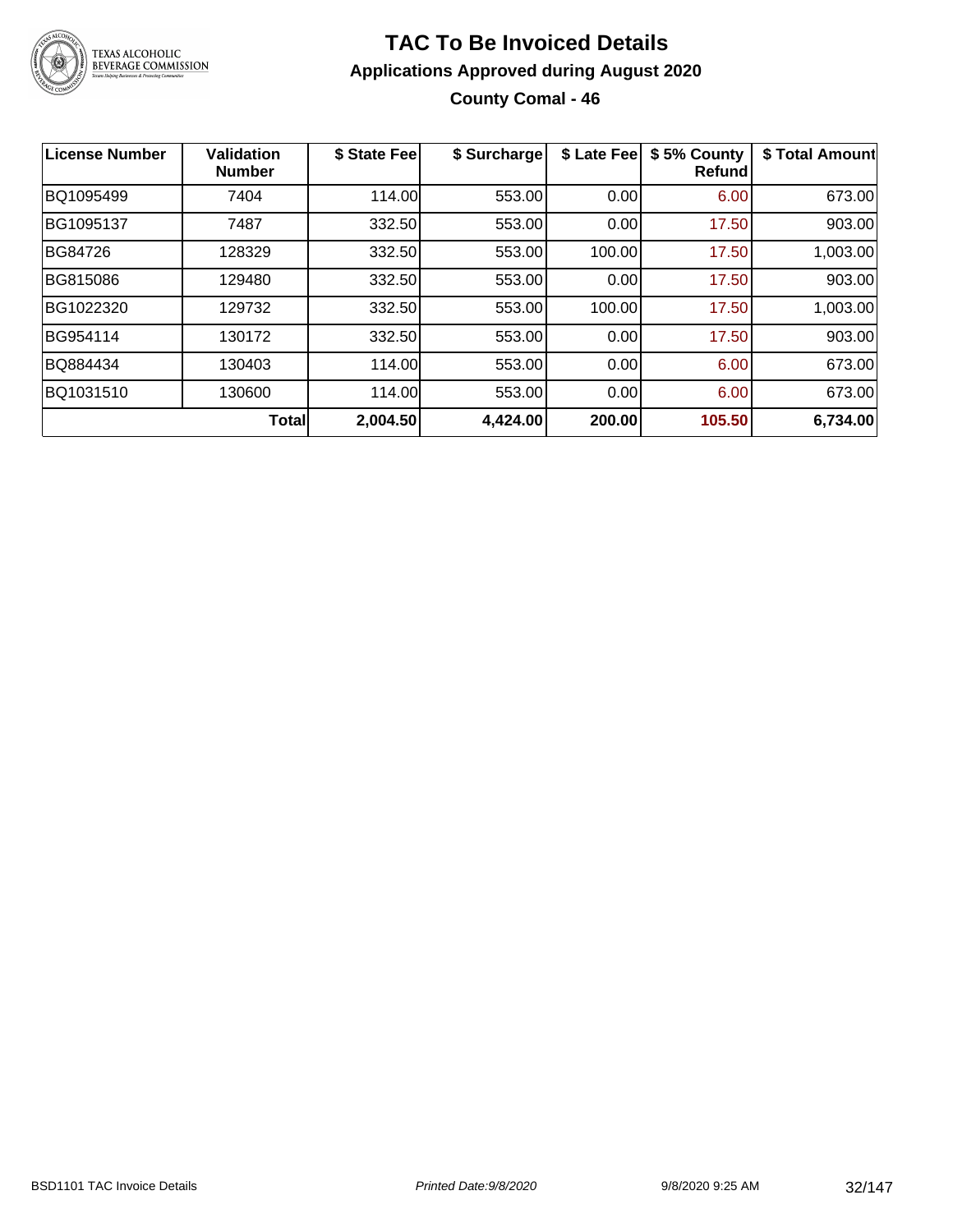# TAC To Be Invoiced Details

## Applications Approved during August 2020

### County Comal - 46

| License Number | Validation Number | $ State Fee | $ Surcharge | $ Late Fee | $ 5% County Refund | $ Total Amount |
|---|---|---|---|---|---|---|
| BQ1095499 | 7404 | 114.00 | 553.00 | 0.00 | 6.00 | 673.00 |
| BG1095137 | 7487 | 332.50 | 553.00 | 0.00 | 17.50 | 903.00 |
| BG84726 | 128329 | 332.50 | 553.00 | 100.00 | 17.50 | 1,003.00 |
| BG815086 | 129480 | 332.50 | 553.00 | 0.00 | 17.50 | 903.00 |
| BG1022320 | 129732 | 332.50 | 553.00 | 100.00 | 17.50 | 1,003.00 |
| BG954114 | 130172 | 332.50 | 553.00 | 0.00 | 17.50 | 903.00 |
| BQ884434 | 130403 | 114.00 | 553.00 | 0.00 | 6.00 | 673.00 |
| BQ1031510 | 130600 | 114.00 | 553.00 | 0.00 | 6.00 | 673.00 |
| | **Total** | **2,004.50** | **4,424.00** | **200.00** | **105.50** | **6,734.00** |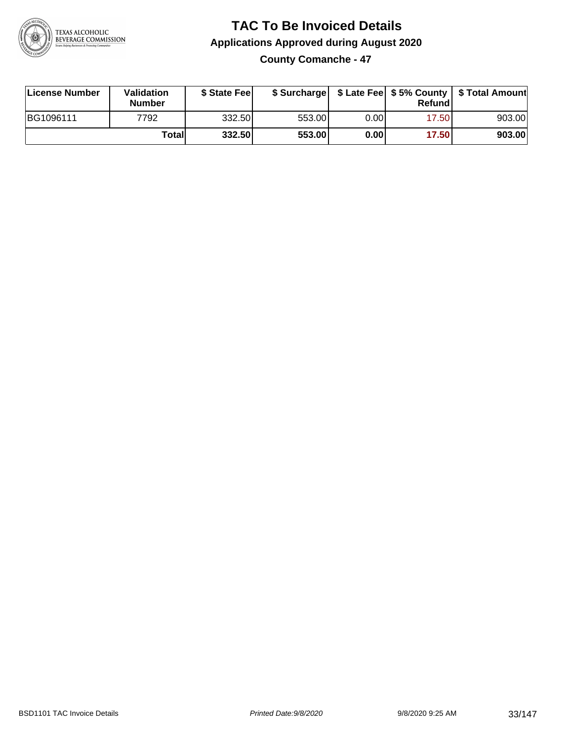# TAC To Be Invoiced Details

## Applications Approved during August 2020

### County Comanche - 47

| License Number | Validation Number | $ State Fee | $ Surcharge | $ Late Fee | $ 5% County Refund | $ Total Amount |
|---|---|---|---|---|---|---|
| BG1096111 | 7792 | 332.50 | 553.00 | 0.00 | 17.50 | 903.00 |
| | Total | 332.50 | 553.00 | 0.00 | 17.50 | 903.00 |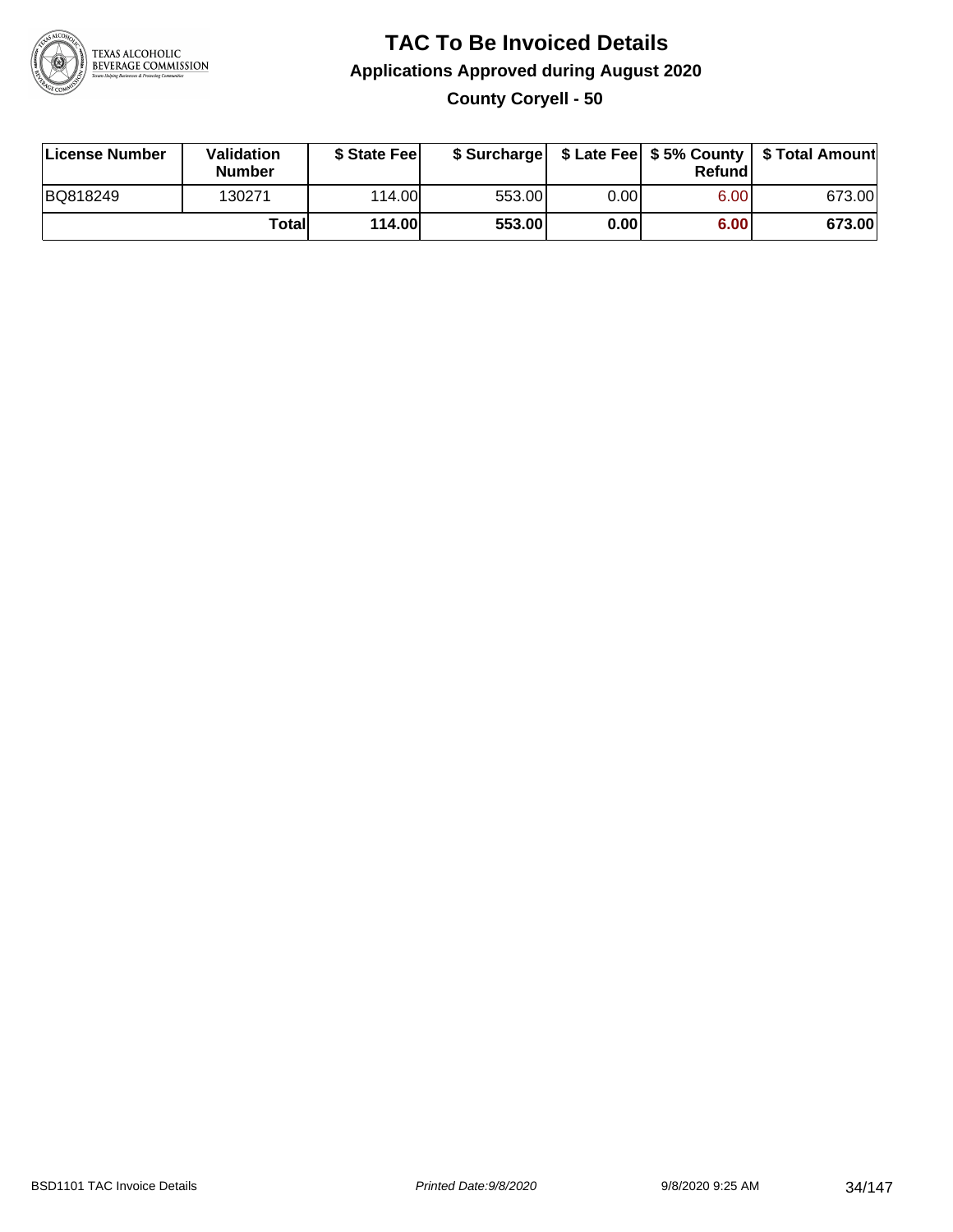# TAC To Be Invoiced Details

## Applications Approved during August 2020

### County Coryell - 50

| License Number | Validation Number | $ State Fee | $ Surcharge | $ Late Fee | $ 5% County Refund | $ Total Amount |
|---|---|---|---|---|---|---|
| BQ818249 | 130271 | 114.00 | 553.00 | 0.00 | 6.00 | 673.00 |
| | **Total** | **114.00** | **553.00** | **0.00** | **6.00** | **673.00** |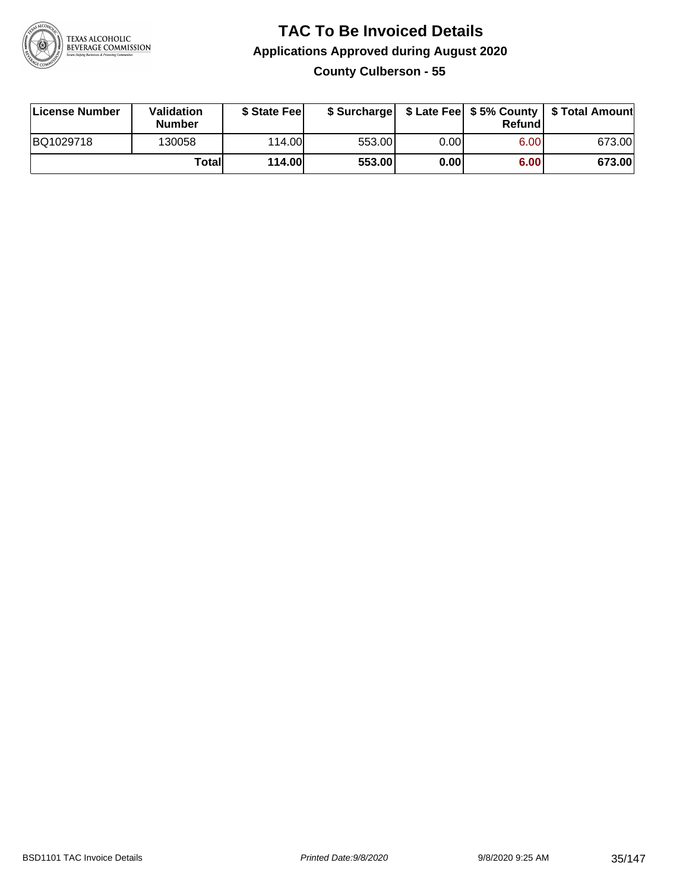# TAC To Be Invoiced Details

## Applications Approved during August 2020

### County Culberson - 55

| License Number | Validation Number | $ State Fee | $ Surcharge | $ Late Fee | $ 5% County Refund | $ Total Amount |
|---|---|---|---|---|---|---|
| BQ1029718 | 130058 | 114.00 | 553.00 | 0.00 | 6.00 | 673.00 |
| | **Total** | **114.00** | **553.00** | **0.00** | **6.00** | **673.00** |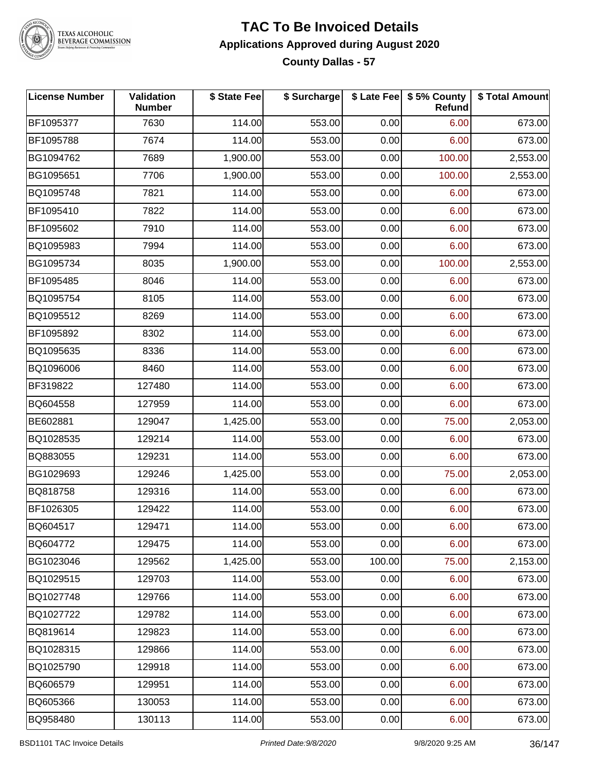# TAC To Be Invoiced Details

## Applications Approved during August 2020

### County Dallas - 57

| License Number | Validation Number | $ State Fee | $ Surcharge | $ Late Fee | $ 5% County Refund | $ Total Amount |
|---|---|---|---|---|---|---|
| BF1095377 | 7630 | 114.00 | 553.00 | 0.00 | 6.00 | 673.00 |
| BF1095788 | 7674 | 114.00 | 553.00 | 0.00 | 6.00 | 673.00 |
| BG1094762 | 7689 | 1,900.00 | 553.00 | 0.00 | 100.00 | 2,553.00 |
| BG1095651 | 7706 | 1,900.00 | 553.00 | 0.00 | 100.00 | 2,553.00 |
| BQ1095748 | 7821 | 114.00 | 553.00 | 0.00 | 6.00 | 673.00 |
| BF1095410 | 7822 | 114.00 | 553.00 | 0.00 | 6.00 | 673.00 |
| BF1095602 | 7910 | 114.00 | 553.00 | 0.00 | 6.00 | 673.00 |
| BQ1095983 | 7994 | 114.00 | 553.00 | 0.00 | 6.00 | 673.00 |
| BG1095734 | 8035 | 1,900.00 | 553.00 | 0.00 | 100.00 | 2,553.00 |
| BF1095485 | 8046 | 114.00 | 553.00 | 0.00 | 6.00 | 673.00 |
| BQ1095754 | 8105 | 114.00 | 553.00 | 0.00 | 6.00 | 673.00 |
| BQ1095512 | 8269 | 114.00 | 553.00 | 0.00 | 6.00 | 673.00 |
| BF1095892 | 8302 | 114.00 | 553.00 | 0.00 | 6.00 | 673.00 |
| BQ1095635 | 8336 | 114.00 | 553.00 | 0.00 | 6.00 | 673.00 |
| BQ1096006 | 8460 | 114.00 | 553.00 | 0.00 | 6.00 | 673.00 |
| BF319822 | 127480 | 114.00 | 553.00 | 0.00 | 6.00 | 673.00 |
| BQ604558 | 127959 | 114.00 | 553.00 | 0.00 | 6.00 | 673.00 |
| BE602881 | 129047 | 1,425.00 | 553.00 | 0.00 | 75.00 | 2,053.00 |
| BQ1028535 | 129214 | 114.00 | 553.00 | 0.00 | 6.00 | 673.00 |
| BQ883055 | 129231 | 114.00 | 553.00 | 0.00 | 6.00 | 673.00 |
| BG1029693 | 129246 | 1,425.00 | 553.00 | 0.00 | 75.00 | 2,053.00 |
| BQ818758 | 129316 | 114.00 | 553.00 | 0.00 | 6.00 | 673.00 |
| BF1026305 | 129422 | 114.00 | 553.00 | 0.00 | 6.00 | 673.00 |
| BQ604517 | 129471 | 114.00 | 553.00 | 0.00 | 6.00 | 673.00 |
| BQ604772 | 129475 | 114.00 | 553.00 | 0.00 | 6.00 | 673.00 |
| BG1023046 | 129562 | 1,425.00 | 553.00 | 100.00 | 75.00 | 2,153.00 |
| BQ1029515 | 129703 | 114.00 | 553.00 | 0.00 | 6.00 | 673.00 |
| BQ1027748 | 129766 | 114.00 | 553.00 | 0.00 | 6.00 | 673.00 |
| BQ1027722 | 129782 | 114.00 | 553.00 | 0.00 | 6.00 | 673.00 |
| BQ819614 | 129823 | 114.00 | 553.00 | 0.00 | 6.00 | 673.00 |
| BQ1028315 | 129866 | 114.00 | 553.00 | 0.00 | 6.00 | 673.00 |
| BQ1025790 | 129918 | 114.00 | 553.00 | 0.00 | 6.00 | 673.00 |
| BQ606579 | 129951 | 114.00 | 553.00 | 0.00 | 6.00 | 673.00 |
| BQ605366 | 130053 | 114.00 | 553.00 | 0.00 | 6.00 | 673.00 |
| BQ958480 | 130113 | 114.00 | 553.00 | 0.00 | 6.00 | 673.00 |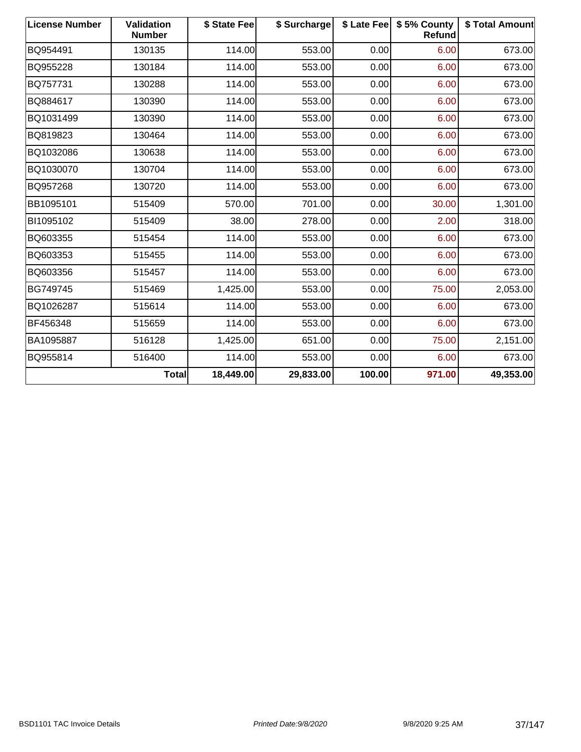| License Number | Validation Number | $ State Fee | $ Surcharge | $ Late Fee | $ 5% County Refund | $ Total Amount |
|---|---|---|---|---|---|---|
| BQ954491 | 130135 | 114.00 | 553.00 | 0.00 | 6.00 | 673.00 |
| BQ955228 | 130184 | 114.00 | 553.00 | 0.00 | 6.00 | 673.00 |
| BQ757731 | 130288 | 114.00 | 553.00 | 0.00 | 6.00 | 673.00 |
| BQ884617 | 130390 | 114.00 | 553.00 | 0.00 | 6.00 | 673.00 |
| BQ1031499 | 130390 | 114.00 | 553.00 | 0.00 | 6.00 | 673.00 |
| BQ819823 | 130464 | 114.00 | 553.00 | 0.00 | 6.00 | 673.00 |
| BQ1032086 | 130638 | 114.00 | 553.00 | 0.00 | 6.00 | 673.00 |
| BQ1030070 | 130704 | 114.00 | 553.00 | 0.00 | 6.00 | 673.00 |
| BQ957268 | 130720 | 114.00 | 553.00 | 0.00 | 6.00 | 673.00 |
| BB1095101 | 515409 | 570.00 | 701.00 | 0.00 | 30.00 | 1,301.00 |
| BI1095102 | 515409 | 38.00 | 278.00 | 0.00 | 2.00 | 318.00 |
| BQ603355 | 515454 | 114.00 | 553.00 | 0.00 | 6.00 | 673.00 |
| BQ603353 | 515455 | 114.00 | 553.00 | 0.00 | 6.00 | 673.00 |
| BQ603356 | 515457 | 114.00 | 553.00 | 0.00 | 6.00 | 673.00 |
| BG749745 | 515469 | 1,425.00 | 553.00 | 0.00 | 75.00 | 2,053.00 |
| BQ1026287 | 515614 | 114.00 | 553.00 | 0.00 | 6.00 | 673.00 |
| BF456348 | 515659 | 114.00 | 553.00 | 0.00 | 6.00 | 673.00 |
| BA1095887 | 516128 | 1,425.00 | 651.00 | 0.00 | 75.00 | 2,151.00 |
| BQ955814 | 516400 | 114.00 | 553.00 | 0.00 | 6.00 | 673.00 |
| | **Total** | **18,449.00** | **29,833.00** | **100.00** | **971.00** | **49,353.00** |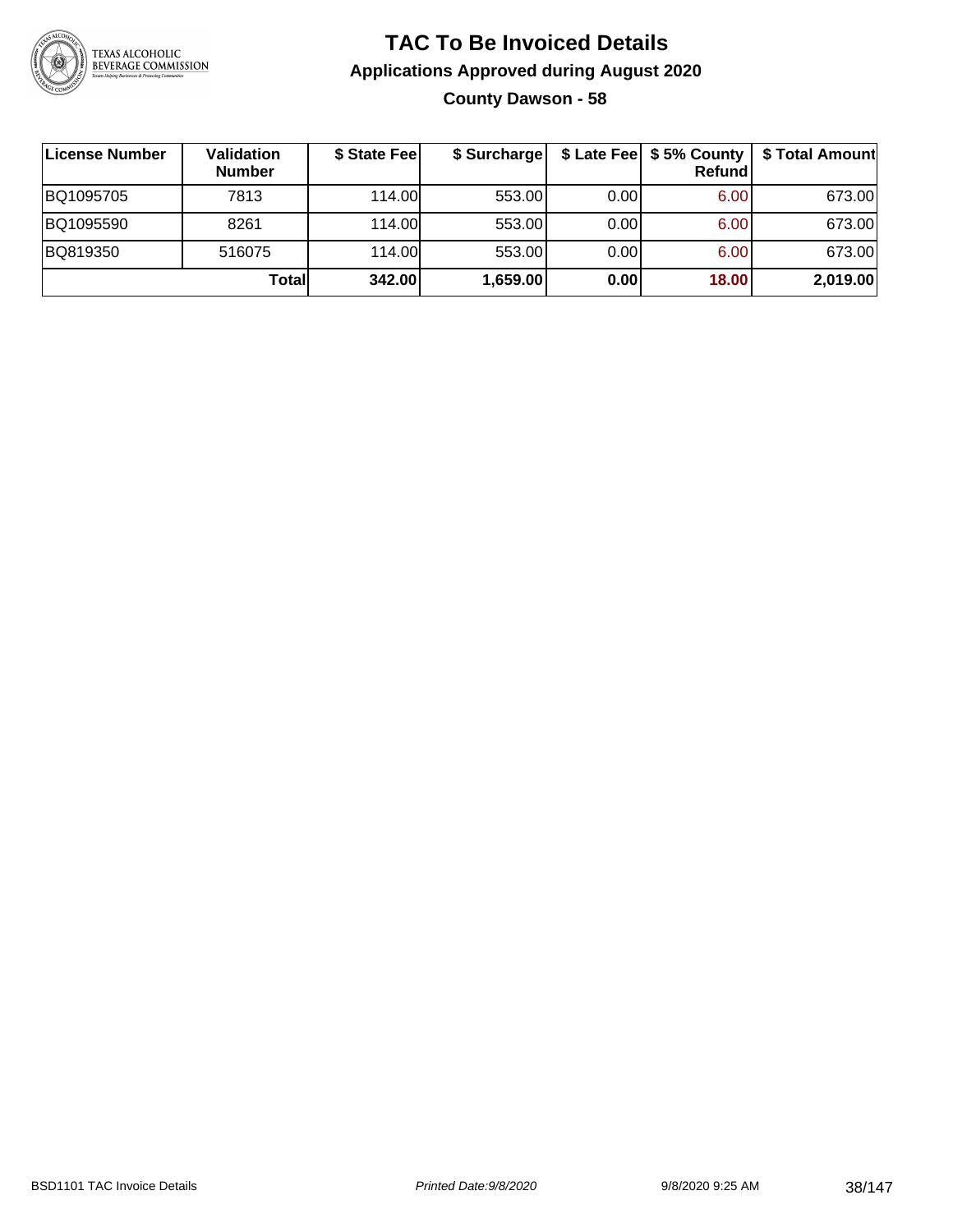# TAC To Be Invoiced Details

## Applications Approved during August 2020

### County Dawson - 58

| License Number | Validation Number | $ State Fee | $ Surcharge | $ Late Fee | $ 5% County Refund | $ Total Amount |
|---|---|---|---|---|---|---|
| BQ1095705 | 7813 | 114.00 | 553.00 | 0.00 | 6.00 | 673.00 |
| BQ1095590 | 8261 | 114.00 | 553.00 | 0.00 | 6.00 | 673.00 |
| BQ819350 | 516075 | 114.00 | 553.00 | 0.00 | 6.00 | 673.00 |
| | **Total** | **342.00** | **1,659.00** | **0.00** | **18.00** | **2,019.00** |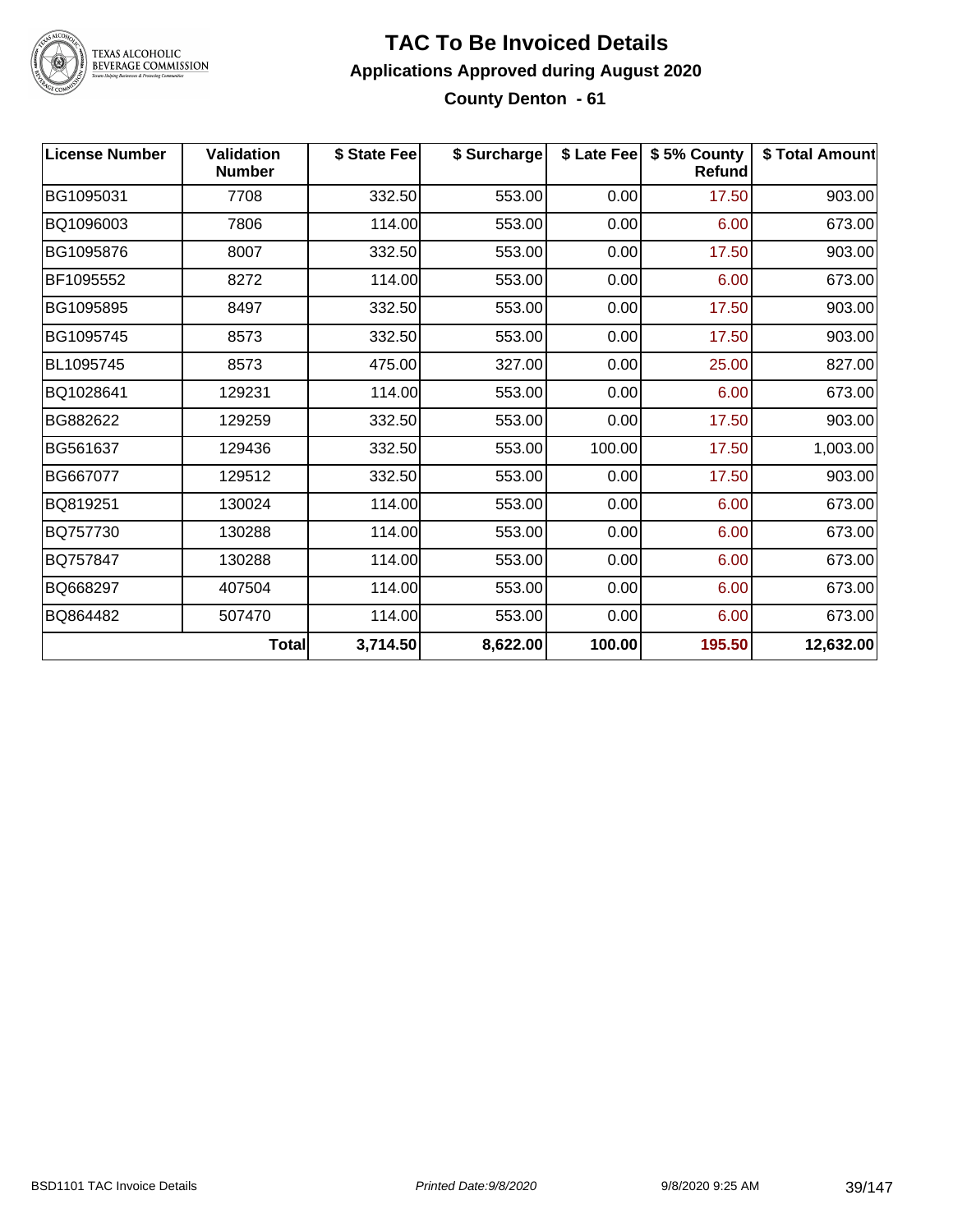# TAC To Be Invoiced Details

## Applications Approved during August 2020

### County Denton - 61

| License Number | Validation Number | $ State Fee | $ Surcharge | $ Late Fee | $ 5% County Refund | $ Total Amount |
|---|---|---|---|---|---|---|
| BG1095031 | 7708 | 332.50 | 553.00 | 0.00 | 17.50 | 903.00 |
| BQ1096003 | 7806 | 114.00 | 553.00 | 0.00 | 6.00 | 673.00 |
| BG1095876 | 8007 | 332.50 | 553.00 | 0.00 | 17.50 | 903.00 |
| BF1095552 | 8272 | 114.00 | 553.00 | 0.00 | 6.00 | 673.00 |
| BG1095895 | 8497 | 332.50 | 553.00 | 0.00 | 17.50 | 903.00 |
| BG1095745 | 8573 | 332.50 | 553.00 | 0.00 | 17.50 | 903.00 |
| BL1095745 | 8573 | 475.00 | 327.00 | 0.00 | 25.00 | 827.00 |
| BQ1028641 | 129231 | 114.00 | 553.00 | 0.00 | 6.00 | 673.00 |
| BG882622 | 129259 | 332.50 | 553.00 | 0.00 | 17.50 | 903.00 |
| BG561637 | 129436 | 332.50 | 553.00 | 100.00 | 17.50 | 1,003.00 |
| BG667077 | 129512 | 332.50 | 553.00 | 0.00 | 17.50 | 903.00 |
| BQ819251 | 130024 | 114.00 | 553.00 | 0.00 | 6.00 | 673.00 |
| BQ757730 | 130288 | 114.00 | 553.00 | 0.00 | 6.00 | 673.00 |
| BQ757847 | 130288 | 114.00 | 553.00 | 0.00 | 6.00 | 673.00 |
| BQ668297 | 407504 | 114.00 | 553.00 | 0.00 | 6.00 | 673.00 |
| BQ864482 | 507470 | 114.00 | 553.00 | 0.00 | 6.00 | 673.00 |
| | **Total** | **3,714.50** | **8,622.00** | **100.00** | **195.50** | **12,632.00** |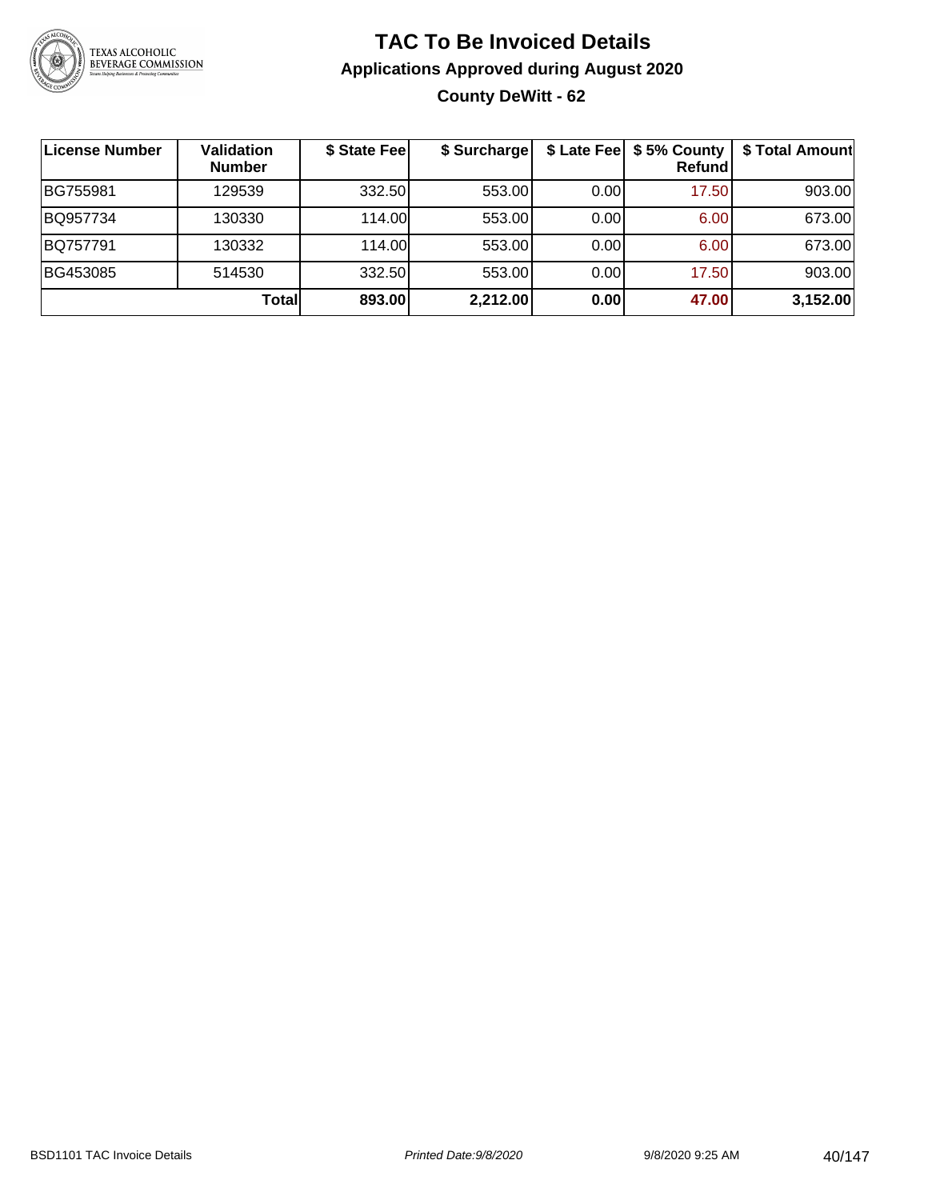# TAC To Be Invoiced Details

## Applications Approved during August 2020

### County DeWitt - 62

| License Number | Validation Number | $ State Fee | $ Surcharge | $ Late Fee | $ 5% County Refund | $ Total Amount |
|---|---|---|---|---|---|---|
| BG755981 | 129539 | 332.50 | 553.00 | 0.00 | 17.50 | 903.00 |
| BQ957734 | 130330 | 114.00 | 553.00 | 0.00 | 6.00 | 673.00 |
| BQ757791 | 130332 | 114.00 | 553.00 | 0.00 | 6.00 | 673.00 |
| BG453085 | 514530 | 332.50 | 553.00 | 0.00 | 17.50 | 903.00 |
| | **Total** | **893.00** | **2,212.00** | **0.00** | **47.00** | **3,152.00** |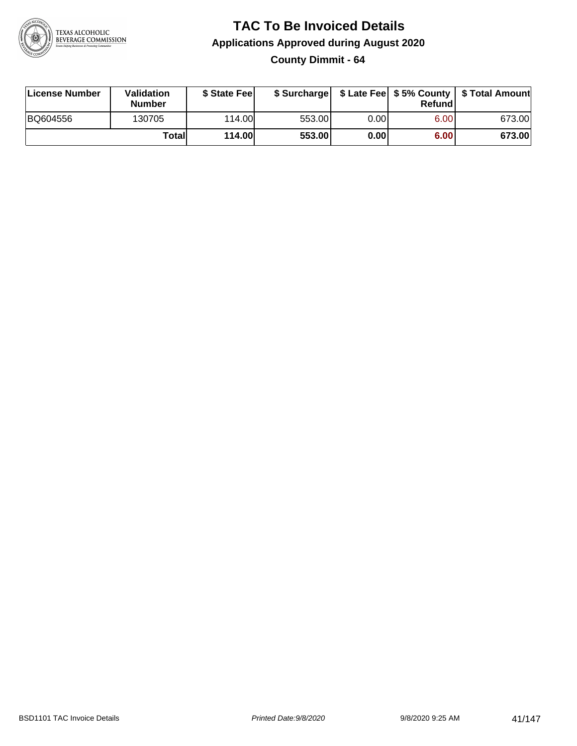# TAC To Be Invoiced Details

## Applications Approved during August 2020

### County Dimmit - 64

| License Number | Validation Number | $ State Fee | $ Surcharge | $ Late Fee | $ 5% County Refund | $ Total Amount |
|---|---|---|---|---|---|---|
| BQ604556 | 130705 | 114.00 | 553.00 | 0.00 | 6.00 | 673.00 |
| | **Total** | **114.00** | **553.00** | **0.00** | **6.00** | **673.00** |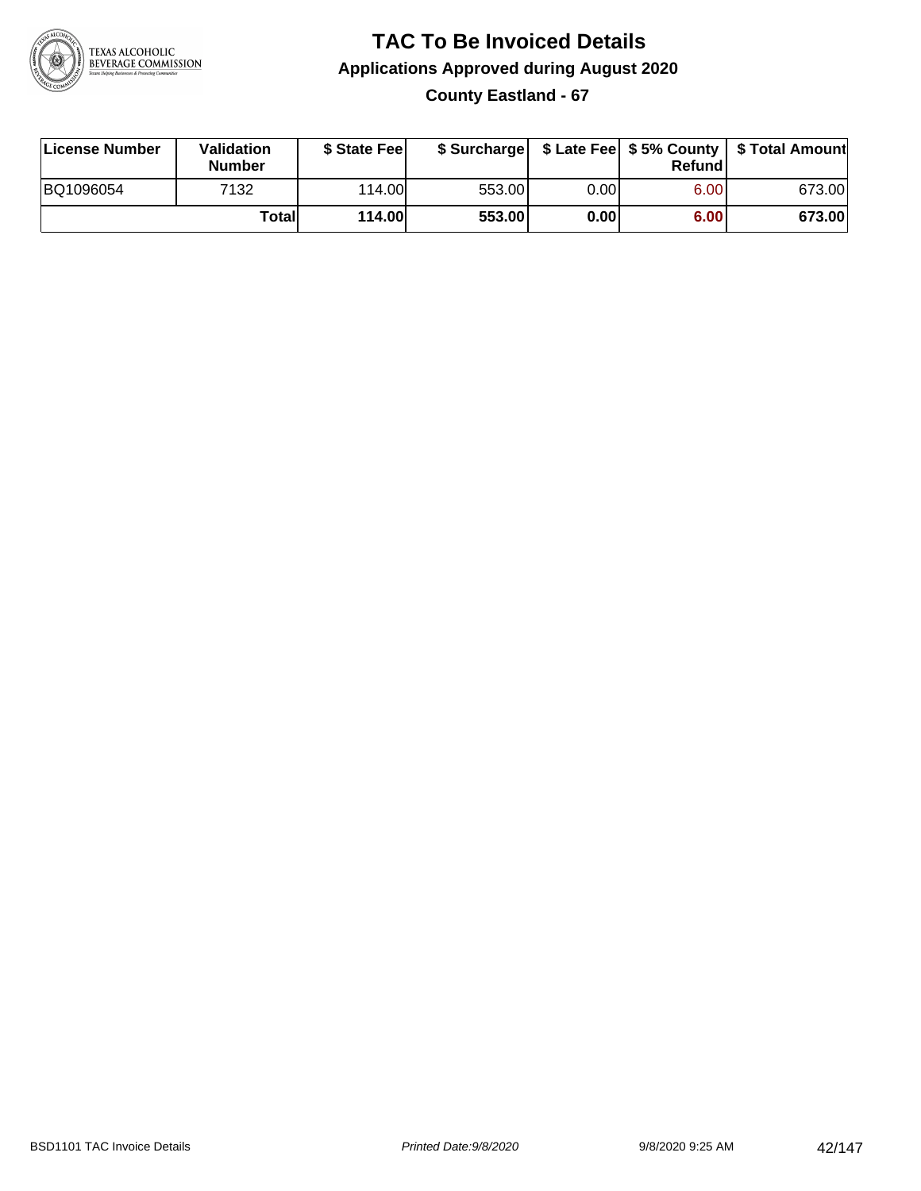# TAC To Be Invoiced Details

## Applications Approved during August 2020

### County Eastland - 67

| License Number | Validation Number | $ State Fee | $ Surcharge | $ Late Fee | $ 5% County Refund | $ Total Amount |
|---|---|---|---|---|---|---|
| BQ1096054 | 7132 | 114.00 | 553.00 | 0.00 | 6.00 | 673.00 |
| | **Total** | **114.00** | **553.00** | **0.00** | **6.00** | **673.00** |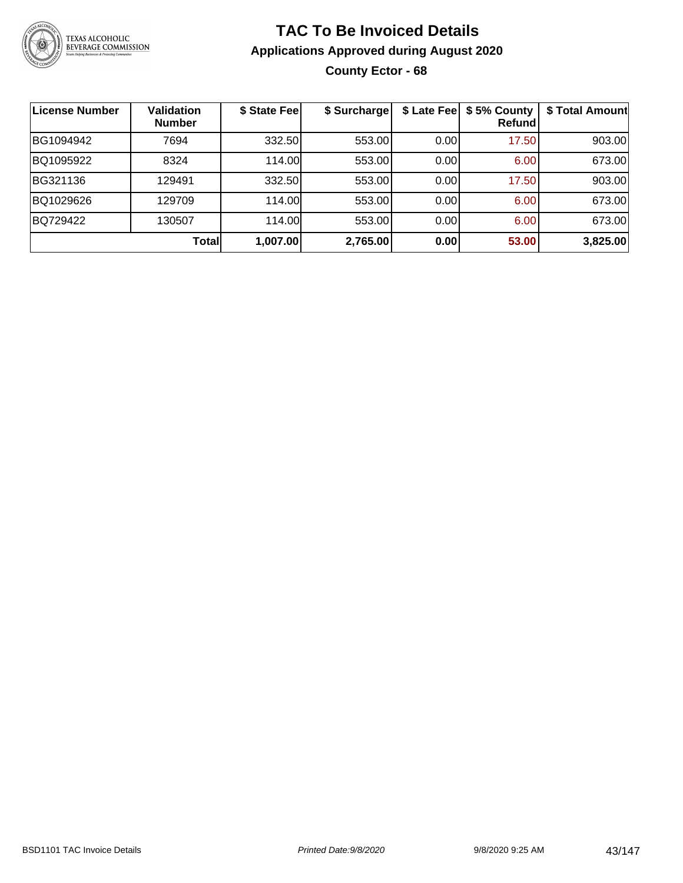# TAC To Be Invoiced Details

## Applications Approved during August 2020

### County Ector - 68

| License Number | Validation Number | $ State Fee | $ Surcharge | $ Late Fee | $ 5% County Refund | $ Total Amount |
|---|---|---|---|---|---|---|
| BG1094942 | 7694 | 332.50 | 553.00 | 0.00 | 17.50 | 903.00 |
| BQ1095922 | 8324 | 114.00 | 553.00 | 0.00 | 6.00 | 673.00 |
| BG321136 | 129491 | 332.50 | 553.00 | 0.00 | 17.50 | 903.00 |
| BQ1029626 | 129709 | 114.00 | 553.00 | 0.00 | 6.00 | 673.00 |
| BQ729422 | 130507 | 114.00 | 553.00 | 0.00 | 6.00 | 673.00 |
| | **Total** | **1,007.00** | **2,765.00** | **0.00** | **53.00** | **3,825.00** |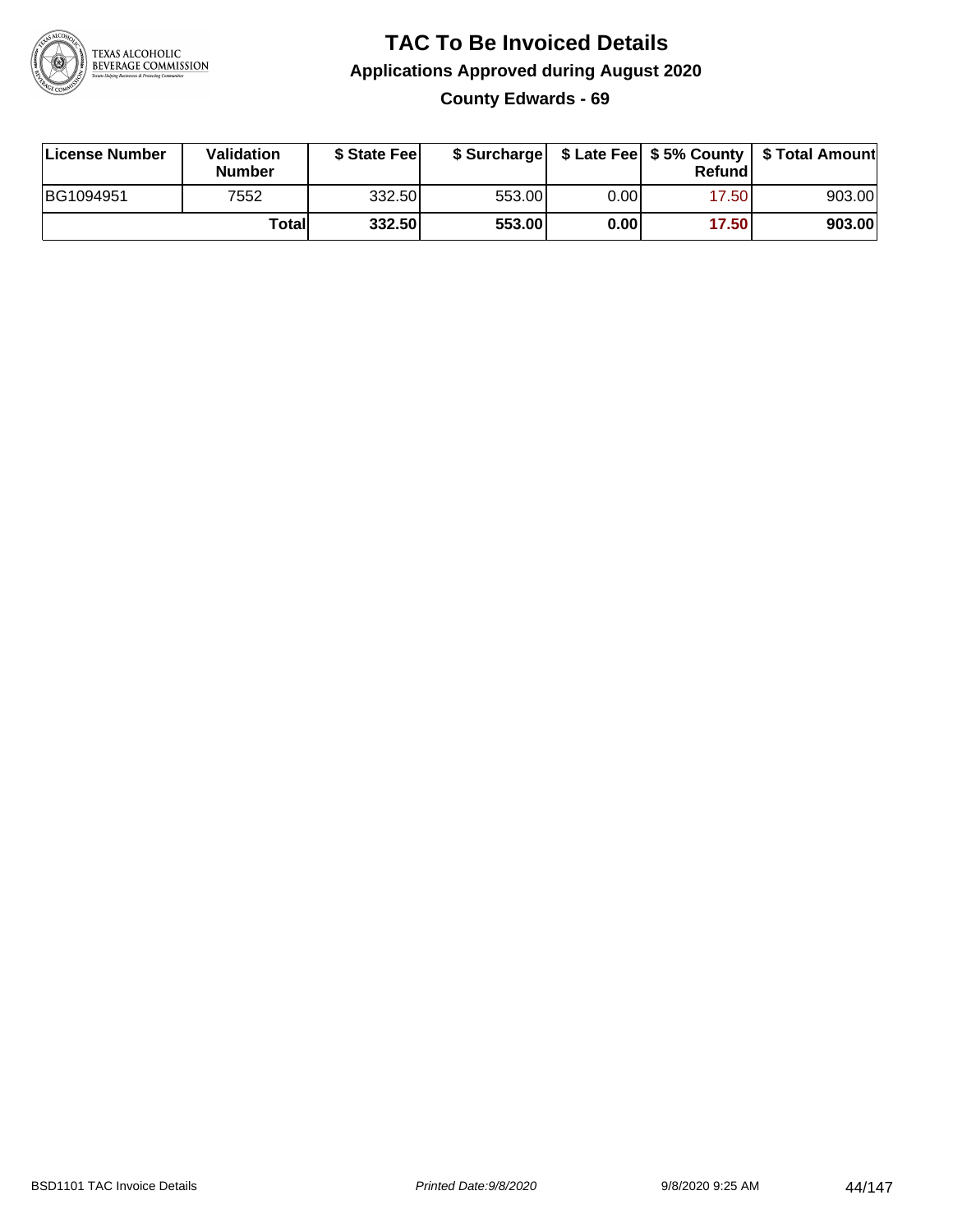# TAC To Be Invoiced Details

## Applications Approved during August 2020

### County Edwards - 69

| License Number | Validation Number | $ State Fee | $ Surcharge | $ Late Fee | $ 5% County Refund | $ Total Amount |
|---|---|---|---|---|---|---|
| BG1094951 | 7552 | 332.50 | 553.00 | 0.00 | 17.50 | 903.00 |
| | **Total** | **332.50** | **553.00** | **0.00** | **17.50** | **903.00** |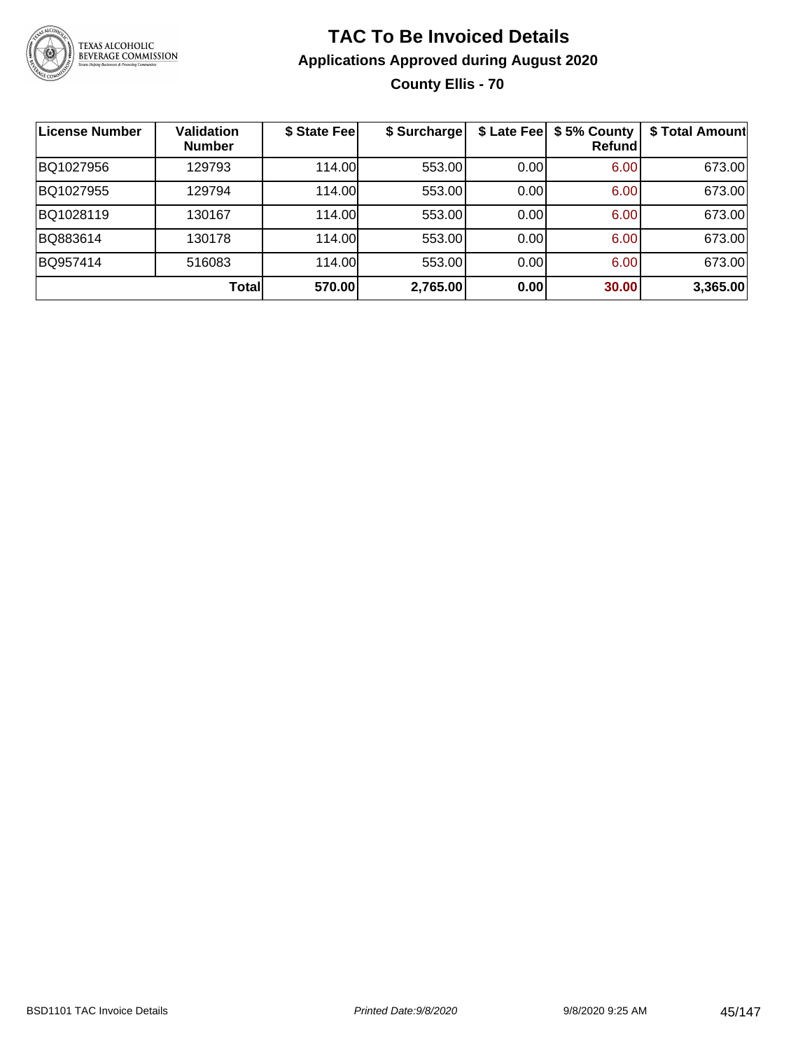# TAC To Be Invoiced Details

## Applications Approved during August 2020

### County Ellis - 70

| License Number | Validation Number | $ State Fee | $ Surcharge | $ Late Fee | $ 5% County Refund | $ Total Amount |
|---|---|---|---|---|---|---|
| BQ1027956 | 129793 | 114.00 | 553.00 | 0.00 | 6.00 | 673.00 |
| BQ1027955 | 129794 | 114.00 | 553.00 | 0.00 | 6.00 | 673.00 |
| BQ1028119 | 130167 | 114.00 | 553.00 | 0.00 | 6.00 | 673.00 |
| BQ883614 | 130178 | 114.00 | 553.00 | 0.00 | 6.00 | 673.00 |
| BQ957414 | 516083 | 114.00 | 553.00 | 0.00 | 6.00 | 673.00 |
| | **Total** | **570.00** | **2,765.00** | **0.00** | **30.00** | **3,365.00** |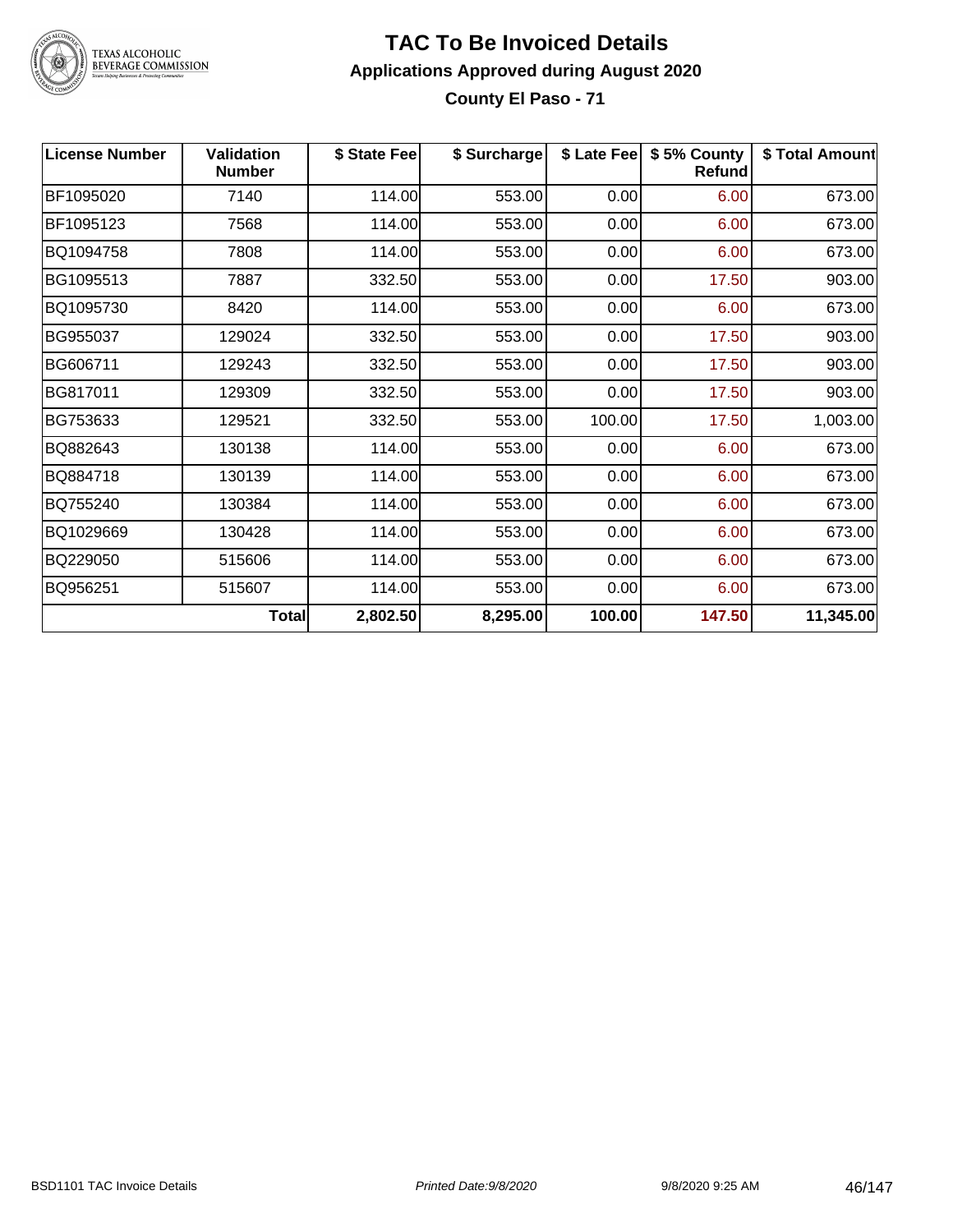# TAC To Be Invoiced Details

## Applications Approved during August 2020

### County El Paso - 71

| License Number | Validation Number | $ State Fee | $ Surcharge | $ Late Fee | $ 5% County Refund | $ Total Amount |
|---|---|---|---|---|---|---|
| BF1095020 | 7140 | 114.00 | 553.00 | 0.00 | 6.00 | 673.00 |
| BF1095123 | 7568 | 114.00 | 553.00 | 0.00 | 6.00 | 673.00 |
| BQ1094758 | 7808 | 114.00 | 553.00 | 0.00 | 6.00 | 673.00 |
| BG1095513 | 7887 | 332.50 | 553.00 | 0.00 | 17.50 | 903.00 |
| BQ1095730 | 8420 | 114.00 | 553.00 | 0.00 | 6.00 | 673.00 |
| BG955037 | 129024 | 332.50 | 553.00 | 0.00 | 17.50 | 903.00 |
| BG606711 | 129243 | 332.50 | 553.00 | 0.00 | 17.50 | 903.00 |
| BG817011 | 129309 | 332.50 | 553.00 | 0.00 | 17.50 | 903.00 |
| BG753633 | 129521 | 332.50 | 553.00 | 100.00 | 17.50 | 1,003.00 |
| BQ882643 | 130138 | 114.00 | 553.00 | 0.00 | 6.00 | 673.00 |
| BQ884718 | 130139 | 114.00 | 553.00 | 0.00 | 6.00 | 673.00 |
| BQ755240 | 130384 | 114.00 | 553.00 | 0.00 | 6.00 | 673.00 |
| BQ1029669 | 130428 | 114.00 | 553.00 | 0.00 | 6.00 | 673.00 |
| BQ229050 | 515606 | 114.00 | 553.00 | 0.00 | 6.00 | 673.00 |
| BQ956251 | 515607 | 114.00 | 553.00 | 0.00 | 6.00 | 673.00 |
| | **Total** | **2,802.50** | **8,295.00** | **100.00** | **147.50** | **11,345.00** |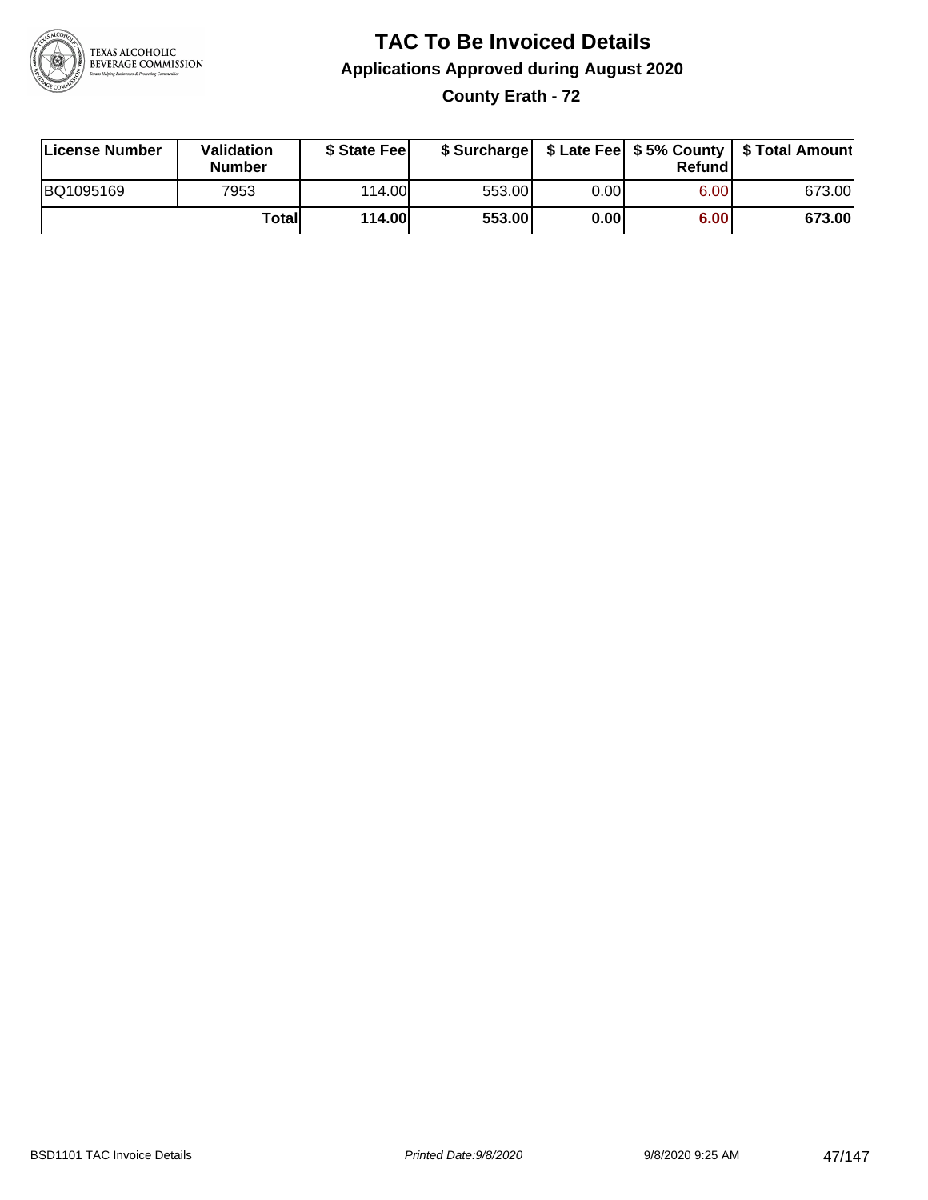# TAC To Be Invoiced Details

## Applications Approved during August 2020

### County Erath - 72

| License Number | Validation Number | $ State Fee | $ Surcharge | $ Late Fee | $ 5% County Refund | $ Total Amount |
|---|---|---|---|---|---|---|
| BQ1095169 | 7953 | 114.00 | 553.00 | 0.00 | 6.00 | 673.00 |
| | **Total** | **114.00** | **553.00** | **0.00** | **6.00** | **673.00** |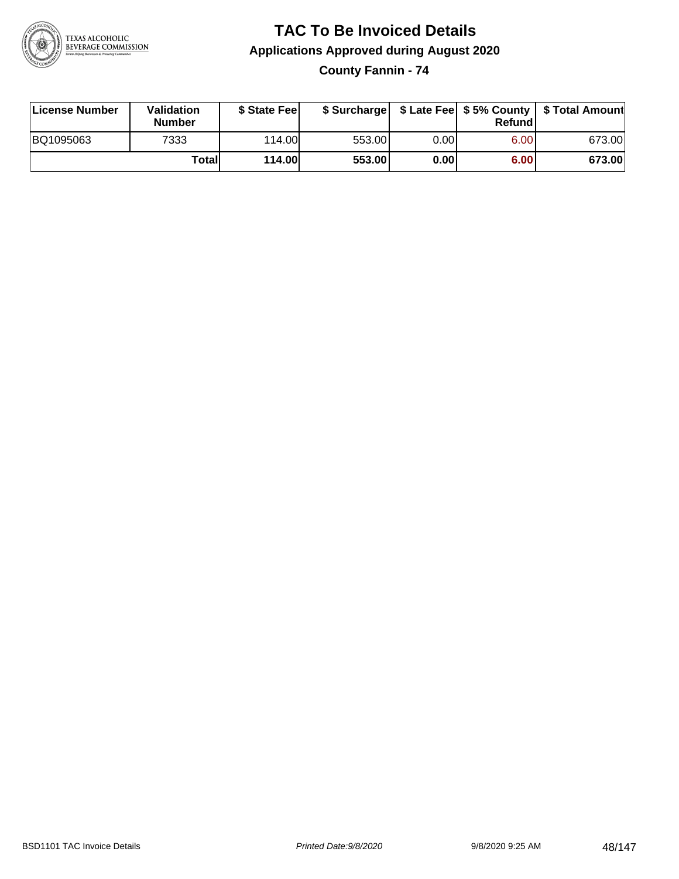# TAC To Be Invoiced Details

## Applications Approved during August 2020

### County Fannin - 74

| License Number | Validation Number | $ State Fee | $ Surcharge | $ Late Fee | $ 5% County Refund | $ Total Amount |
|---|---|---|---|---|---|---|
| BQ1095063 | 7333 | 114.00 | 553.00 | 0.00 | 6.00 | 673.00 |
| | **Total** | **114.00** | **553.00** | **0.00** | **6.00** | **673.00** |

BSD1101 TAC Invoice Details *Printed Date:9/8/2020* 9/8/2020 9:25 AM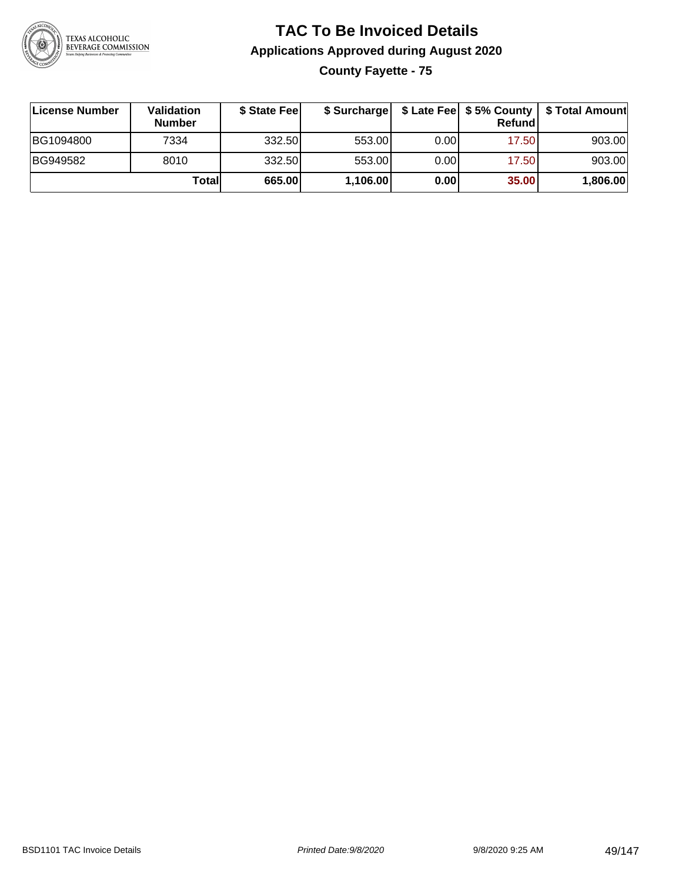# TAC To Be Invoiced Details

## Applications Approved during August 2020

### County Fayette - 75

| License Number | Validation Number | $ State Fee | $ Surcharge | $ Late Fee | $ 5% County Refund | $ Total Amount |
|---|---|---|---|---|---|---|
| BG1094800 | 7334 | 332.50 | 553.00 | 0.00 | 17.50 | 903.00 |
| BG949582 | 8010 | 332.50 | 553.00 | 0.00 | 17.50 | 903.00 |
| | **Total** | **665.00** | **1,106.00** | **0.00** | **35.00** | **1,806.00** |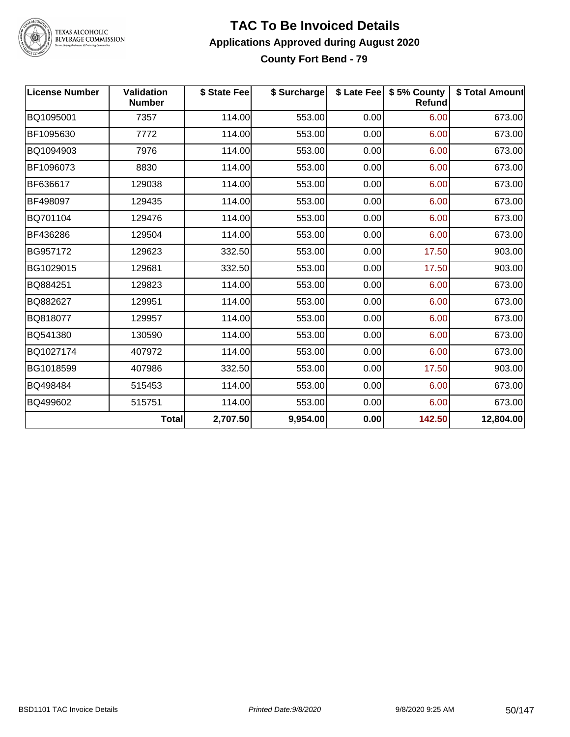# TAC To Be Invoiced Details

## Applications Approved during August 2020

### County Fort Bend - 79

| License Number | Validation Number | $ State Fee | $ Surcharge | $ Late Fee | $ 5% County Refund | $ Total Amount |
|---|---|---|---|---|---|---|
| BQ1095001 | 7357 | 114.00 | 553.00 | 0.00 | 6.00 | 673.00 |
| BF1095630 | 7772 | 114.00 | 553.00 | 0.00 | 6.00 | 673.00 |
| BQ1094903 | 7976 | 114.00 | 553.00 | 0.00 | 6.00 | 673.00 |
| BF1096073 | 8830 | 114.00 | 553.00 | 0.00 | 6.00 | 673.00 |
| BF636617 | 129038 | 114.00 | 553.00 | 0.00 | 6.00 | 673.00 |
| BF498097 | 129435 | 114.00 | 553.00 | 0.00 | 6.00 | 673.00 |
| BQ701104 | 129476 | 114.00 | 553.00 | 0.00 | 6.00 | 673.00 |
| BF436286 | 129504 | 114.00 | 553.00 | 0.00 | 6.00 | 673.00 |
| BG957172 | 129623 | 332.50 | 553.00 | 0.00 | 17.50 | 903.00 |
| BG1029015 | 129681 | 332.50 | 553.00 | 0.00 | 17.50 | 903.00 |
| BQ884251 | 129823 | 114.00 | 553.00 | 0.00 | 6.00 | 673.00 |
| BQ882627 | 129951 | 114.00 | 553.00 | 0.00 | 6.00 | 673.00 |
| BQ818077 | 129957 | 114.00 | 553.00 | 0.00 | 6.00 | 673.00 |
| BQ541380 | 130590 | 114.00 | 553.00 | 0.00 | 6.00 | 673.00 |
| BQ1027174 | 407972 | 114.00 | 553.00 | 0.00 | 6.00 | 673.00 |
| BG1018599 | 407986 | 332.50 | 553.00 | 0.00 | 17.50 | 903.00 |
| BQ498484 | 515453 | 114.00 | 553.00 | 0.00 | 6.00 | 673.00 |
| BQ499602 | 515751 | 114.00 | 553.00 | 0.00 | 6.00 | 673.00 |
| | **Total** | **2,707.50** | **9,954.00** | **0.00** | **142.50** | **12,804.00** |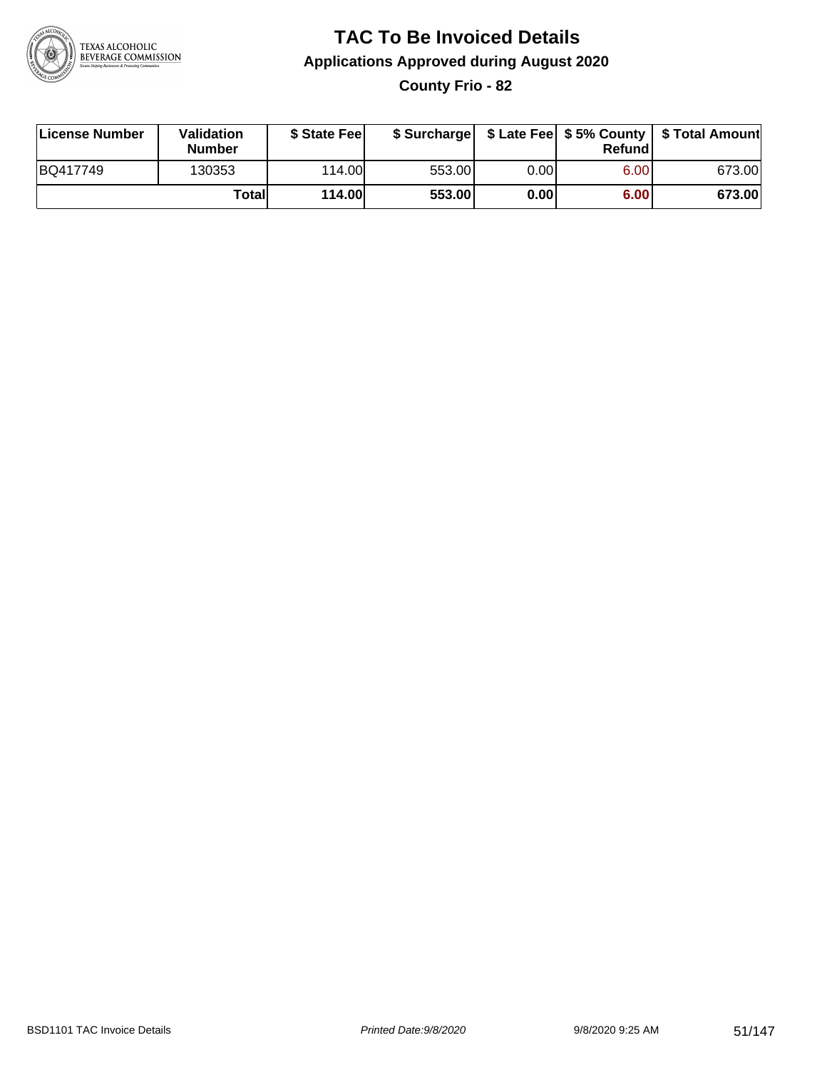# TAC To Be Invoiced Details

## Applications Approved during August 2020

### County Frio - 82

| License Number | Validation Number | $ State Fee | $ Surcharge | $ Late Fee | $ 5% County Refund | $ Total Amount |
|---|---|---|---|---|---|---|
| BQ417749 | 130353 | 114.00 | 553.00 | 0.00 | 6.00 | 673.00 |
| | **Total** | **114.00** | **553.00** | **0.00** | **6.00** | **673.00** |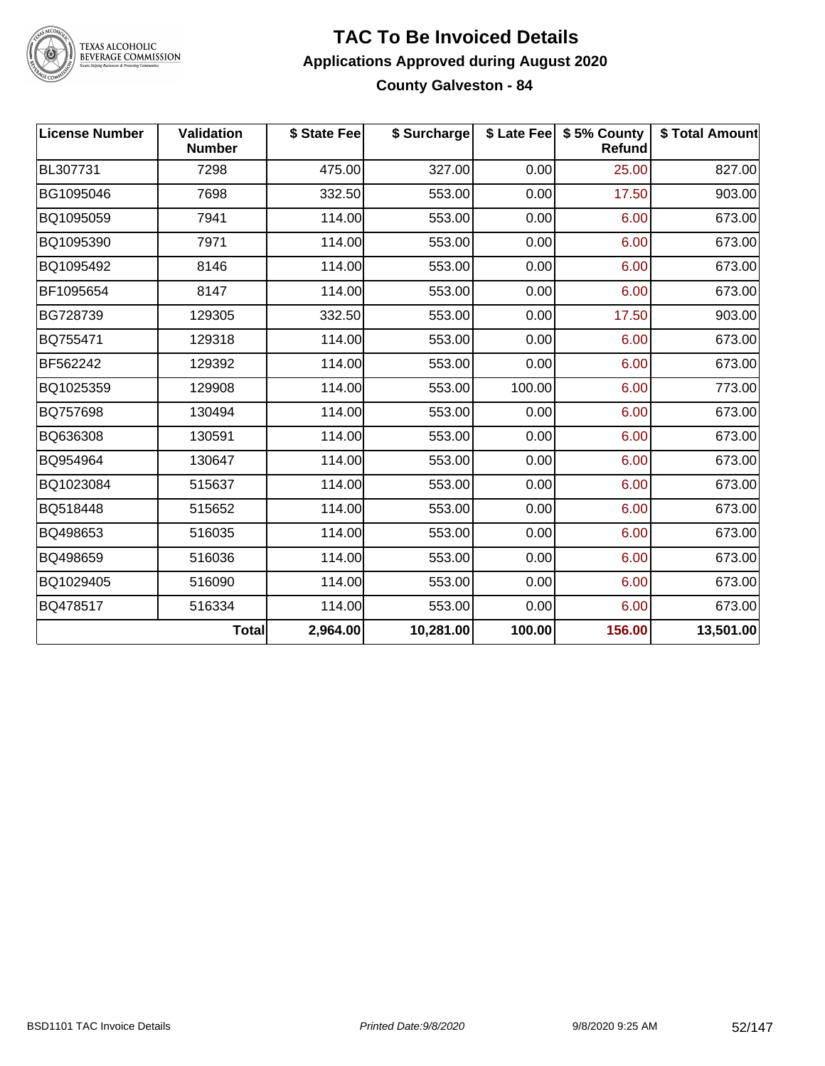# TAC To Be Invoiced Details

## Applications Approved during August 2020

### County Galveston - 84

| License Number | Validation Number | $ State Fee | $ Surcharge | $ Late Fee | $ 5% County Refund | $ Total Amount |
|---|---|---|---|---|---|---|
| BL307731 | 7298 | 475.00 | 327.00 | 0.00 | 25.00 | 827.00 |
| BG1095046 | 7698 | 332.50 | 553.00 | 0.00 | 17.50 | 903.00 |
| BQ1095059 | 7941 | 114.00 | 553.00 | 0.00 | 6.00 | 673.00 |
| BQ1095390 | 7971 | 114.00 | 553.00 | 0.00 | 6.00 | 673.00 |
| BQ1095492 | 8146 | 114.00 | 553.00 | 0.00 | 6.00 | 673.00 |
| BF1095654 | 8147 | 114.00 | 553.00 | 0.00 | 6.00 | 673.00 |
| BG728739 | 129305 | 332.50 | 553.00 | 0.00 | 17.50 | 903.00 |
| BQ755471 | 129318 | 114.00 | 553.00 | 0.00 | 6.00 | 673.00 |
| BF562242 | 129392 | 114.00 | 553.00 | 0.00 | 6.00 | 673.00 |
| BQ1025359 | 129908 | 114.00 | 553.00 | 100.00 | 6.00 | 773.00 |
| BQ757698 | 130494 | 114.00 | 553.00 | 0.00 | 6.00 | 673.00 |
| BQ636308 | 130591 | 114.00 | 553.00 | 0.00 | 6.00 | 673.00 |
| BQ954964 | 130647 | 114.00 | 553.00 | 0.00 | 6.00 | 673.00 |
| BQ1023084 | 515637 | 114.00 | 553.00 | 0.00 | 6.00 | 673.00 |
| BQ518448 | 515652 | 114.00 | 553.00 | 0.00 | 6.00 | 673.00 |
| BQ498653 | 516035 | 114.00 | 553.00 | 0.00 | 6.00 | 673.00 |
| BQ498659 | 516036 | 114.00 | 553.00 | 0.00 | 6.00 | 673.00 |
| BQ1029405 | 516090 | 114.00 | 553.00 | 0.00 | 6.00 | 673.00 |
| BQ478517 | 516334 | 114.00 | 553.00 | 0.00 | 6.00 | 673.00 |
| | **Total** | **2,964.00** | **10,281.00** | **100.00** | **156.00** | **13,501.00** |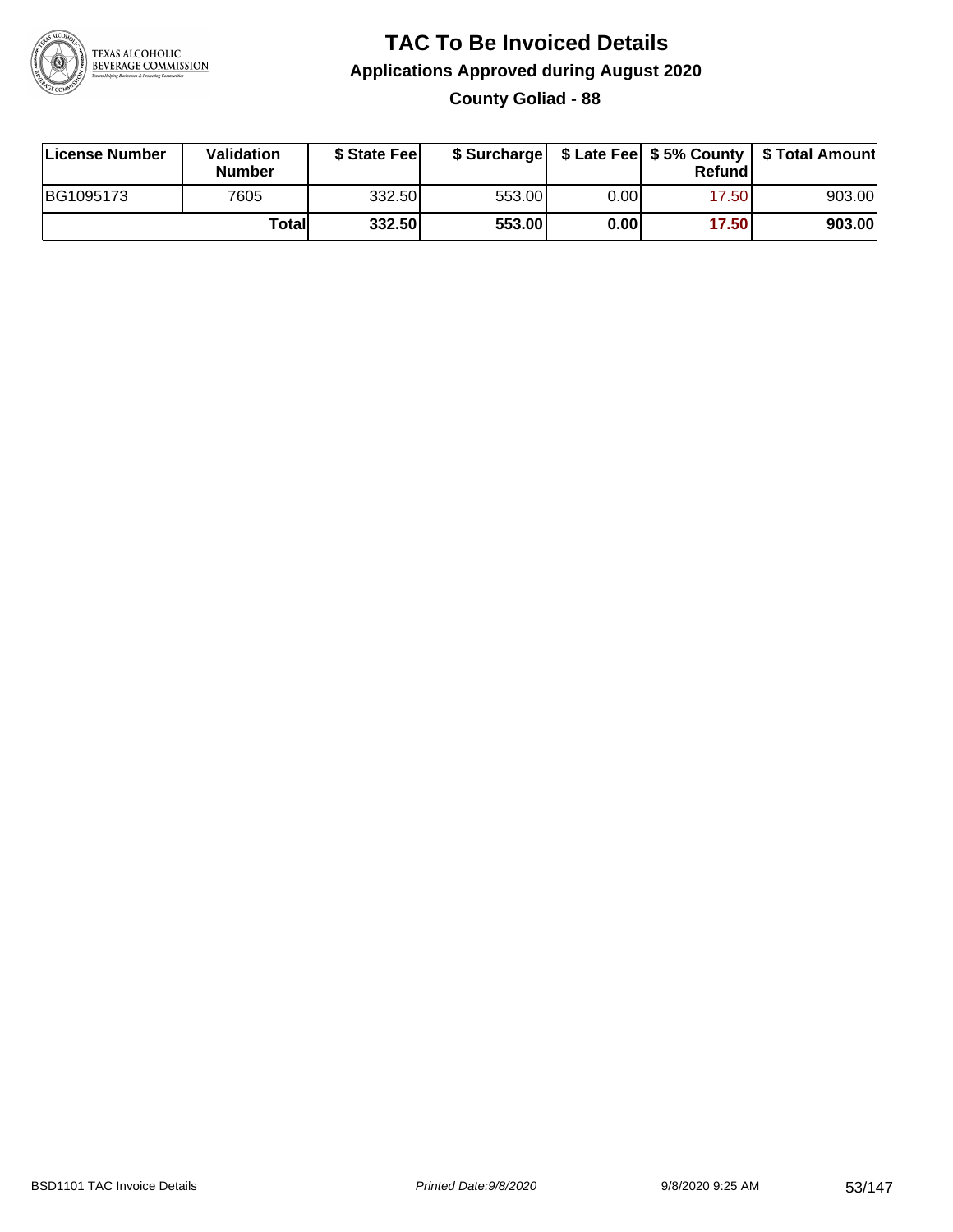# TAC To Be Invoiced Details

## Applications Approved during August 2020

### County Goliad - 88

| License Number | Validation Number | $ State Fee | $ Surcharge | $ Late Fee | $ 5% County Refund | $ Total Amount |
|---|---|---|---|---|---|---|
| BG1095173 | 7605 | 332.50 | 553.00 | 0.00 | 17.50 | 903.00 |
| | **Total** | **332.50** | **553.00** | **0.00** | **17.50** | **903.00** |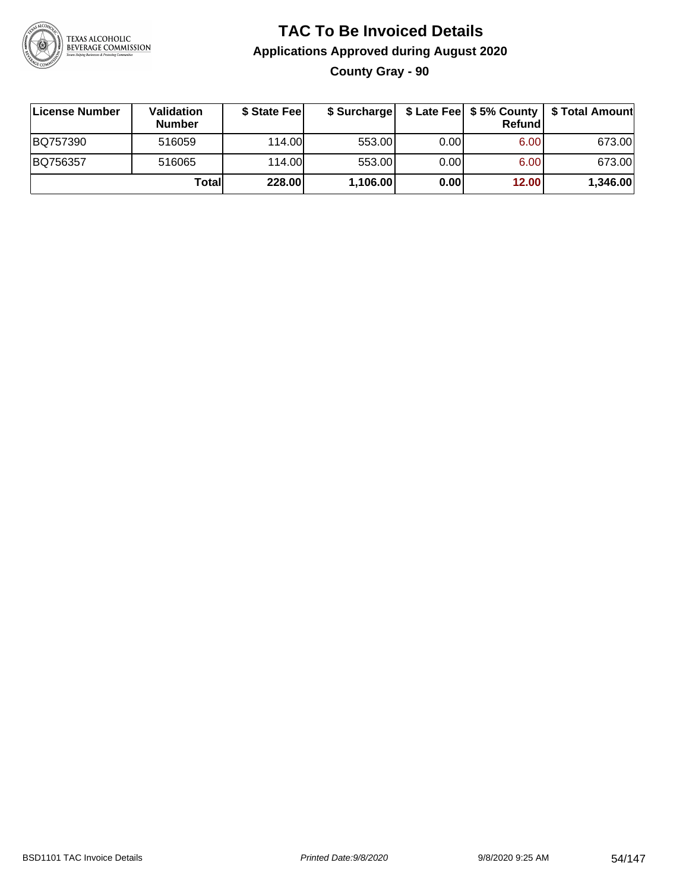# TAC To Be Invoiced Details

## Applications Approved during August 2020

### County Gray - 90

| License Number | Validation Number | $ State Fee | $ Surcharge | $ Late Fee | $ 5% County Refund | $ Total Amount |
|---|---|---|---|---|---|---|
| BQ757390 | 516059 | 114.00 | 553.00 | 0.00 | 6.00 | 673.00 |
| BQ756357 | 516065 | 114.00 | 553.00 | 0.00 | 6.00 | 673.00 |
| | **Total** | **228.00** | **1,106.00** | **0.00** | **12.00** | **1,346.00** |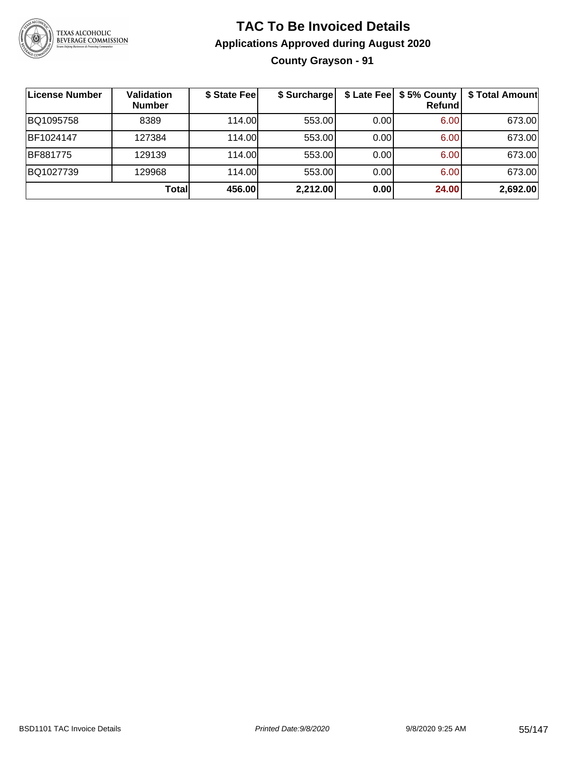# TAC To Be Invoiced Details

## Applications Approved during August 2020

### County Grayson - 91

| License Number | Validation Number | $ State Fee | $ Surcharge | $ Late Fee | $ 5% County Refund | $ Total Amount |
|---|---|---|---|---|---|---|
| BQ1095758 | 8389 | 114.00 | 553.00 | 0.00 | 6.00 | 673.00 |
| BF1024147 | 127384 | 114.00 | 553.00 | 0.00 | 6.00 | 673.00 |
| BF881775 | 129139 | 114.00 | 553.00 | 0.00 | 6.00 | 673.00 |
| BQ1027739 | 129968 | 114.00 | 553.00 | 0.00 | 6.00 | 673.00 |
| | **Total** | **456.00** | **2,212.00** | **0.00** | **24.00** | **2,692.00** |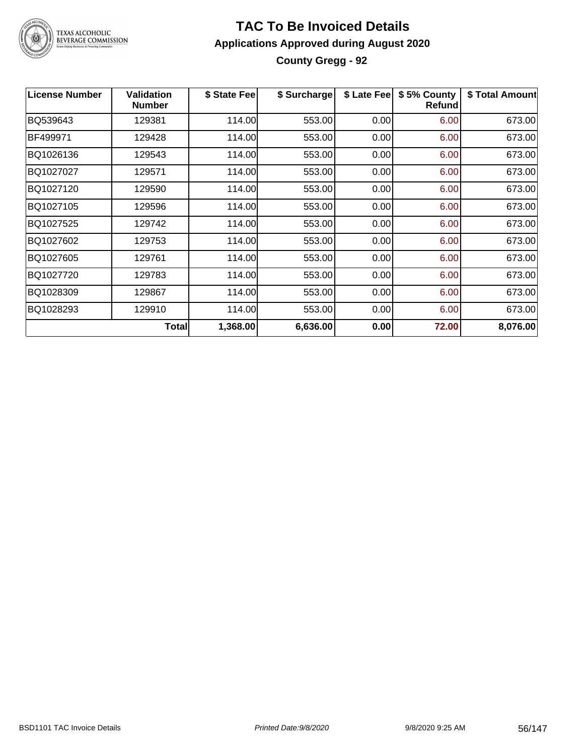# TAC To Be Invoiced Details

## Applications Approved during August 2020

### County Gregg - 92

| License Number | Validation Number | $ State Fee | $ Surcharge | $ Late Fee | $ 5% County Refund | $ Total Amount |
|---|---|---|---|---|---|---|
| BQ539643 | 129381 | 114.00 | 553.00 | 0.00 | 6.00 | 673.00 |
| BF499971 | 129428 | 114.00 | 553.00 | 0.00 | 6.00 | 673.00 |
| BQ1026136 | 129543 | 114.00 | 553.00 | 0.00 | 6.00 | 673.00 |
| BQ1027027 | 129571 | 114.00 | 553.00 | 0.00 | 6.00 | 673.00 |
| BQ1027120 | 129590 | 114.00 | 553.00 | 0.00 | 6.00 | 673.00 |
| BQ1027105 | 129596 | 114.00 | 553.00 | 0.00 | 6.00 | 673.00 |
| BQ1027525 | 129742 | 114.00 | 553.00 | 0.00 | 6.00 | 673.00 |
| BQ1027602 | 129753 | 114.00 | 553.00 | 0.00 | 6.00 | 673.00 |
| BQ1027605 | 129761 | 114.00 | 553.00 | 0.00 | 6.00 | 673.00 |
| BQ1027720 | 129783 | 114.00 | 553.00 | 0.00 | 6.00 | 673.00 |
| BQ1028309 | 129867 | 114.00 | 553.00 | 0.00 | 6.00 | 673.00 |
| BQ1028293 | 129910 | 114.00 | 553.00 | 0.00 | 6.00 | 673.00 |
| | **Total** | **1,368.00** | **6,636.00** | **0.00** | **72.00** | **8,076.00** |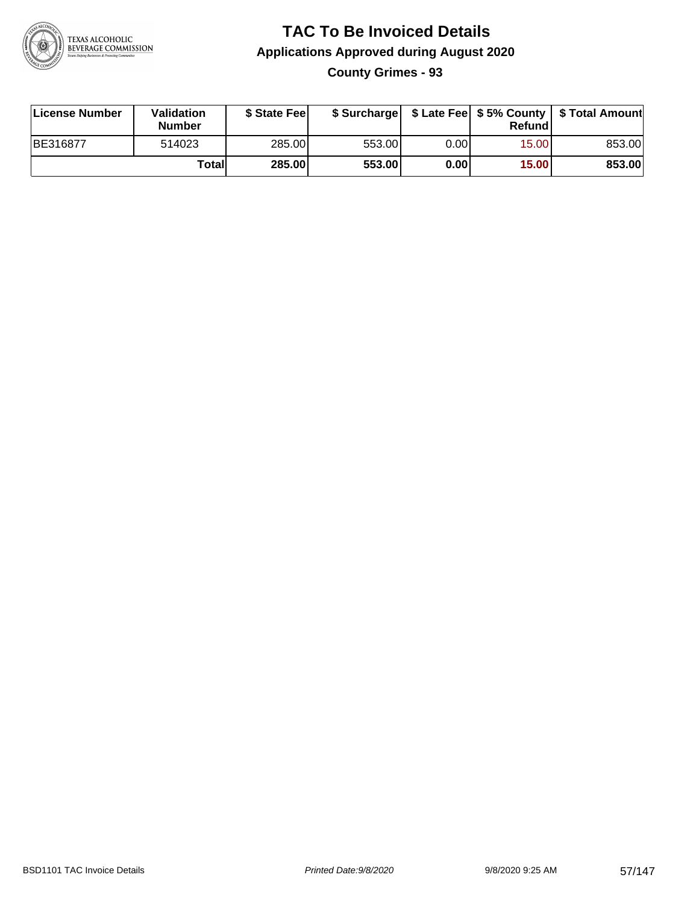# TAC To Be Invoiced Details

## Applications Approved during August 2020

### County Grimes - 93

| License Number | Validation Number | $ State Fee | $ Surcharge | $ Late Fee | $ 5% County Refund | $ Total Amount |
|---|---|---|---|---|---|---|
| BE316877 | 514023 | 285.00 | 553.00 | 0.00 | 15.00 | 853.00 |
| | **Total** | **285.00** | **553.00** | **0.00** | **15.00** | **853.00** |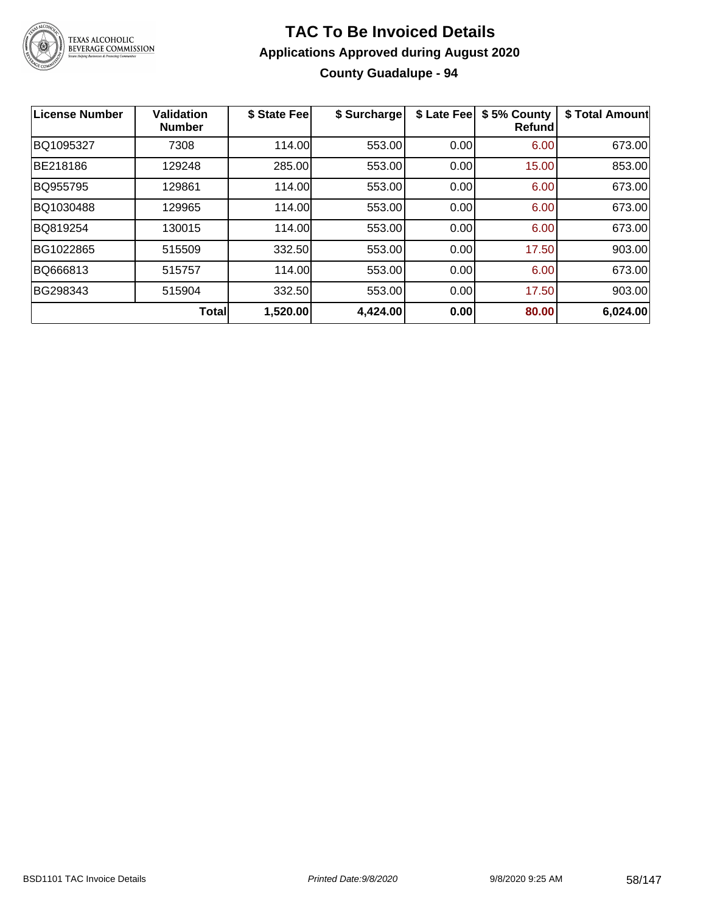# TAC To Be Invoiced Details

## Applications Approved during August 2020

### County Guadalupe - 94

| License Number | Validation Number | $ State Fee | $ Surcharge | $ Late Fee | $ 5% County Refund | $ Total Amount |
|---|---|---|---|---|---|---|
| BQ1095327 | 7308 | 114.00 | 553.00 | 0.00 | 6.00 | 673.00 |
| BE218186 | 129248 | 285.00 | 553.00 | 0.00 | 15.00 | 853.00 |
| BQ955795 | 129861 | 114.00 | 553.00 | 0.00 | 6.00 | 673.00 |
| BQ1030488 | 129965 | 114.00 | 553.00 | 0.00 | 6.00 | 673.00 |
| BQ819254 | 130015 | 114.00 | 553.00 | 0.00 | 6.00 | 673.00 |
| BG1022865 | 515509 | 332.50 | 553.00 | 0.00 | 17.50 | 903.00 |
| BQ666813 | 515757 | 114.00 | 553.00 | 0.00 | 6.00 | 673.00 |
| BG298343 | 515904 | 332.50 | 553.00 | 0.00 | 17.50 | 903.00 |
| | **Total** | **1,520.00** | **4,424.00** | **0.00** | **80.00** | **6,024.00** |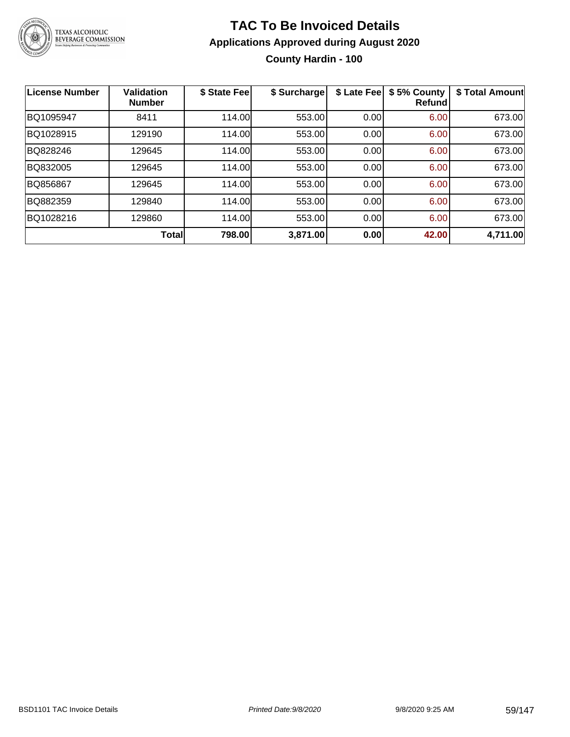# TAC To Be Invoiced Details

## Applications Approved during August 2020

### County Hardin - 100

| License Number | Validation Number | $ State Fee | $ Surcharge | $ Late Fee | $ 5% County Refund | $ Total Amount |
|---|---|---|---|---|---|---|
| BQ1095947 | 8411 | 114.00 | 553.00 | 0.00 | 6.00 | 673.00 |
| BQ1028915 | 129190 | 114.00 | 553.00 | 0.00 | 6.00 | 673.00 |
| BQ828246 | 129645 | 114.00 | 553.00 | 0.00 | 6.00 | 673.00 |
| BQ832005 | 129645 | 114.00 | 553.00 | 0.00 | 6.00 | 673.00 |
| BQ856867 | 129645 | 114.00 | 553.00 | 0.00 | 6.00 | 673.00 |
| BQ882359 | 129840 | 114.00 | 553.00 | 0.00 | 6.00 | 673.00 |
| BQ1028216 | 129860 | 114.00 | 553.00 | 0.00 | 6.00 | 673.00 |
| | **Total** | **798.00** | **3,871.00** | **0.00** | **42.00** | **4,711.00** |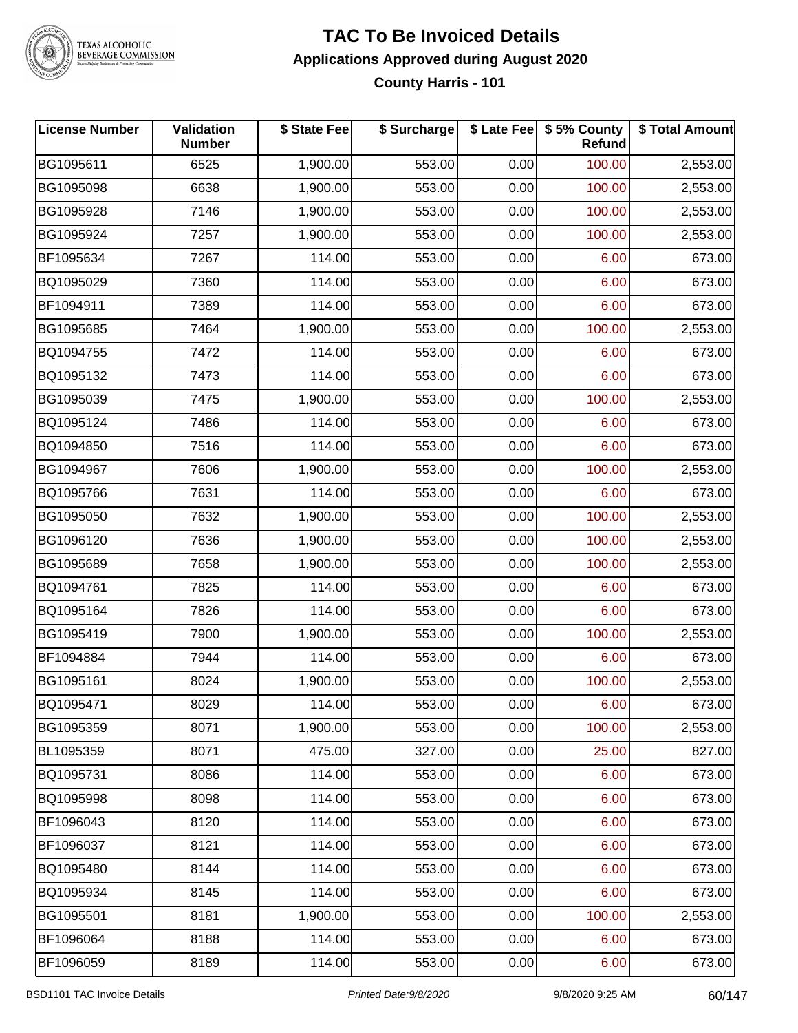# TAC To Be Invoiced Details

## Applications Approved during August 2020

### County Harris - 101

| License Number | Validation Number | $ State Fee | $ Surcharge | $ Late Fee | $ 5% County Refund | $ Total Amount |
|---|---|---|---|---|---|---|
| BG1095611 | 6525 | 1,900.00 | 553.00 | 0.00 | 100.00 | 2,553.00 |
| BG1095098 | 6638 | 1,900.00 | 553.00 | 0.00 | 100.00 | 2,553.00 |
| BG1095928 | 7146 | 1,900.00 | 553.00 | 0.00 | 100.00 | 2,553.00 |
| BG1095924 | 7257 | 1,900.00 | 553.00 | 0.00 | 100.00 | 2,553.00 |
| BF1095634 | 7267 | 114.00 | 553.00 | 0.00 | 6.00 | 673.00 |
| BQ1095029 | 7360 | 114.00 | 553.00 | 0.00 | 6.00 | 673.00 |
| BF1094911 | 7389 | 114.00 | 553.00 | 0.00 | 6.00 | 673.00 |
| BG1095685 | 7464 | 1,900.00 | 553.00 | 0.00 | 100.00 | 2,553.00 |
| BQ1094755 | 7472 | 114.00 | 553.00 | 0.00 | 6.00 | 673.00 |
| BQ1095132 | 7473 | 114.00 | 553.00 | 0.00 | 6.00 | 673.00 |
| BG1095039 | 7475 | 1,900.00 | 553.00 | 0.00 | 100.00 | 2,553.00 |
| BQ1095124 | 7486 | 114.00 | 553.00 | 0.00 | 6.00 | 673.00 |
| BQ1094850 | 7516 | 114.00 | 553.00 | 0.00 | 6.00 | 673.00 |
| BG1094967 | 7606 | 1,900.00 | 553.00 | 0.00 | 100.00 | 2,553.00 |
| BQ1095766 | 7631 | 114.00 | 553.00 | 0.00 | 6.00 | 673.00 |
| BG1095050 | 7632 | 1,900.00 | 553.00 | 0.00 | 100.00 | 2,553.00 |
| BG1096120 | 7636 | 1,900.00 | 553.00 | 0.00 | 100.00 | 2,553.00 |
| BG1095689 | 7658 | 1,900.00 | 553.00 | 0.00 | 100.00 | 2,553.00 |
| BQ1094761 | 7825 | 114.00 | 553.00 | 0.00 | 6.00 | 673.00 |
| BQ1095164 | 7826 | 114.00 | 553.00 | 0.00 | 6.00 | 673.00 |
| BG1095419 | 7900 | 1,900.00 | 553.00 | 0.00 | 100.00 | 2,553.00 |
| BF1094884 | 7944 | 114.00 | 553.00 | 0.00 | 6.00 | 673.00 |
| BG1095161 | 8024 | 1,900.00 | 553.00 | 0.00 | 100.00 | 2,553.00 |
| BQ1095471 | 8029 | 114.00 | 553.00 | 0.00 | 6.00 | 673.00 |
| BG1095359 | 8071 | 1,900.00 | 553.00 | 0.00 | 100.00 | 2,553.00 |
| BL1095359 | 8071 | 475.00 | 327.00 | 0.00 | 25.00 | 827.00 |
| BQ1095731 | 8086 | 114.00 | 553.00 | 0.00 | 6.00 | 673.00 |
| BQ1095998 | 8098 | 114.00 | 553.00 | 0.00 | 6.00 | 673.00 |
| BF1096043 | 8120 | 114.00 | 553.00 | 0.00 | 6.00 | 673.00 |
| BF1096037 | 8121 | 114.00 | 553.00 | 0.00 | 6.00 | 673.00 |
| BQ1095480 | 8144 | 114.00 | 553.00 | 0.00 | 6.00 | 673.00 |
| BQ1095934 | 8145 | 114.00 | 553.00 | 0.00 | 6.00 | 673.00 |
| BG1095501 | 8181 | 1,900.00 | 553.00 | 0.00 | 100.00 | 2,553.00 |
| BF1096064 | 8188 | 114.00 | 553.00 | 0.00 | 6.00 | 673.00 |
| BF1096059 | 8189 | 114.00 | 553.00 | 0.00 | 6.00 | 673.00 |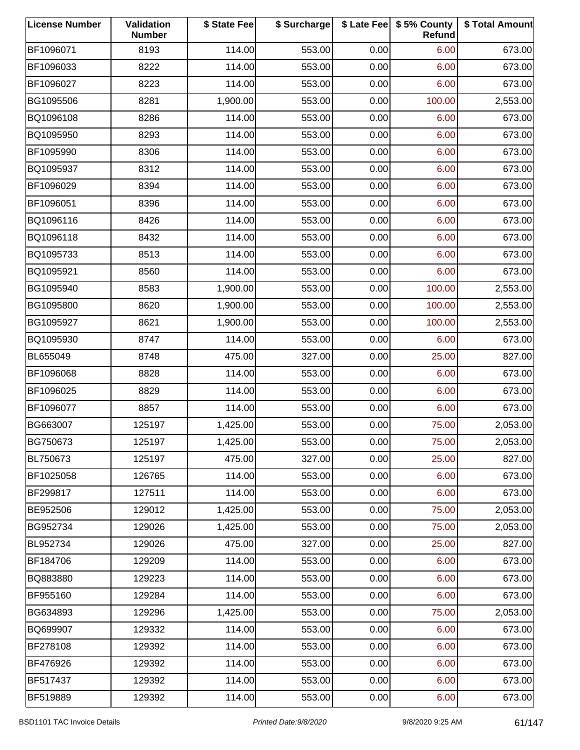| License Number | Validation Number | $ State Fee | $ Surcharge | $ Late Fee | $ 5% County Refund | $ Total Amount |
|---|---|---|---|---|---|---|
| BF1096071 | 8193 | 114.00 | 553.00 | 0.00 | 6.00 | 673.00 |
| BF1096033 | 8222 | 114.00 | 553.00 | 0.00 | 6.00 | 673.00 |
| BF1096027 | 8223 | 114.00 | 553.00 | 0.00 | 6.00 | 673.00 |
| BG1095506 | 8281 | 1,900.00 | 553.00 | 0.00 | 100.00 | 2,553.00 |
| BQ1096108 | 8286 | 114.00 | 553.00 | 0.00 | 6.00 | 673.00 |
| BQ1095950 | 8293 | 114.00 | 553.00 | 0.00 | 6.00 | 673.00 |
| BF1095990 | 8306 | 114.00 | 553.00 | 0.00 | 6.00 | 673.00 |
| BQ1095937 | 8312 | 114.00 | 553.00 | 0.00 | 6.00 | 673.00 |
| BF1096029 | 8394 | 114.00 | 553.00 | 0.00 | 6.00 | 673.00 |
| BF1096051 | 8396 | 114.00 | 553.00 | 0.00 | 6.00 | 673.00 |
| BQ1096116 | 8426 | 114.00 | 553.00 | 0.00 | 6.00 | 673.00 |
| BQ1096118 | 8432 | 114.00 | 553.00 | 0.00 | 6.00 | 673.00 |
| BQ1095733 | 8513 | 114.00 | 553.00 | 0.00 | 6.00 | 673.00 |
| BQ1095921 | 8560 | 114.00 | 553.00 | 0.00 | 6.00 | 673.00 |
| BG1095940 | 8583 | 1,900.00 | 553.00 | 0.00 | 100.00 | 2,553.00 |
| BG1095800 | 8620 | 1,900.00 | 553.00 | 0.00 | 100.00 | 2,553.00 |
| BG1095927 | 8621 | 1,900.00 | 553.00 | 0.00 | 100.00 | 2,553.00 |
| BQ1095930 | 8747 | 114.00 | 553.00 | 0.00 | 6.00 | 673.00 |
| BL655049 | 8748 | 475.00 | 327.00 | 0.00 | 25.00 | 827.00 |
| BF1096068 | 8828 | 114.00 | 553.00 | 0.00 | 6.00 | 673.00 |
| BF1096025 | 8829 | 114.00 | 553.00 | 0.00 | 6.00 | 673.00 |
| BF1096077 | 8857 | 114.00 | 553.00 | 0.00 | 6.00 | 673.00 |
| BG663007 | 125197 | 1,425.00 | 553.00 | 0.00 | 75.00 | 2,053.00 |
| BG750673 | 125197 | 1,425.00 | 553.00 | 0.00 | 75.00 | 2,053.00 |
| BL750673 | 125197 | 475.00 | 327.00 | 0.00 | 25.00 | 827.00 |
| BF1025058 | 126765 | 114.00 | 553.00 | 0.00 | 6.00 | 673.00 |
| BF299817 | 127511 | 114.00 | 553.00 | 0.00 | 6.00 | 673.00 |
| BE952506 | 129012 | 1,425.00 | 553.00 | 0.00 | 75.00 | 2,053.00 |
| BG952734 | 129026 | 1,425.00 | 553.00 | 0.00 | 75.00 | 2,053.00 |
| BL952734 | 129026 | 475.00 | 327.00 | 0.00 | 25.00 | 827.00 |
| BF184706 | 129209 | 114.00 | 553.00 | 0.00 | 6.00 | 673.00 |
| BQ883880 | 129223 | 114.00 | 553.00 | 0.00 | 6.00 | 673.00 |
| BF955160 | 129284 | 114.00 | 553.00 | 0.00 | 6.00 | 673.00 |
| BG634893 | 129296 | 1,425.00 | 553.00 | 0.00 | 75.00 | 2,053.00 |
| BQ699907 | 129332 | 114.00 | 553.00 | 0.00 | 6.00 | 673.00 |
| BF278108 | 129392 | 114.00 | 553.00 | 0.00 | 6.00 | 673.00 |
| BF476926 | 129392 | 114.00 | 553.00 | 0.00 | 6.00 | 673.00 |
| BF517437 | 129392 | 114.00 | 553.00 | 0.00 | 6.00 | 673.00 |
| BF519889 | 129392 | 114.00 | 553.00 | 0.00 | 6.00 | 673.00 |

BSD1101 TAC Invoice Details *Printed Date:9/8/2020* 9/8/2020 9:25 AM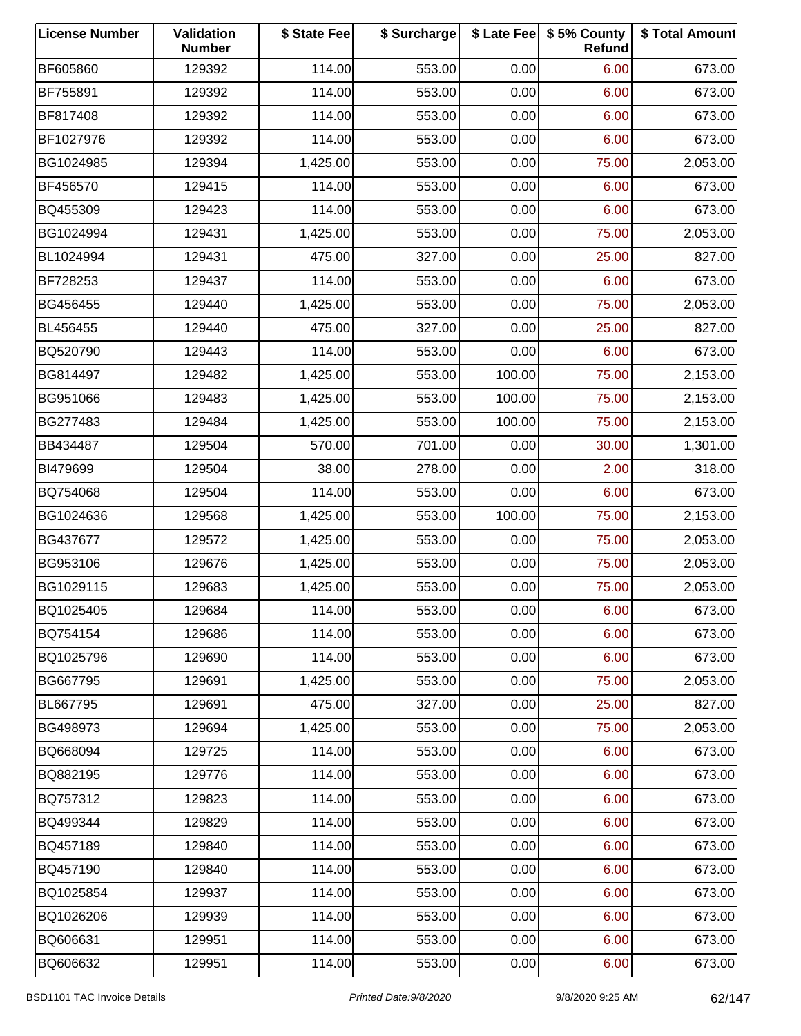| License Number | Validation Number | $ State Fee | $ Surcharge | $ Late Fee | $ 5% County Refund | $ Total Amount |
|---|---|---|---|---|---|---|
| BF605860 | 129392 | 114.00 | 553.00 | 0.00 | 6.00 | 673.00 |
| BF755891 | 129392 | 114.00 | 553.00 | 0.00 | 6.00 | 673.00 |
| BF817408 | 129392 | 114.00 | 553.00 | 0.00 | 6.00 | 673.00 |
| BF1027976 | 129392 | 114.00 | 553.00 | 0.00 | 6.00 | 673.00 |
| BG1024985 | 129394 | 1,425.00 | 553.00 | 0.00 | 75.00 | 2,053.00 |
| BF456570 | 129415 | 114.00 | 553.00 | 0.00 | 6.00 | 673.00 |
| BQ455309 | 129423 | 114.00 | 553.00 | 0.00 | 6.00 | 673.00 |
| BG1024994 | 129431 | 1,425.00 | 553.00 | 0.00 | 75.00 | 2,053.00 |
| BL1024994 | 129431 | 475.00 | 327.00 | 0.00 | 25.00 | 827.00 |
| BF728253 | 129437 | 114.00 | 553.00 | 0.00 | 6.00 | 673.00 |
| BG456455 | 129440 | 1,425.00 | 553.00 | 0.00 | 75.00 | 2,053.00 |
| BL456455 | 129440 | 475.00 | 327.00 | 0.00 | 25.00 | 827.00 |
| BQ520790 | 129443 | 114.00 | 553.00 | 0.00 | 6.00 | 673.00 |
| BG814497 | 129482 | 1,425.00 | 553.00 | 100.00 | 75.00 | 2,153.00 |
| BG951066 | 129483 | 1,425.00 | 553.00 | 100.00 | 75.00 | 2,153.00 |
| BG277483 | 129484 | 1,425.00 | 553.00 | 100.00 | 75.00 | 2,153.00 |
| BB434487 | 129504 | 570.00 | 701.00 | 0.00 | 30.00 | 1,301.00 |
| BI479699 | 129504 | 38.00 | 278.00 | 0.00 | 2.00 | 318.00 |
| BQ754068 | 129504 | 114.00 | 553.00 | 0.00 | 6.00 | 673.00 |
| BG1024636 | 129568 | 1,425.00 | 553.00 | 100.00 | 75.00 | 2,153.00 |
| BG437677 | 129572 | 1,425.00 | 553.00 | 0.00 | 75.00 | 2,053.00 |
| BG953106 | 129676 | 1,425.00 | 553.00 | 0.00 | 75.00 | 2,053.00 |
| BG1029115 | 129683 | 1,425.00 | 553.00 | 0.00 | 75.00 | 2,053.00 |
| BQ1025405 | 129684 | 114.00 | 553.00 | 0.00 | 6.00 | 673.00 |
| BQ754154 | 129686 | 114.00 | 553.00 | 0.00 | 6.00 | 673.00 |
| BQ1025796 | 129690 | 114.00 | 553.00 | 0.00 | 6.00 | 673.00 |
| BG667795 | 129691 | 1,425.00 | 553.00 | 0.00 | 75.00 | 2,053.00 |
| BL667795 | 129691 | 475.00 | 327.00 | 0.00 | 25.00 | 827.00 |
| BG498973 | 129694 | 1,425.00 | 553.00 | 0.00 | 75.00 | 2,053.00 |
| BQ668094 | 129725 | 114.00 | 553.00 | 0.00 | 6.00 | 673.00 |
| BQ882195 | 129776 | 114.00 | 553.00 | 0.00 | 6.00 | 673.00 |
| BQ757312 | 129823 | 114.00 | 553.00 | 0.00 | 6.00 | 673.00 |
| BQ499344 | 129829 | 114.00 | 553.00 | 0.00 | 6.00 | 673.00 |
| BQ457189 | 129840 | 114.00 | 553.00 | 0.00 | 6.00 | 673.00 |
| BQ457190 | 129840 | 114.00 | 553.00 | 0.00 | 6.00 | 673.00 |
| BQ1025854 | 129937 | 114.00 | 553.00 | 0.00 | 6.00 | 673.00 |
| BQ1026206 | 129939 | 114.00 | 553.00 | 0.00 | 6.00 | 673.00 |
| BQ606631 | 129951 | 114.00 | 553.00 | 0.00 | 6.00 | 673.00 |
| BQ606632 | 129951 | 114.00 | 553.00 | 0.00 | 6.00 | 673.00 |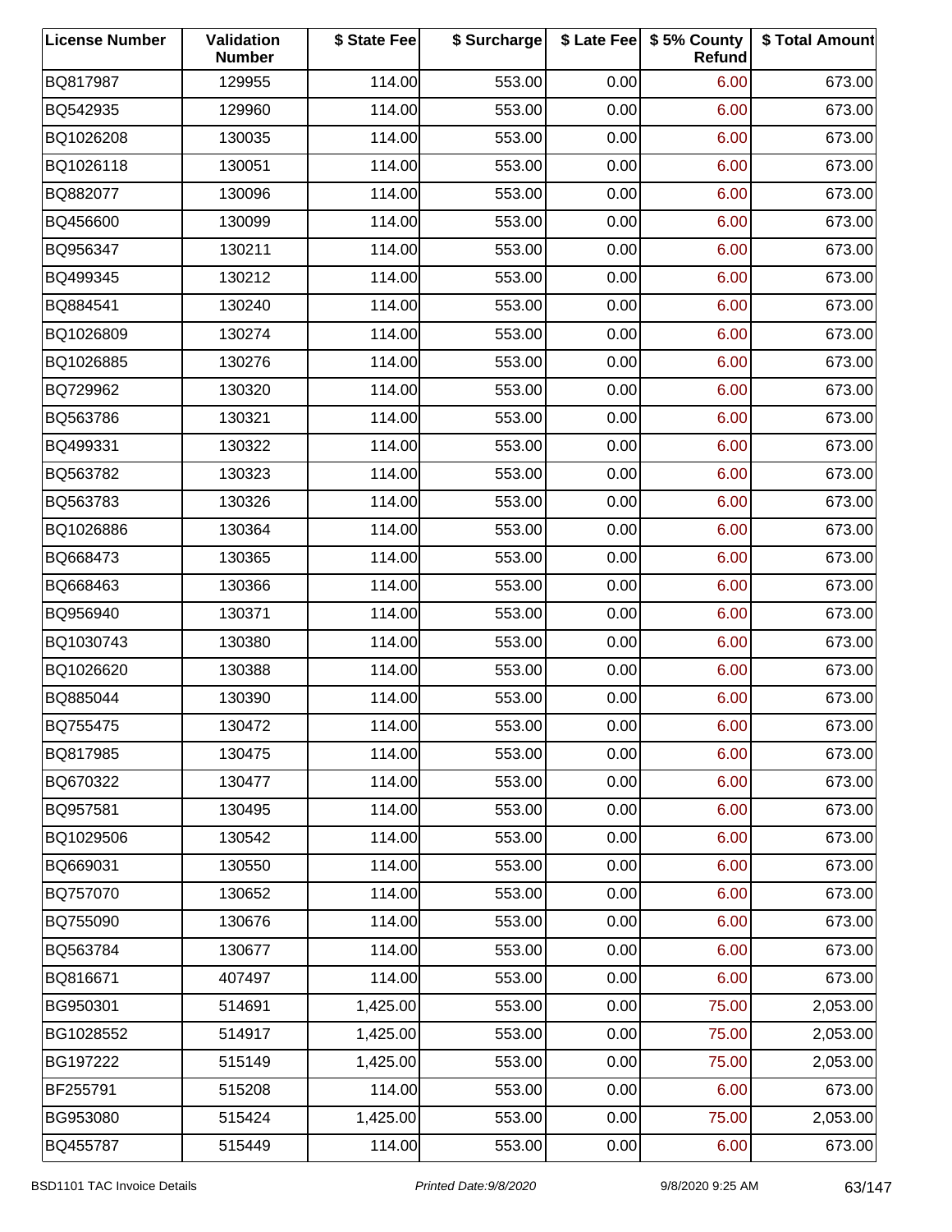| License Number | Validation Number | $ State Fee | $ Surcharge | $ Late Fee | $ 5% County Refund | $ Total Amount |
|---|---|---|---|---|---|---|
| BQ817987 | 129955 | 114.00 | 553.00 | 0.00 | 6.00 | 673.00 |
| BQ542935 | 129960 | 114.00 | 553.00 | 0.00 | 6.00 | 673.00 |
| BQ1026208 | 130035 | 114.00 | 553.00 | 0.00 | 6.00 | 673.00 |
| BQ1026118 | 130051 | 114.00 | 553.00 | 0.00 | 6.00 | 673.00 |
| BQ882077 | 130096 | 114.00 | 553.00 | 0.00 | 6.00 | 673.00 |
| BQ456600 | 130099 | 114.00 | 553.00 | 0.00 | 6.00 | 673.00 |
| BQ956347 | 130211 | 114.00 | 553.00 | 0.00 | 6.00 | 673.00 |
| BQ499345 | 130212 | 114.00 | 553.00 | 0.00 | 6.00 | 673.00 |
| BQ884541 | 130240 | 114.00 | 553.00 | 0.00 | 6.00 | 673.00 |
| BQ1026809 | 130274 | 114.00 | 553.00 | 0.00 | 6.00 | 673.00 |
| BQ1026885 | 130276 | 114.00 | 553.00 | 0.00 | 6.00 | 673.00 |
| BQ729962 | 130320 | 114.00 | 553.00 | 0.00 | 6.00 | 673.00 |
| BQ563786 | 130321 | 114.00 | 553.00 | 0.00 | 6.00 | 673.00 |
| BQ499331 | 130322 | 114.00 | 553.00 | 0.00 | 6.00 | 673.00 |
| BQ563782 | 130323 | 114.00 | 553.00 | 0.00 | 6.00 | 673.00 |
| BQ563783 | 130326 | 114.00 | 553.00 | 0.00 | 6.00 | 673.00 |
| BQ1026886 | 130364 | 114.00 | 553.00 | 0.00 | 6.00 | 673.00 |
| BQ668473 | 130365 | 114.00 | 553.00 | 0.00 | 6.00 | 673.00 |
| BQ668463 | 130366 | 114.00 | 553.00 | 0.00 | 6.00 | 673.00 |
| BQ956940 | 130371 | 114.00 | 553.00 | 0.00 | 6.00 | 673.00 |
| BQ1030743 | 130380 | 114.00 | 553.00 | 0.00 | 6.00 | 673.00 |
| BQ1026620 | 130388 | 114.00 | 553.00 | 0.00 | 6.00 | 673.00 |
| BQ885044 | 130390 | 114.00 | 553.00 | 0.00 | 6.00 | 673.00 |
| BQ755475 | 130472 | 114.00 | 553.00 | 0.00 | 6.00 | 673.00 |
| BQ817985 | 130475 | 114.00 | 553.00 | 0.00 | 6.00 | 673.00 |
| BQ670322 | 130477 | 114.00 | 553.00 | 0.00 | 6.00 | 673.00 |
| BQ957581 | 130495 | 114.00 | 553.00 | 0.00 | 6.00 | 673.00 |
| BQ1029506 | 130542 | 114.00 | 553.00 | 0.00 | 6.00 | 673.00 |
| BQ669031 | 130550 | 114.00 | 553.00 | 0.00 | 6.00 | 673.00 |
| BQ757070 | 130652 | 114.00 | 553.00 | 0.00 | 6.00 | 673.00 |
| BQ755090 | 130676 | 114.00 | 553.00 | 0.00 | 6.00 | 673.00 |
| BQ563784 | 130677 | 114.00 | 553.00 | 0.00 | 6.00 | 673.00 |
| BQ816671 | 407497 | 114.00 | 553.00 | 0.00 | 6.00 | 673.00 |
| BG950301 | 514691 | 1,425.00 | 553.00 | 0.00 | 75.00 | 2,053.00 |
| BG1028552 | 514917 | 1,425.00 | 553.00 | 0.00 | 75.00 | 2,053.00 |
| BG197222 | 515149 | 1,425.00 | 553.00 | 0.00 | 75.00 | 2,053.00 |
| BF255791 | 515208 | 114.00 | 553.00 | 0.00 | 6.00 | 673.00 |
| BG953080 | 515424 | 1,425.00 | 553.00 | 0.00 | 75.00 | 2,053.00 |
| BQ455787 | 515449 | 114.00 | 553.00 | 0.00 | 6.00 | 673.00 |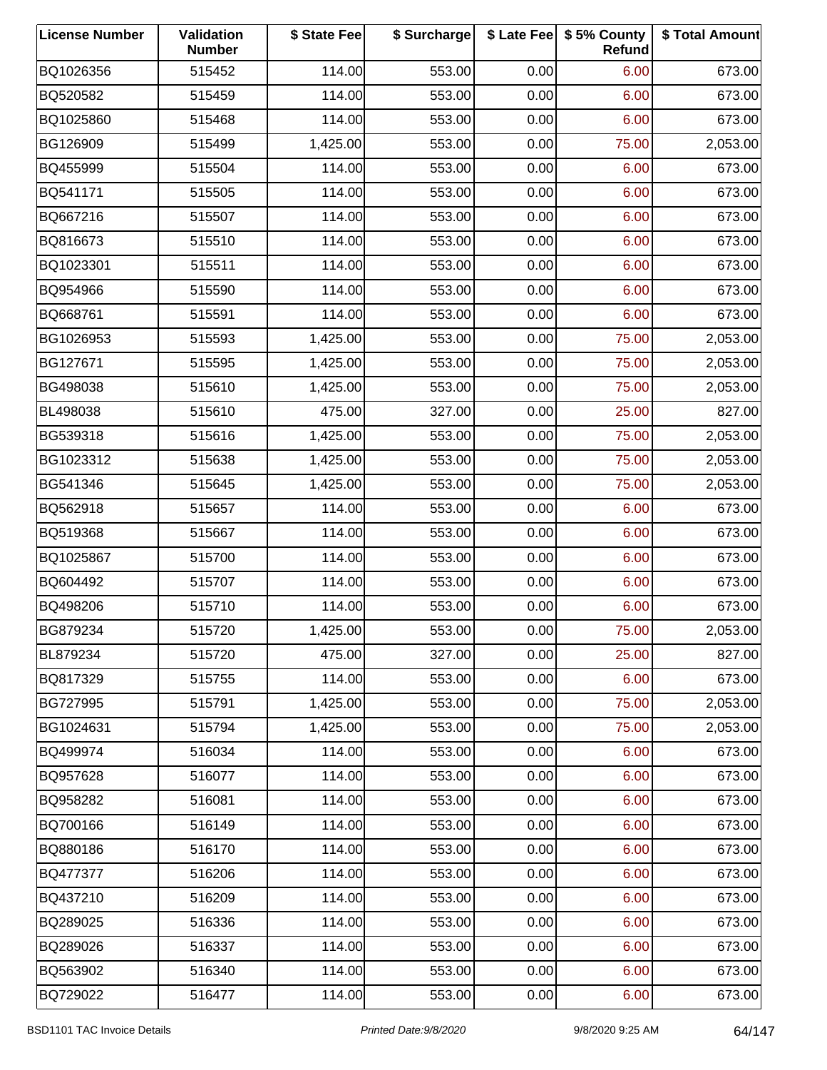| License Number | Validation Number | $ State Fee | $ Surcharge | $ Late Fee | $ 5% County Refund | $ Total Amount |
|---|---|---|---|---|---|---|
| BQ1026356 | 515452 | 114.00 | 553.00 | 0.00 | 6.00 | 673.00 |
| BQ520582 | 515459 | 114.00 | 553.00 | 0.00 | 6.00 | 673.00 |
| BQ1025860 | 515468 | 114.00 | 553.00 | 0.00 | 6.00 | 673.00 |
| BG126909 | 515499 | 1,425.00 | 553.00 | 0.00 | 75.00 | 2,053.00 |
| BQ455999 | 515504 | 114.00 | 553.00 | 0.00 | 6.00 | 673.00 |
| BQ541171 | 515505 | 114.00 | 553.00 | 0.00 | 6.00 | 673.00 |
| BQ667216 | 515507 | 114.00 | 553.00 | 0.00 | 6.00 | 673.00 |
| BQ816673 | 515510 | 114.00 | 553.00 | 0.00 | 6.00 | 673.00 |
| BQ1023301 | 515511 | 114.00 | 553.00 | 0.00 | 6.00 | 673.00 |
| BQ954966 | 515590 | 114.00 | 553.00 | 0.00 | 6.00 | 673.00 |
| BQ668761 | 515591 | 114.00 | 553.00 | 0.00 | 6.00 | 673.00 |
| BG1026953 | 515593 | 1,425.00 | 553.00 | 0.00 | 75.00 | 2,053.00 |
| BG127671 | 515595 | 1,425.00 | 553.00 | 0.00 | 75.00 | 2,053.00 |
| BG498038 | 515610 | 1,425.00 | 553.00 | 0.00 | 75.00 | 2,053.00 |
| BL498038 | 515610 | 475.00 | 327.00 | 0.00 | 25.00 | 827.00 |
| BG539318 | 515616 | 1,425.00 | 553.00 | 0.00 | 75.00 | 2,053.00 |
| BG1023312 | 515638 | 1,425.00 | 553.00 | 0.00 | 75.00 | 2,053.00 |
| BG541346 | 515645 | 1,425.00 | 553.00 | 0.00 | 75.00 | 2,053.00 |
| BQ562918 | 515657 | 114.00 | 553.00 | 0.00 | 6.00 | 673.00 |
| BQ519368 | 515667 | 114.00 | 553.00 | 0.00 | 6.00 | 673.00 |
| BQ1025867 | 515700 | 114.00 | 553.00 | 0.00 | 6.00 | 673.00 |
| BQ604492 | 515707 | 114.00 | 553.00 | 0.00 | 6.00 | 673.00 |
| BQ498206 | 515710 | 114.00 | 553.00 | 0.00 | 6.00 | 673.00 |
| BG879234 | 515720 | 1,425.00 | 553.00 | 0.00 | 75.00 | 2,053.00 |
| BL879234 | 515720 | 475.00 | 327.00 | 0.00 | 25.00 | 827.00 |
| BQ817329 | 515755 | 114.00 | 553.00 | 0.00 | 6.00 | 673.00 |
| BG727995 | 515791 | 1,425.00 | 553.00 | 0.00 | 75.00 | 2,053.00 |
| BG1024631 | 515794 | 1,425.00 | 553.00 | 0.00 | 75.00 | 2,053.00 |
| BQ499974 | 516034 | 114.00 | 553.00 | 0.00 | 6.00 | 673.00 |
| BQ957628 | 516077 | 114.00 | 553.00 | 0.00 | 6.00 | 673.00 |
| BQ958282 | 516081 | 114.00 | 553.00 | 0.00 | 6.00 | 673.00 |
| BQ700166 | 516149 | 114.00 | 553.00 | 0.00 | 6.00 | 673.00 |
| BQ880186 | 516170 | 114.00 | 553.00 | 0.00 | 6.00 | 673.00 |
| BQ477377 | 516206 | 114.00 | 553.00 | 0.00 | 6.00 | 673.00 |
| BQ437210 | 516209 | 114.00 | 553.00 | 0.00 | 6.00 | 673.00 |
| BQ289025 | 516336 | 114.00 | 553.00 | 0.00 | 6.00 | 673.00 |
| BQ289026 | 516337 | 114.00 | 553.00 | 0.00 | 6.00 | 673.00 |
| BQ563902 | 516340 | 114.00 | 553.00 | 0.00 | 6.00 | 673.00 |
| BQ729022 | 516477 | 114.00 | 553.00 | 0.00 | 6.00 | 673.00 |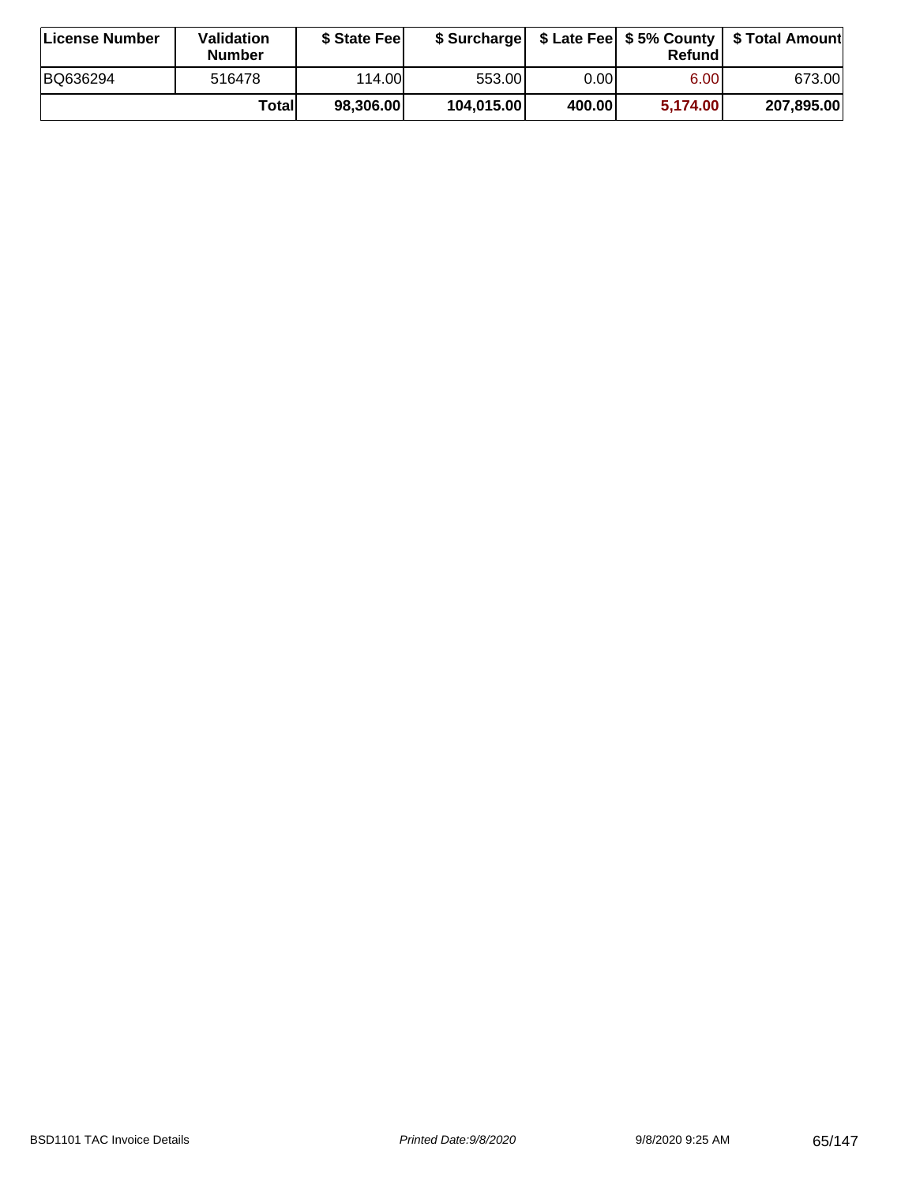| License Number | Validation Number | $ State Fee | $ Surcharge | $ Late Fee | $ 5% County Refund | $ Total Amount |
|---|---|---|---|---|---|---|
| BQ636294 | 516478 | 114.00 | 553.00 | 0.00 | 6.00 | 673.00 |
| | **Total** | **98,306.00** | **104,015.00** | **400.00** | **5,174.00** | **207,895.00** |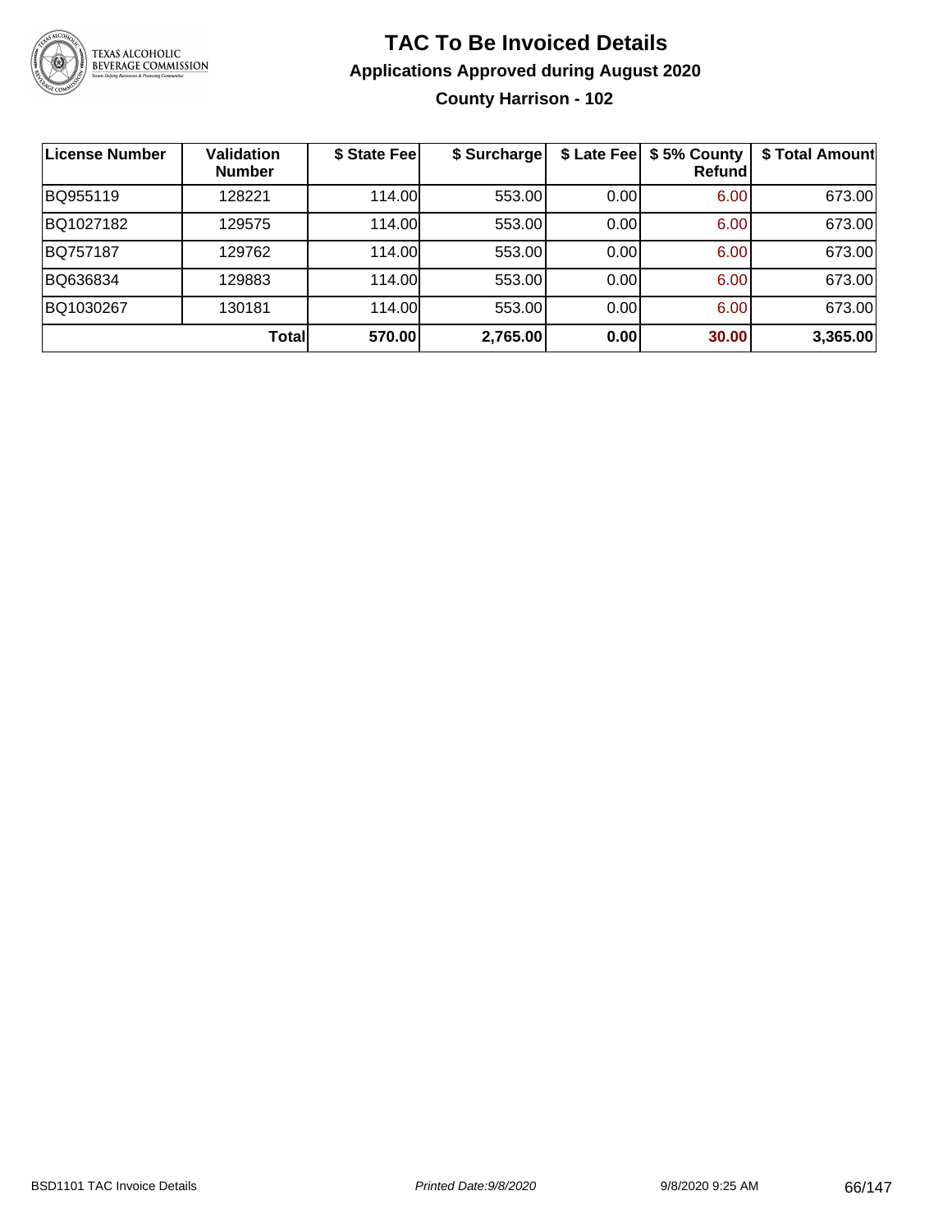# TAC To Be Invoiced Details

## Applications Approved during August 2020

### County Harrison - 102

| License Number | Validation Number | $ State Fee | $ Surcharge | $ Late Fee | $ 5% County Refund | $ Total Amount |
|---|---|---|---|---|---|---|
| BQ955119 | 128221 | 114.00 | 553.00 | 0.00 | 6.00 | 673.00 |
| BQ1027182 | 129575 | 114.00 | 553.00 | 0.00 | 6.00 | 673.00 |
| BQ757187 | 129762 | 114.00 | 553.00 | 0.00 | 6.00 | 673.00 |
| BQ636834 | 129883 | 114.00 | 553.00 | 0.00 | 6.00 | 673.00 |
| BQ1030267 | 130181 | 114.00 | 553.00 | 0.00 | 6.00 | 673.00 |
| | **Total** | **570.00** | **2,765.00** | **0.00** | **30.00** | **3,365.00** |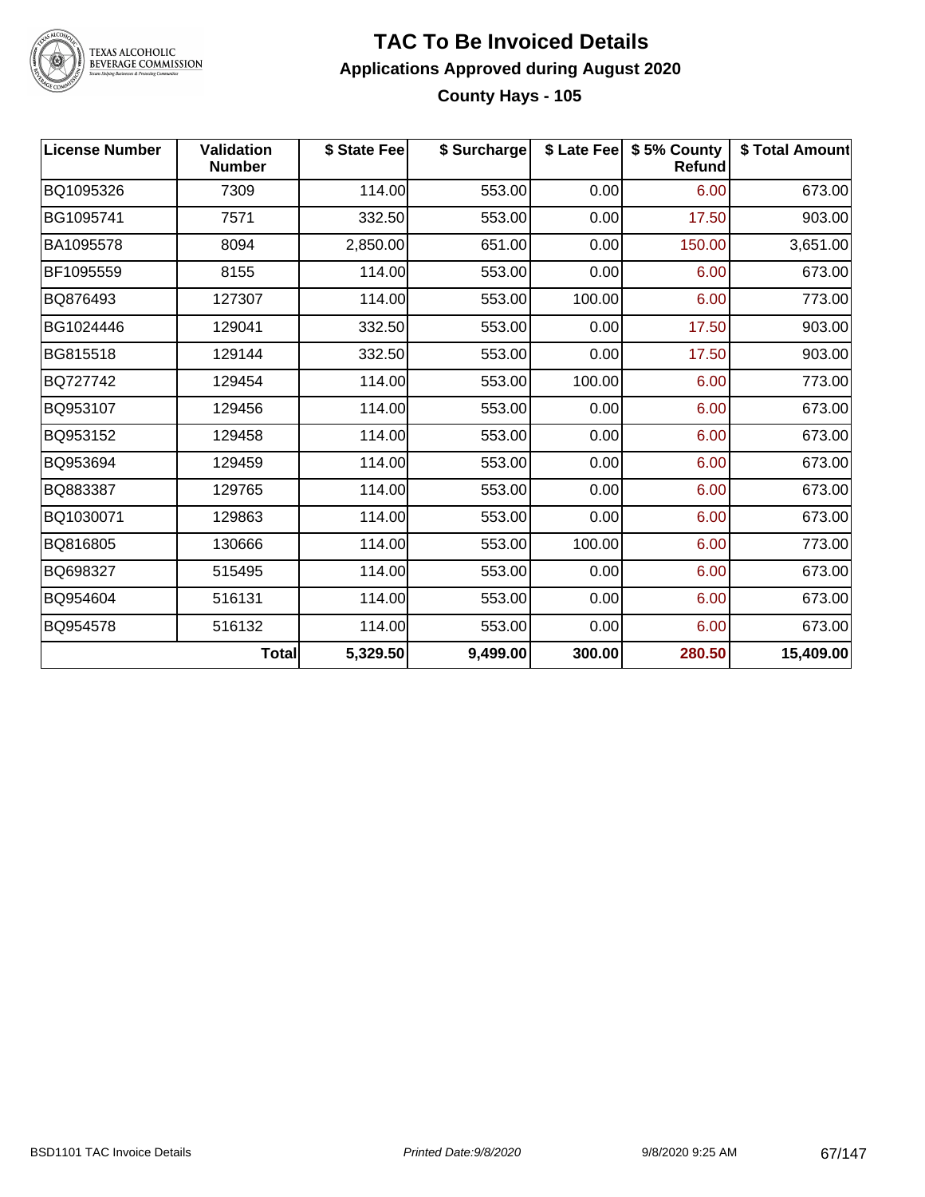# TAC To Be Invoiced Details

## Applications Approved during August 2020

### County Hays - 105

| License Number | Validation Number | $ State Fee | $ Surcharge | $ Late Fee | $ 5% County Refund | $ Total Amount |
|---|---|---|---|---|---|---|
| BQ1095326 | 7309 | 114.00 | 553.00 | 0.00 | 6.00 | 673.00 |
| BG1095741 | 7571 | 332.50 | 553.00 | 0.00 | 17.50 | 903.00 |
| BA1095578 | 8094 | 2,850.00 | 651.00 | 0.00 | 150.00 | 3,651.00 |
| BF1095559 | 8155 | 114.00 | 553.00 | 0.00 | 6.00 | 673.00 |
| BQ876493 | 127307 | 114.00 | 553.00 | 100.00 | 6.00 | 773.00 |
| BG1024446 | 129041 | 332.50 | 553.00 | 0.00 | 17.50 | 903.00 |
| BG815518 | 129144 | 332.50 | 553.00 | 0.00 | 17.50 | 903.00 |
| BQ727742 | 129454 | 114.00 | 553.00 | 100.00 | 6.00 | 773.00 |
| BQ953107 | 129456 | 114.00 | 553.00 | 0.00 | 6.00 | 673.00 |
| BQ953152 | 129458 | 114.00 | 553.00 | 0.00 | 6.00 | 673.00 |
| BQ953694 | 129459 | 114.00 | 553.00 | 0.00 | 6.00 | 673.00 |
| BQ883387 | 129765 | 114.00 | 553.00 | 0.00 | 6.00 | 673.00 |
| BQ1030071 | 129863 | 114.00 | 553.00 | 0.00 | 6.00 | 673.00 |
| BQ816805 | 130666 | 114.00 | 553.00 | 100.00 | 6.00 | 773.00 |
| BQ698327 | 515495 | 114.00 | 553.00 | 0.00 | 6.00 | 673.00 |
| BQ954604 | 516131 | 114.00 | 553.00 | 0.00 | 6.00 | 673.00 |
| BQ954578 | 516132 | 114.00 | 553.00 | 0.00 | 6.00 | 673.00 |
| | **Total** | **5,329.50** | **9,499.00** | **300.00** | **280.50** | **15,409.00** |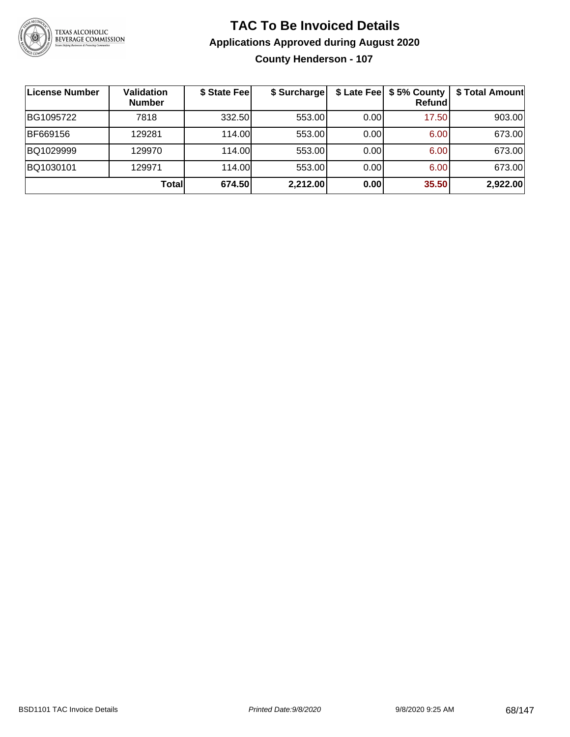# TAC To Be Invoiced Details

## Applications Approved during August 2020

### County Henderson - 107

| License Number | Validation Number | $ State Fee | $ Surcharge | $ Late Fee | $ 5% County Refund | $ Total Amount |
|---|---|---|---|---|---|---|
| BG1095722 | 7818 | 332.50 | 553.00 | 0.00 | 17.50 | 903.00 |
| BF669156 | 129281 | 114.00 | 553.00 | 0.00 | 6.00 | 673.00 |
| BQ1029999 | 129970 | 114.00 | 553.00 | 0.00 | 6.00 | 673.00 |
| BQ1030101 | 129971 | 114.00 | 553.00 | 0.00 | 6.00 | 673.00 |
| | **Total** | **674.50** | **2,212.00** | **0.00** | **35.50** | **2,922.00** |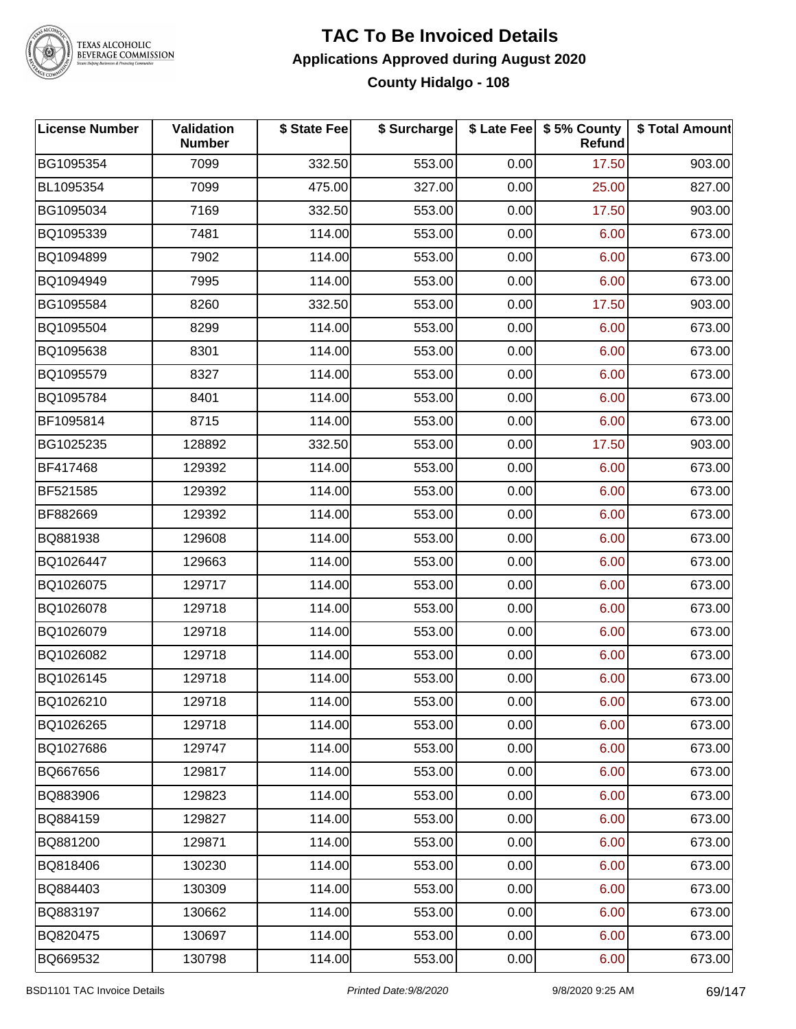# TAC To Be Invoiced Details

## Applications Approved during August 2020

### County Hidalgo - 108

| License Number | Validation Number | $ State Fee | $ Surcharge | $ Late Fee | $ 5% County Refund | $ Total Amount |
|---|---|---|---|---|---|---|
| BG1095354 | 7099 | 332.50 | 553.00 | 0.00 | 17.50 | 903.00 |
| BL1095354 | 7099 | 475.00 | 327.00 | 0.00 | 25.00 | 827.00 |
| BG1095034 | 7169 | 332.50 | 553.00 | 0.00 | 17.50 | 903.00 |
| BQ1095339 | 7481 | 114.00 | 553.00 | 0.00 | 6.00 | 673.00 |
| BQ1094899 | 7902 | 114.00 | 553.00 | 0.00 | 6.00 | 673.00 |
| BQ1094949 | 7995 | 114.00 | 553.00 | 0.00 | 6.00 | 673.00 |
| BG1095584 | 8260 | 332.50 | 553.00 | 0.00 | 17.50 | 903.00 |
| BQ1095504 | 8299 | 114.00 | 553.00 | 0.00 | 6.00 | 673.00 |
| BQ1095638 | 8301 | 114.00 | 553.00 | 0.00 | 6.00 | 673.00 |
| BQ1095579 | 8327 | 114.00 | 553.00 | 0.00 | 6.00 | 673.00 |
| BQ1095784 | 8401 | 114.00 | 553.00 | 0.00 | 6.00 | 673.00 |
| BF1095814 | 8715 | 114.00 | 553.00 | 0.00 | 6.00 | 673.00 |
| BG1025235 | 128892 | 332.50 | 553.00 | 0.00 | 17.50 | 903.00 |
| BF417468 | 129392 | 114.00 | 553.00 | 0.00 | 6.00 | 673.00 |
| BF521585 | 129392 | 114.00 | 553.00 | 0.00 | 6.00 | 673.00 |
| BF882669 | 129392 | 114.00 | 553.00 | 0.00 | 6.00 | 673.00 |
| BQ881938 | 129608 | 114.00 | 553.00 | 0.00 | 6.00 | 673.00 |
| BQ1026447 | 129663 | 114.00 | 553.00 | 0.00 | 6.00 | 673.00 |
| BQ1026075 | 129717 | 114.00 | 553.00 | 0.00 | 6.00 | 673.00 |
| BQ1026078 | 129718 | 114.00 | 553.00 | 0.00 | 6.00 | 673.00 |
| BQ1026079 | 129718 | 114.00 | 553.00 | 0.00 | 6.00 | 673.00 |
| BQ1026082 | 129718 | 114.00 | 553.00 | 0.00 | 6.00 | 673.00 |
| BQ1026145 | 129718 | 114.00 | 553.00 | 0.00 | 6.00 | 673.00 |
| BQ1026210 | 129718 | 114.00 | 553.00 | 0.00 | 6.00 | 673.00 |
| BQ1026265 | 129718 | 114.00 | 553.00 | 0.00 | 6.00 | 673.00 |
| BQ1027686 | 129747 | 114.00 | 553.00 | 0.00 | 6.00 | 673.00 |
| BQ667656 | 129817 | 114.00 | 553.00 | 0.00 | 6.00 | 673.00 |
| BQ883906 | 129823 | 114.00 | 553.00 | 0.00 | 6.00 | 673.00 |
| BQ884159 | 129827 | 114.00 | 553.00 | 0.00 | 6.00 | 673.00 |
| BQ881200 | 129871 | 114.00 | 553.00 | 0.00 | 6.00 | 673.00 |
| BQ818406 | 130230 | 114.00 | 553.00 | 0.00 | 6.00 | 673.00 |
| BQ884403 | 130309 | 114.00 | 553.00 | 0.00 | 6.00 | 673.00 |
| BQ883197 | 130662 | 114.00 | 553.00 | 0.00 | 6.00 | 673.00 |
| BQ820475 | 130697 | 114.00 | 553.00 | 0.00 | 6.00 | 673.00 |
| BQ669532 | 130798 | 114.00 | 553.00 | 0.00 | 6.00 | 673.00 |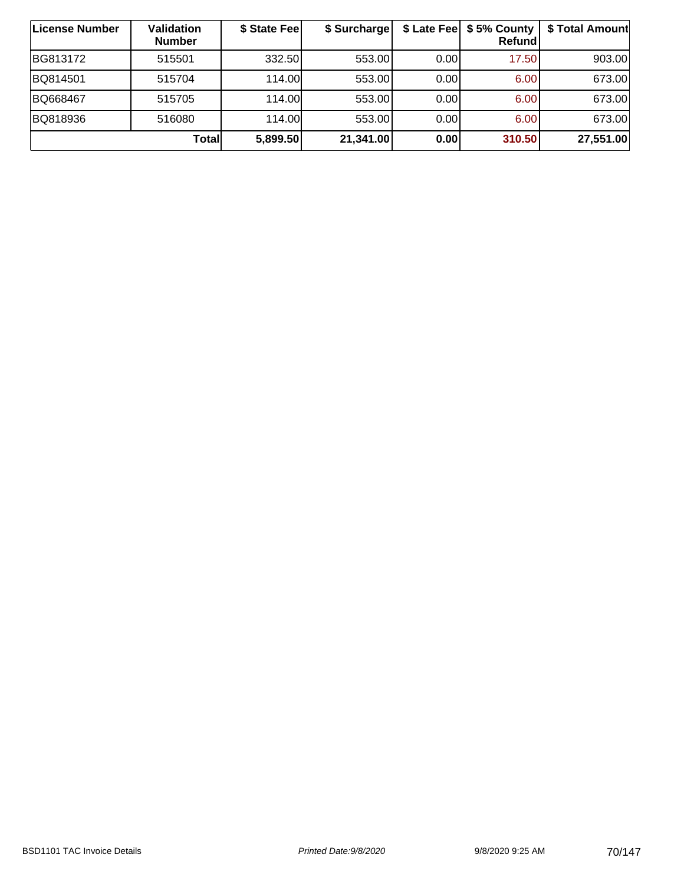| License Number | Validation Number | $ State Fee | $ Surcharge | $ Late Fee | $ 5% County Refund | $ Total Amount |
|---|---|---|---|---|---|---|
| BG813172 | 515501 | 332.50 | 553.00 | 0.00 | 17.50 | 903.00 |
| BQ814501 | 515704 | 114.00 | 553.00 | 0.00 | 6.00 | 673.00 |
| BQ668467 | 515705 | 114.00 | 553.00 | 0.00 | 6.00 | 673.00 |
| BQ818936 | 516080 | 114.00 | 553.00 | 0.00 | 6.00 | 673.00 |
| | **Total** | **5,899.50** | **21,341.00** | **0.00** | **310.50** | **27,551.00** |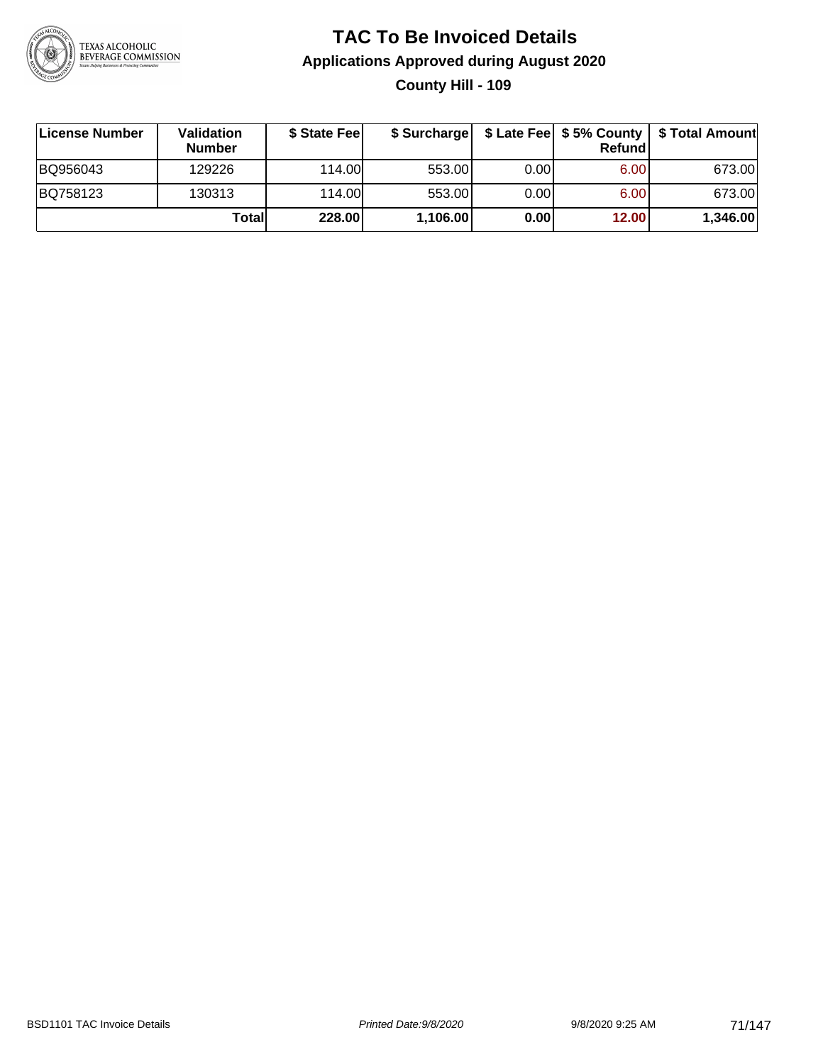# TAC To Be Invoiced Details

## Applications Approved during August 2020

### County Hill - 109

| License Number | Validation Number | $ State Fee | $ Surcharge | $ Late Fee | $ 5% County Refund | $ Total Amount |
|---|---|---|---|---|---|---|
| BQ956043 | 129226 | 114.00 | 553.00 | 0.00 | 6.00 | 673.00 |
| BQ758123 | 130313 | 114.00 | 553.00 | 0.00 | 6.00 | 673.00 |
| | **Total** | **228.00** | **1,106.00** | **0.00** | **12.00** | **1,346.00** |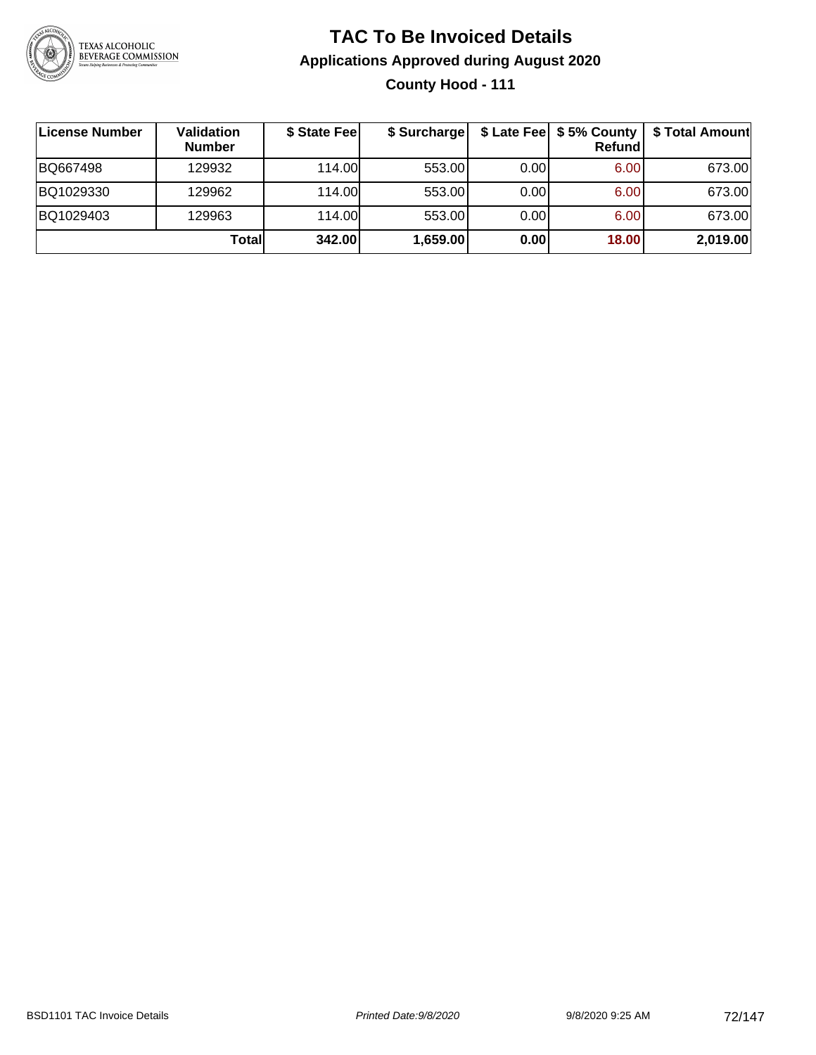# TAC To Be Invoiced Details

## Applications Approved during August 2020

### County Hood - 111

| License Number | Validation Number | $ State Fee | $ Surcharge | $ Late Fee | $ 5% County Refund | $ Total Amount |
|---|---|---|---|---|---|---|
| BQ667498 | 129932 | 114.00 | 553.00 | 0.00 | 6.00 | 673.00 |
| BQ1029330 | 129962 | 114.00 | 553.00 | 0.00 | 6.00 | 673.00 |
| BQ1029403 | 129963 | 114.00 | 553.00 | 0.00 | 6.00 | 673.00 |
| | **Total** | **342.00** | **1,659.00** | **0.00** | **18.00** | **2,019.00** |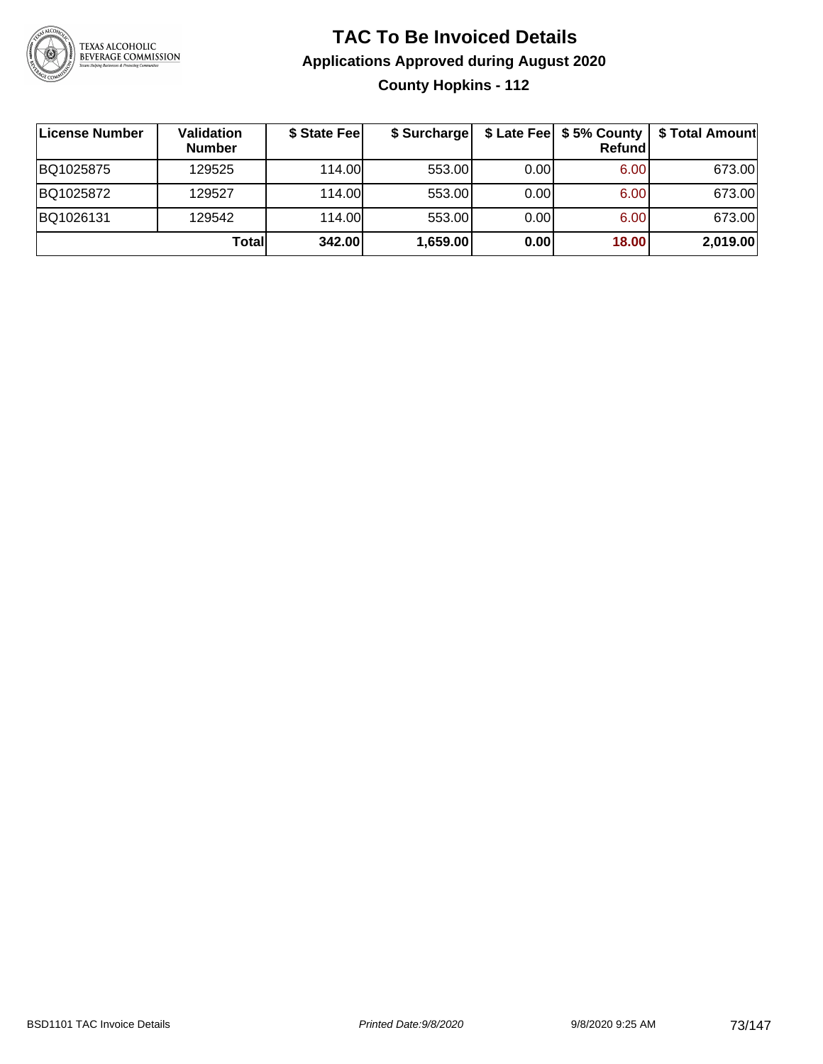# TAC To Be Invoiced Details

## Applications Approved during August 2020

### County Hopkins - 112

| License Number | Validation Number | $ State Fee | $ Surcharge | $ Late Fee | $ 5% County Refund | $ Total Amount |
|---|---|---|---|---|---|---|
| BQ1025875 | 129525 | 114.00 | 553.00 | 0.00 | 6.00 | 673.00 |
| BQ1025872 | 129527 | 114.00 | 553.00 | 0.00 | 6.00 | 673.00 |
| BQ1026131 | 129542 | 114.00 | 553.00 | 0.00 | 6.00 | 673.00 |
| | **Total** | **342.00** | **1,659.00** | **0.00** | **18.00** | **2,019.00** |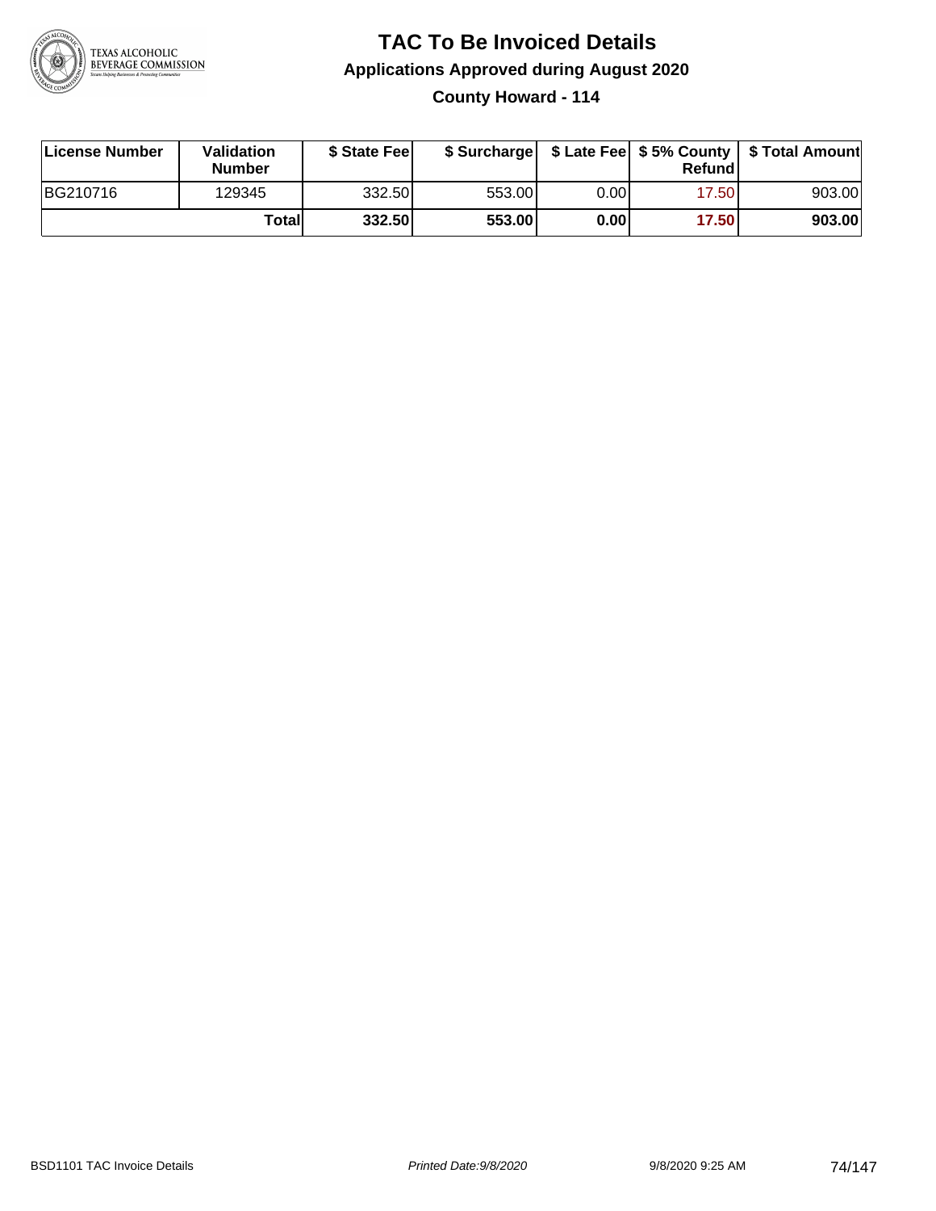# TAC To Be Invoiced Details

## Applications Approved during August 2020

### County Howard - 114

| License Number | Validation Number | $ State Fee | $ Surcharge | $ Late Fee | $ 5% County Refund | $ Total Amount |
|---|---|---|---|---|---|---|
| BG210716 | 129345 | 332.50 | 553.00 | 0.00 | 17.50 | 903.00 |
| | Total | 332.50 | 553.00 | 0.00 | 17.50 | 903.00 |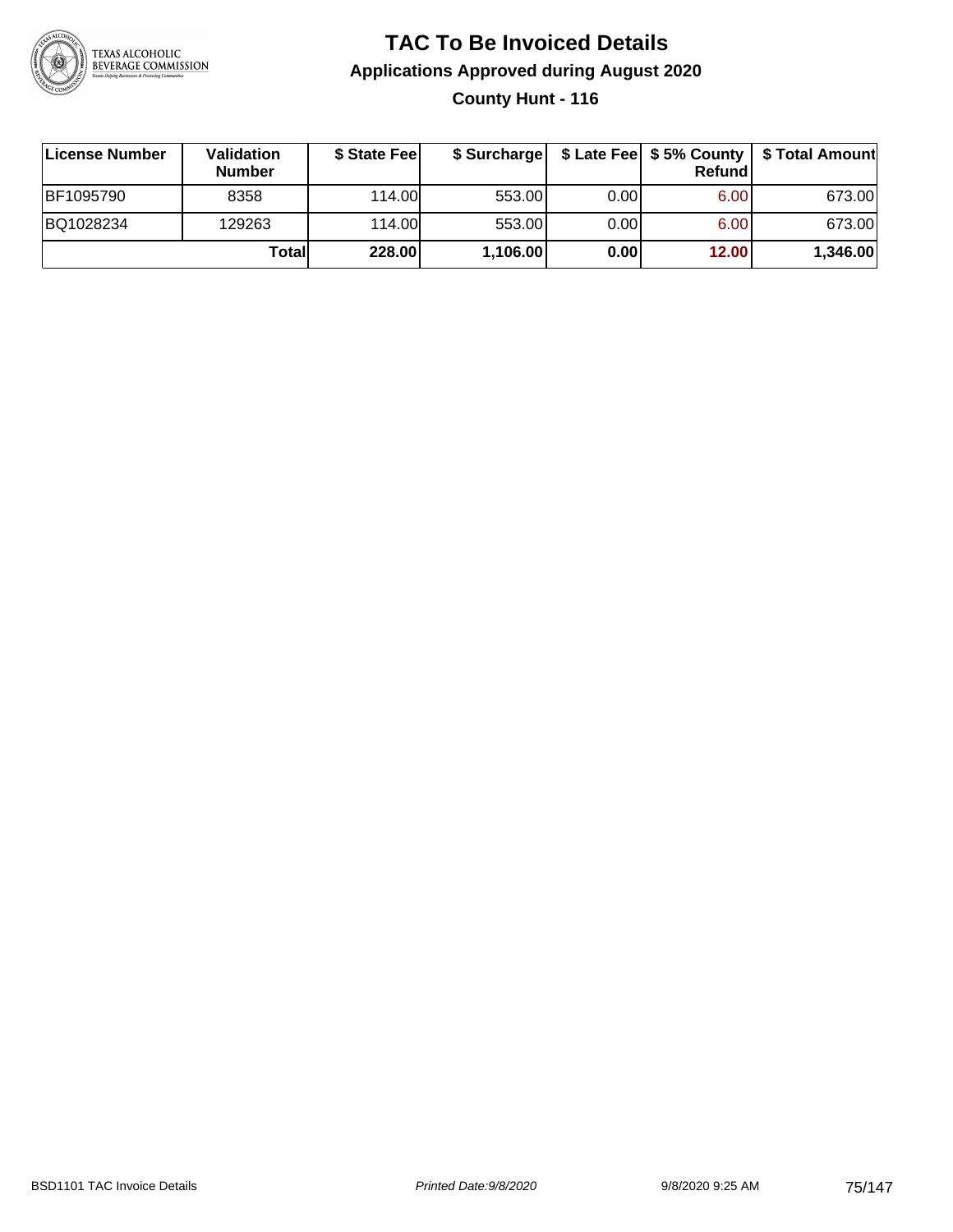# TAC To Be Invoiced Details

## Applications Approved during August 2020

### County Hunt - 116

| License Number | Validation Number | $ State Fee | $ Surcharge | $ Late Fee | $ 5% County Refund | $ Total Amount |
|---|---|---|---|---|---|---|
| BF1095790 | 8358 | 114.00 | 553.00 | 0.00 | 6.00 | 673.00 |
| BQ1028234 | 129263 | 114.00 | 553.00 | 0.00 | 6.00 | 673.00 |
| | **Total** | **228.00** | **1,106.00** | **0.00** | **12.00** | **1,346.00** |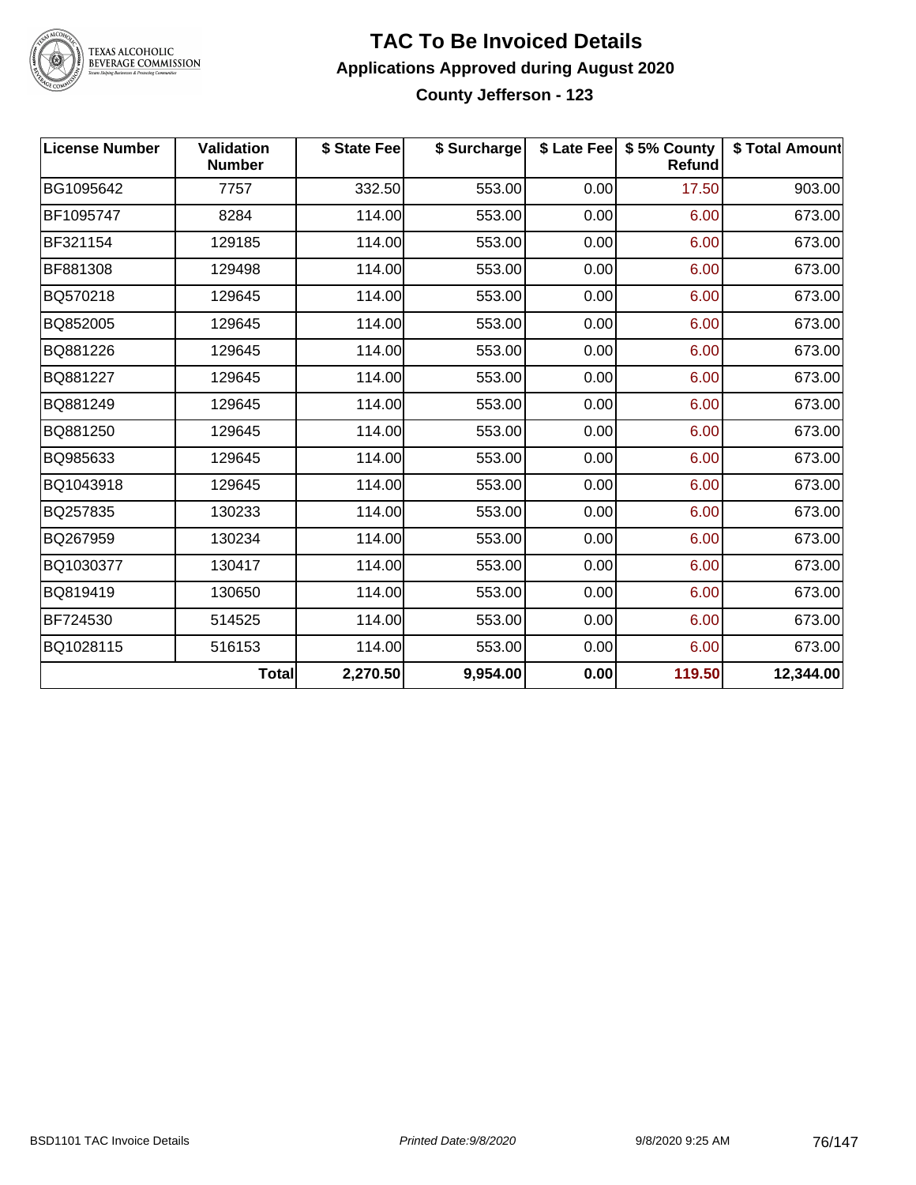# TAC To Be Invoiced Details

## Applications Approved during August 2020

### County Jefferson - 123

| License Number | Validation Number | \$ State Fee | \$ Surcharge | \$ Late Fee | \$ 5% County Refund | \$ Total Amount |
|---|---|---|---|---|---|---|
| BG1095642 | 7757 | 332.50 | 553.00 | 0.00 | 17.50 | 903.00 |
| BF1095747 | 8284 | 114.00 | 553.00 | 0.00 | 6.00 | 673.00 |
| BF321154 | 129185 | 114.00 | 553.00 | 0.00 | 6.00 | 673.00 |
| BF881308 | 129498 | 114.00 | 553.00 | 0.00 | 6.00 | 673.00 |
| BQ570218 | 129645 | 114.00 | 553.00 | 0.00 | 6.00 | 673.00 |
| BQ852005 | 129645 | 114.00 | 553.00 | 0.00 | 6.00 | 673.00 |
| BQ881226 | 129645 | 114.00 | 553.00 | 0.00 | 6.00 | 673.00 |
| BQ881227 | 129645 | 114.00 | 553.00 | 0.00 | 6.00 | 673.00 |
| BQ881249 | 129645 | 114.00 | 553.00 | 0.00 | 6.00 | 673.00 |
| BQ881250 | 129645 | 114.00 | 553.00 | 0.00 | 6.00 | 673.00 |
| BQ985633 | 129645 | 114.00 | 553.00 | 0.00 | 6.00 | 673.00 |
| BQ1043918 | 129645 | 114.00 | 553.00 | 0.00 | 6.00 | 673.00 |
| BQ257835 | 130233 | 114.00 | 553.00 | 0.00 | 6.00 | 673.00 |
| BQ267959 | 130234 | 114.00 | 553.00 | 0.00 | 6.00 | 673.00 |
| BQ1030377 | 130417 | 114.00 | 553.00 | 0.00 | 6.00 | 673.00 |
| BQ819419 | 130650 | 114.00 | 553.00 | 0.00 | 6.00 | 673.00 |
| BF724530 | 514525 | 114.00 | 553.00 | 0.00 | 6.00 | 673.00 |
| BQ1028115 | 516153 | 114.00 | 553.00 | 0.00 | 6.00 | 673.00 |
| | **Total** | **2,270.50** | **9,954.00** | **0.00** | **119.50** | **12,344.00** |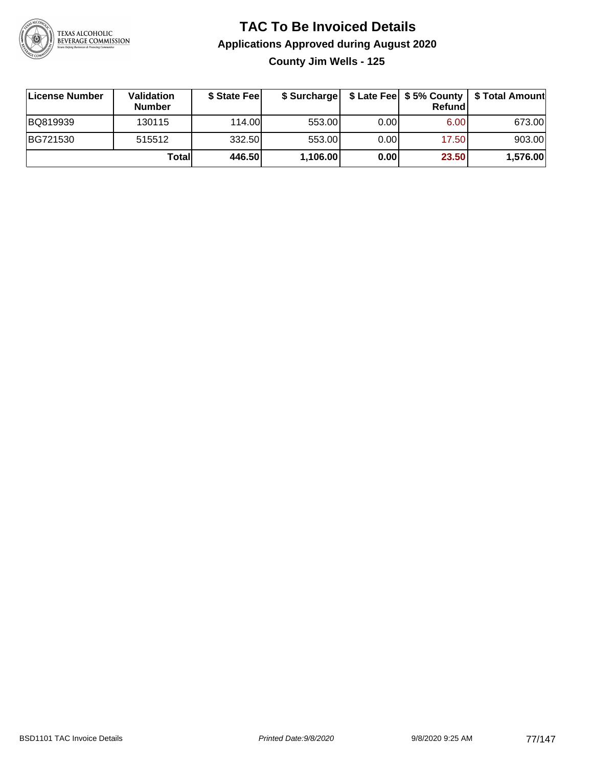# TAC To Be Invoiced Details

## Applications Approved during August 2020

### County Jim Wells - 125

| License Number | Validation Number | $ State Fee | $ Surcharge | $ Late Fee | $ 5% County Refund | $ Total Amount |
|---|---|---|---|---|---|---|
| BQ819939 | 130115 | 114.00 | 553.00 | 0.00 | 6.00 | 673.00 |
| BG721530 | 515512 | 332.50 | 553.00 | 0.00 | 17.50 | 903.00 |
| | **Total** | **446.50** | **1,106.00** | **0.00** | **23.50** | **1,576.00** |

BSD1101 TAC Invoice Details — *Printed Date:9/8/2020* — 9/8/2020 9:25 AM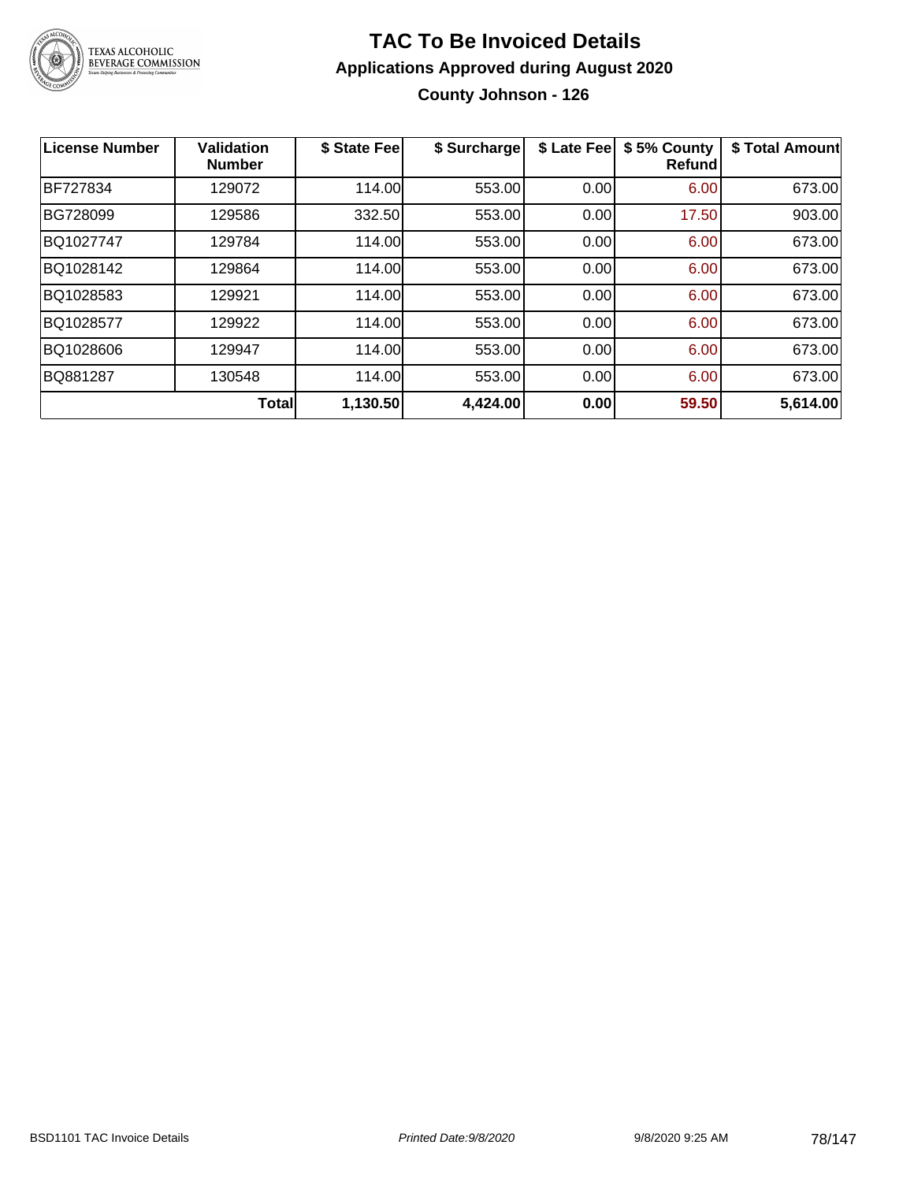# TAC To Be Invoiced Details

## Applications Approved during August 2020

### County Johnson - 126

| License Number | Validation Number | $ State Fee | $ Surcharge | $ Late Fee | $ 5% County Refund | $ Total Amount |
|---|---|---|---|---|---|---|
| BF727834 | 129072 | 114.00 | 553.00 | 0.00 | 6.00 | 673.00 |
| BG728099 | 129586 | 332.50 | 553.00 | 0.00 | 17.50 | 903.00 |
| BQ1027747 | 129784 | 114.00 | 553.00 | 0.00 | 6.00 | 673.00 |
| BQ1028142 | 129864 | 114.00 | 553.00 | 0.00 | 6.00 | 673.00 |
| BQ1028583 | 129921 | 114.00 | 553.00 | 0.00 | 6.00 | 673.00 |
| BQ1028577 | 129922 | 114.00 | 553.00 | 0.00 | 6.00 | 673.00 |
| BQ1028606 | 129947 | 114.00 | 553.00 | 0.00 | 6.00 | 673.00 |
| BQ881287 | 130548 | 114.00 | 553.00 | 0.00 | 6.00 | 673.00 |
| | **Total** | **1,130.50** | **4,424.00** | **0.00** | **59.50** | **5,614.00** |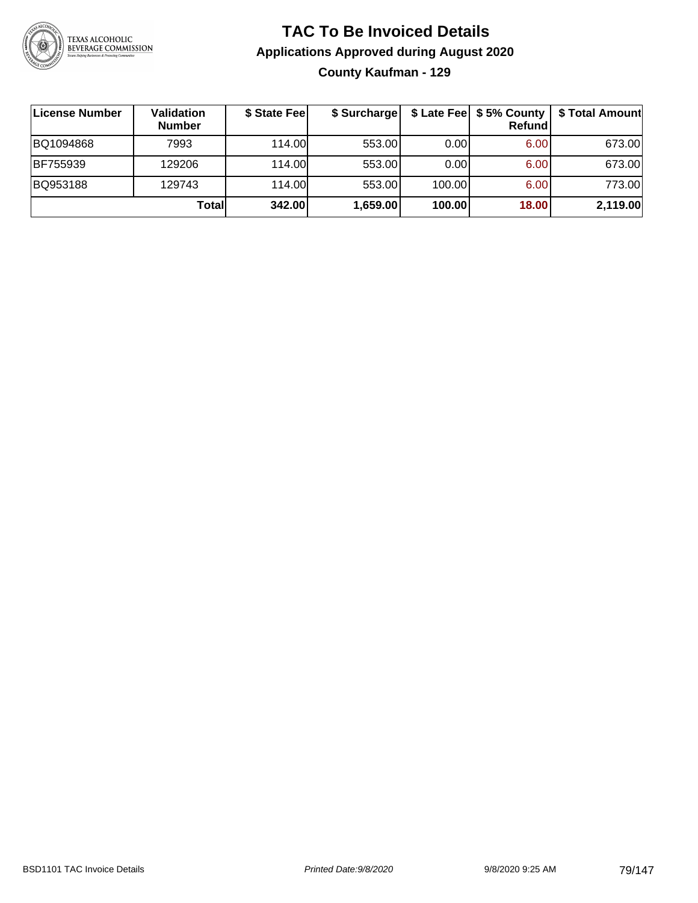# TAC To Be Invoiced Details

## Applications Approved during August 2020

### County Kaufman - 129

| License Number | Validation Number | $ State Fee | $ Surcharge | $ Late Fee | $ 5% County Refund | $ Total Amount |
|---|---|---|---|---|---|---|
| BQ1094868 | 7993 | 114.00 | 553.00 | 0.00 | 6.00 | 673.00 |
| BF755939 | 129206 | 114.00 | 553.00 | 0.00 | 6.00 | 673.00 |
| BQ953188 | 129743 | 114.00 | 553.00 | 100.00 | 6.00 | 773.00 |
| | **Total** | **342.00** | **1,659.00** | **100.00** | **18.00** | **2,119.00** |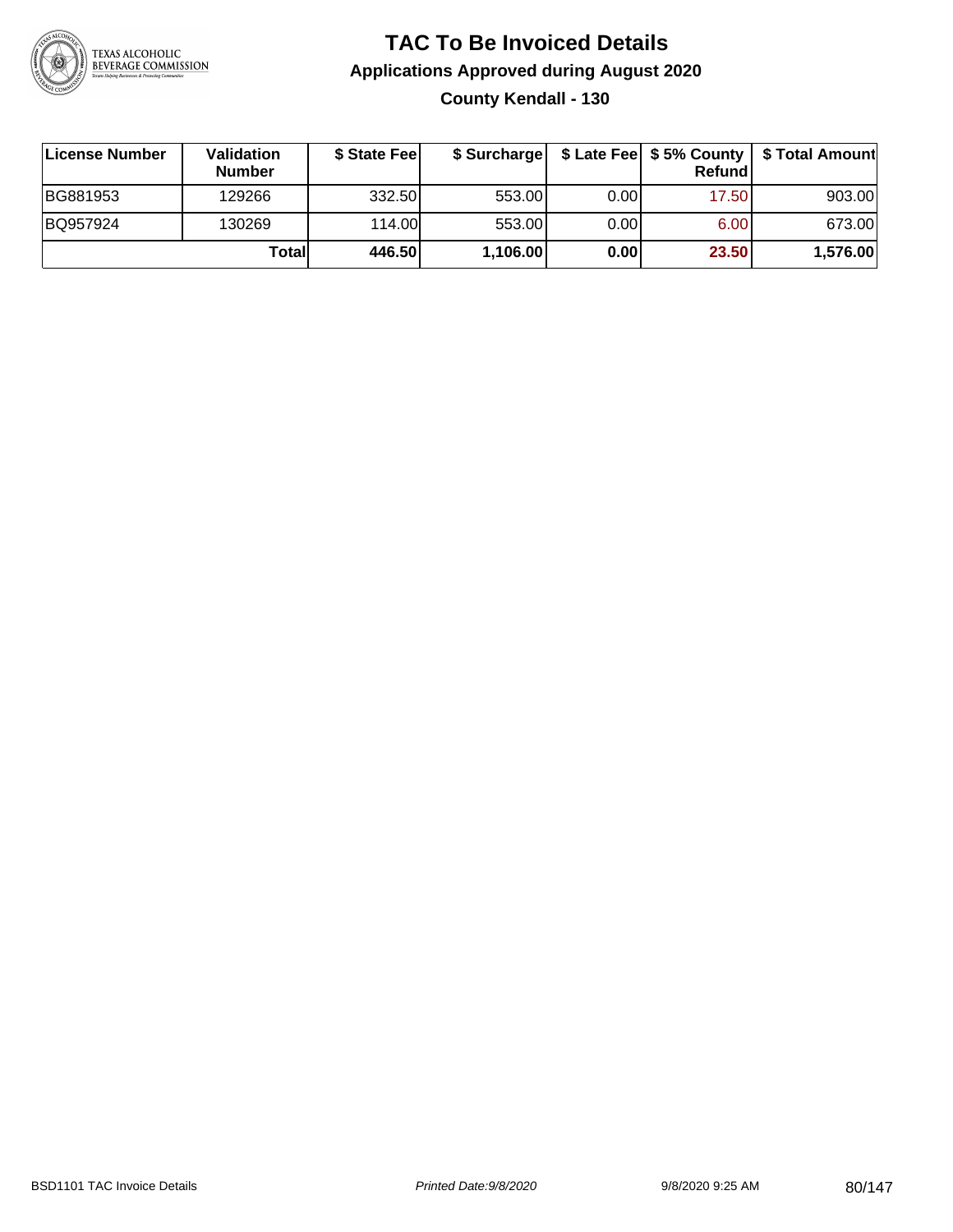# TAC To Be Invoiced Details

## Applications Approved during August 2020

### County Kendall - 130

| License Number | Validation Number | $ State Fee | $ Surcharge | $ Late Fee | $ 5% County Refund | $ Total Amount |
|---|---|---|---|---|---|---|
| BG881953 | 129266 | 332.50 | 553.00 | 0.00 | 17.50 | 903.00 |
| BQ957924 | 130269 | 114.00 | 553.00 | 0.00 | 6.00 | 673.00 |
| | **Total** | **446.50** | **1,106.00** | **0.00** | **23.50** | **1,576.00** |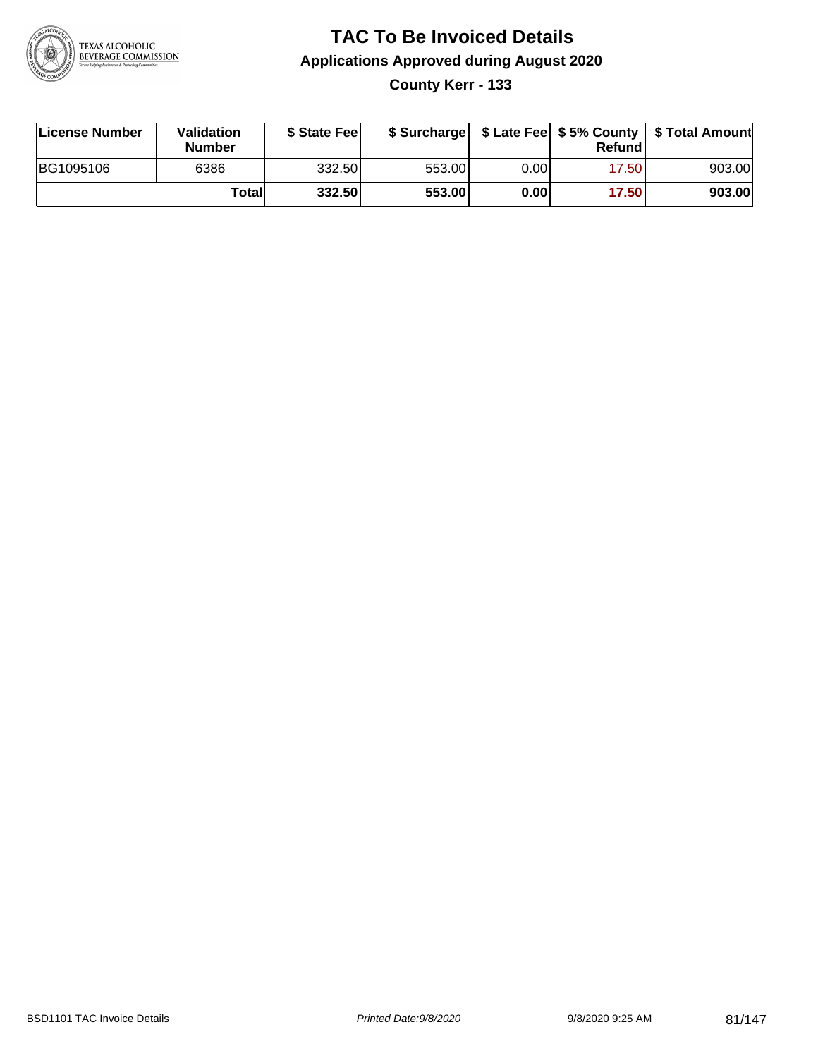# TAC To Be Invoiced Details

## Applications Approved during August 2020

### County Kerr - 133

| License Number | Validation Number | $ State Fee | $ Surcharge | $ Late Fee | $ 5% County Refund | $ Total Amount |
|---|---|---|---|---|---|---|
| BG1095106 | 6386 | 332.50 | 553.00 | 0.00 | 17.50 | 903.00 |
| | **Total** | **332.50** | **553.00** | **0.00** | **17.50** | **903.00** |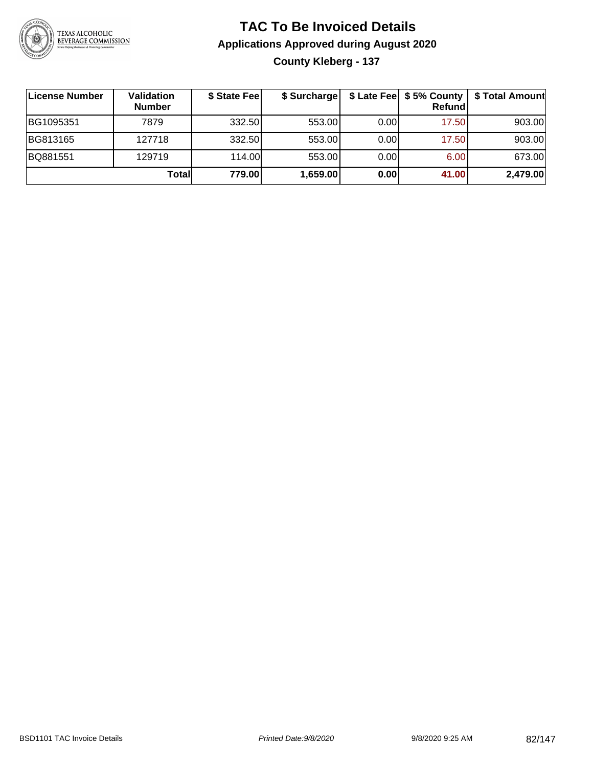# TAC To Be Invoiced Details

## Applications Approved during August 2020

### County Kleberg - 137

| License Number | Validation Number | $ State Fee | $ Surcharge | $ Late Fee | $ 5% County Refund | $ Total Amount |
|---|---|---|---|---|---|---|
| BG1095351 | 7879 | 332.50 | 553.00 | 0.00 | 17.50 | 903.00 |
| BG813165 | 127718 | 332.50 | 553.00 | 0.00 | 17.50 | 903.00 |
| BQ881551 | 129719 | 114.00 | 553.00 | 0.00 | 6.00 | 673.00 |
| | **Total** | **779.00** | **1,659.00** | **0.00** | **41.00** | **2,479.00** |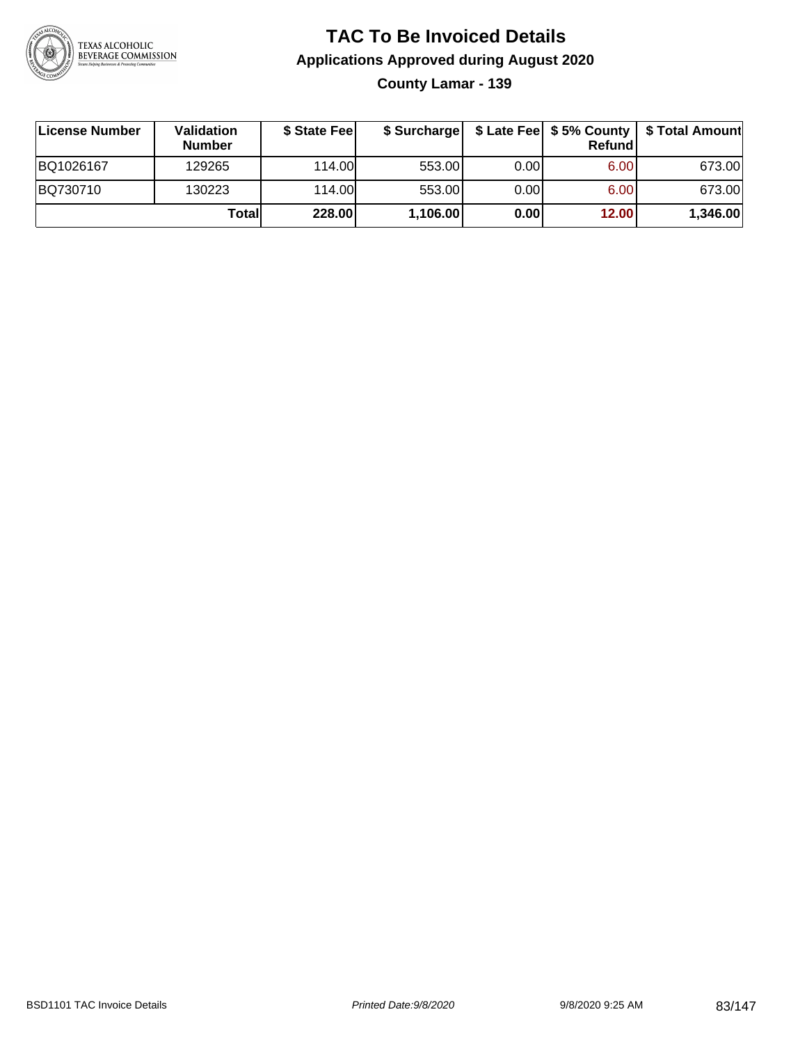# TAC To Be Invoiced Details

## Applications Approved during August 2020

### County Lamar - 139

| License Number | Validation Number | $ State Fee | $ Surcharge | $ Late Fee | $ 5% County Refund | $ Total Amount |
|---|---|---|---|---|---|---|
| BQ1026167 | 129265 | 114.00 | 553.00 | 0.00 | 6.00 | 673.00 |
| BQ730710 | 130223 | 114.00 | 553.00 | 0.00 | 6.00 | 673.00 |
| | **Total** | **228.00** | **1,106.00** | **0.00** | **12.00** | **1,346.00** |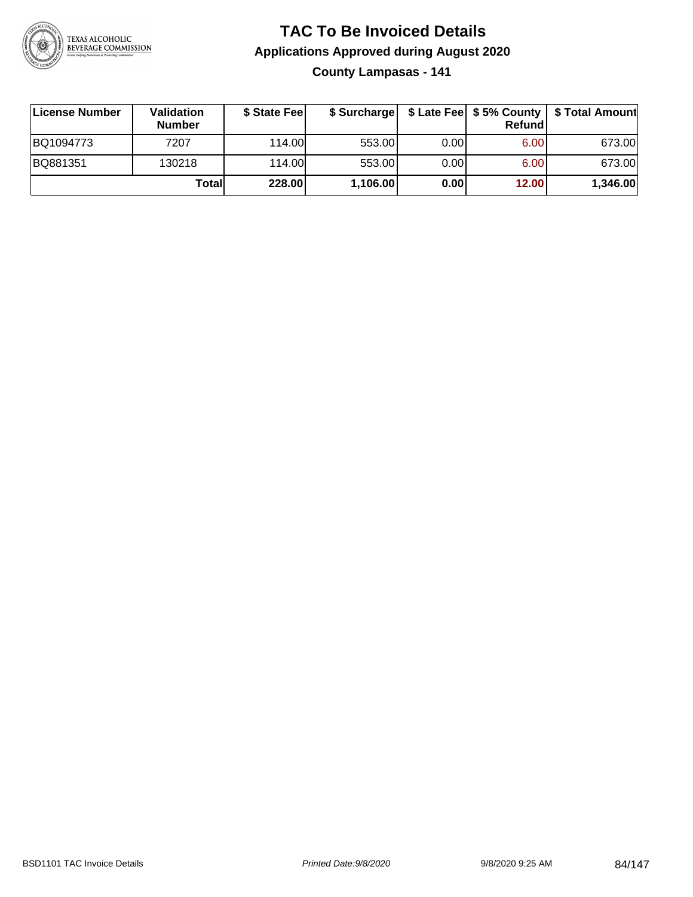# TAC To Be Invoiced Details

## Applications Approved during August 2020

### County Lampasas - 141

| License Number | Validation Number | $ State Fee | $ Surcharge | $ Late Fee | $ 5% County Refund | $ Total Amount |
|---|---|---|---|---|---|---|
| BQ1094773 | 7207 | 114.00 | 553.00 | 0.00 | 6.00 | 673.00 |
| BQ881351 | 130218 | 114.00 | 553.00 | 0.00 | 6.00 | 673.00 |
| | **Total** | **228.00** | **1,106.00** | **0.00** | **12.00** | **1,346.00** |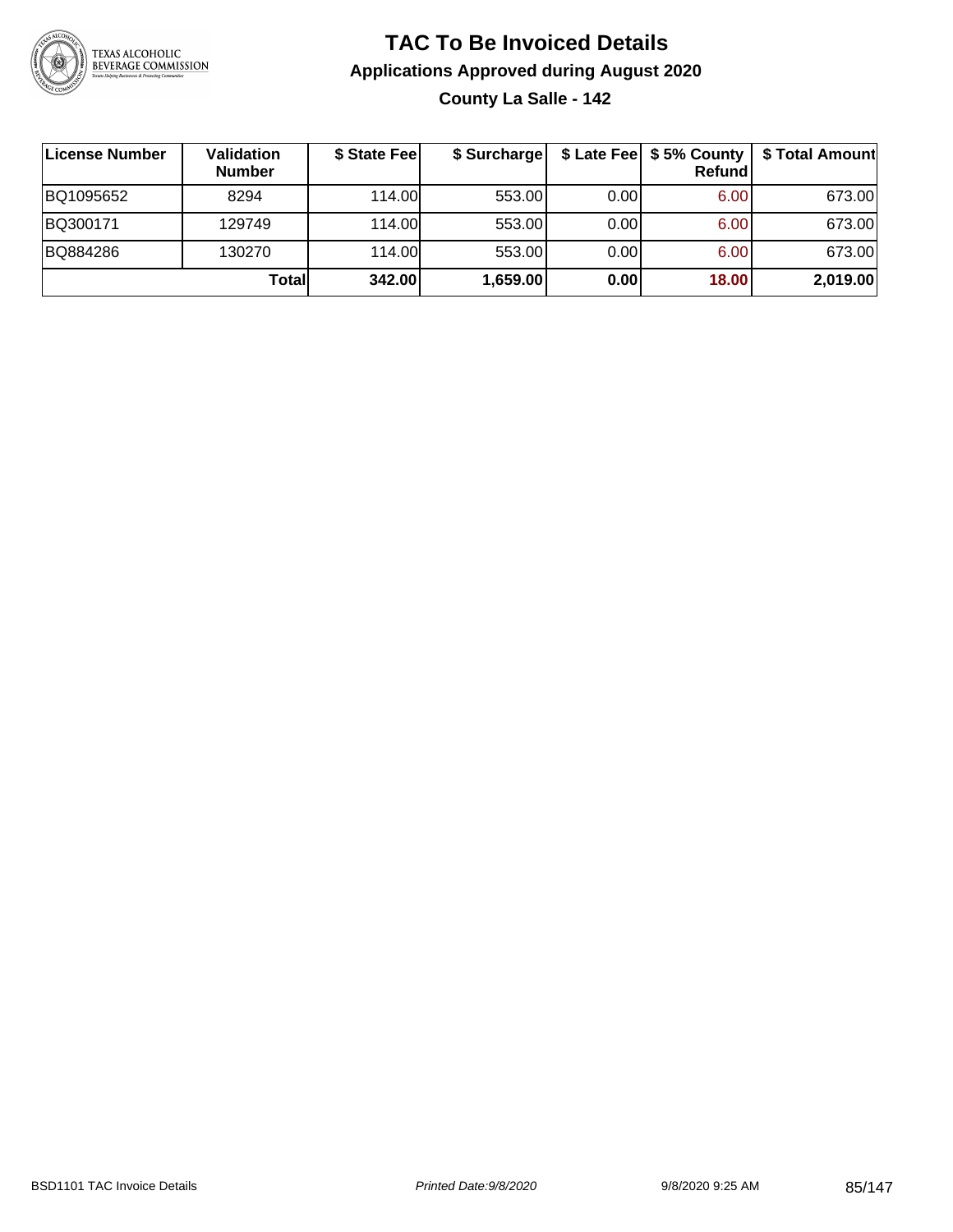# TAC To Be Invoiced Details

## Applications Approved during August 2020

### County La Salle - 142

| License Number | Validation Number | $ State Fee | $ Surcharge | $ Late Fee | $ 5% County Refund | $ Total Amount |
|---|---|---|---|---|---|---|
| BQ1095652 | 8294 | 114.00 | 553.00 | 0.00 | 6.00 | 673.00 |
| BQ300171 | 129749 | 114.00 | 553.00 | 0.00 | 6.00 | 673.00 |
| BQ884286 | 130270 | 114.00 | 553.00 | 0.00 | 6.00 | 673.00 |
| | **Total** | **342.00** | **1,659.00** | **0.00** | **18.00** | **2,019.00** |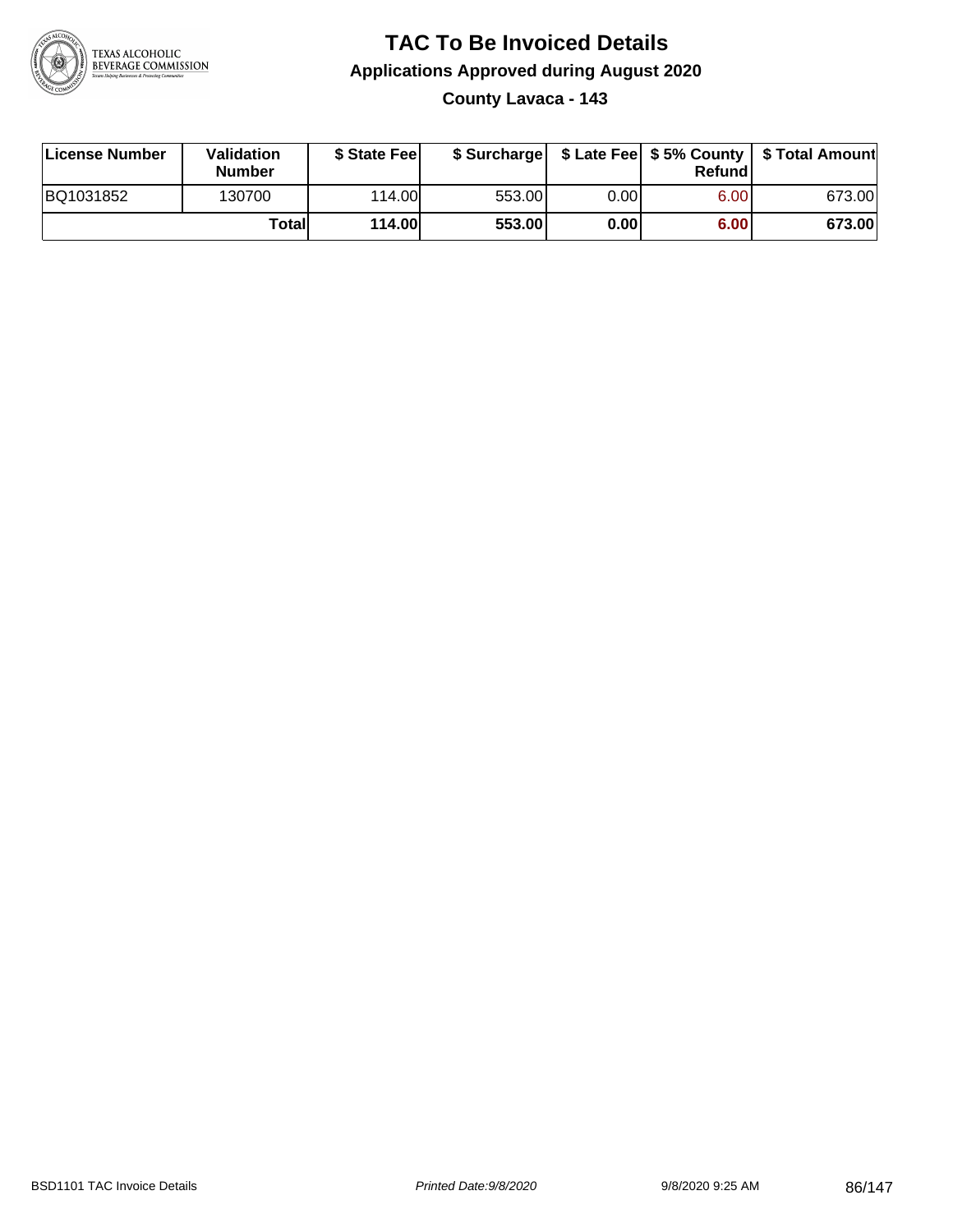# TAC To Be Invoiced Details

## Applications Approved during August 2020

### County Lavaca - 143

| License Number | Validation Number | $ State Fee | $ Surcharge | $ Late Fee | $ 5% County Refund | $ Total Amount |
|---|---|---|---|---|---|---|
| BQ1031852 | 130700 | 114.00 | 553.00 | 0.00 | 6.00 | 673.00 |
| | **Total** | **114.00** | **553.00** | **0.00** | **6.00** | **673.00** |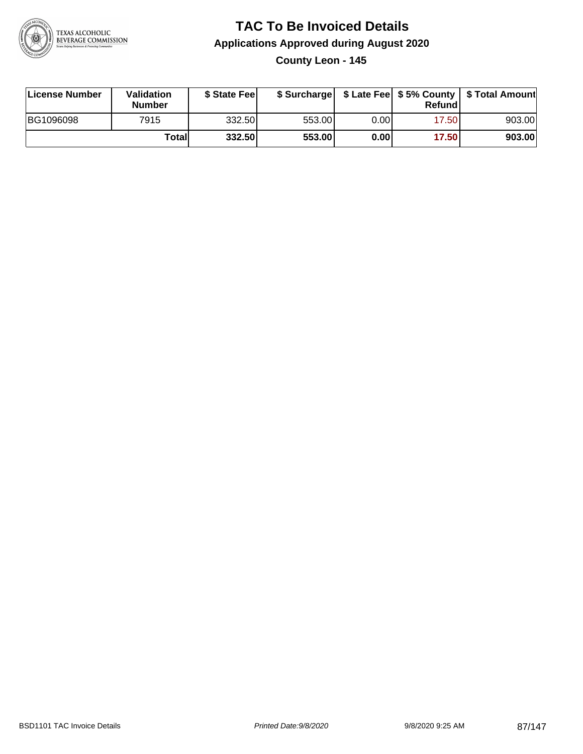# TAC To Be Invoiced Details

## Applications Approved during August 2020

### County Leon - 145

| License Number | Validation Number | $ State Fee | $ Surcharge | $ Late Fee | $ 5% County Refund | $ Total Amount |
|---|---|---|---|---|---|---|
| BG1096098 | 7915 | 332.50 | 553.00 | 0.00 | 17.50 | 903.00 |
| | **Total** | **332.50** | **553.00** | **0.00** | **17.50** | **903.00** |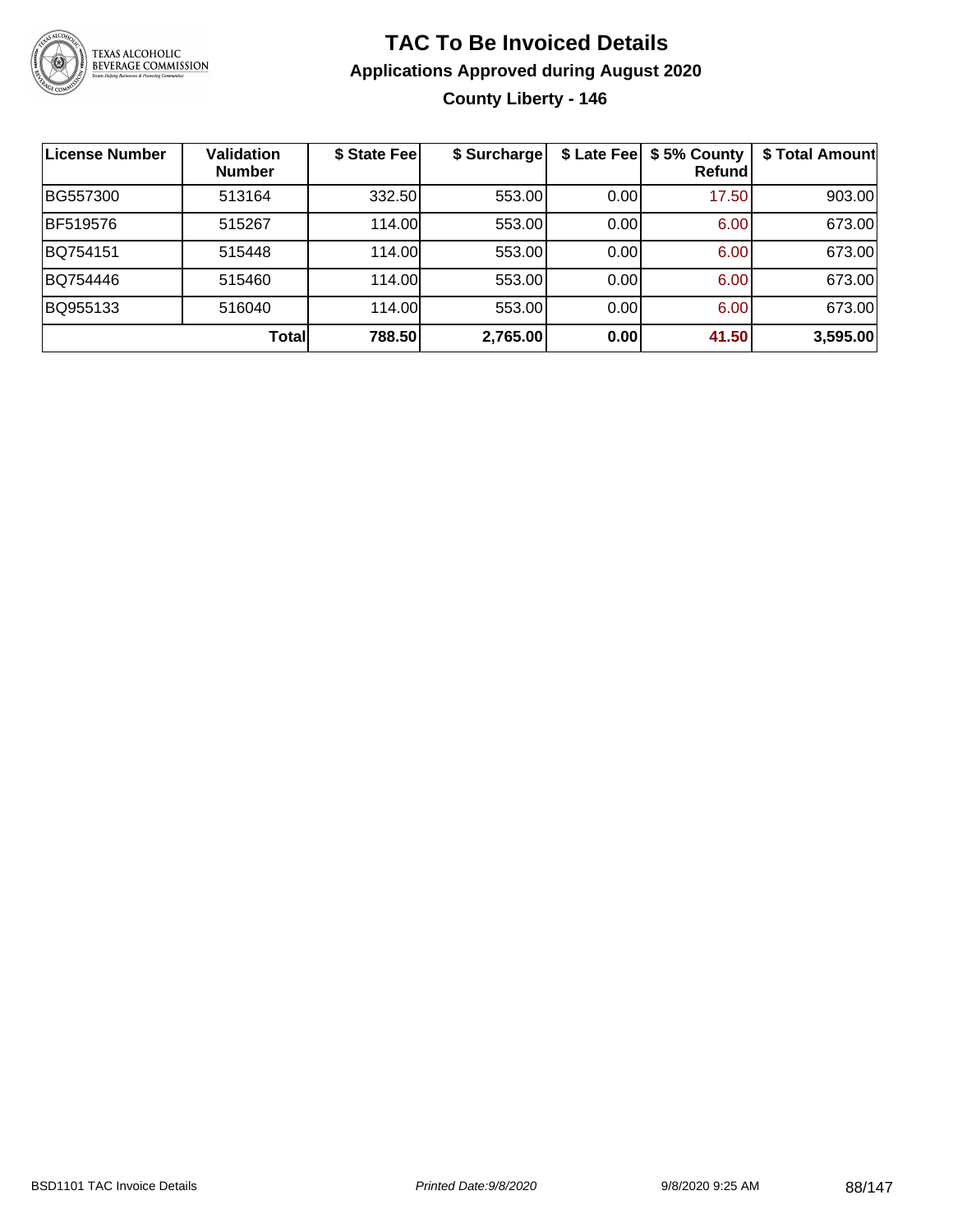# TAC To Be Invoiced Details

## Applications Approved during August 2020

### County Liberty - 146

| License Number | Validation Number | $ State Fee | $ Surcharge | $ Late Fee | $ 5% County Refund | $ Total Amount |
|---|---|---|---|---|---|---|
| BG557300 | 513164 | 332.50 | 553.00 | 0.00 | 17.50 | 903.00 |
| BF519576 | 515267 | 114.00 | 553.00 | 0.00 | 6.00 | 673.00 |
| BQ754151 | 515448 | 114.00 | 553.00 | 0.00 | 6.00 | 673.00 |
| BQ754446 | 515460 | 114.00 | 553.00 | 0.00 | 6.00 | 673.00 |
| BQ955133 | 516040 | 114.00 | 553.00 | 0.00 | 6.00 | 673.00 |
| | **Total** | **788.50** | **2,765.00** | **0.00** | **41.50** | **3,595.00** |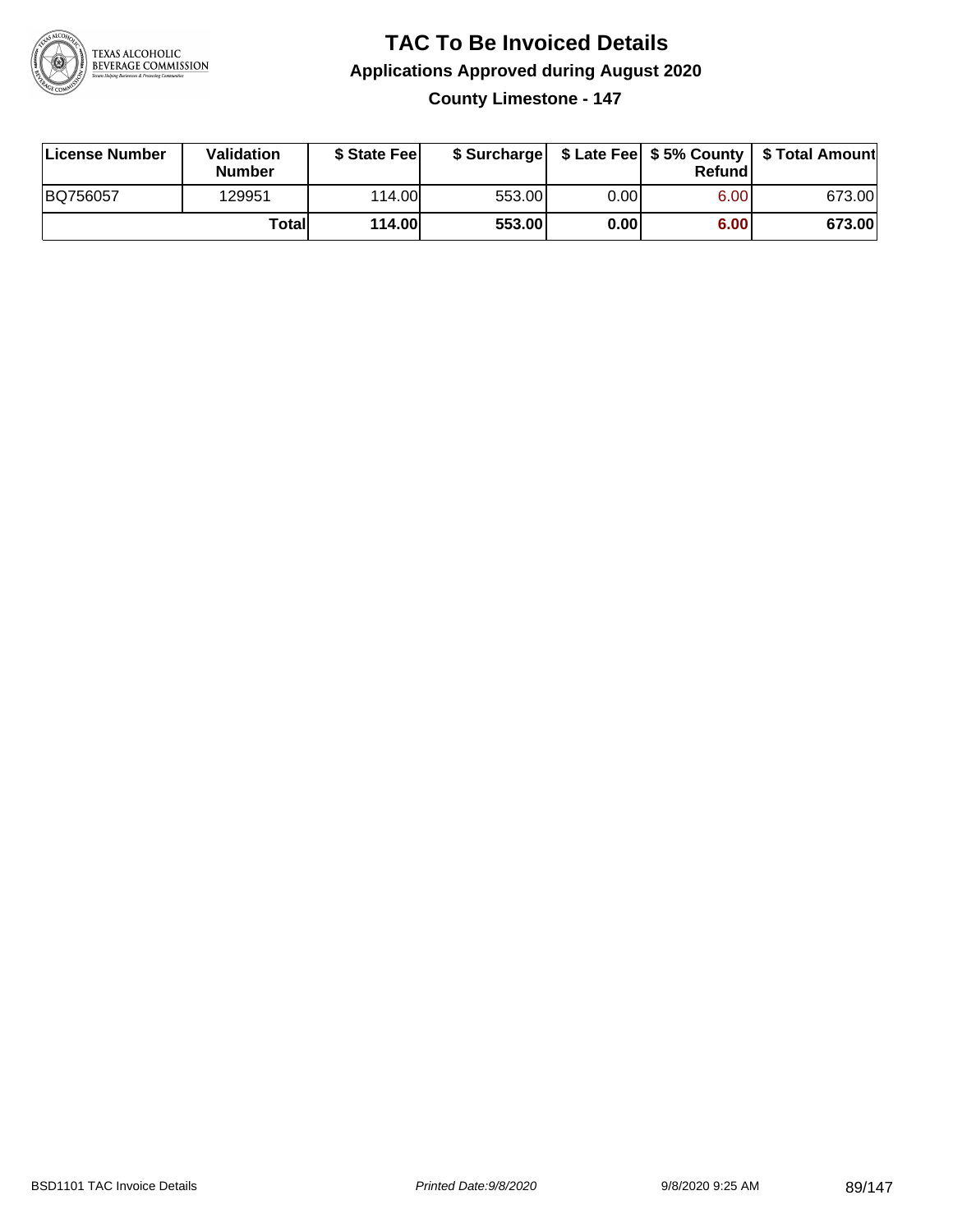# TAC To Be Invoiced Details

## Applications Approved during August 2020

### County Limestone - 147

| License Number | Validation Number | $ State Fee | $ Surcharge | $ Late Fee | $ 5% County Refund | $ Total Amount |
|---|---|---|---|---|---|---|
| BQ756057 | 129951 | 114.00 | 553.00 | 0.00 | 6.00 | 673.00 |
| | **Total** | **114.00** | **553.00** | **0.00** | **6.00** | **673.00** |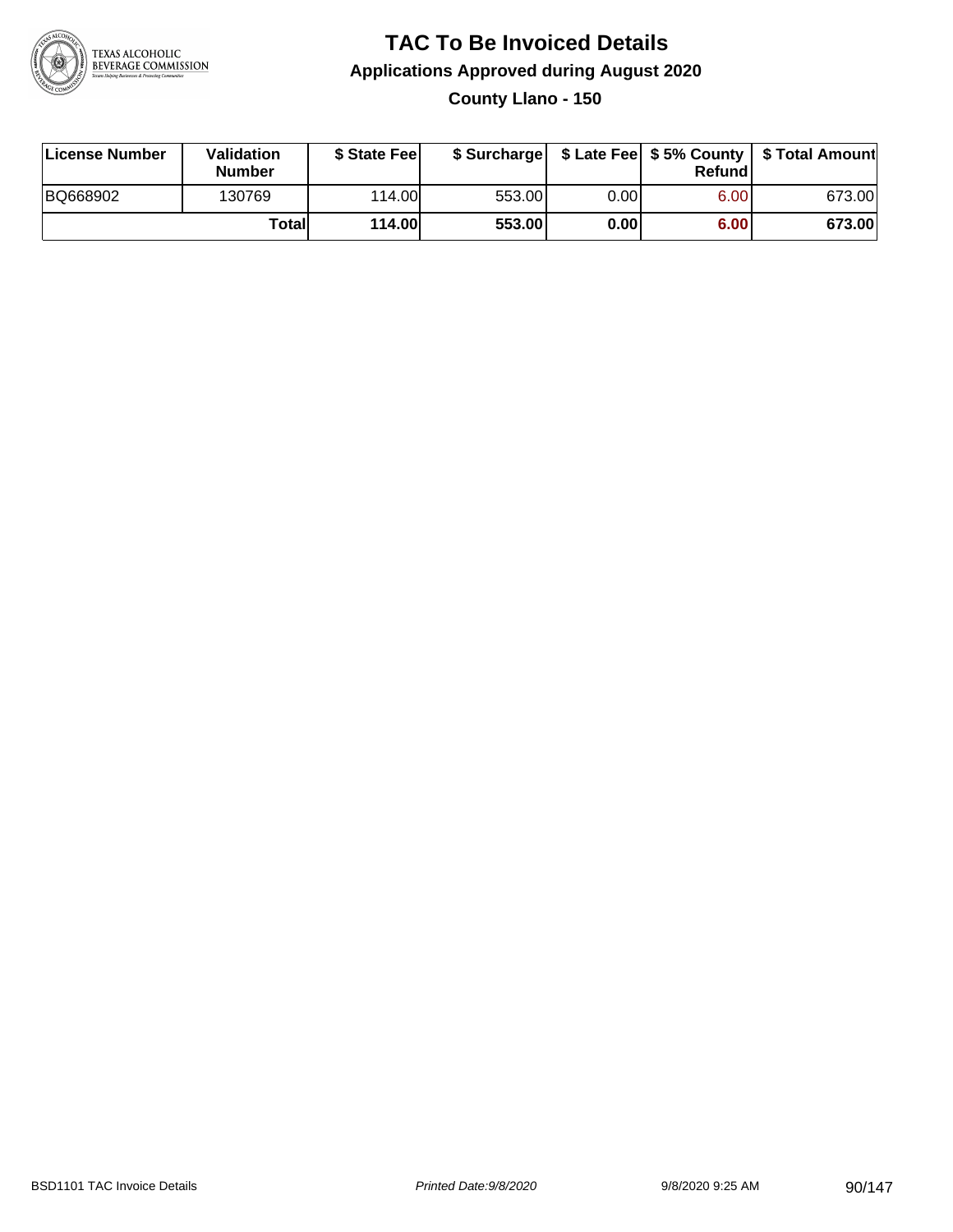# TAC To Be Invoiced Details

## Applications Approved during August 2020

### County Llano - 150

| License Number | Validation Number | $ State Fee | $ Surcharge | $ Late Fee | $ 5% County Refund | $ Total Amount |
|---|---|---|---|---|---|---|
| BQ668902 | 130769 | 114.00 | 553.00 | 0.00 | 6.00 | 673.00 |
| | **Total** | **114.00** | **553.00** | **0.00** | **6.00** | **673.00** |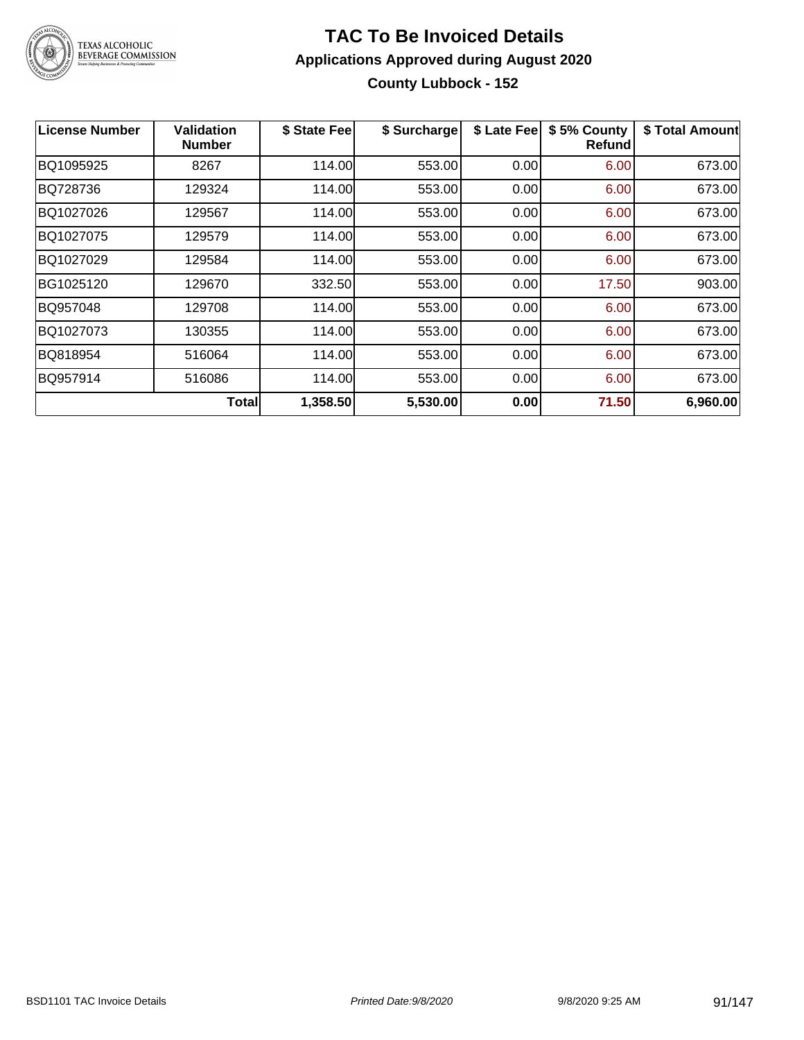# TAC To Be Invoiced Details

## Applications Approved during August 2020

### County Lubbock - 152

| License Number | Validation Number | $ State Fee | $ Surcharge | $ Late Fee | $ 5% County Refund | $ Total Amount |
|---|---|---|---|---|---|---|
| BQ1095925 | 8267 | 114.00 | 553.00 | 0.00 | 6.00 | 673.00 |
| BQ728736 | 129324 | 114.00 | 553.00 | 0.00 | 6.00 | 673.00 |
| BQ1027026 | 129567 | 114.00 | 553.00 | 0.00 | 6.00 | 673.00 |
| BQ1027075 | 129579 | 114.00 | 553.00 | 0.00 | 6.00 | 673.00 |
| BQ1027029 | 129584 | 114.00 | 553.00 | 0.00 | 6.00 | 673.00 |
| BG1025120 | 129670 | 332.50 | 553.00 | 0.00 | 17.50 | 903.00 |
| BQ957048 | 129708 | 114.00 | 553.00 | 0.00 | 6.00 | 673.00 |
| BQ1027073 | 130355 | 114.00 | 553.00 | 0.00 | 6.00 | 673.00 |
| BQ818954 | 516064 | 114.00 | 553.00 | 0.00 | 6.00 | 673.00 |
| BQ957914 | 516086 | 114.00 | 553.00 | 0.00 | 6.00 | 673.00 |
| | **Total** | **1,358.50** | **5,530.00** | **0.00** | **71.50** | **6,960.00** |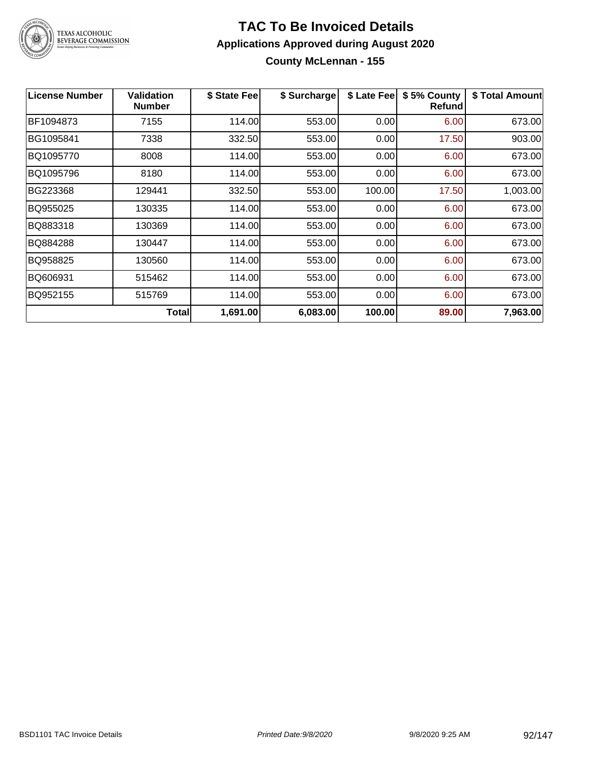# TAC To Be Invoiced Details

## Applications Approved during August 2020

### County McLennan - 155

| License Number | Validation Number | $ State Fee | $ Surcharge | $ Late Fee | $ 5% County Refund | $ Total Amount |
|---|---|---|---|---|---|---|
| BF1094873 | 7155 | 114.00 | 553.00 | 0.00 | 6.00 | 673.00 |
| BG1095841 | 7338 | 332.50 | 553.00 | 0.00 | 17.50 | 903.00 |
| BQ1095770 | 8008 | 114.00 | 553.00 | 0.00 | 6.00 | 673.00 |
| BQ1095796 | 8180 | 114.00 | 553.00 | 0.00 | 6.00 | 673.00 |
| BG223368 | 129441 | 332.50 | 553.00 | 100.00 | 17.50 | 1,003.00 |
| BQ955025 | 130335 | 114.00 | 553.00 | 0.00 | 6.00 | 673.00 |
| BQ883318 | 130369 | 114.00 | 553.00 | 0.00 | 6.00 | 673.00 |
| BQ884288 | 130447 | 114.00 | 553.00 | 0.00 | 6.00 | 673.00 |
| BQ958825 | 130560 | 114.00 | 553.00 | 0.00 | 6.00 | 673.00 |
| BQ606931 | 515462 | 114.00 | 553.00 | 0.00 | 6.00 | 673.00 |
| BQ952155 | 515769 | 114.00 | 553.00 | 0.00 | 6.00 | 673.00 |
| | **Total** | **1,691.00** | **6,083.00** | **100.00** | **89.00** | **7,963.00** |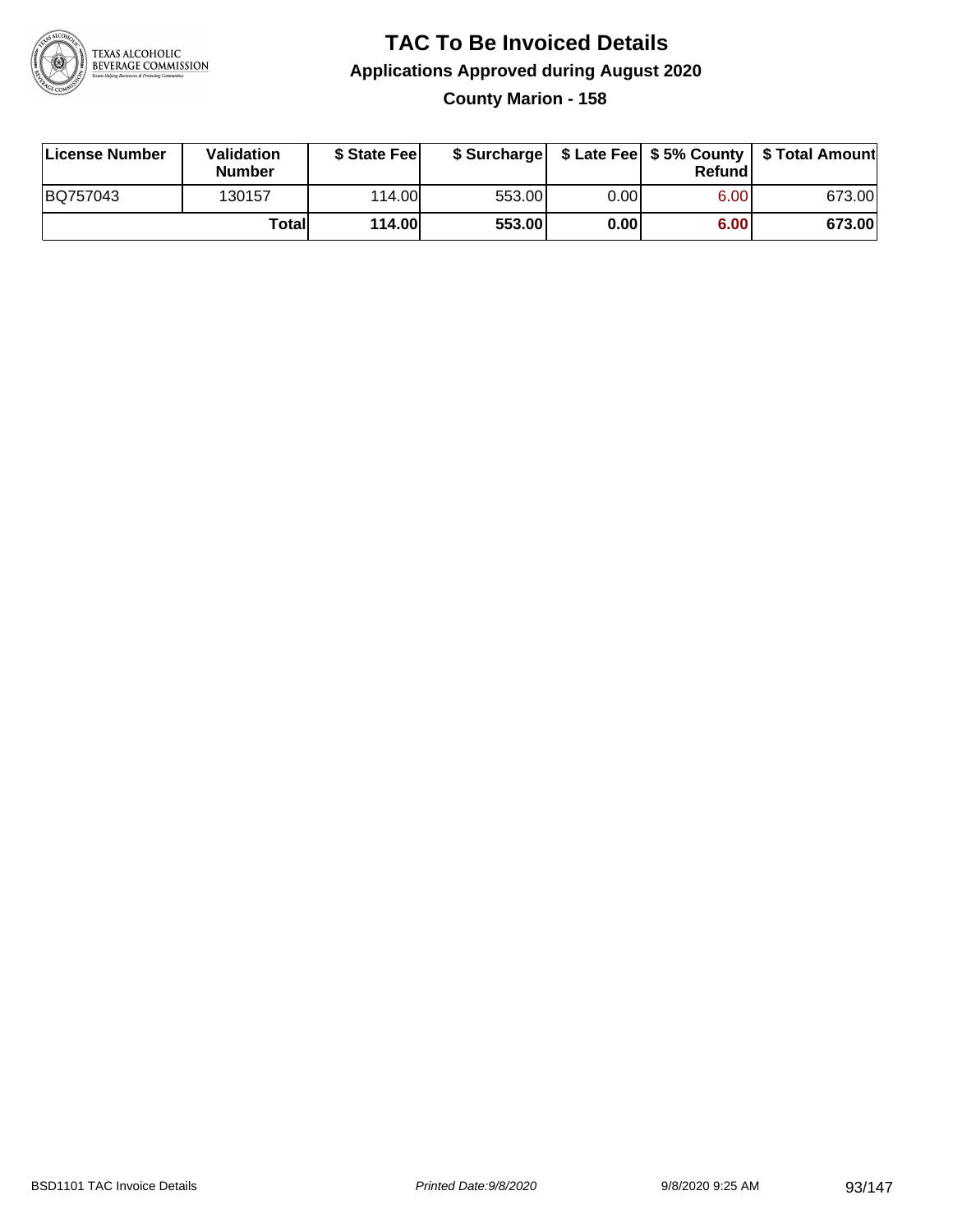# TAC To Be Invoiced Details

## Applications Approved during August 2020

### County Marion - 158

| License Number | Validation Number | $ State Fee | $ Surcharge | $ Late Fee | $ 5% County Refund | $ Total Amount |
|---|---|---|---|---|---|---|
| BQ757043 | 130157 | 114.00 | 553.00 | 0.00 | 6.00 | 673.00 |
| | **Total** | **114.00** | **553.00** | **0.00** | **6.00** | **673.00** |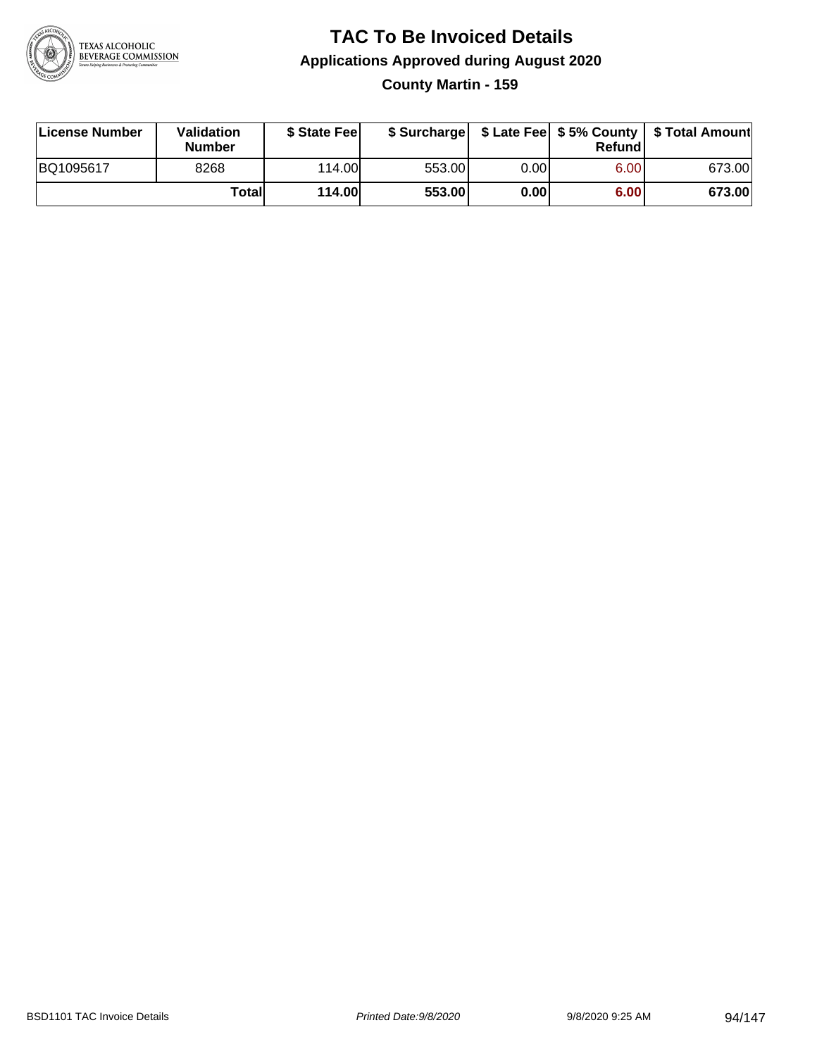# TAC To Be Invoiced Details

## Applications Approved during August 2020

### County Martin - 159

| License Number | Validation Number | $ State Fee | $ Surcharge | $ Late Fee | $ 5% County Refund | $ Total Amount |
|---|---|---|---|---|---|---|
| BQ1095617 | 8268 | 114.00 | 553.00 | 0.00 | 6.00 | 673.00 |
| | **Total** | **114.00** | **553.00** | **0.00** | **6.00** | **673.00** |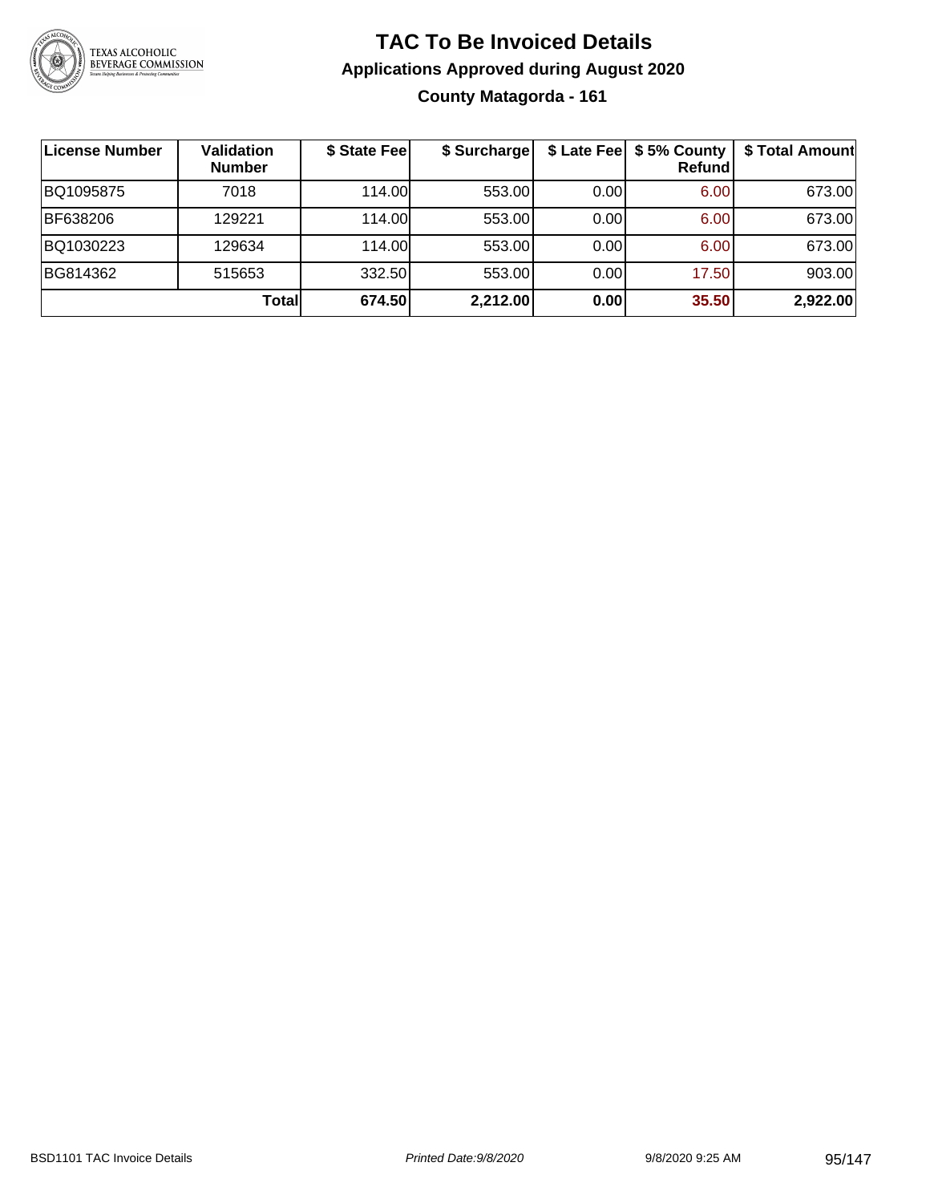# TAC To Be Invoiced Details

## Applications Approved during August 2020

### County Matagorda - 161

| License Number | Validation Number | $ State Fee | $ Surcharge | $ Late Fee | $ 5% County Refund | $ Total Amount |
|---|---|---|---|---|---|---|
| BQ1095875 | 7018 | 114.00 | 553.00 | 0.00 | 6.00 | 673.00 |
| BF638206 | 129221 | 114.00 | 553.00 | 0.00 | 6.00 | 673.00 |
| BQ1030223 | 129634 | 114.00 | 553.00 | 0.00 | 6.00 | 673.00 |
| BG814362 | 515653 | 332.50 | 553.00 | 0.00 | 17.50 | 903.00 |
| | **Total** | **674.50** | **2,212.00** | **0.00** | **35.50** | **2,922.00** |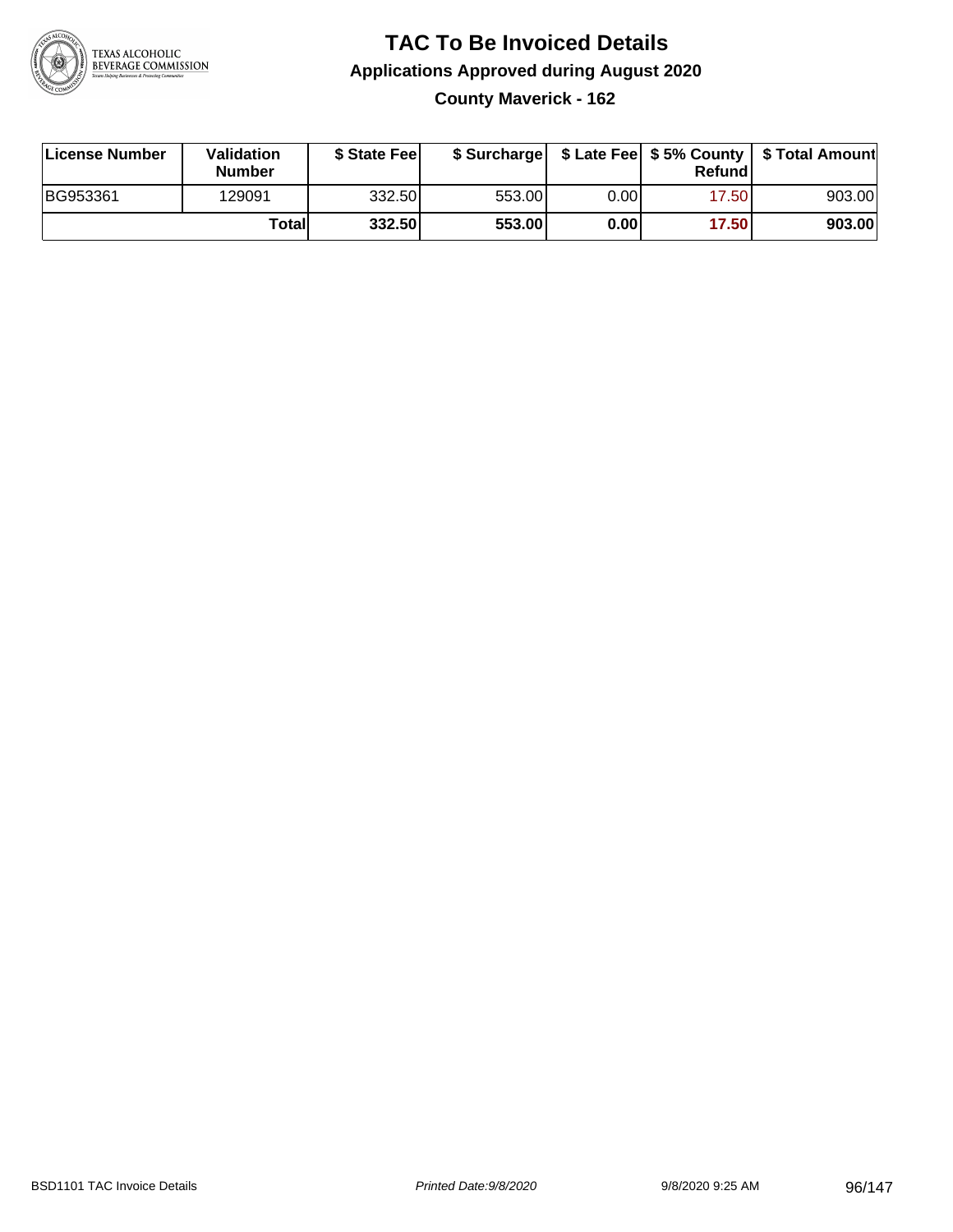# TAC To Be Invoiced Details

## Applications Approved during August 2020

### County Maverick - 162

| License Number | Validation Number | $ State Fee | $ Surcharge | $ Late Fee | $ 5% County Refund | $ Total Amount |
|---|---|---|---|---|---|---|
| BG953361 | 129091 | 332.50 | 553.00 | 0.00 | 17.50 | 903.00 |
| | **Total** | **332.50** | **553.00** | **0.00** | **17.50** | **903.00** |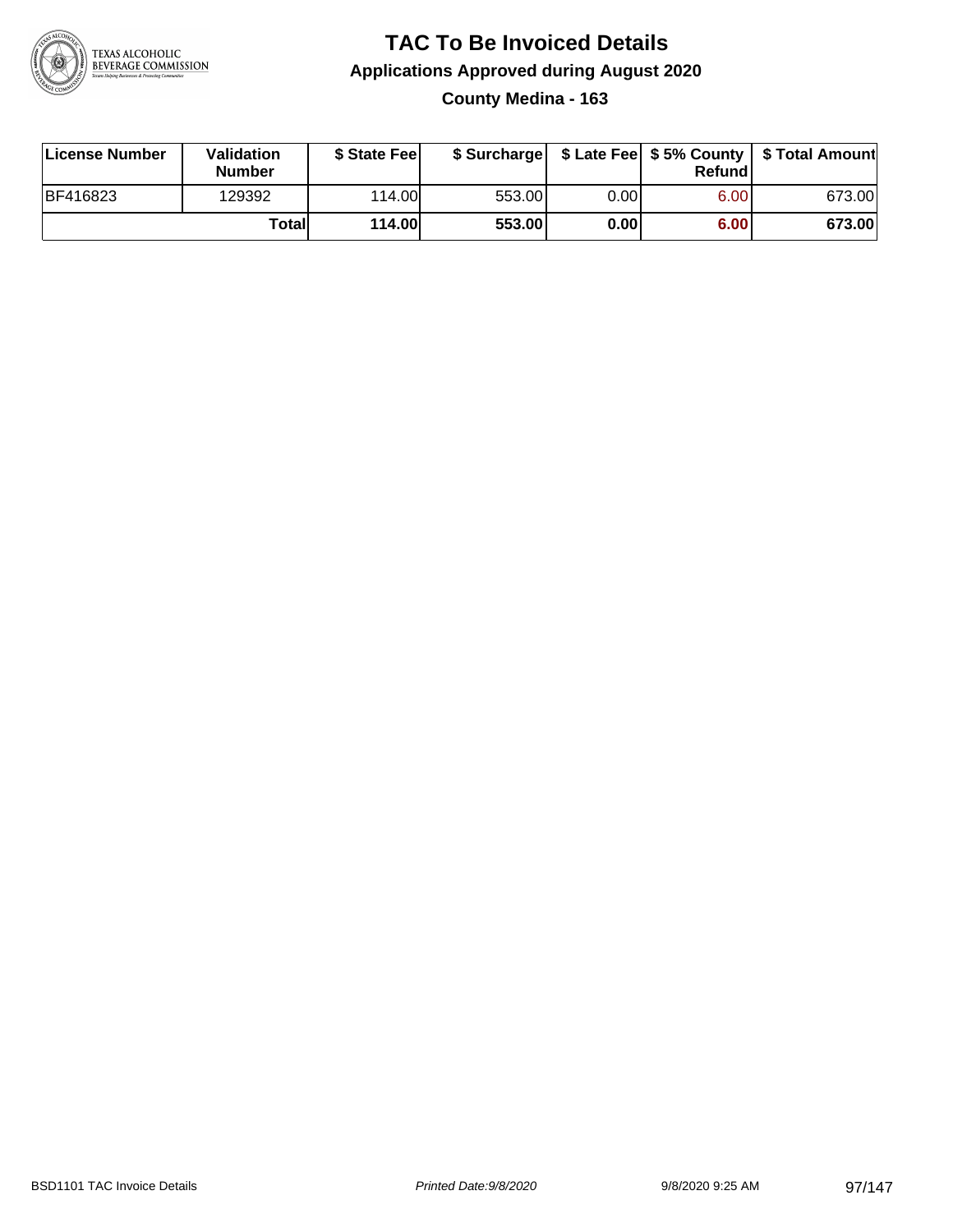# TAC To Be Invoiced Details

## Applications Approved during August 2020

### County Medina - 163

| License Number | Validation Number | $ State Fee | $ Surcharge | $ Late Fee | $ 5% County Refund | $ Total Amount |
|---|---|---|---|---|---|---|
| BF416823 | 129392 | 114.00 | 553.00 | 0.00 | 6.00 | 673.00 |
| | **Total** | **114.00** | **553.00** | **0.00** | **6.00** | **673.00** |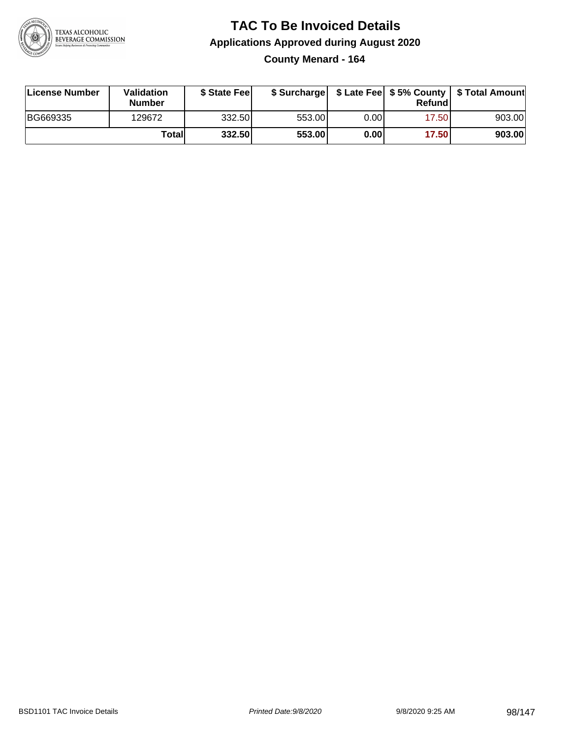# TAC To Be Invoiced Details

## Applications Approved during August 2020

### County Menard - 164

| License Number | Validation Number | $ State Fee | $ Surcharge | $ Late Fee | $ 5% County Refund | $ Total Amount |
|---|---|---|---|---|---|---|
| BG669335 | 129672 | 332.50 | 553.00 | 0.00 | 17.50 | 903.00 |
| | **Total** | **332.50** | **553.00** | **0.00** | **17.50** | **903.00** |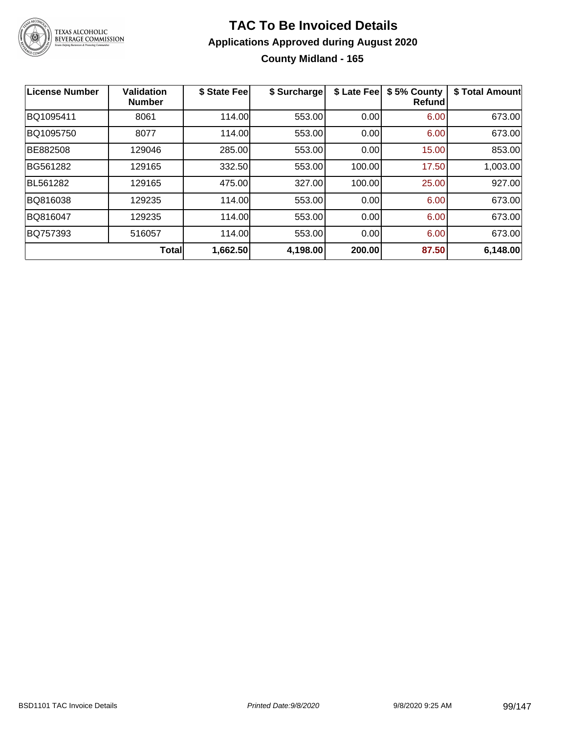# TAC To Be Invoiced Details

## Applications Approved during August 2020

### County Midland - 165

| License Number | Validation Number | \$ State Fee | \$ Surcharge | \$ Late Fee | \$ 5% County Refund | \$ Total Amount |
|---|---|---|---|---|---|---|
| BQ1095411 | 8061 | 114.00 | 553.00 | 0.00 | 6.00 | 673.00 |
| BQ1095750 | 8077 | 114.00 | 553.00 | 0.00 | 6.00 | 673.00 |
| BE882508 | 129046 | 285.00 | 553.00 | 0.00 | 15.00 | 853.00 |
| BG561282 | 129165 | 332.50 | 553.00 | 100.00 | 17.50 | 1,003.00 |
| BL561282 | 129165 | 475.00 | 327.00 | 100.00 | 25.00 | 927.00 |
| BQ816038 | 129235 | 114.00 | 553.00 | 0.00 | 6.00 | 673.00 |
| BQ816047 | 129235 | 114.00 | 553.00 | 0.00 | 6.00 | 673.00 |
| BQ757393 | 516057 | 114.00 | 553.00 | 0.00 | 6.00 | 673.00 |
| | **Total** | **1,662.50** | **4,198.00** | **200.00** | **87.50** | **6,148.00** |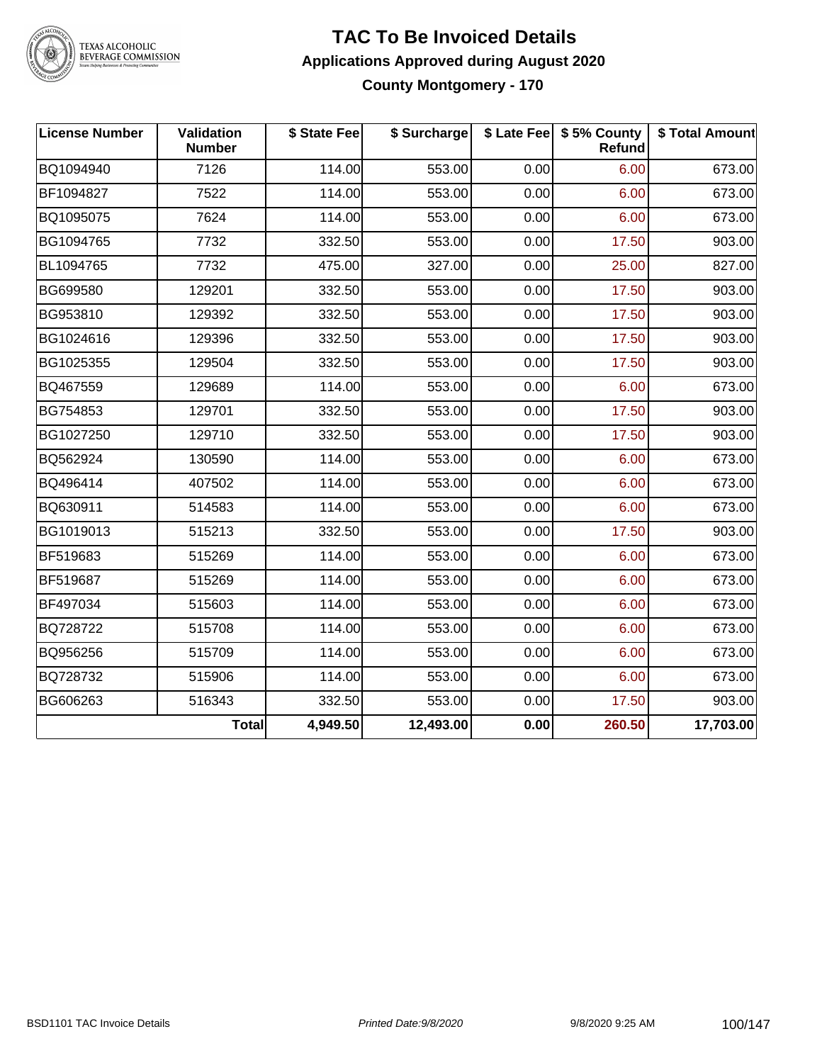# TAC To Be Invoiced Details

## Applications Approved during August 2020

### County Montgomery - 170

| License Number | Validation Number | $ State Fee | $ Surcharge | $ Late Fee | $ 5% County Refund | $ Total Amount |
|---|---|---|---|---|---|---|
| BQ1094940 | 7126 | 114.00 | 553.00 | 0.00 | 6.00 | 673.00 |
| BF1094827 | 7522 | 114.00 | 553.00 | 0.00 | 6.00 | 673.00 |
| BQ1095075 | 7624 | 114.00 | 553.00 | 0.00 | 6.00 | 673.00 |
| BG1094765 | 7732 | 332.50 | 553.00 | 0.00 | 17.50 | 903.00 |
| BL1094765 | 7732 | 475.00 | 327.00 | 0.00 | 25.00 | 827.00 |
| BG699580 | 129201 | 332.50 | 553.00 | 0.00 | 17.50 | 903.00 |
| BG953810 | 129392 | 332.50 | 553.00 | 0.00 | 17.50 | 903.00 |
| BG1024616 | 129396 | 332.50 | 553.00 | 0.00 | 17.50 | 903.00 |
| BG1025355 | 129504 | 332.50 | 553.00 | 0.00 | 17.50 | 903.00 |
| BQ467559 | 129689 | 114.00 | 553.00 | 0.00 | 6.00 | 673.00 |
| BG754853 | 129701 | 332.50 | 553.00 | 0.00 | 17.50 | 903.00 |
| BG1027250 | 129710 | 332.50 | 553.00 | 0.00 | 17.50 | 903.00 |
| BQ562924 | 130590 | 114.00 | 553.00 | 0.00 | 6.00 | 673.00 |
| BQ496414 | 407502 | 114.00 | 553.00 | 0.00 | 6.00 | 673.00 |
| BQ630911 | 514583 | 114.00 | 553.00 | 0.00 | 6.00 | 673.00 |
| BG1019013 | 515213 | 332.50 | 553.00 | 0.00 | 17.50 | 903.00 |
| BF519683 | 515269 | 114.00 | 553.00 | 0.00 | 6.00 | 673.00 |
| BF519687 | 515269 | 114.00 | 553.00 | 0.00 | 6.00 | 673.00 |
| BF497034 | 515603 | 114.00 | 553.00 | 0.00 | 6.00 | 673.00 |
| BQ728722 | 515708 | 114.00 | 553.00 | 0.00 | 6.00 | 673.00 |
| BQ956256 | 515709 | 114.00 | 553.00 | 0.00 | 6.00 | 673.00 |
| BQ728732 | 515906 | 114.00 | 553.00 | 0.00 | 6.00 | 673.00 |
| BG606263 | 516343 | 332.50 | 553.00 | 0.00 | 17.50 | 903.00 |
| | **Total** | **4,949.50** | **12,493.00** | **0.00** | **260.50** | **17,703.00** |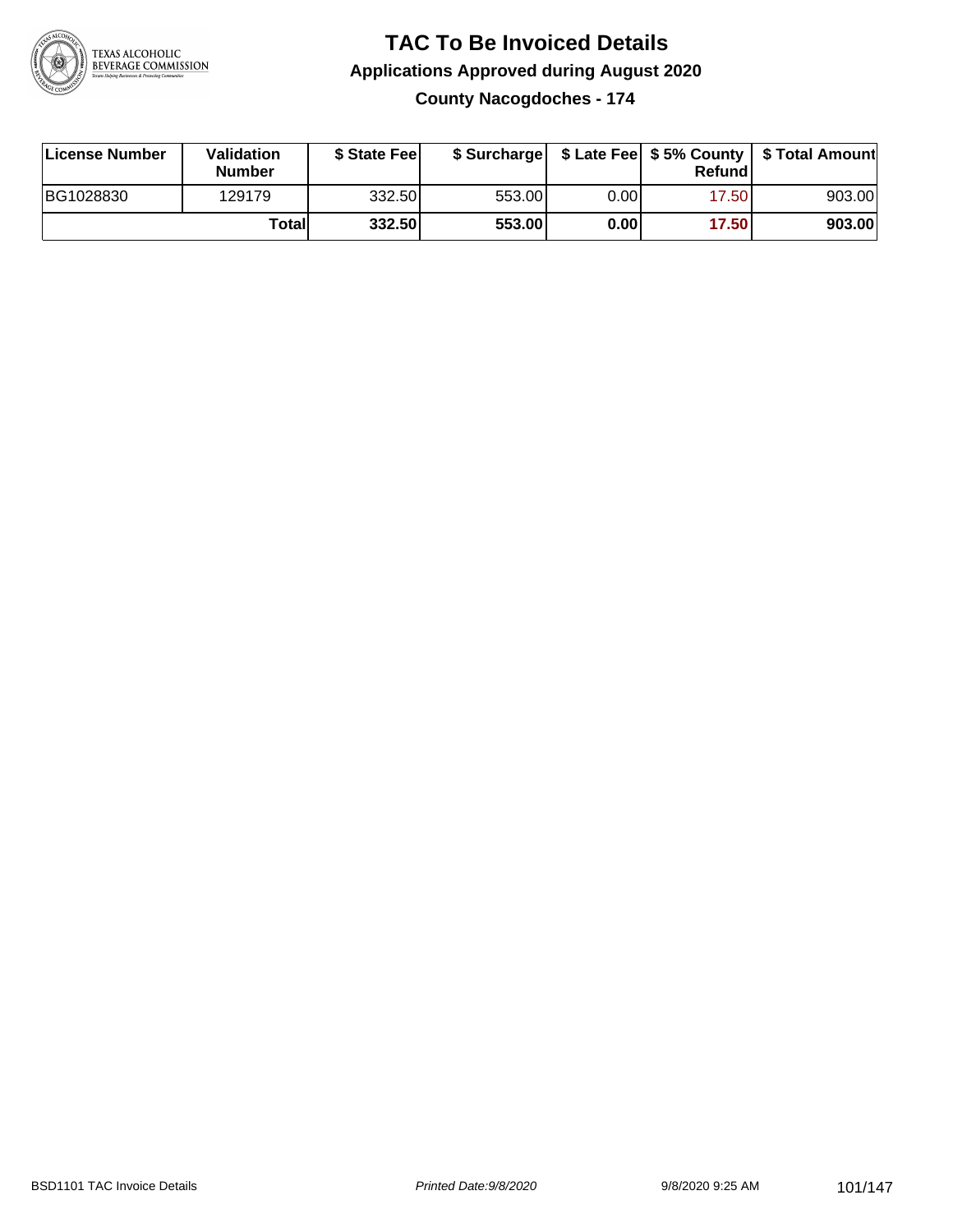# TAC To Be Invoiced Details

## Applications Approved during August 2020

### County Nacogdoches - 174

| License Number | Validation Number | $ State Fee | $ Surcharge | $ Late Fee | $ 5% County Refund | $ Total Amount |
|---|---|---|---|---|---|---|
| BG1028830 | 129179 | 332.50 | 553.00 | 0.00 | 17.50 | 903.00 |
| | **Total** | **332.50** | **553.00** | **0.00** | **17.50** | **903.00** |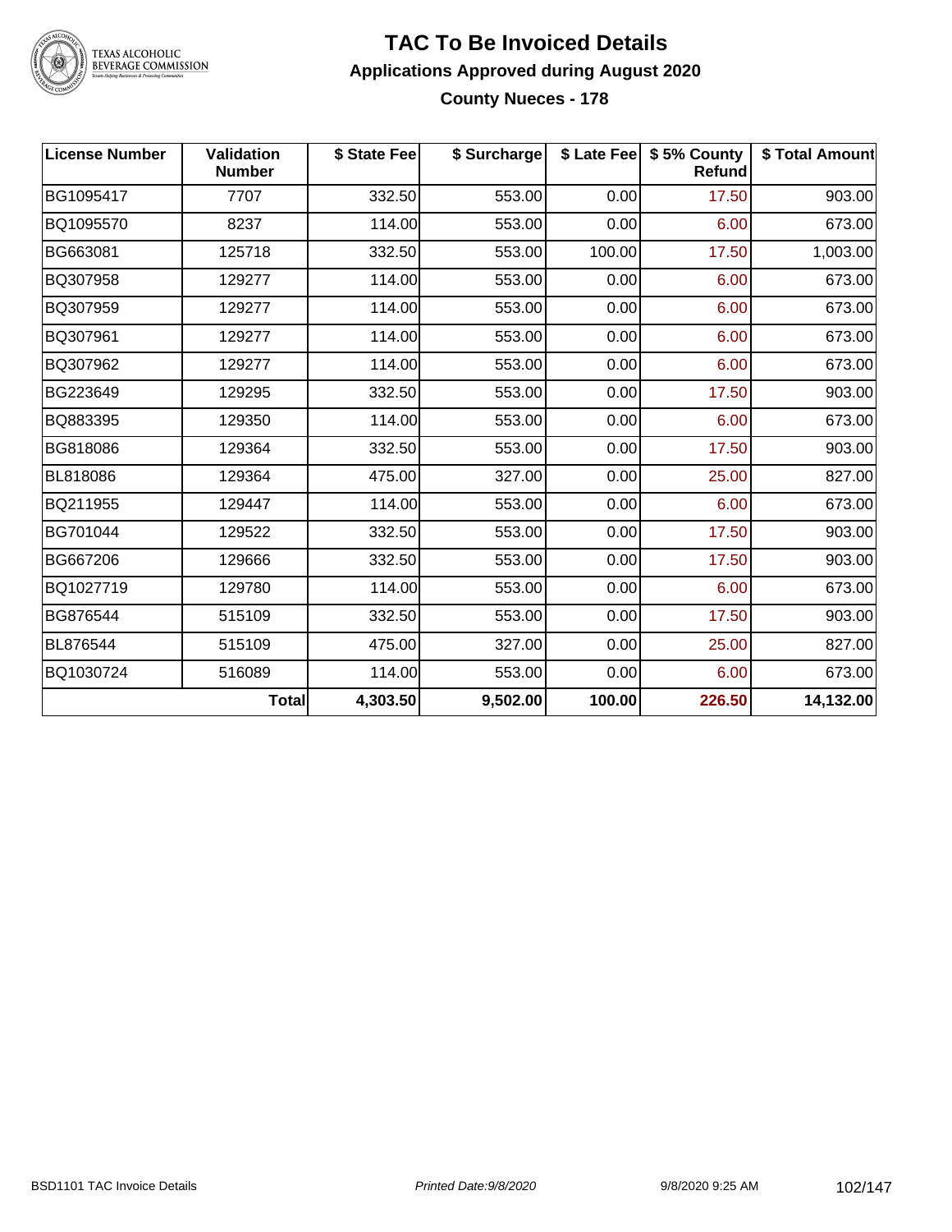# TAC To Be Invoiced Details

## Applications Approved during August 2020

### County Nueces - 178

| License Number | Validation Number | $ State Fee | $ Surcharge | $ Late Fee | $ 5% County Refund | $ Total Amount |
|---|---|---|---|---|---|---|
| BG1095417 | 7707 | 332.50 | 553.00 | 0.00 | 17.50 | 903.00 |
| BQ1095570 | 8237 | 114.00 | 553.00 | 0.00 | 6.00 | 673.00 |
| BG663081 | 125718 | 332.50 | 553.00 | 100.00 | 17.50 | 1,003.00 |
| BQ307958 | 129277 | 114.00 | 553.00 | 0.00 | 6.00 | 673.00 |
| BQ307959 | 129277 | 114.00 | 553.00 | 0.00 | 6.00 | 673.00 |
| BQ307961 | 129277 | 114.00 | 553.00 | 0.00 | 6.00 | 673.00 |
| BQ307962 | 129277 | 114.00 | 553.00 | 0.00 | 6.00 | 673.00 |
| BG223649 | 129295 | 332.50 | 553.00 | 0.00 | 17.50 | 903.00 |
| BQ883395 | 129350 | 114.00 | 553.00 | 0.00 | 6.00 | 673.00 |
| BG818086 | 129364 | 332.50 | 553.00 | 0.00 | 17.50 | 903.00 |
| BL818086 | 129364 | 475.00 | 327.00 | 0.00 | 25.00 | 827.00 |
| BQ211955 | 129447 | 114.00 | 553.00 | 0.00 | 6.00 | 673.00 |
| BG701044 | 129522 | 332.50 | 553.00 | 0.00 | 17.50 | 903.00 |
| BG667206 | 129666 | 332.50 | 553.00 | 0.00 | 17.50 | 903.00 |
| BQ1027719 | 129780 | 114.00 | 553.00 | 0.00 | 6.00 | 673.00 |
| BG876544 | 515109 | 332.50 | 553.00 | 0.00 | 17.50 | 903.00 |
| BL876544 | 515109 | 475.00 | 327.00 | 0.00 | 25.00 | 827.00 |
| BQ1030724 | 516089 | 114.00 | 553.00 | 0.00 | 6.00 | 673.00 |
| | **Total** | **4,303.50** | **9,502.00** | **100.00** | **226.50** | **14,132.00** |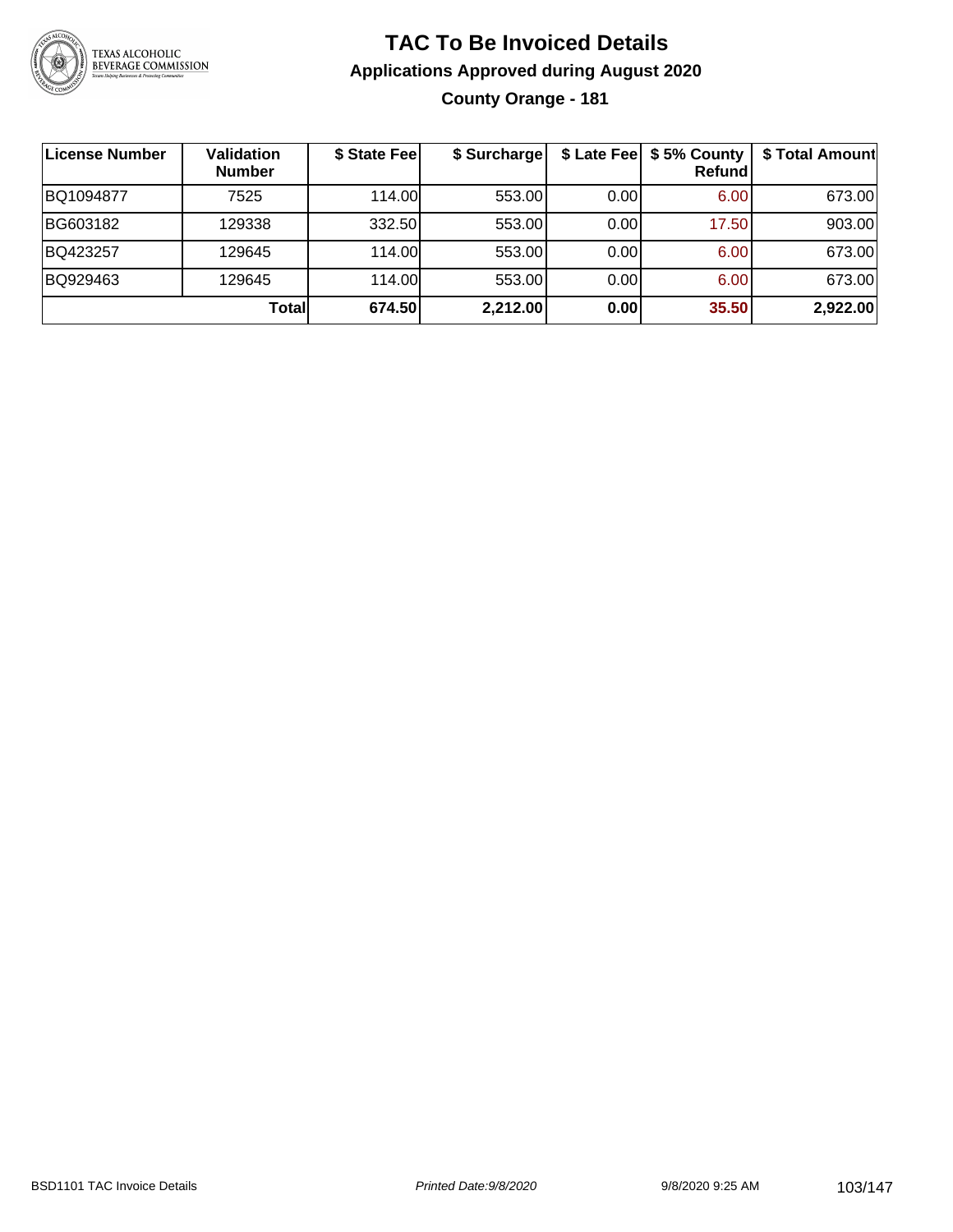# TAC To Be Invoiced Details

## Applications Approved during August 2020

### County Orange - 181

| License Number | Validation Number | $ State Fee | $ Surcharge | $ Late Fee | $ 5% County Refund | $ Total Amount |
|---|---|---|---|---|---|---|
| BQ1094877 | 7525 | 114.00 | 553.00 | 0.00 | 6.00 | 673.00 |
| BG603182 | 129338 | 332.50 | 553.00 | 0.00 | 17.50 | 903.00 |
| BQ423257 | 129645 | 114.00 | 553.00 | 0.00 | 6.00 | 673.00 |
| BQ929463 | 129645 | 114.00 | 553.00 | 0.00 | 6.00 | 673.00 |
| | **Total** | **674.50** | **2,212.00** | **0.00** | **35.50** | **2,922.00** |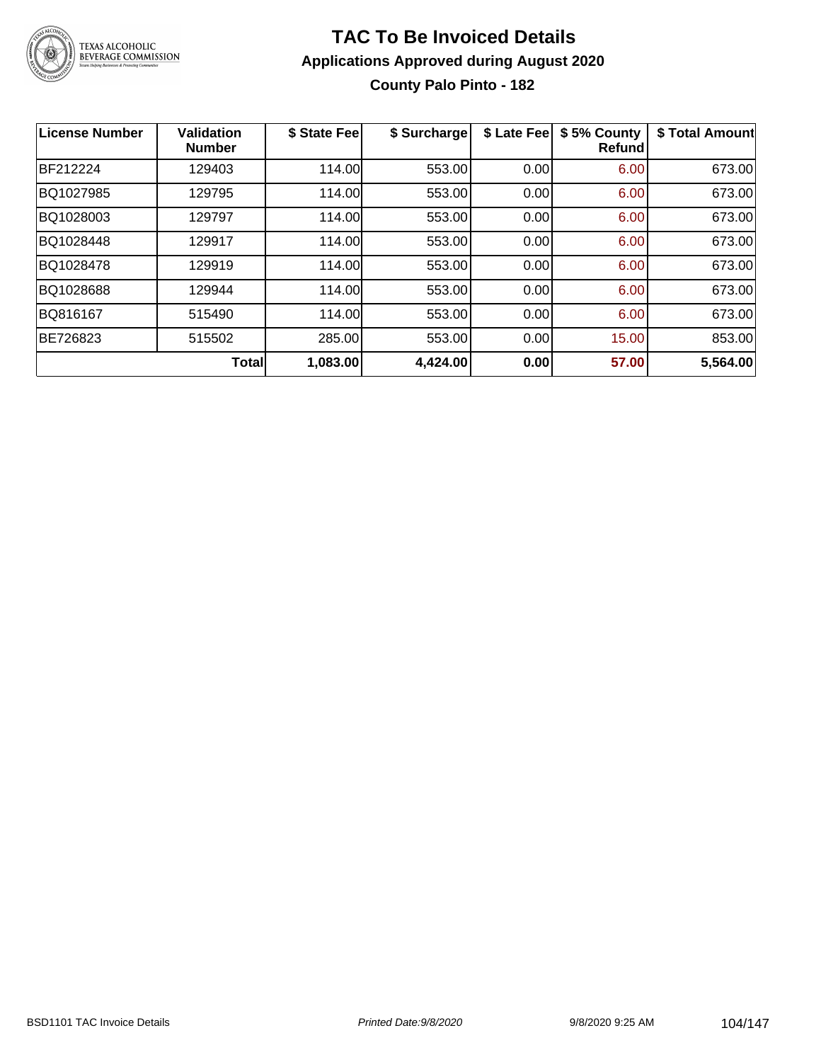# TAC To Be Invoiced Details

## Applications Approved during August 2020

### County Palo Pinto - 182

| License Number | Validation Number | $ State Fee | $ Surcharge | $ Late Fee | $ 5% County Refund | $ Total Amount |
|---|---|---|---|---|---|---|
| BF212224 | 129403 | 114.00 | 553.00 | 0.00 | 6.00 | 673.00 |
| BQ1027985 | 129795 | 114.00 | 553.00 | 0.00 | 6.00 | 673.00 |
| BQ1028003 | 129797 | 114.00 | 553.00 | 0.00 | 6.00 | 673.00 |
| BQ1028448 | 129917 | 114.00 | 553.00 | 0.00 | 6.00 | 673.00 |
| BQ1028478 | 129919 | 114.00 | 553.00 | 0.00 | 6.00 | 673.00 |
| BQ1028688 | 129944 | 114.00 | 553.00 | 0.00 | 6.00 | 673.00 |
| BQ816167 | 515490 | 114.00 | 553.00 | 0.00 | 6.00 | 673.00 |
| BE726823 | 515502 | 285.00 | 553.00 | 0.00 | 15.00 | 853.00 |
| | **Total** | **1,083.00** | **4,424.00** | **0.00** | **57.00** | **5,564.00** |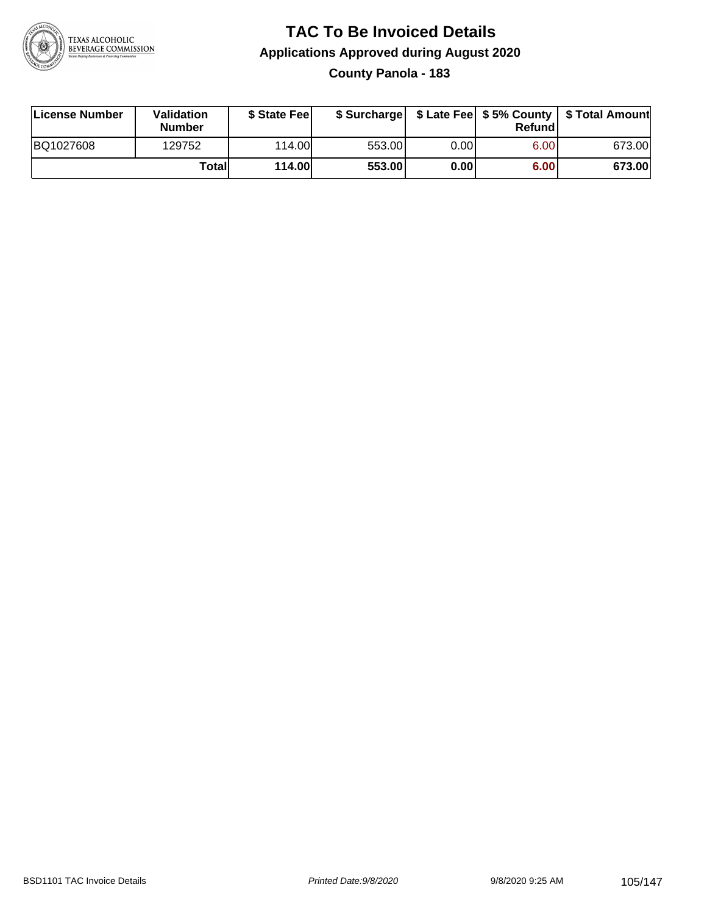# TAC To Be Invoiced Details

## Applications Approved during August 2020

### County Panola - 183

| License Number | Validation Number | $ State Fee | $ Surcharge | $ Late Fee | $ 5% County Refund | $ Total Amount |
|---|---|---|---|---|---|---|
| BQ1027608 | 129752 | 114.00 | 553.00 | 0.00 | 6.00 | 673.00 |
| | **Total** | **114.00** | **553.00** | **0.00** | **6.00** | **673.00** |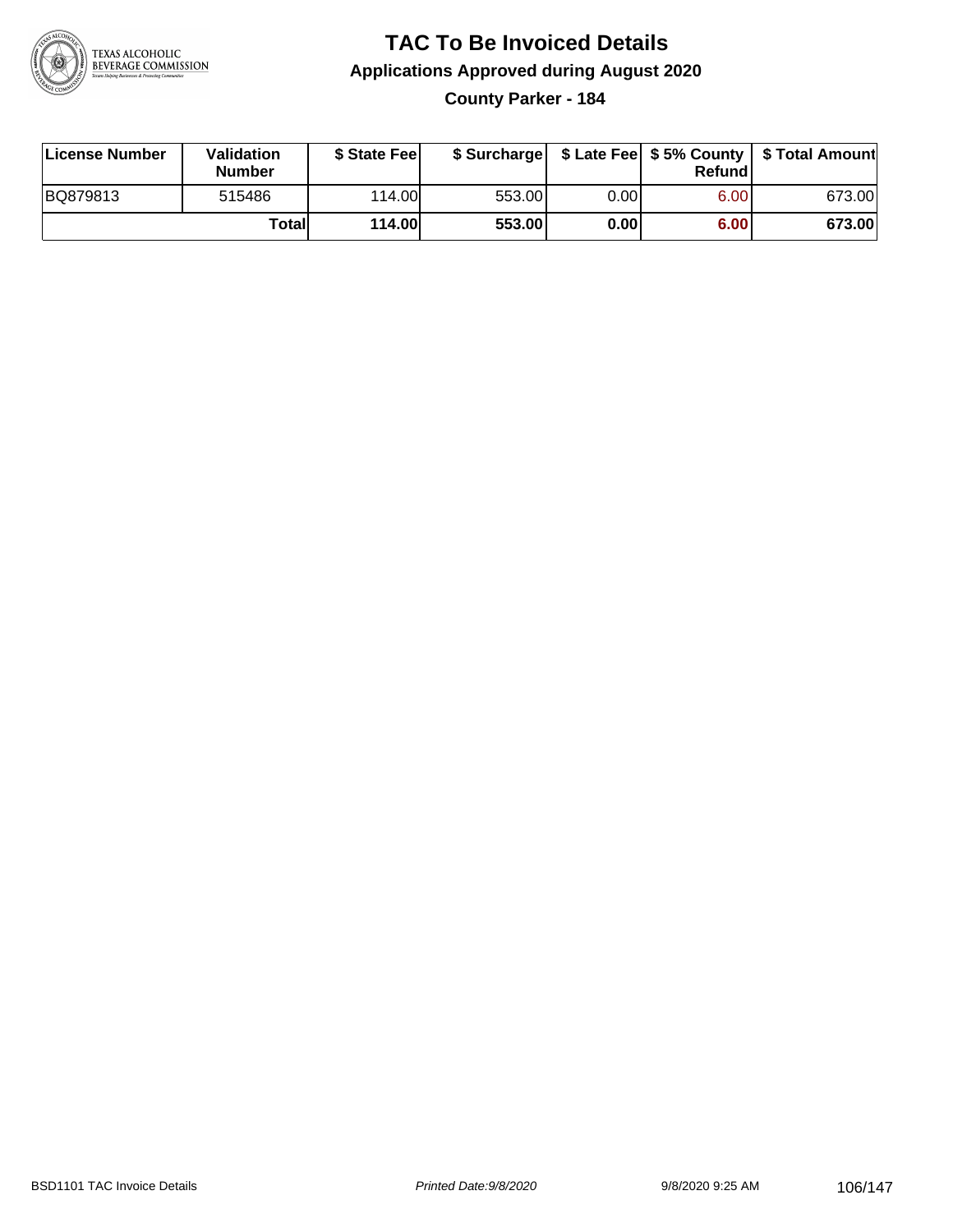# TAC To Be Invoiced Details

## Applications Approved during August 2020

### County Parker - 184

| License Number | Validation Number | $ State Fee | $ Surcharge | $ Late Fee | $ 5% County Refund | $ Total Amount |
|---|---|---|---|---|---|---|
| BQ879813 | 515486 | 114.00 | 553.00 | 0.00 | 6.00 | 673.00 |
| | **Total** | **114.00** | **553.00** | **0.00** | **6.00** | **673.00** |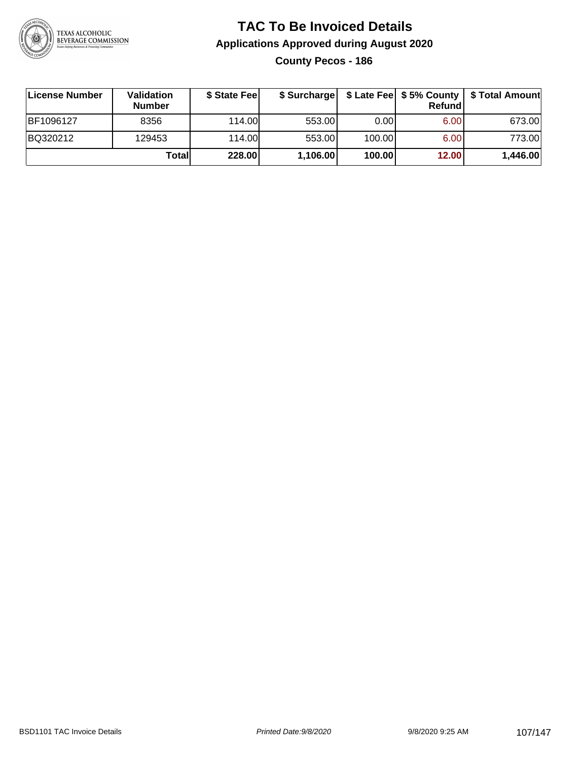# TAC To Be Invoiced Details

## Applications Approved during August 2020

### County Pecos - 186

| License Number | Validation Number | $ State Fee | $ Surcharge | $ Late Fee | $ 5% County Refund | $ Total Amount |
|---|---|---|---|---|---|---|
| BF1096127 | 8356 | 114.00 | 553.00 | 0.00 | 6.00 | 673.00 |
| BQ320212 | 129453 | 114.00 | 553.00 | 100.00 | 6.00 | 773.00 |
| | **Total** | **228.00** | **1,106.00** | **100.00** | **12.00** | **1,446.00** |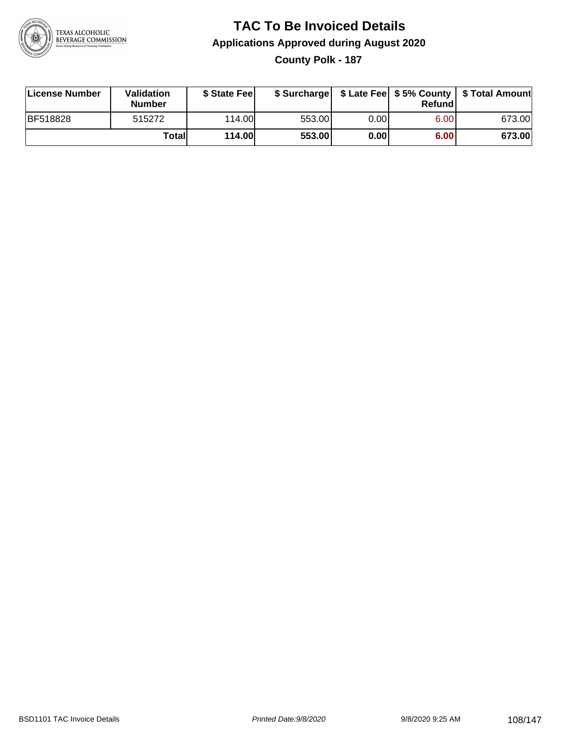# TAC To Be Invoiced Details

## Applications Approved during August 2020

### County Polk - 187

| License Number | Validation Number | $ State Fee | $ Surcharge | $ Late Fee | $ 5% County Refund | $ Total Amount |
|---|---|---|---|---|---|---|
| BF518828 | 515272 | 114.00 | 553.00 | 0.00 | 6.00 | 673.00 |
| | **Total** | **114.00** | **553.00** | **0.00** | **6.00** | **673.00** |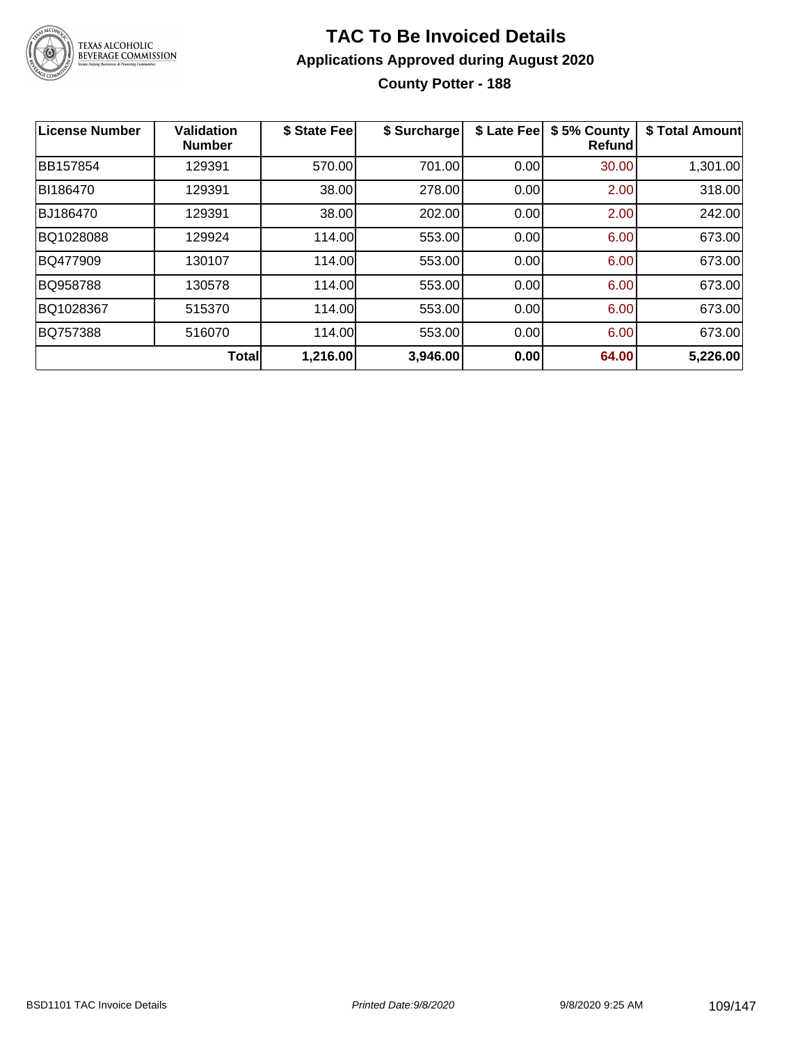# TAC To Be Invoiced Details

## Applications Approved during August 2020

### County Potter - 188

| License Number | Validation Number | $ State Fee | $ Surcharge | $ Late Fee | $ 5% County Refund | $ Total Amount |
|---|---|---|---|---|---|---|
| BB157854 | 129391 | 570.00 | 701.00 | 0.00 | 30.00 | 1,301.00 |
| BI186470 | 129391 | 38.00 | 278.00 | 0.00 | 2.00 | 318.00 |
| BJ186470 | 129391 | 38.00 | 202.00 | 0.00 | 2.00 | 242.00 |
| BQ1028088 | 129924 | 114.00 | 553.00 | 0.00 | 6.00 | 673.00 |
| BQ477909 | 130107 | 114.00 | 553.00 | 0.00 | 6.00 | 673.00 |
| BQ958788 | 130578 | 114.00 | 553.00 | 0.00 | 6.00 | 673.00 |
| BQ1028367 | 515370 | 114.00 | 553.00 | 0.00 | 6.00 | 673.00 |
| BQ757388 | 516070 | 114.00 | 553.00 | 0.00 | 6.00 | 673.00 |
| | **Total** | **1,216.00** | **3,946.00** | **0.00** | **64.00** | **5,226.00** |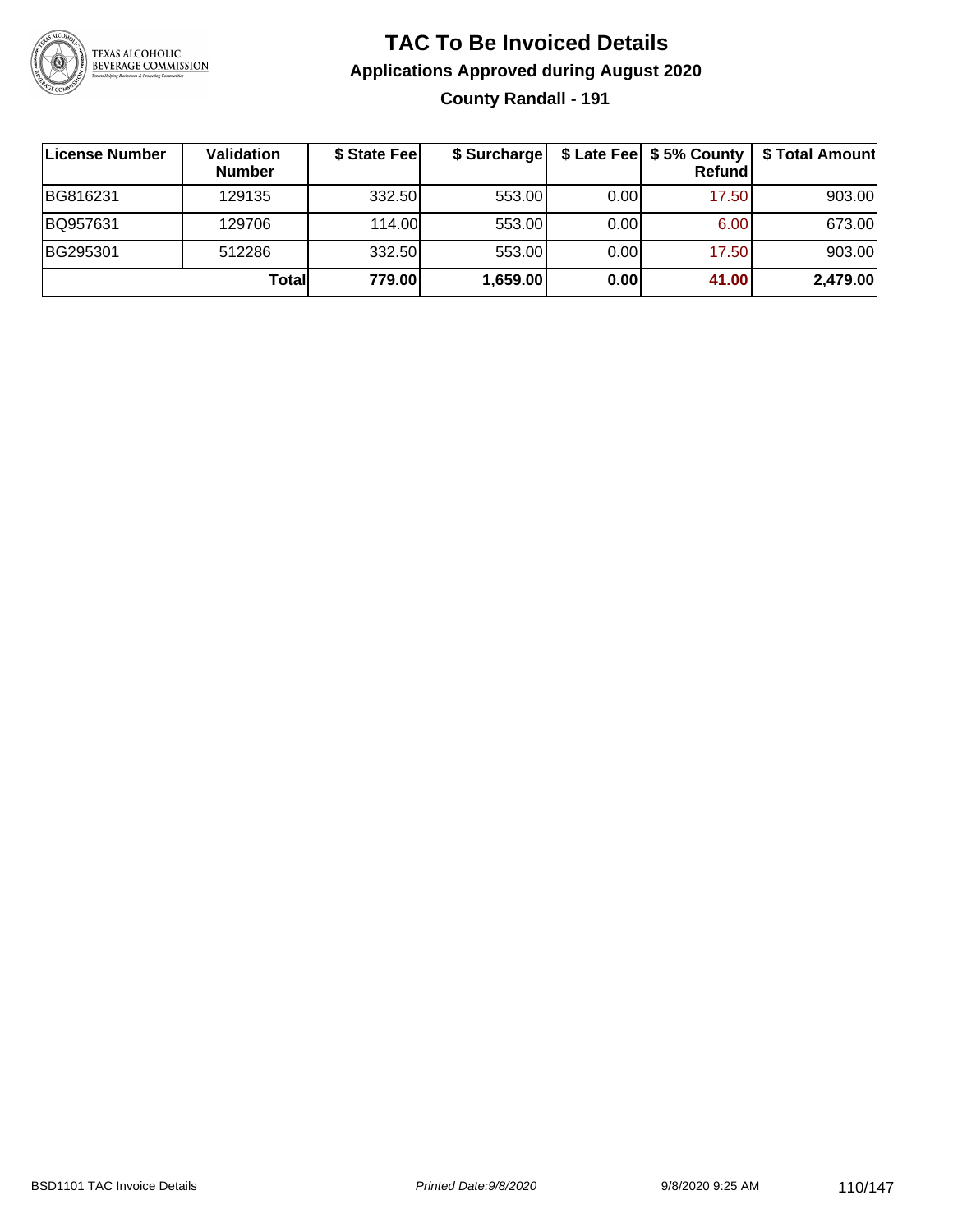# TAC To Be Invoiced Details

## Applications Approved during August 2020

### County Randall - 191

| License Number | Validation Number | \$ State Fee | \$ Surcharge | \$ Late Fee | \$ 5% County Refund | \$ Total Amount |
|---|---|---|---|---|---|---|
| BG816231 | 129135 | 332.50 | 553.00 | 0.00 | 17.50 | 903.00 |
| BQ957631 | 129706 | 114.00 | 553.00 | 0.00 | 6.00 | 673.00 |
| BG295301 | 512286 | 332.50 | 553.00 | 0.00 | 17.50 | 903.00 |
| | **Total** | **779.00** | **1,659.00** | **0.00** | **41.00** | **2,479.00** |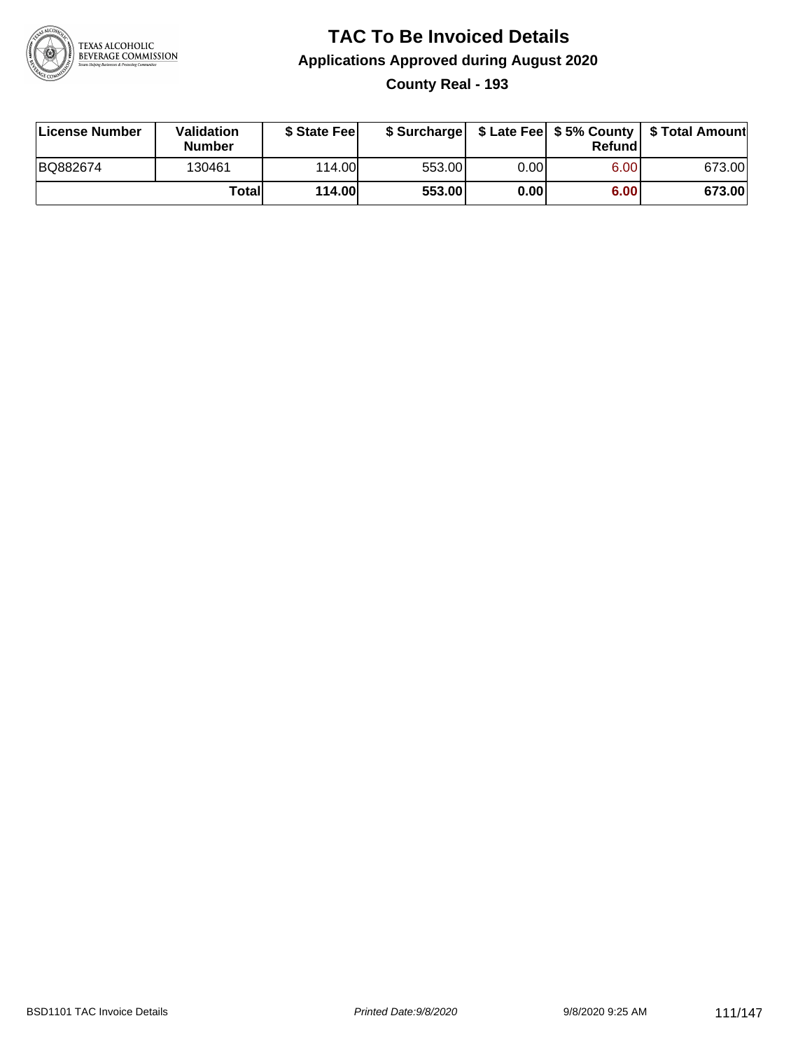# TAC To Be Invoiced Details

## Applications Approved during August 2020

### County Real - 193

| License Number | Validation Number | $ State Fee | $ Surcharge | $ Late Fee | $ 5% County Refund | $ Total Amount |
|---|---|---|---|---|---|---|
| BQ882674 | 130461 | 114.00 | 553.00 | 0.00 | 6.00 | 673.00 |
| | **Total** | **114.00** | **553.00** | **0.00** | **6.00** | **673.00** |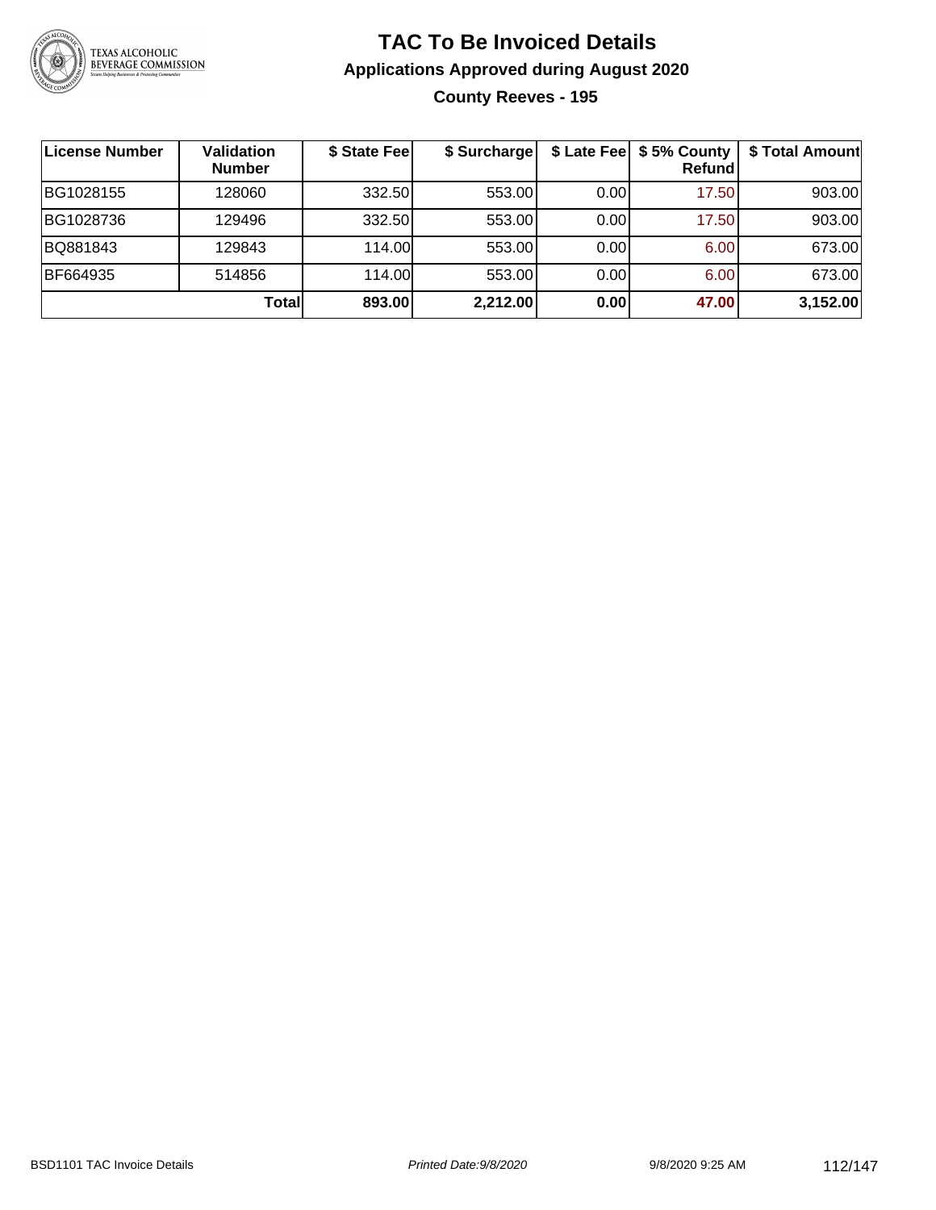# TAC To Be Invoiced Details

## Applications Approved during August 2020

### County Reeves - 195

| License Number | Validation Number | $ State Fee | $ Surcharge | $ Late Fee | $ 5% County Refund | $ Total Amount |
|---|---|---|---|---|---|---|
| BG1028155 | 128060 | 332.50 | 553.00 | 0.00 | 17.50 | 903.00 |
| BG1028736 | 129496 | 332.50 | 553.00 | 0.00 | 17.50 | 903.00 |
| BQ881843 | 129843 | 114.00 | 553.00 | 0.00 | 6.00 | 673.00 |
| BF664935 | 514856 | 114.00 | 553.00 | 0.00 | 6.00 | 673.00 |
| | **Total** | **893.00** | **2,212.00** | **0.00** | **47.00** | **3,152.00** |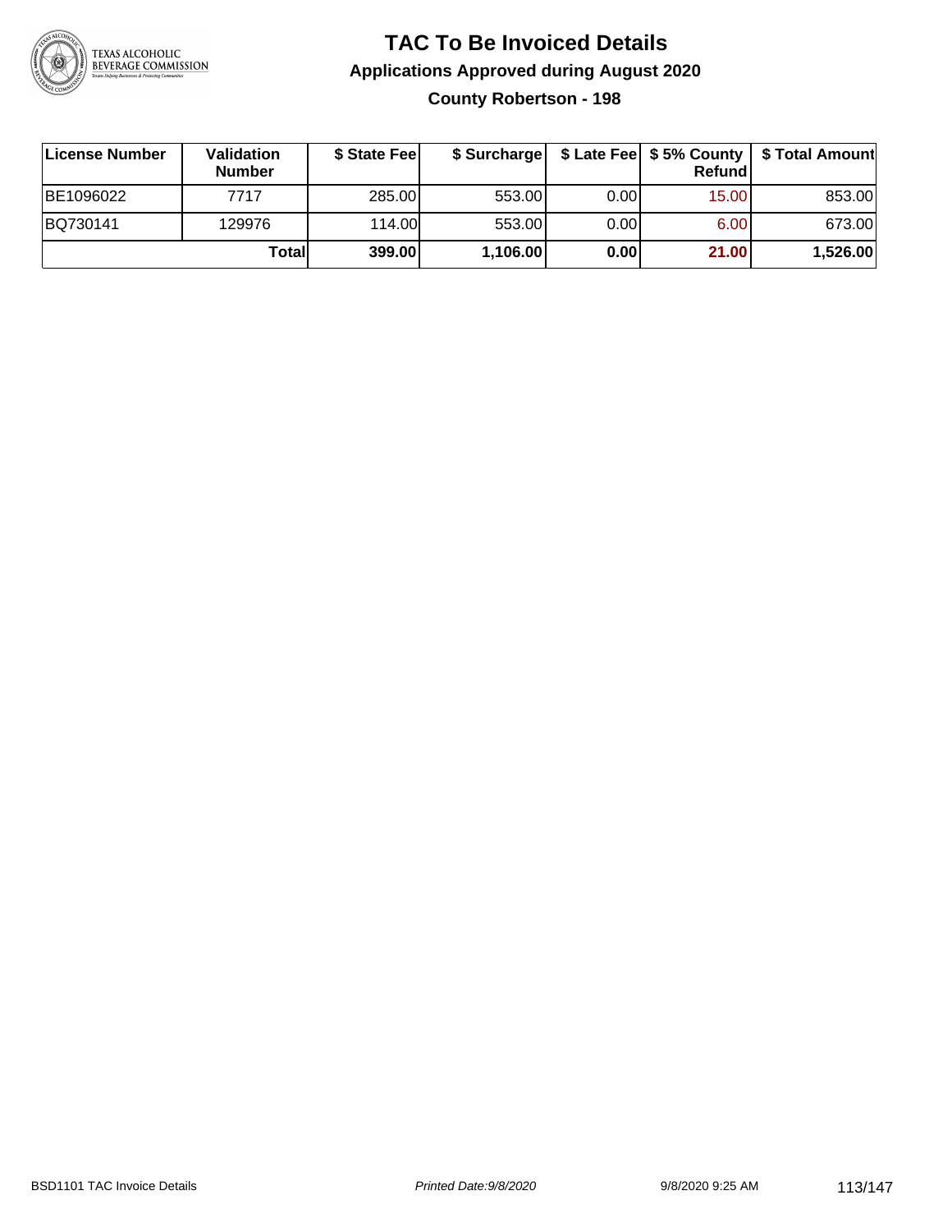# TAC To Be Invoiced Details

## Applications Approved during August 2020

### County Robertson - 198

| License Number | Validation Number | $ State Fee | $ Surcharge | $ Late Fee | $ 5% County Refund | $ Total Amount |
|---|---|---|---|---|---|---|
| BE1096022 | 7717 | 285.00 | 553.00 | 0.00 | 15.00 | 853.00 |
| BQ730141 | 129976 | 114.00 | 553.00 | 0.00 | 6.00 | 673.00 |
| | **Total** | **399.00** | **1,106.00** | **0.00** | **21.00** | **1,526.00** |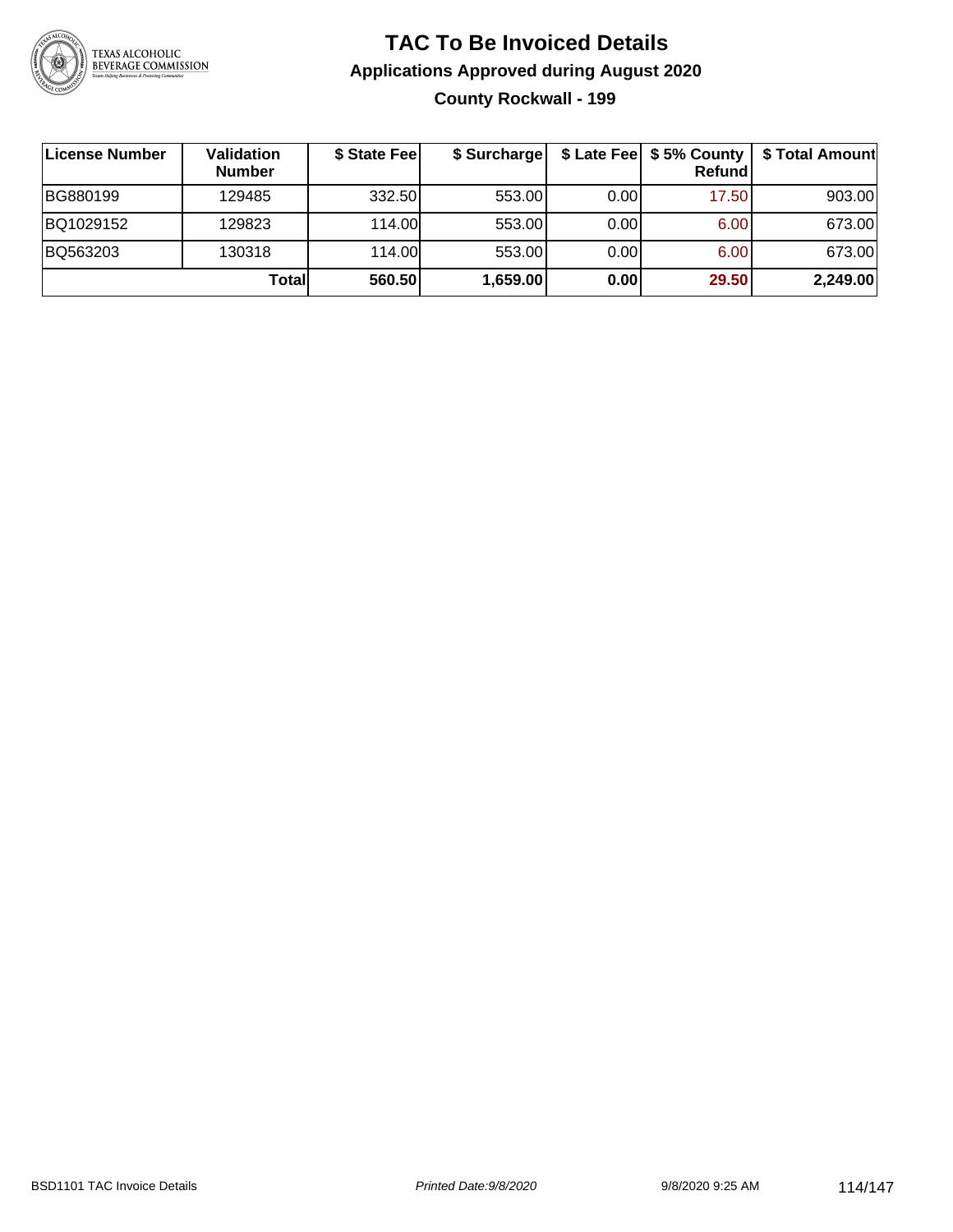# TAC To Be Invoiced Details

## Applications Approved during August 2020

### County Rockwall - 199

| License Number | Validation Number | $ State Fee | $ Surcharge | $ Late Fee | $ 5% County Refund | $ Total Amount |
|---|---|---|---|---|---|---|
| BG880199 | 129485 | 332.50 | 553.00 | 0.00 | 17.50 | 903.00 |
| BQ1029152 | 129823 | 114.00 | 553.00 | 0.00 | 6.00 | 673.00 |
| BQ563203 | 130318 | 114.00 | 553.00 | 0.00 | 6.00 | 673.00 |
| | **Total** | **560.50** | **1,659.00** | **0.00** | **29.50** | **2,249.00** |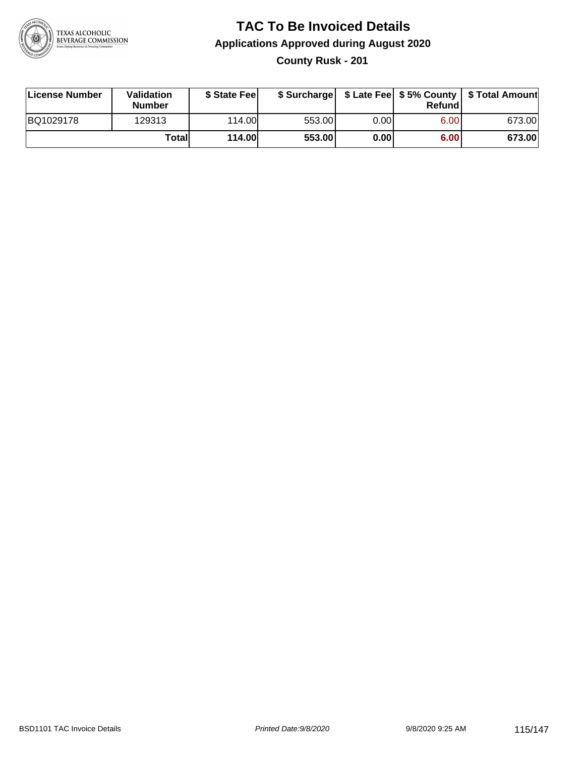# TAC To Be Invoiced Details

## Applications Approved during August 2020

### County Rusk - 201

| License Number | Validation Number | $ State Fee | $ Surcharge | $ Late Fee | $ 5% County Refund | $ Total Amount |
|---|---|---|---|---|---|---|
| BQ1029178 | 129313 | 114.00 | 553.00 | 0.00 | 6.00 | 673.00 |
| | **Total** | **114.00** | **553.00** | **0.00** | **6.00** | **673.00** |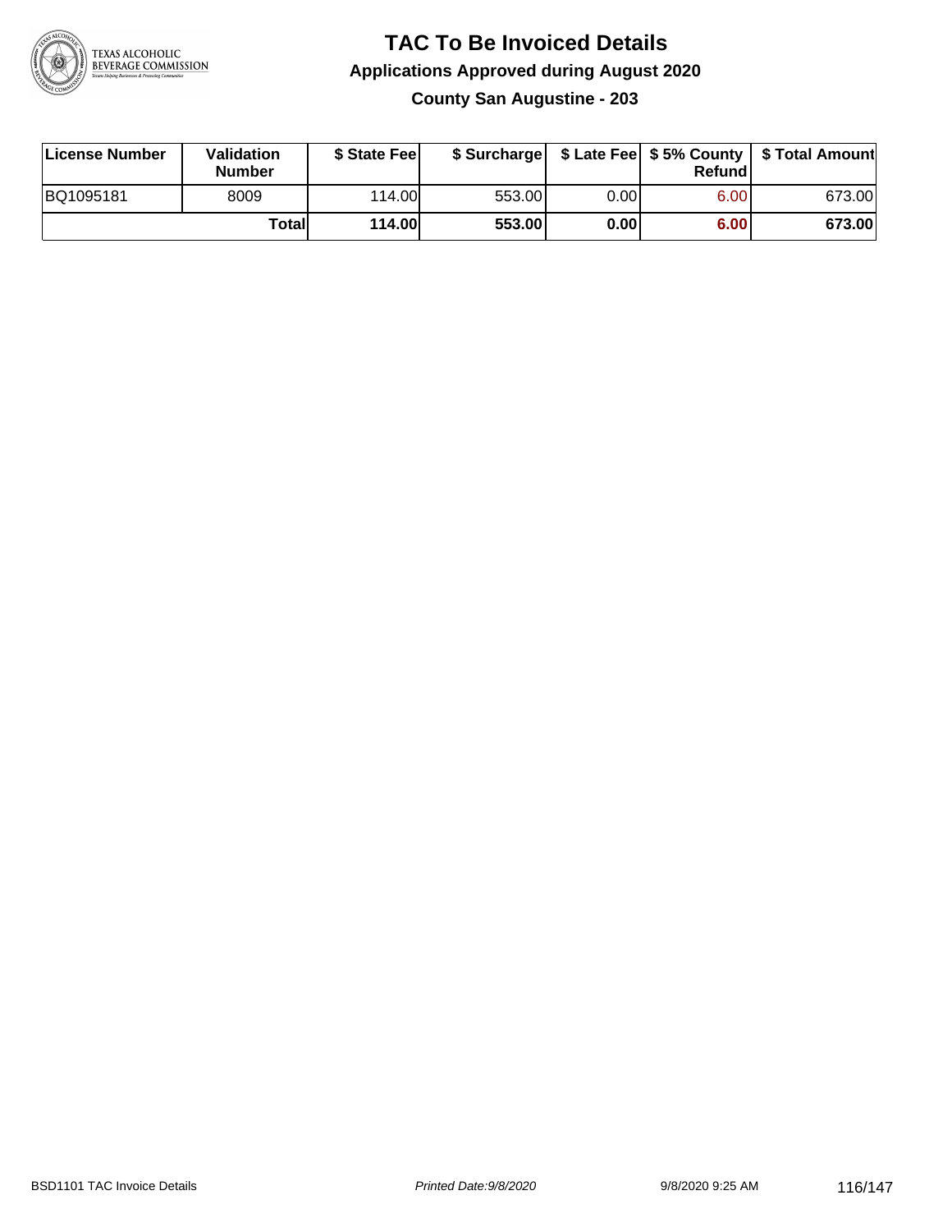# TAC To Be Invoiced Details

## Applications Approved during August 2020

### County San Augustine - 203

| License Number | Validation Number | $ State Fee | $ Surcharge | $ Late Fee | $ 5% County Refund | $ Total Amount |
|---|---|---|---|---|---|---|
| BQ1095181 | 8009 | 114.00 | 553.00 | 0.00 | 6.00 | 673.00 |
| | **Total** | **114.00** | **553.00** | **0.00** | **6.00** | **673.00** |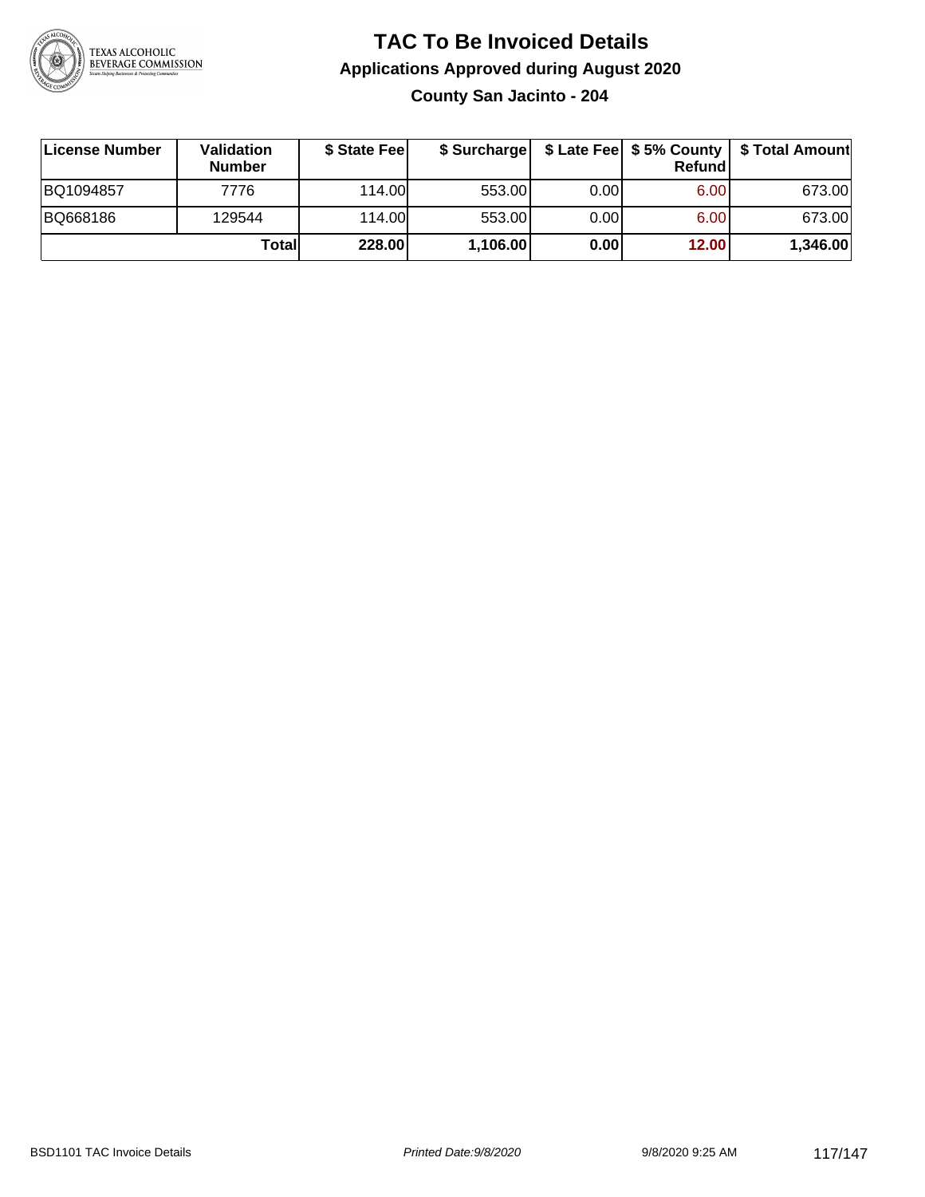# TAC To Be Invoiced Details

## Applications Approved during August 2020

### County San Jacinto - 204

| License Number | Validation Number | $ State Fee | $ Surcharge | $ Late Fee | $ 5% County Refund | $ Total Amount |
|---|---|---|---|---|---|---|
| BQ1094857 | 7776 | 114.00 | 553.00 | 0.00 | 6.00 | 673.00 |
| BQ668186 | 129544 | 114.00 | 553.00 | 0.00 | 6.00 | 673.00 |
| | **Total** | **228.00** | **1,106.00** | **0.00** | **12.00** | **1,346.00** |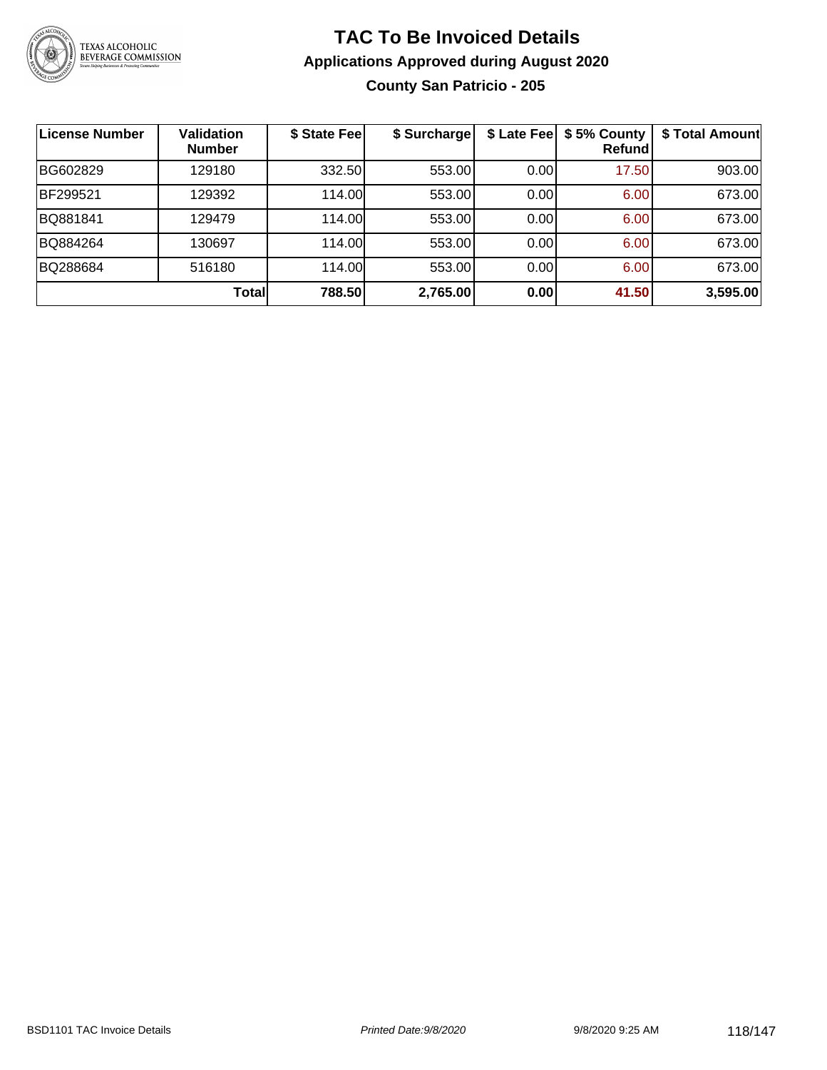# TAC To Be Invoiced Details

## Applications Approved during August 2020

### County San Patricio - 205

| License Number | Validation Number | $ State Fee | $ Surcharge | $ Late Fee | $ 5% County Refund | $ Total Amount |
|---|---|---|---|---|---|---|
| BG602829 | 129180 | 332.50 | 553.00 | 0.00 | 17.50 | 903.00 |
| BF299521 | 129392 | 114.00 | 553.00 | 0.00 | 6.00 | 673.00 |
| BQ881841 | 129479 | 114.00 | 553.00 | 0.00 | 6.00 | 673.00 |
| BQ884264 | 130697 | 114.00 | 553.00 | 0.00 | 6.00 | 673.00 |
| BQ288684 | 516180 | 114.00 | 553.00 | 0.00 | 6.00 | 673.00 |
| | **Total** | **788.50** | **2,765.00** | **0.00** | **41.50** | **3,595.00** |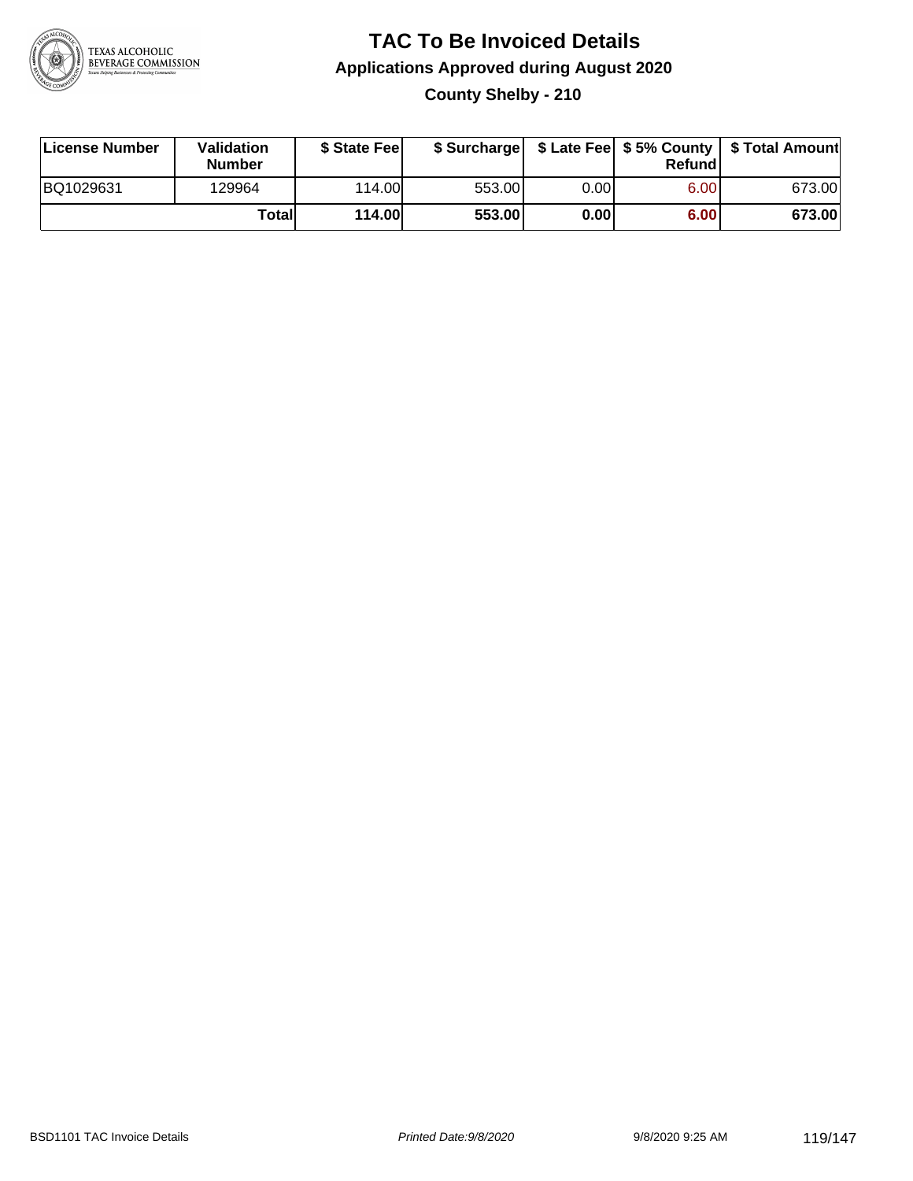# TAC To Be Invoiced Details

## Applications Approved during August 2020

### County Shelby - 210

| License Number | Validation Number | $ State Fee | $ Surcharge | $ Late Fee | $ 5% County Refund | $ Total Amount |
|---|---|---|---|---|---|---|
| BQ1029631 | 129964 | 114.00 | 553.00 | 0.00 | 6.00 | 673.00 |
| | **Total** | **114.00** | **553.00** | **0.00** | **6.00** | **673.00** |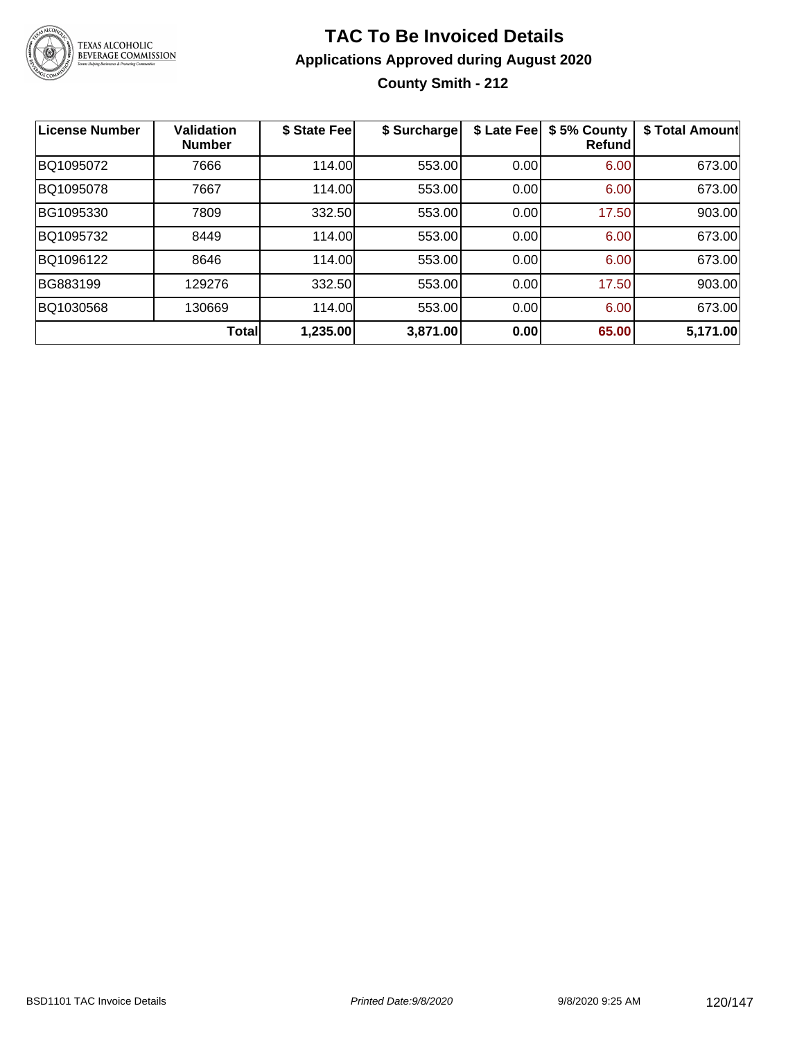# TAC To Be Invoiced Details

## Applications Approved during August 2020

### County Smith - 212

| License Number | Validation Number | $ State Fee | $ Surcharge | $ Late Fee | $ 5% County Refund | $ Total Amount |
|---|---|---|---|---|---|---|
| BQ1095072 | 7666 | 114.00 | 553.00 | 0.00 | 6.00 | 673.00 |
| BQ1095078 | 7667 | 114.00 | 553.00 | 0.00 | 6.00 | 673.00 |
| BG1095330 | 7809 | 332.50 | 553.00 | 0.00 | 17.50 | 903.00 |
| BQ1095732 | 8449 | 114.00 | 553.00 | 0.00 | 6.00 | 673.00 |
| BQ1096122 | 8646 | 114.00 | 553.00 | 0.00 | 6.00 | 673.00 |
| BG883199 | 129276 | 332.50 | 553.00 | 0.00 | 17.50 | 903.00 |
| BQ1030568 | 130669 | 114.00 | 553.00 | 0.00 | 6.00 | 673.00 |
| | **Total** | **1,235.00** | **3,871.00** | **0.00** | **65.00** | **5,171.00** |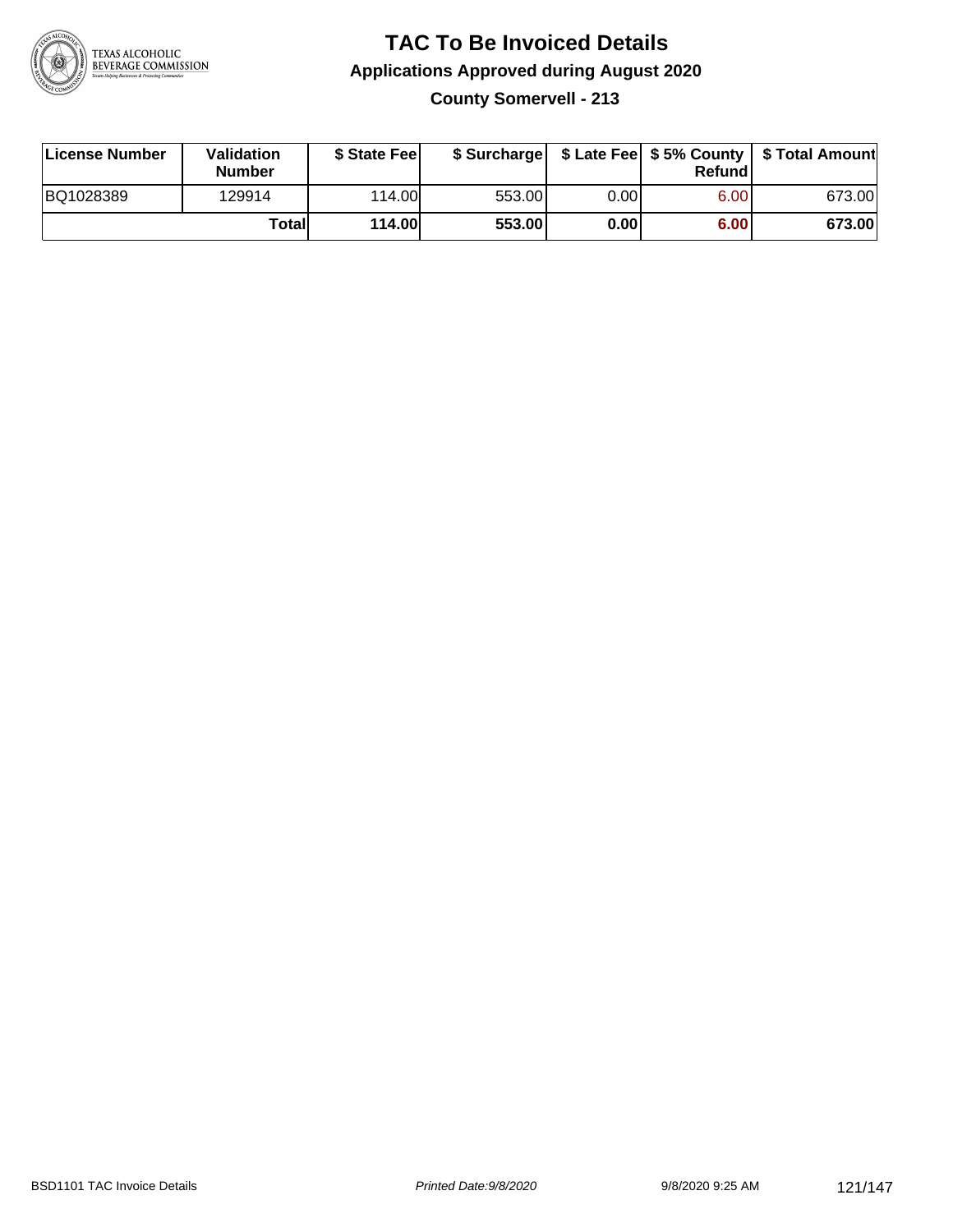# TAC To Be Invoiced Details

## Applications Approved during August 2020

### County Somervell - 213

| License Number | Validation Number | $ State Fee | $ Surcharge | $ Late Fee | $ 5% County Refund | $ Total Amount |
|---|---|---|---|---|---|---|
| BQ1028389 | 129914 | 114.00 | 553.00 | 0.00 | 6.00 | 673.00 |
| | **Total** | **114.00** | **553.00** | **0.00** | **6.00** | **673.00** |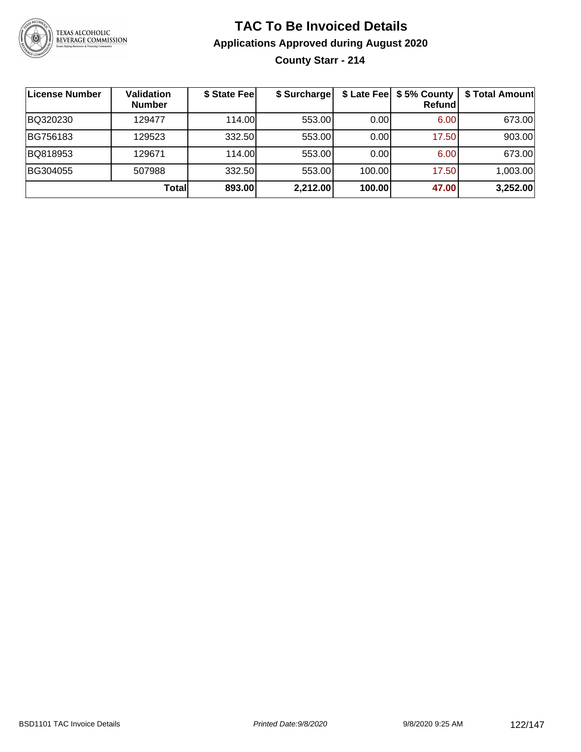# TAC To Be Invoiced Details

## Applications Approved during August 2020

### County Starr - 214

| License Number | Validation Number | $ State Fee | $ Surcharge | $ Late Fee | $ 5% County Refund | $ Total Amount |
|---|---|---|---|---|---|---|
| BQ320230 | 129477 | 114.00 | 553.00 | 0.00 | 6.00 | 673.00 |
| BG756183 | 129523 | 332.50 | 553.00 | 0.00 | 17.50 | 903.00 |
| BQ818953 | 129671 | 114.00 | 553.00 | 0.00 | 6.00 | 673.00 |
| BG304055 | 507988 | 332.50 | 553.00 | 100.00 | 17.50 | 1,003.00 |
| | **Total** | **893.00** | **2,212.00** | **100.00** | **47.00** | **3,252.00** |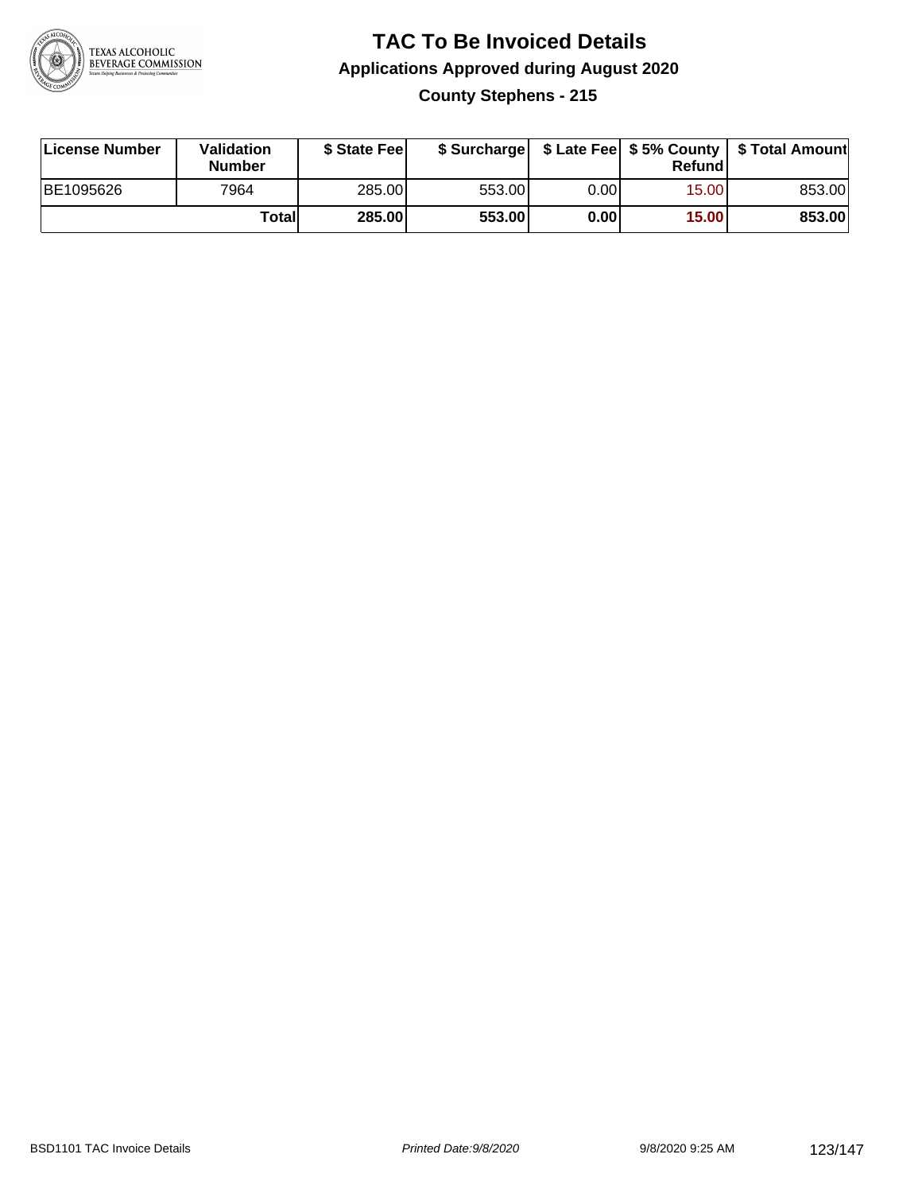# TAC To Be Invoiced Details

## Applications Approved during August 2020

### County Stephens - 215

| License Number | Validation Number | $ State Fee | $ Surcharge | $ Late Fee | $ 5% County Refund | $ Total Amount |
|---|---|---|---|---|---|---|
| BE1095626 | 7964 | 285.00 | 553.00 | 0.00 | 15.00 | 853.00 |
| | **Total** | **285.00** | **553.00** | **0.00** | **15.00** | **853.00** |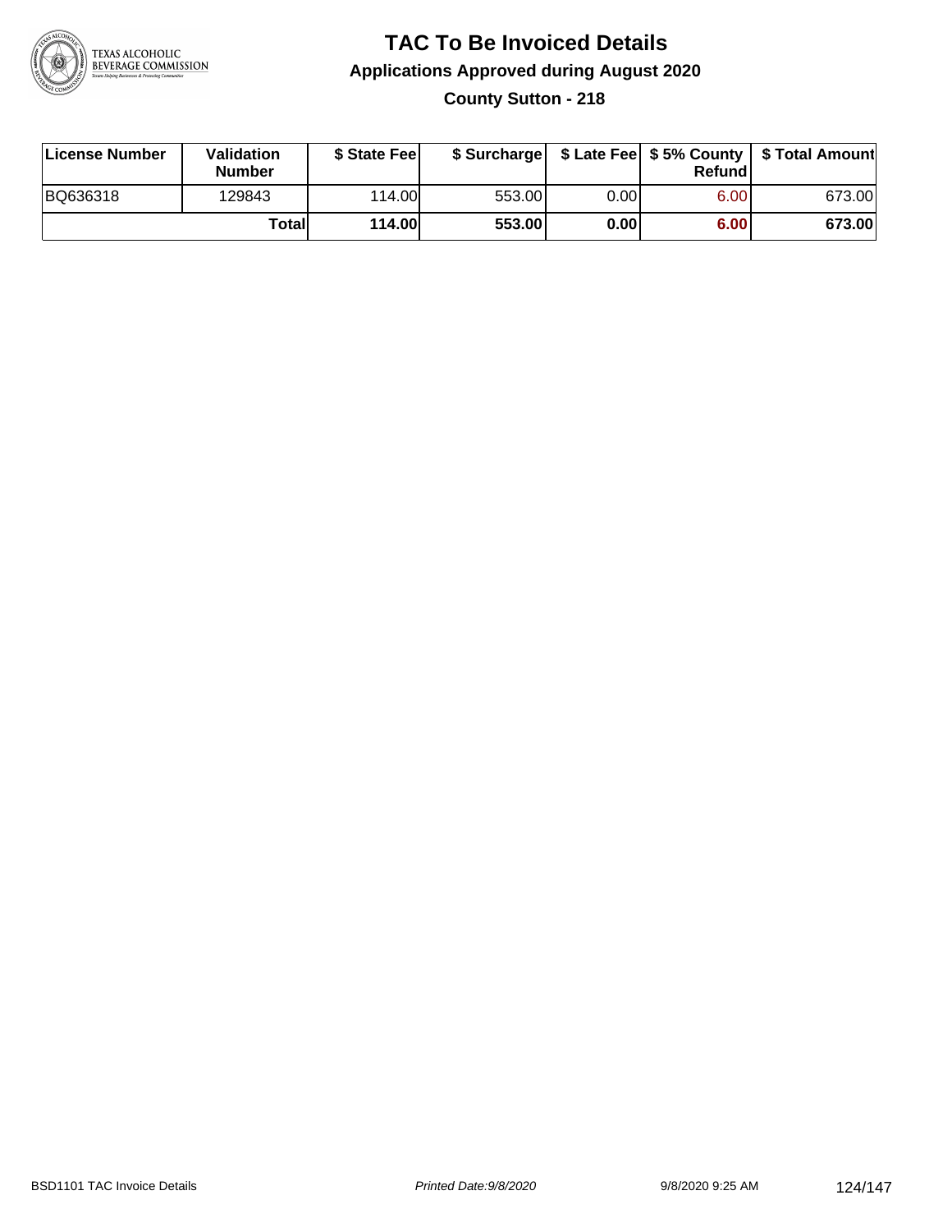# TAC To Be Invoiced Details

## Applications Approved during August 2020

### County Sutton - 218

| License Number | Validation Number | $ State Fee | $ Surcharge | $ Late Fee | $ 5% County Refund | $ Total Amount |
|---|---|---|---|---|---|---|
| BQ636318 | 129843 | 114.00 | 553.00 | 0.00 | 6.00 | 673.00 |
| | **Total** | **114.00** | **553.00** | **0.00** | **6.00** | **673.00** |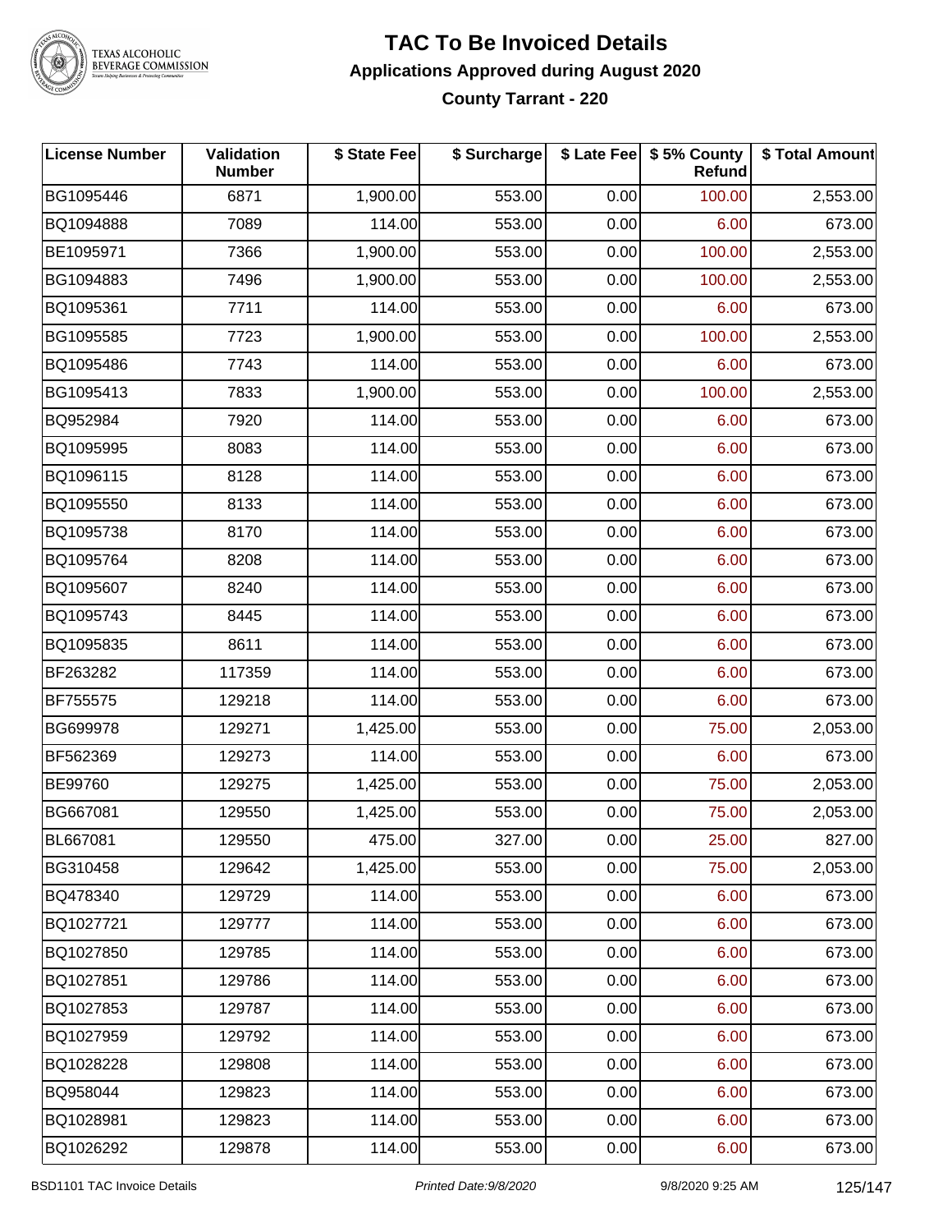# TAC To Be Invoiced Details

## Applications Approved during August 2020

### County Tarrant - 220

| License Number | Validation Number | $ State Fee | $ Surcharge | $ Late Fee | $ 5% County Refund | $ Total Amount |
|---|---|---|---|---|---|---|
| BG1095446 | 6871 | 1,900.00 | 553.00 | 0.00 | 100.00 | 2,553.00 |
| BQ1094888 | 7089 | 114.00 | 553.00 | 0.00 | 6.00 | 673.00 |
| BE1095971 | 7366 | 1,900.00 | 553.00 | 0.00 | 100.00 | 2,553.00 |
| BG1094883 | 7496 | 1,900.00 | 553.00 | 0.00 | 100.00 | 2,553.00 |
| BQ1095361 | 7711 | 114.00 | 553.00 | 0.00 | 6.00 | 673.00 |
| BG1095585 | 7723 | 1,900.00 | 553.00 | 0.00 | 100.00 | 2,553.00 |
| BQ1095486 | 7743 | 114.00 | 553.00 | 0.00 | 6.00 | 673.00 |
| BG1095413 | 7833 | 1,900.00 | 553.00 | 0.00 | 100.00 | 2,553.00 |
| BQ952984 | 7920 | 114.00 | 553.00 | 0.00 | 6.00 | 673.00 |
| BQ1095995 | 8083 | 114.00 | 553.00 | 0.00 | 6.00 | 673.00 |
| BQ1096115 | 8128 | 114.00 | 553.00 | 0.00 | 6.00 | 673.00 |
| BQ1095550 | 8133 | 114.00 | 553.00 | 0.00 | 6.00 | 673.00 |
| BQ1095738 | 8170 | 114.00 | 553.00 | 0.00 | 6.00 | 673.00 |
| BQ1095764 | 8208 | 114.00 | 553.00 | 0.00 | 6.00 | 673.00 |
| BQ1095607 | 8240 | 114.00 | 553.00 | 0.00 | 6.00 | 673.00 |
| BQ1095743 | 8445 | 114.00 | 553.00 | 0.00 | 6.00 | 673.00 |
| BQ1095835 | 8611 | 114.00 | 553.00 | 0.00 | 6.00 | 673.00 |
| BF263282 | 117359 | 114.00 | 553.00 | 0.00 | 6.00 | 673.00 |
| BF755575 | 129218 | 114.00 | 553.00 | 0.00 | 6.00 | 673.00 |
| BG699978 | 129271 | 1,425.00 | 553.00 | 0.00 | 75.00 | 2,053.00 |
| BF562369 | 129273 | 114.00 | 553.00 | 0.00 | 6.00 | 673.00 |
| BE99760 | 129275 | 1,425.00 | 553.00 | 0.00 | 75.00 | 2,053.00 |
| BG667081 | 129550 | 1,425.00 | 553.00 | 0.00 | 75.00 | 2,053.00 |
| BL667081 | 129550 | 475.00 | 327.00 | 0.00 | 25.00 | 827.00 |
| BG310458 | 129642 | 1,425.00 | 553.00 | 0.00 | 75.00 | 2,053.00 |
| BQ478340 | 129729 | 114.00 | 553.00 | 0.00 | 6.00 | 673.00 |
| BQ1027721 | 129777 | 114.00 | 553.00 | 0.00 | 6.00 | 673.00 |
| BQ1027850 | 129785 | 114.00 | 553.00 | 0.00 | 6.00 | 673.00 |
| BQ1027851 | 129786 | 114.00 | 553.00 | 0.00 | 6.00 | 673.00 |
| BQ1027853 | 129787 | 114.00 | 553.00 | 0.00 | 6.00 | 673.00 |
| BQ1027959 | 129792 | 114.00 | 553.00 | 0.00 | 6.00 | 673.00 |
| BQ1028228 | 129808 | 114.00 | 553.00 | 0.00 | 6.00 | 673.00 |
| BQ958044 | 129823 | 114.00 | 553.00 | 0.00 | 6.00 | 673.00 |
| BQ1028981 | 129823 | 114.00 | 553.00 | 0.00 | 6.00 | 673.00 |
| BQ1026292 | 129878 | 114.00 | 553.00 | 0.00 | 6.00 | 673.00 |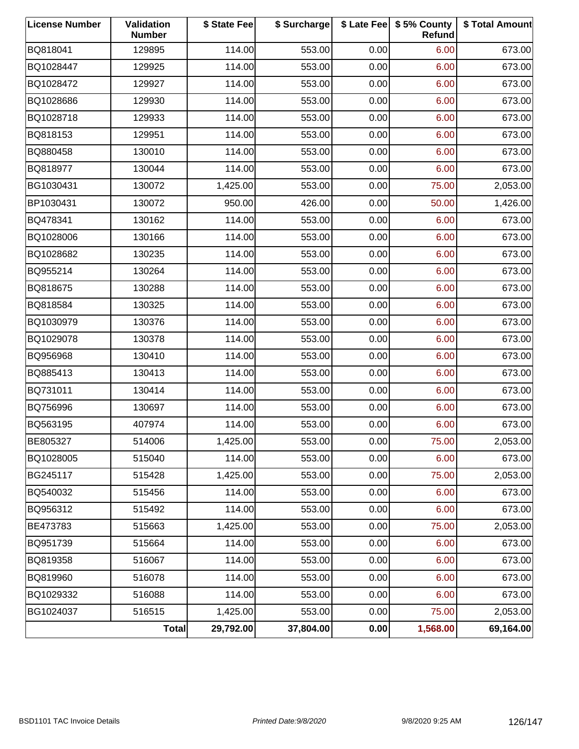| License Number | Validation Number | $ State Fee | $ Surcharge | $ Late Fee | $ 5% County Refund | $ Total Amount |
|---|---|---|---|---|---|---|
| BQ818041 | 129895 | 114.00 | 553.00 | 0.00 | 6.00 | 673.00 |
| BQ1028447 | 129925 | 114.00 | 553.00 | 0.00 | 6.00 | 673.00 |
| BQ1028472 | 129927 | 114.00 | 553.00 | 0.00 | 6.00 | 673.00 |
| BQ1028686 | 129930 | 114.00 | 553.00 | 0.00 | 6.00 | 673.00 |
| BQ1028718 | 129933 | 114.00 | 553.00 | 0.00 | 6.00 | 673.00 |
| BQ818153 | 129951 | 114.00 | 553.00 | 0.00 | 6.00 | 673.00 |
| BQ880458 | 130010 | 114.00 | 553.00 | 0.00 | 6.00 | 673.00 |
| BQ818977 | 130044 | 114.00 | 553.00 | 0.00 | 6.00 | 673.00 |
| BG1030431 | 130072 | 1,425.00 | 553.00 | 0.00 | 75.00 | 2,053.00 |
| BP1030431 | 130072 | 950.00 | 426.00 | 0.00 | 50.00 | 1,426.00 |
| BQ478341 | 130162 | 114.00 | 553.00 | 0.00 | 6.00 | 673.00 |
| BQ1028006 | 130166 | 114.00 | 553.00 | 0.00 | 6.00 | 673.00 |
| BQ1028682 | 130235 | 114.00 | 553.00 | 0.00 | 6.00 | 673.00 |
| BQ955214 | 130264 | 114.00 | 553.00 | 0.00 | 6.00 | 673.00 |
| BQ818675 | 130288 | 114.00 | 553.00 | 0.00 | 6.00 | 673.00 |
| BQ818584 | 130325 | 114.00 | 553.00 | 0.00 | 6.00 | 673.00 |
| BQ1030979 | 130376 | 114.00 | 553.00 | 0.00 | 6.00 | 673.00 |
| BQ1029078 | 130378 | 114.00 | 553.00 | 0.00 | 6.00 | 673.00 |
| BQ956968 | 130410 | 114.00 | 553.00 | 0.00 | 6.00 | 673.00 |
| BQ885413 | 130413 | 114.00 | 553.00 | 0.00 | 6.00 | 673.00 |
| BQ731011 | 130414 | 114.00 | 553.00 | 0.00 | 6.00 | 673.00 |
| BQ756996 | 130697 | 114.00 | 553.00 | 0.00 | 6.00 | 673.00 |
| BQ563195 | 407974 | 114.00 | 553.00 | 0.00 | 6.00 | 673.00 |
| BE805327 | 514006 | 1,425.00 | 553.00 | 0.00 | 75.00 | 2,053.00 |
| BQ1028005 | 515040 | 114.00 | 553.00 | 0.00 | 6.00 | 673.00 |
| BG245117 | 515428 | 1,425.00 | 553.00 | 0.00 | 75.00 | 2,053.00 |
| BQ540032 | 515456 | 114.00 | 553.00 | 0.00 | 6.00 | 673.00 |
| BQ956312 | 515492 | 114.00 | 553.00 | 0.00 | 6.00 | 673.00 |
| BE473783 | 515663 | 1,425.00 | 553.00 | 0.00 | 75.00 | 2,053.00 |
| BQ951739 | 515664 | 114.00 | 553.00 | 0.00 | 6.00 | 673.00 |
| BQ819358 | 516067 | 114.00 | 553.00 | 0.00 | 6.00 | 673.00 |
| BQ819960 | 516078 | 114.00 | 553.00 | 0.00 | 6.00 | 673.00 |
| BQ1029332 | 516088 | 114.00 | 553.00 | 0.00 | 6.00 | 673.00 |
| BG1024037 | 516515 | 1,425.00 | 553.00 | 0.00 | 75.00 | 2,053.00 |
| | **Total** | **29,792.00** | **37,804.00** | **0.00** | **1,568.00** | **69,164.00** |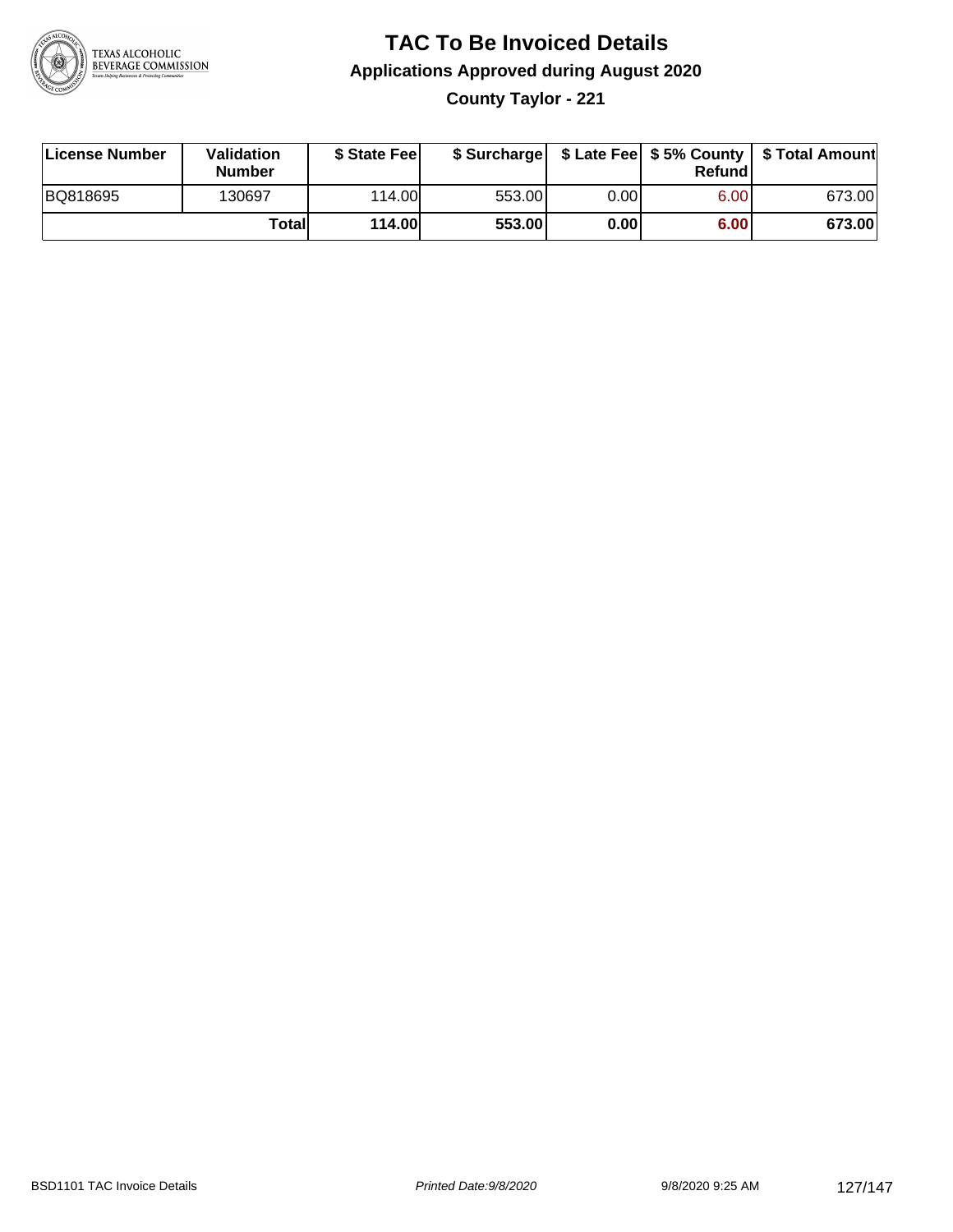# TAC To Be Invoiced Details

## Applications Approved during August 2020

### County Taylor - 221

| License Number | Validation Number | $ State Fee | $ Surcharge | $ Late Fee | $ 5% County Refund | $ Total Amount |
|---|---|---|---|---|---|---|
| BQ818695 | 130697 | 114.00 | 553.00 | 0.00 | 6.00 | 673.00 |
| | **Total** | **114.00** | **553.00** | **0.00** | **6.00** | **673.00** |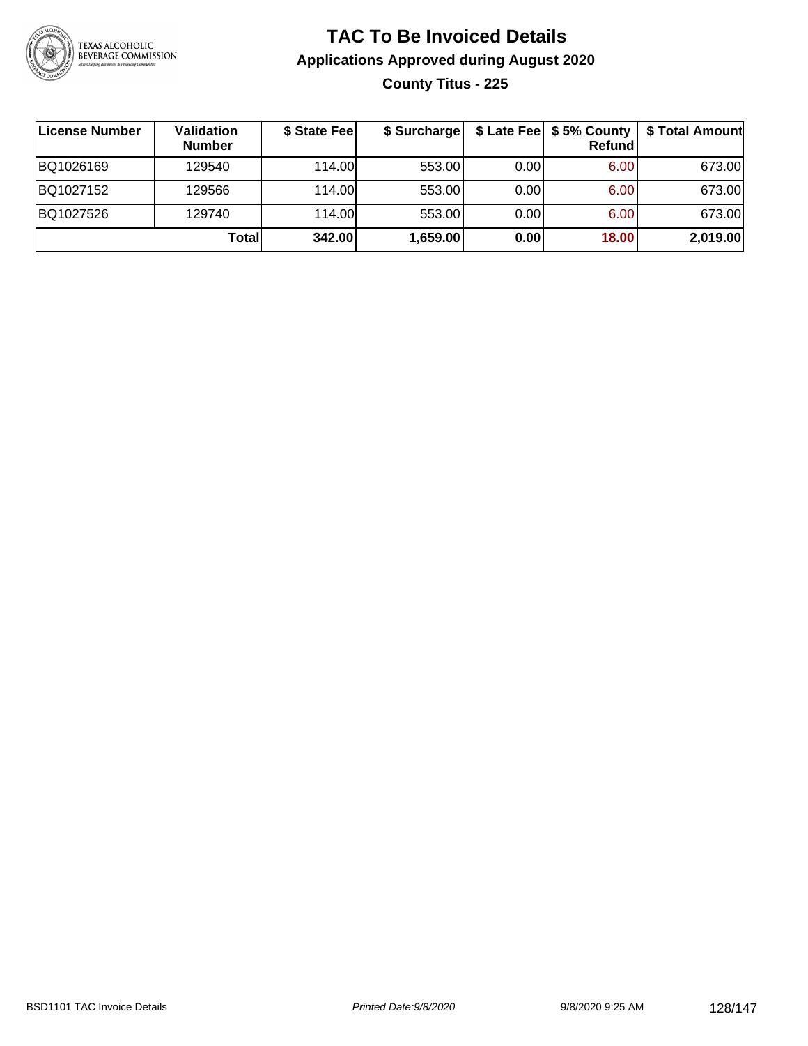# TAC To Be Invoiced Details

## Applications Approved during August 2020

### County Titus - 225

| License Number | Validation Number | $ State Fee | $ Surcharge | $ Late Fee | $ 5% County Refund | $ Total Amount |
|---|---|---|---|---|---|---|
| BQ1026169 | 129540 | 114.00 | 553.00 | 0.00 | 6.00 | 673.00 |
| BQ1027152 | 129566 | 114.00 | 553.00 | 0.00 | 6.00 | 673.00 |
| BQ1027526 | 129740 | 114.00 | 553.00 | 0.00 | 6.00 | 673.00 |
| | **Total** | **342.00** | **1,659.00** | **0.00** | **18.00** | **2,019.00** |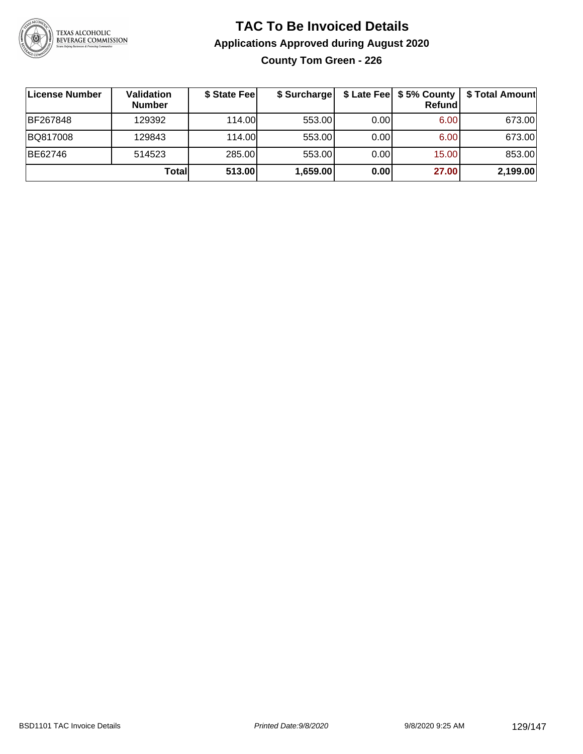# TAC To Be Invoiced Details

## Applications Approved during August 2020

### County Tom Green - 226

| License Number | Validation Number | $ State Fee | $ Surcharge | $ Late Fee | $ 5% County Refund | $ Total Amount |
|---|---|---|---|---|---|---|
| BF267848 | 129392 | 114.00 | 553.00 | 0.00 | 6.00 | 673.00 |
| BQ817008 | 129843 | 114.00 | 553.00 | 0.00 | 6.00 | 673.00 |
| BE62746 | 514523 | 285.00 | 553.00 | 0.00 | 15.00 | 853.00 |
| | **Total** | **513.00** | **1,659.00** | **0.00** | **27.00** | **2,199.00** |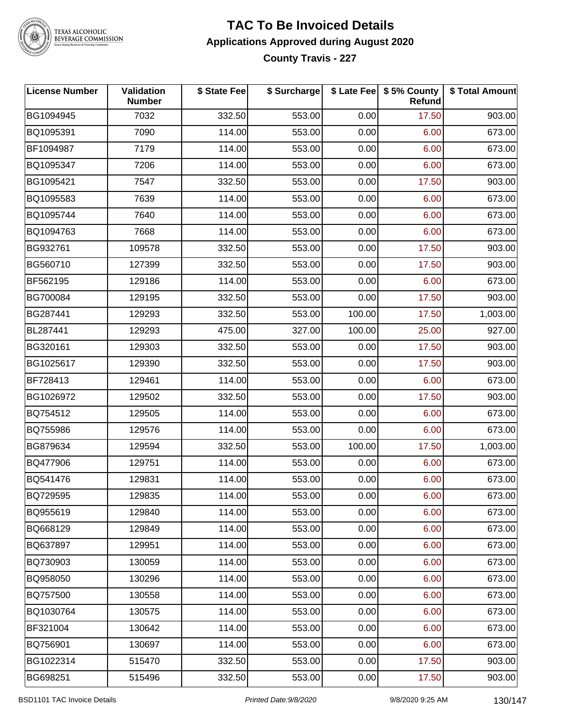# TAC To Be Invoiced Details

## Applications Approved during August 2020

### County Travis - 227

| License Number | Validation Number | $ State Fee | $ Surcharge | $ Late Fee | $ 5% County Refund | $ Total Amount |
|---|---|---|---|---|---|---|
| BG1094945 | 7032 | 332.50 | 553.00 | 0.00 | 17.50 | 903.00 |
| BQ1095391 | 7090 | 114.00 | 553.00 | 0.00 | 6.00 | 673.00 |
| BF1094987 | 7179 | 114.00 | 553.00 | 0.00 | 6.00 | 673.00 |
| BQ1095347 | 7206 | 114.00 | 553.00 | 0.00 | 6.00 | 673.00 |
| BG1095421 | 7547 | 332.50 | 553.00 | 0.00 | 17.50 | 903.00 |
| BQ1095583 | 7639 | 114.00 | 553.00 | 0.00 | 6.00 | 673.00 |
| BQ1095744 | 7640 | 114.00 | 553.00 | 0.00 | 6.00 | 673.00 |
| BQ1094763 | 7668 | 114.00 | 553.00 | 0.00 | 6.00 | 673.00 |
| BG932761 | 109578 | 332.50 | 553.00 | 0.00 | 17.50 | 903.00 |
| BG560710 | 127399 | 332.50 | 553.00 | 0.00 | 17.50 | 903.00 |
| BF562195 | 129186 | 114.00 | 553.00 | 0.00 | 6.00 | 673.00 |
| BG700084 | 129195 | 332.50 | 553.00 | 0.00 | 17.50 | 903.00 |
| BG287441 | 129293 | 332.50 | 553.00 | 100.00 | 17.50 | 1,003.00 |
| BL287441 | 129293 | 475.00 | 327.00 | 100.00 | 25.00 | 927.00 |
| BG320161 | 129303 | 332.50 | 553.00 | 0.00 | 17.50 | 903.00 |
| BG1025617 | 129390 | 332.50 | 553.00 | 0.00 | 17.50 | 903.00 |
| BF728413 | 129461 | 114.00 | 553.00 | 0.00 | 6.00 | 673.00 |
| BG1026972 | 129502 | 332.50 | 553.00 | 0.00 | 17.50 | 903.00 |
| BQ754512 | 129505 | 114.00 | 553.00 | 0.00 | 6.00 | 673.00 |
| BQ755986 | 129576 | 114.00 | 553.00 | 0.00 | 6.00 | 673.00 |
| BG879634 | 129594 | 332.50 | 553.00 | 100.00 | 17.50 | 1,003.00 |
| BQ477906 | 129751 | 114.00 | 553.00 | 0.00 | 6.00 | 673.00 |
| BQ541476 | 129831 | 114.00 | 553.00 | 0.00 | 6.00 | 673.00 |
| BQ729595 | 129835 | 114.00 | 553.00 | 0.00 | 6.00 | 673.00 |
| BQ955619 | 129840 | 114.00 | 553.00 | 0.00 | 6.00 | 673.00 |
| BQ668129 | 129849 | 114.00 | 553.00 | 0.00 | 6.00 | 673.00 |
| BQ637897 | 129951 | 114.00 | 553.00 | 0.00 | 6.00 | 673.00 |
| BQ730903 | 130059 | 114.00 | 553.00 | 0.00 | 6.00 | 673.00 |
| BQ958050 | 130296 | 114.00 | 553.00 | 0.00 | 6.00 | 673.00 |
| BQ757500 | 130558 | 114.00 | 553.00 | 0.00 | 6.00 | 673.00 |
| BQ1030764 | 130575 | 114.00 | 553.00 | 0.00 | 6.00 | 673.00 |
| BF321004 | 130642 | 114.00 | 553.00 | 0.00 | 6.00 | 673.00 |
| BQ756901 | 130697 | 114.00 | 553.00 | 0.00 | 6.00 | 673.00 |
| BG1022314 | 515470 | 332.50 | 553.00 | 0.00 | 17.50 | 903.00 |
| BG698251 | 515496 | 332.50 | 553.00 | 0.00 | 17.50 | 903.00 |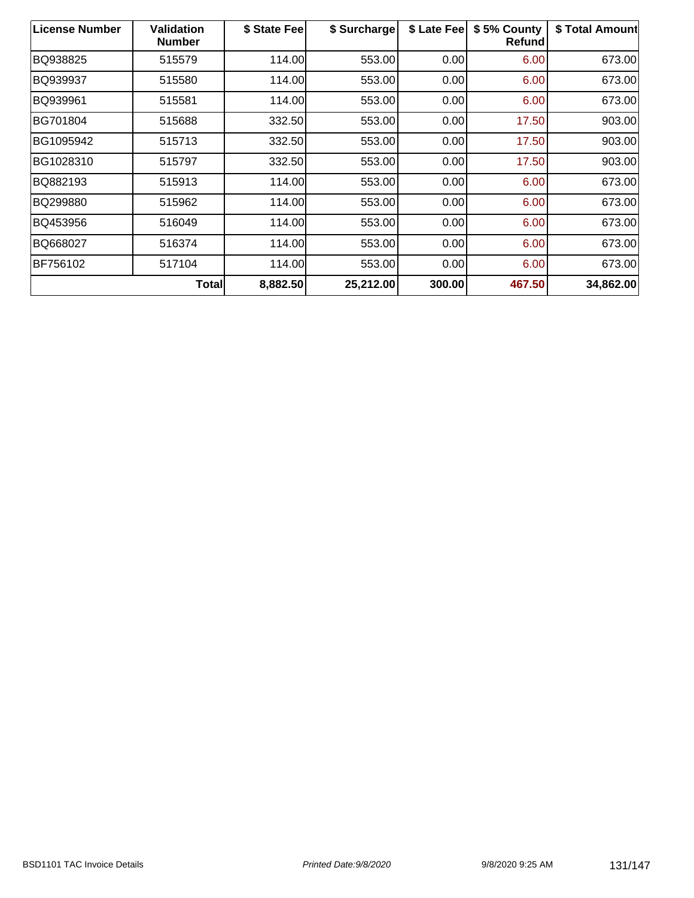| License Number | Validation Number | $ State Fee | $ Surcharge | $ Late Fee | $ 5% County Refund | $ Total Amount |
| --- | --- | --- | --- | --- | --- | --- |
| BQ938825 | 515579 | 114.00 | 553.00 | 0.00 | 6.00 | 673.00 |
| BQ939937 | 515580 | 114.00 | 553.00 | 0.00 | 6.00 | 673.00 |
| BQ939961 | 515581 | 114.00 | 553.00 | 0.00 | 6.00 | 673.00 |
| BG701804 | 515688 | 332.50 | 553.00 | 0.00 | 17.50 | 903.00 |
| BG1095942 | 515713 | 332.50 | 553.00 | 0.00 | 17.50 | 903.00 |
| BG1028310 | 515797 | 332.50 | 553.00 | 0.00 | 17.50 | 903.00 |
| BQ882193 | 515913 | 114.00 | 553.00 | 0.00 | 6.00 | 673.00 |
| BQ299880 | 515962 | 114.00 | 553.00 | 0.00 | 6.00 | 673.00 |
| BQ453956 | 516049 | 114.00 | 553.00 | 0.00 | 6.00 | 673.00 |
| BQ668027 | 516374 | 114.00 | 553.00 | 0.00 | 6.00 | 673.00 |
| BF756102 | 517104 | 114.00 | 553.00 | 0.00 | 6.00 | 673.00 |
| | **Total** | **8,882.50** | **25,212.00** | **300.00** | **467.50** | **34,862.00** |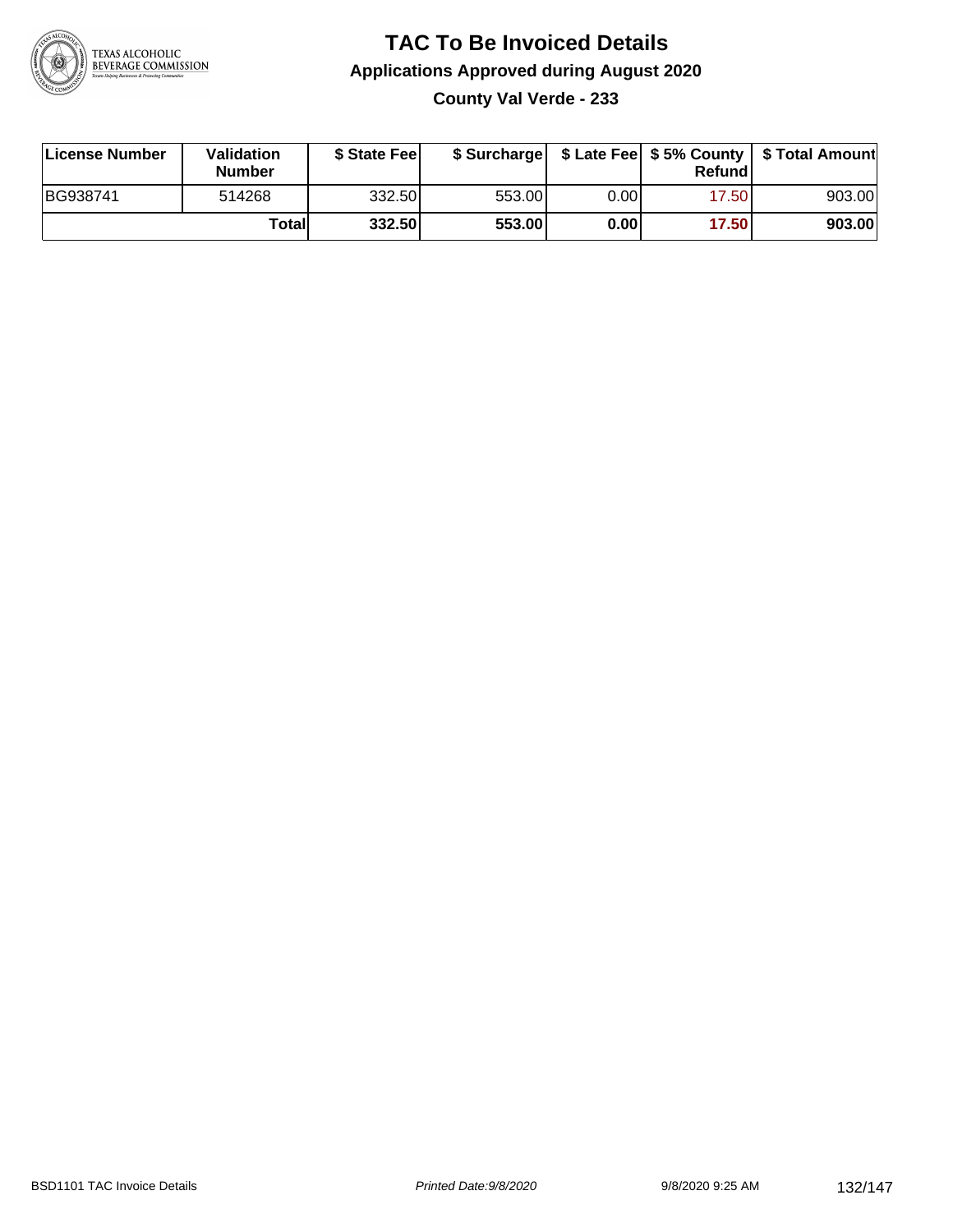# TAC To Be Invoiced Details

## Applications Approved during August 2020

### County Val Verde - 233

| License Number | Validation Number | $ State Fee | $ Surcharge | $ Late Fee | $ 5% County Refund | $ Total Amount |
|---|---|---|---|---|---|---|
| BG938741 | 514268 | 332.50 | 553.00 | 0.00 | 17.50 | 903.00 |
| | **Total** | **332.50** | **553.00** | **0.00** | **17.50** | **903.00** |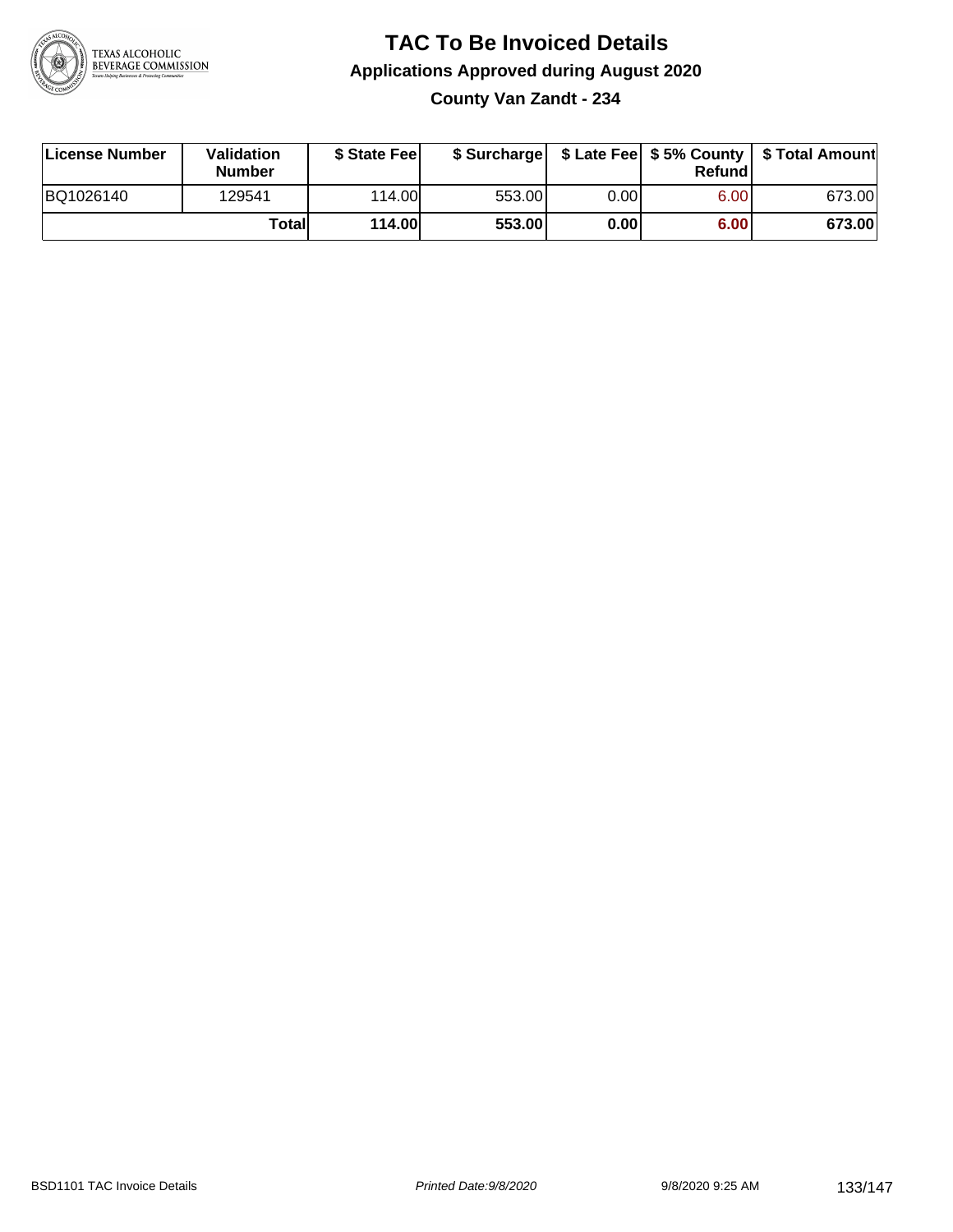# TAC To Be Invoiced Details

## Applications Approved during August 2020

### County Van Zandt - 234

| License Number | Validation Number | $ State Fee | $ Surcharge | $ Late Fee | $ 5% County Refund | $ Total Amount |
|---|---|---|---|---|---|---|
| BQ1026140 | 129541 | 114.00 | 553.00 | 0.00 | 6.00 | 673.00 |
| | **Total** | **114.00** | **553.00** | **0.00** | **6.00** | **673.00** |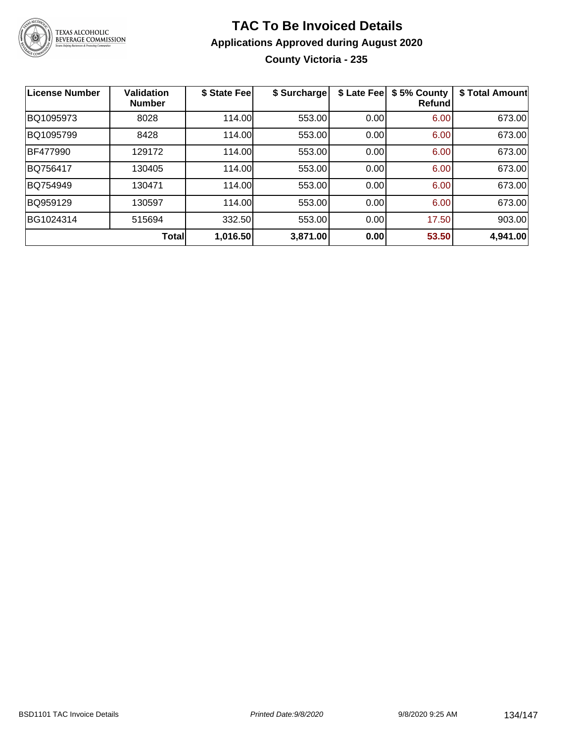# TAC To Be Invoiced Details

## Applications Approved during August 2020

### County Victoria - 235

| License Number | Validation Number | $ State Fee | $ Surcharge | $ Late Fee | $ 5% County Refund | $ Total Amount |
|---|---|---|---|---|---|---|
| BQ1095973 | 8028 | 114.00 | 553.00 | 0.00 | 6.00 | 673.00 |
| BQ1095799 | 8428 | 114.00 | 553.00 | 0.00 | 6.00 | 673.00 |
| BF477990 | 129172 | 114.00 | 553.00 | 0.00 | 6.00 | 673.00 |
| BQ756417 | 130405 | 114.00 | 553.00 | 0.00 | 6.00 | 673.00 |
| BQ754949 | 130471 | 114.00 | 553.00 | 0.00 | 6.00 | 673.00 |
| BQ959129 | 130597 | 114.00 | 553.00 | 0.00 | 6.00 | 673.00 |
| BG1024314 | 515694 | 332.50 | 553.00 | 0.00 | 17.50 | 903.00 |
| | **Total** | **1,016.50** | **3,871.00** | **0.00** | **53.50** | **4,941.00** |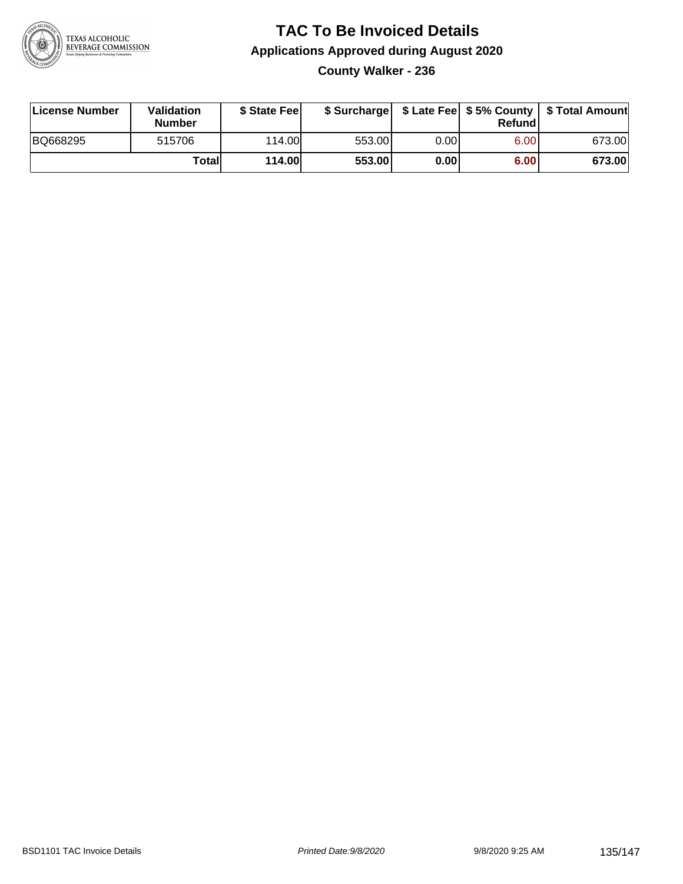# TAC To Be Invoiced Details

## Applications Approved during August 2020

### County Walker - 236

| License Number | Validation Number | $ State Fee | $ Surcharge | $ Late Fee | $ 5% County Refund | $ Total Amount |
|---|---|---|---|---|---|---|
| BQ668295 | 515706 | 114.00 | 553.00 | 0.00 | 6.00 | 673.00 |
| | **Total** | **114.00** | **553.00** | **0.00** | **6.00** | **673.00** |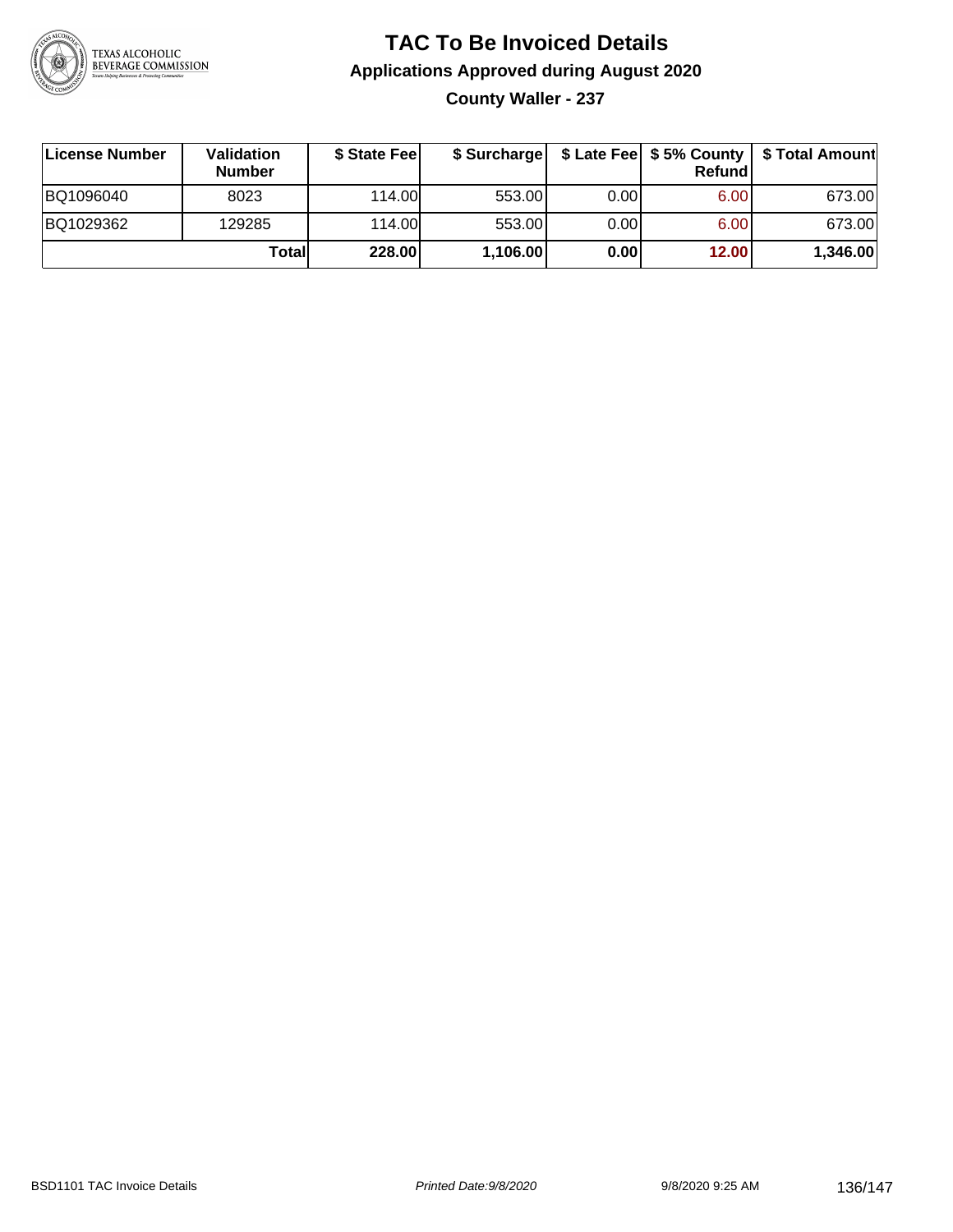# TAC To Be Invoiced Details

## Applications Approved during August 2020

### County Waller - 237

| License Number | Validation Number | $ State Fee | $ Surcharge | $ Late Fee | $ 5% County Refund | $ Total Amount |
|---|---|---|---|---|---|---|
| BQ1096040 | 8023 | 114.00 | 553.00 | 0.00 | 6.00 | 673.00 |
| BQ1029362 | 129285 | 114.00 | 553.00 | 0.00 | 6.00 | 673.00 |
| | **Total** | **228.00** | **1,106.00** | **0.00** | **12.00** | **1,346.00** |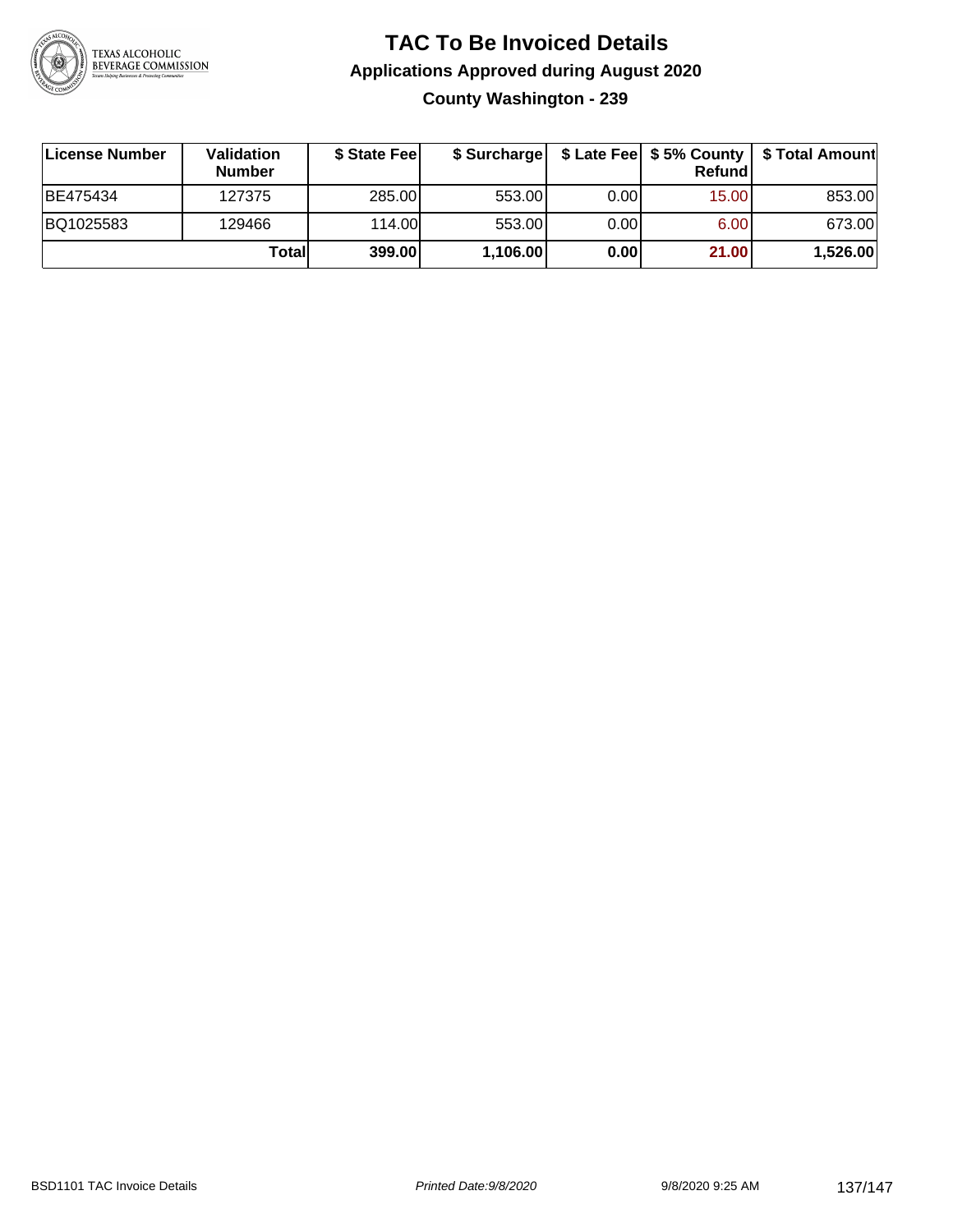# TAC To Be Invoiced Details

## Applications Approved during August 2020

### County Washington - 239

| License Number | Validation Number | $ State Fee | $ Surcharge | $ Late Fee | $ 5% County Refund | $ Total Amount |
|---|---|---|---|---|---|---|
| BE475434 | 127375 | 285.00 | 553.00 | 0.00 | 15.00 | 853.00 |
| BQ1025583 | 129466 | 114.00 | 553.00 | 0.00 | 6.00 | 673.00 |
| | **Total** | **399.00** | **1,106.00** | **0.00** | **21.00** | **1,526.00** |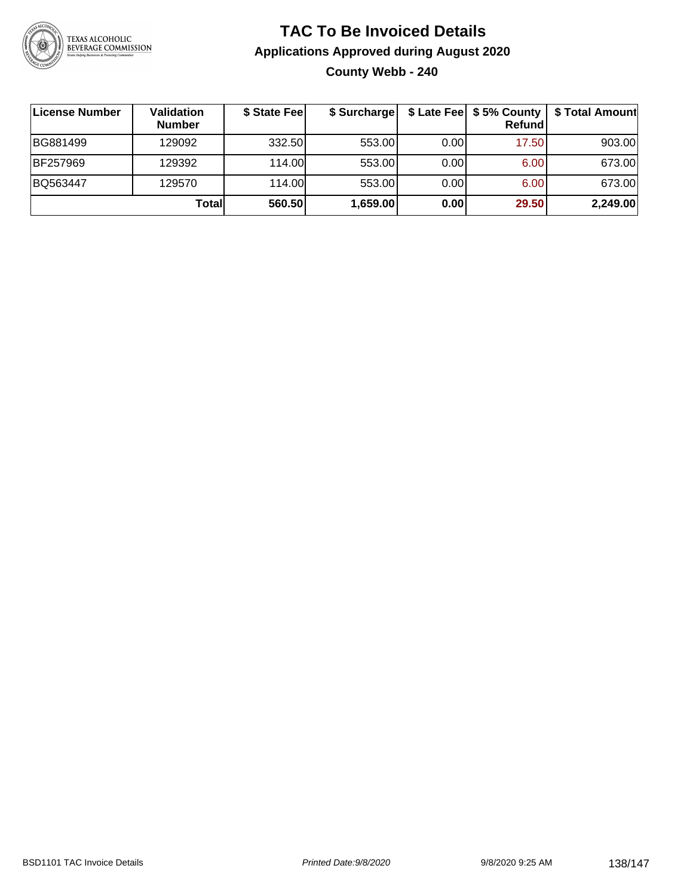# TAC To Be Invoiced Details

## Applications Approved during August 2020

### County Webb - 240

| License Number | Validation Number | $ State Fee | $ Surcharge | $ Late Fee | $ 5% County Refund | $ Total Amount |
|---|---|---|---|---|---|---|
| BG881499 | 129092 | 332.50 | 553.00 | 0.00 | 17.50 | 903.00 |
| BF257969 | 129392 | 114.00 | 553.00 | 0.00 | 6.00 | 673.00 |
| BQ563447 | 129570 | 114.00 | 553.00 | 0.00 | 6.00 | 673.00 |
| | **Total** | **560.50** | **1,659.00** | **0.00** | **29.50** | **2,249.00** |

BSD1101 TAC Invoice Details    *Printed Date:9/8/2020*    9/8/2020 9:25 AM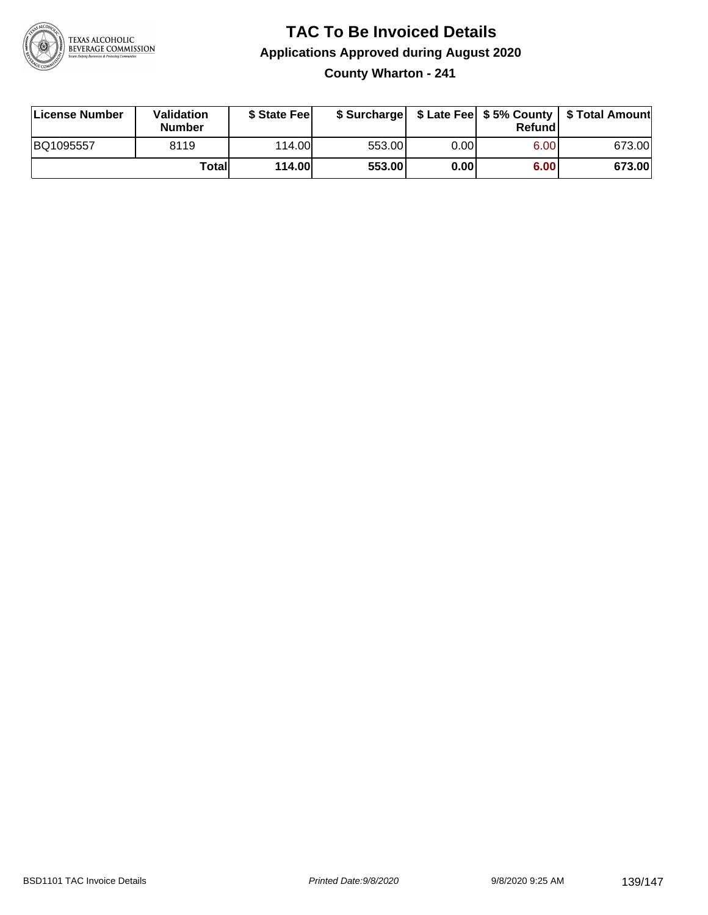# TAC To Be Invoiced Details

## Applications Approved during August 2020

### County Wharton - 241

| License Number | Validation Number | $ State Fee | $ Surcharge | $ Late Fee | $ 5% County Refund | $ Total Amount |
|---|---|---|---|---|---|---|
| BQ1095557 | 8119 | 114.00 | 553.00 | 0.00 | 6.00 | 673.00 |
| | **Total** | **114.00** | **553.00** | **0.00** | **6.00** | **673.00** |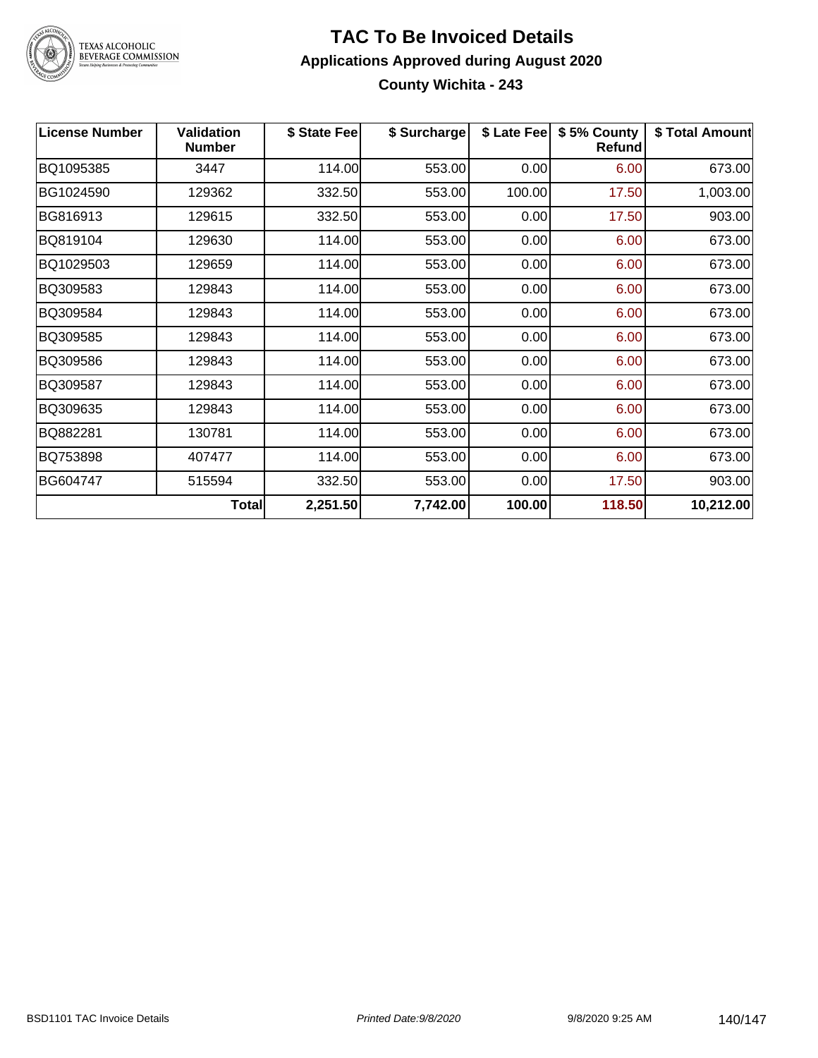# TAC To Be Invoiced Details

## Applications Approved during August 2020

### County Wichita - 243

| License Number | Validation Number | $ State Fee | $ Surcharge | $ Late Fee | $ 5% County Refund | $ Total Amount |
|---|---|---|---|---|---|---|
| BQ1095385 | 3447 | 114.00 | 553.00 | 0.00 | 6.00 | 673.00 |
| BG1024590 | 129362 | 332.50 | 553.00 | 100.00 | 17.50 | 1,003.00 |
| BG816913 | 129615 | 332.50 | 553.00 | 0.00 | 17.50 | 903.00 |
| BQ819104 | 129630 | 114.00 | 553.00 | 0.00 | 6.00 | 673.00 |
| BQ1029503 | 129659 | 114.00 | 553.00 | 0.00 | 6.00 | 673.00 |
| BQ309583 | 129843 | 114.00 | 553.00 | 0.00 | 6.00 | 673.00 |
| BQ309584 | 129843 | 114.00 | 553.00 | 0.00 | 6.00 | 673.00 |
| BQ309585 | 129843 | 114.00 | 553.00 | 0.00 | 6.00 | 673.00 |
| BQ309586 | 129843 | 114.00 | 553.00 | 0.00 | 6.00 | 673.00 |
| BQ309587 | 129843 | 114.00 | 553.00 | 0.00 | 6.00 | 673.00 |
| BQ309635 | 129843 | 114.00 | 553.00 | 0.00 | 6.00 | 673.00 |
| BQ882281 | 130781 | 114.00 | 553.00 | 0.00 | 6.00 | 673.00 |
| BQ753898 | 407477 | 114.00 | 553.00 | 0.00 | 6.00 | 673.00 |
| BG604747 | 515594 | 332.50 | 553.00 | 0.00 | 17.50 | 903.00 |
| | **Total** | **2,251.50** | **7,742.00** | **100.00** | **118.50** | **10,212.00** |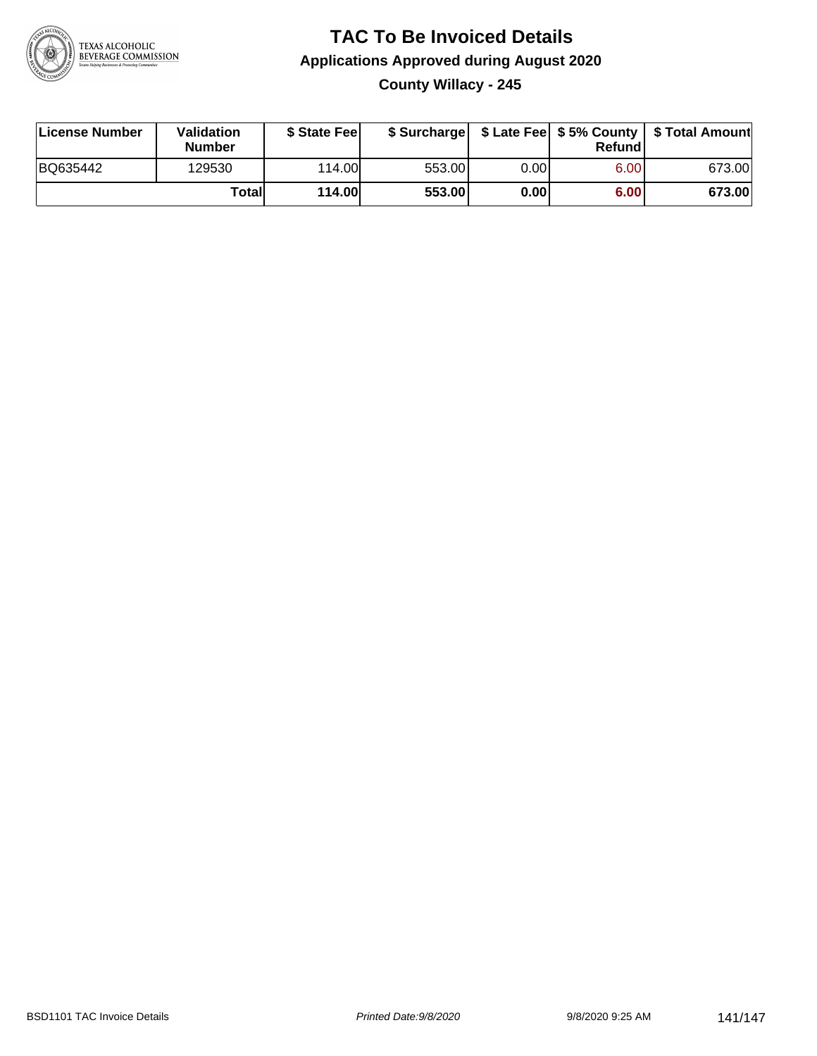# TAC To Be Invoiced Details

## Applications Approved during August 2020

### County Willacy - 245

| License Number | Validation Number | $ State Fee | $ Surcharge | $ Late Fee | $ 5% County Refund | $ Total Amount |
|---|---|---|---|---|---|---|
| BQ635442 | 129530 | 114.00 | 553.00 | 0.00 | 6.00 | 673.00 |
| | **Total** | **114.00** | **553.00** | **0.00** | **6.00** | **673.00** |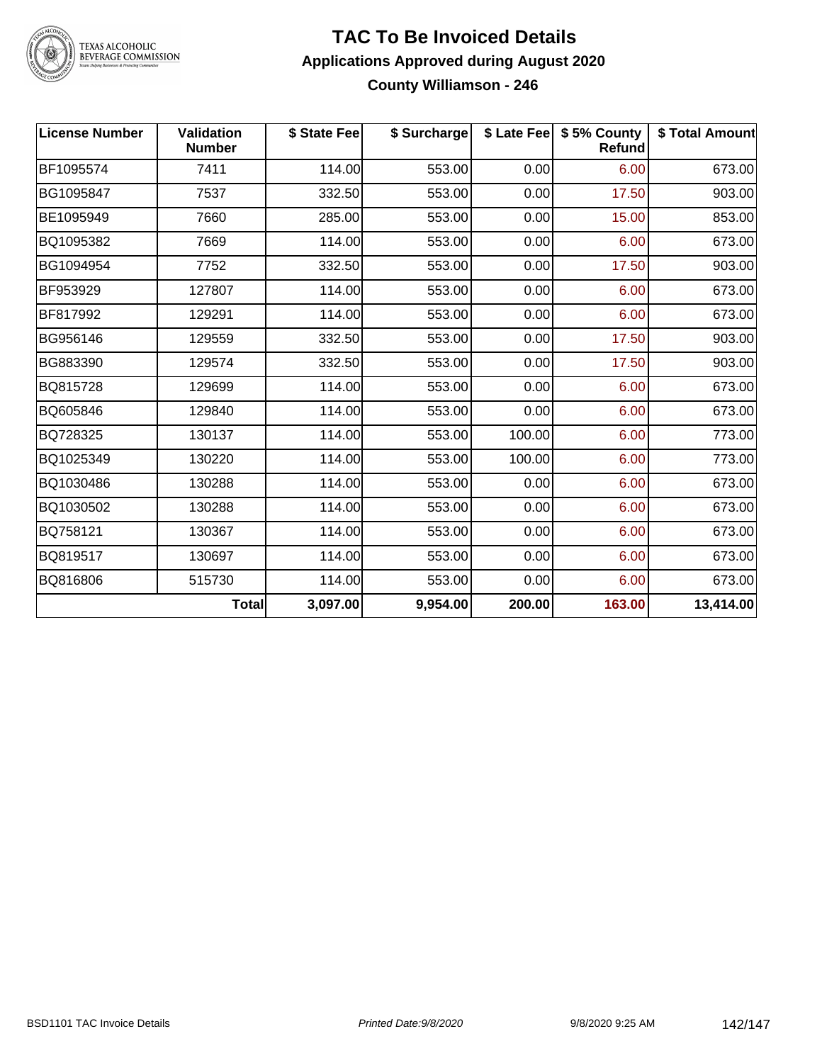# TAC To Be Invoiced Details

## Applications Approved during August 2020

### County Williamson - 246

| License Number | Validation Number | $ State Fee | $ Surcharge | $ Late Fee | $ 5% County Refund | $ Total Amount |
|---|---|---|---|---|---|---|
| BF1095574 | 7411 | 114.00 | 553.00 | 0.00 | 6.00 | 673.00 |
| BG1095847 | 7537 | 332.50 | 553.00 | 0.00 | 17.50 | 903.00 |
| BE1095949 | 7660 | 285.00 | 553.00 | 0.00 | 15.00 | 853.00 |
| BQ1095382 | 7669 | 114.00 | 553.00 | 0.00 | 6.00 | 673.00 |
| BG1094954 | 7752 | 332.50 | 553.00 | 0.00 | 17.50 | 903.00 |
| BF953929 | 127807 | 114.00 | 553.00 | 0.00 | 6.00 | 673.00 |
| BF817992 | 129291 | 114.00 | 553.00 | 0.00 | 6.00 | 673.00 |
| BG956146 | 129559 | 332.50 | 553.00 | 0.00 | 17.50 | 903.00 |
| BG883390 | 129574 | 332.50 | 553.00 | 0.00 | 17.50 | 903.00 |
| BQ815728 | 129699 | 114.00 | 553.00 | 0.00 | 6.00 | 673.00 |
| BQ605846 | 129840 | 114.00 | 553.00 | 0.00 | 6.00 | 673.00 |
| BQ728325 | 130137 | 114.00 | 553.00 | 100.00 | 6.00 | 773.00 |
| BQ1025349 | 130220 | 114.00 | 553.00 | 100.00 | 6.00 | 773.00 |
| BQ1030486 | 130288 | 114.00 | 553.00 | 0.00 | 6.00 | 673.00 |
| BQ1030502 | 130288 | 114.00 | 553.00 | 0.00 | 6.00 | 673.00 |
| BQ758121 | 130367 | 114.00 | 553.00 | 0.00 | 6.00 | 673.00 |
| BQ819517 | 130697 | 114.00 | 553.00 | 0.00 | 6.00 | 673.00 |
| BQ816806 | 515730 | 114.00 | 553.00 | 0.00 | 6.00 | 673.00 |
| | **Total** | **3,097.00** | **9,954.00** | **200.00** | **163.00** | **13,414.00** |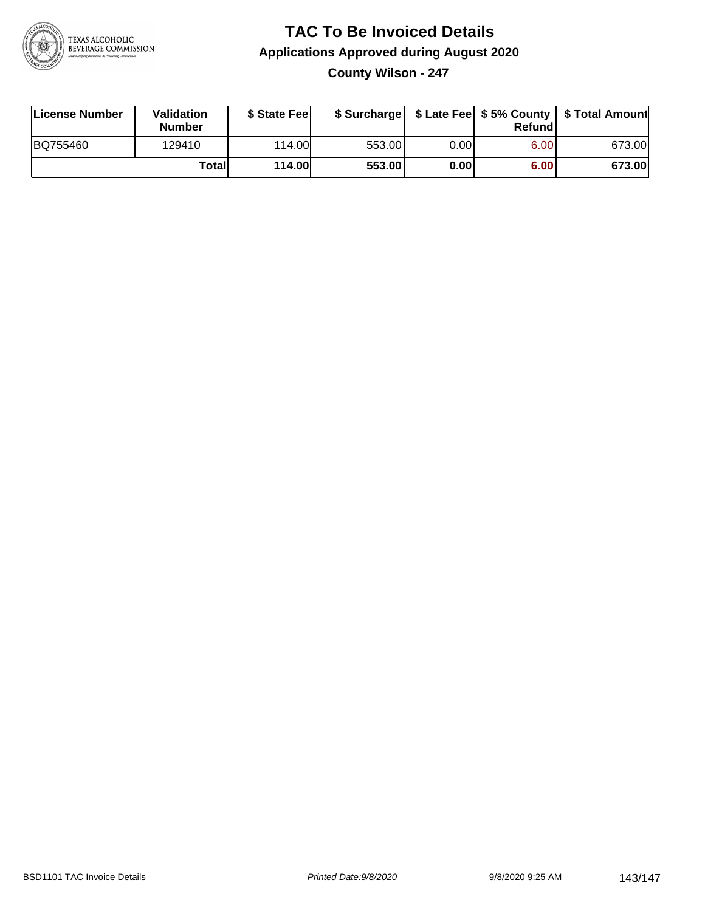# TAC To Be Invoiced Details

## Applications Approved during August 2020

### County Wilson - 247

| License Number | Validation Number | $ State Fee | $ Surcharge | $ Late Fee | $ 5% County Refund | $ Total Amount |
|---|---|---|---|---|---|---|
| BQ755460 | 129410 | 114.00 | 553.00 | 0.00 | 6.00 | 673.00 |
| | **Total** | **114.00** | **553.00** | **0.00** | **6.00** | **673.00** |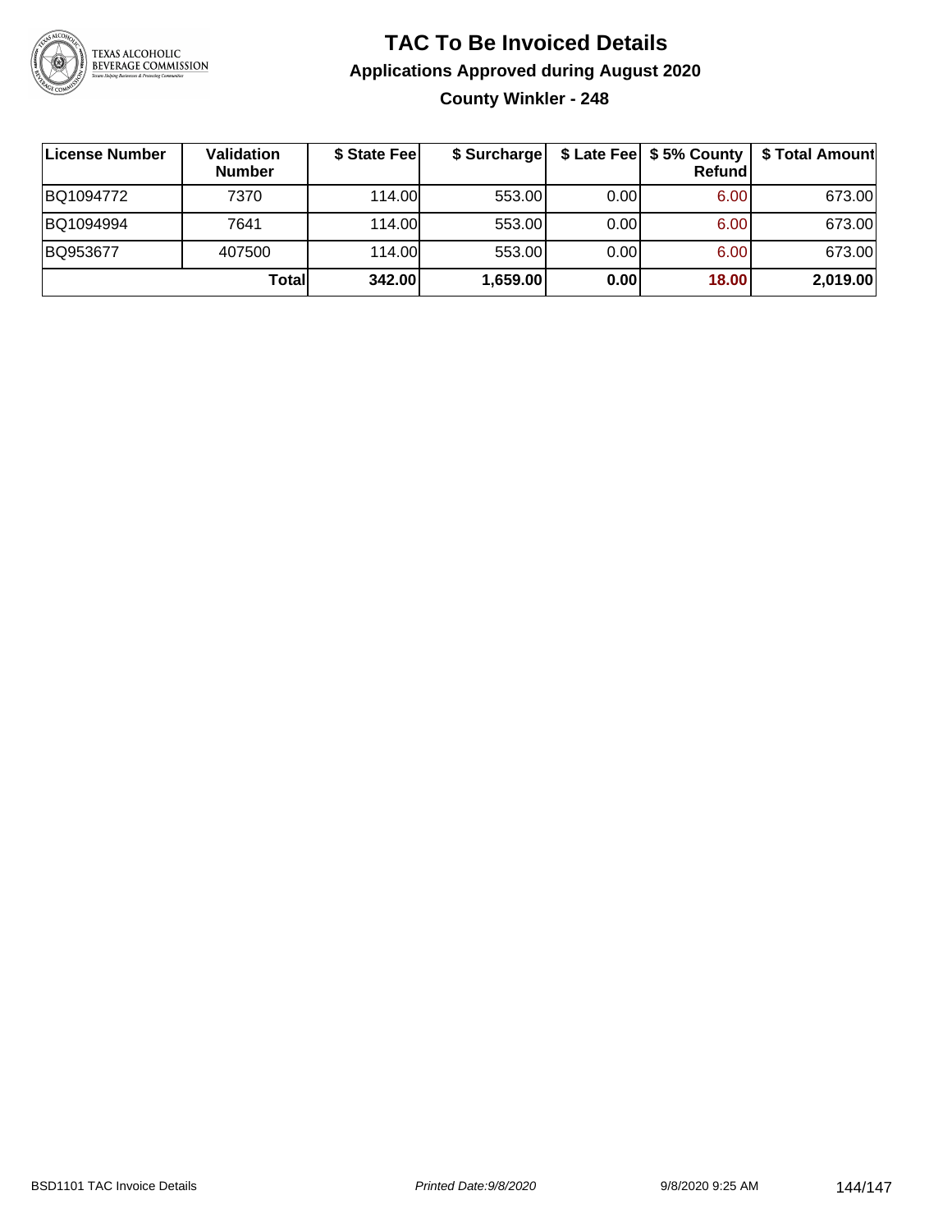# TAC To Be Invoiced Details

## Applications Approved during August 2020

### County Winkler - 248

| License Number | Validation Number | $ State Fee | $ Surcharge | $ Late Fee | $ 5% County Refund | $ Total Amount |
|---|---|---|---|---|---|---|
| BQ1094772 | 7370 | 114.00 | 553.00 | 0.00 | 6.00 | 673.00 |
| BQ1094994 | 7641 | 114.00 | 553.00 | 0.00 | 6.00 | 673.00 |
| BQ953677 | 407500 | 114.00 | 553.00 | 0.00 | 6.00 | 673.00 |
| | **Total** | **342.00** | **1,659.00** | **0.00** | **18.00** | **2,019.00** |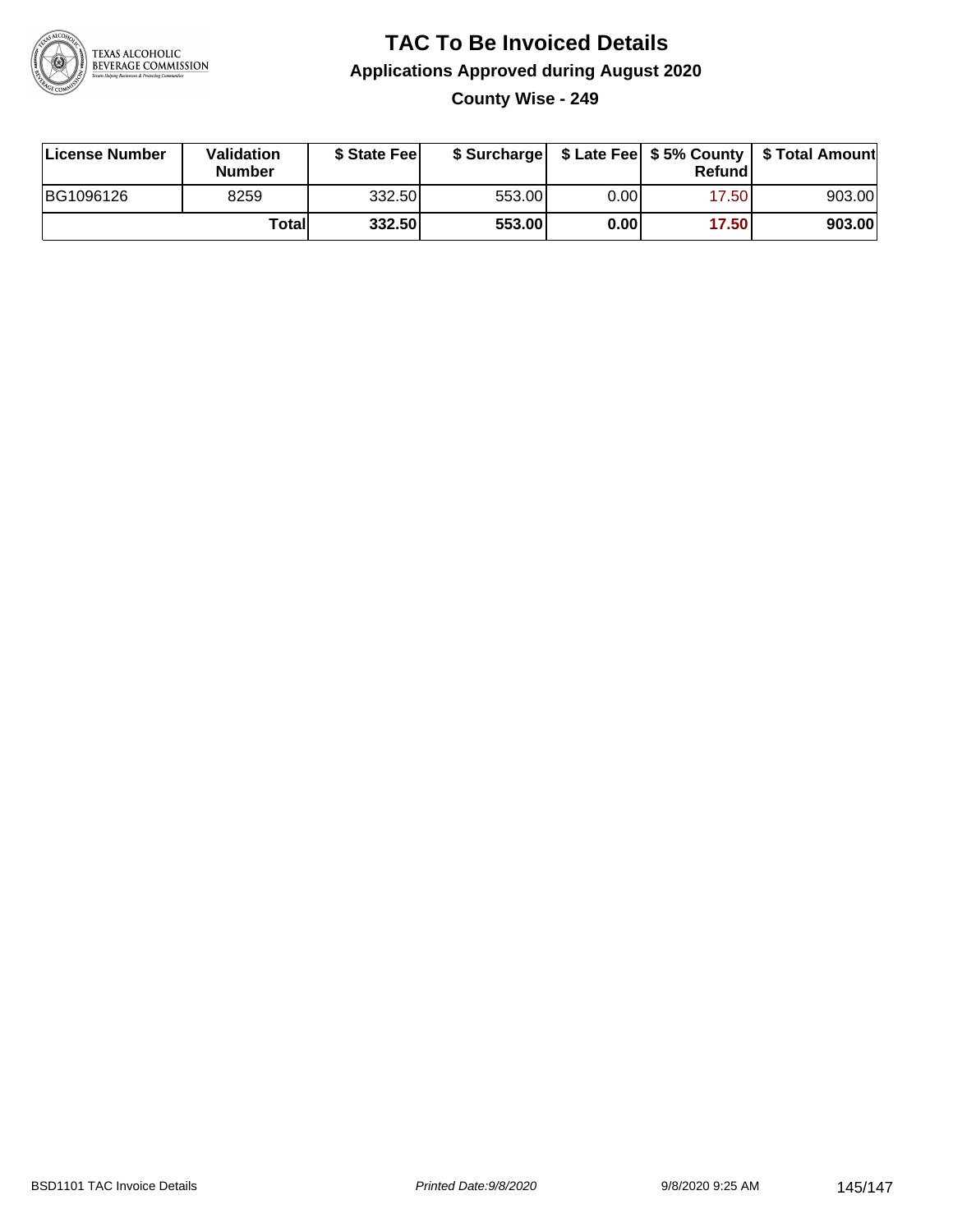# TAC To Be Invoiced Details

## Applications Approved during August 2020

### County Wise - 249

| License Number | Validation Number | $ State Fee | $ Surcharge | $ Late Fee | $ 5% County Refund | $ Total Amount |
|---|---|---|---|---|---|---|
| BG1096126 | 8259 | 332.50 | 553.00 | 0.00 | 17.50 | 903.00 |
| | **Total** | **332.50** | **553.00** | **0.00** | **17.50** | **903.00** |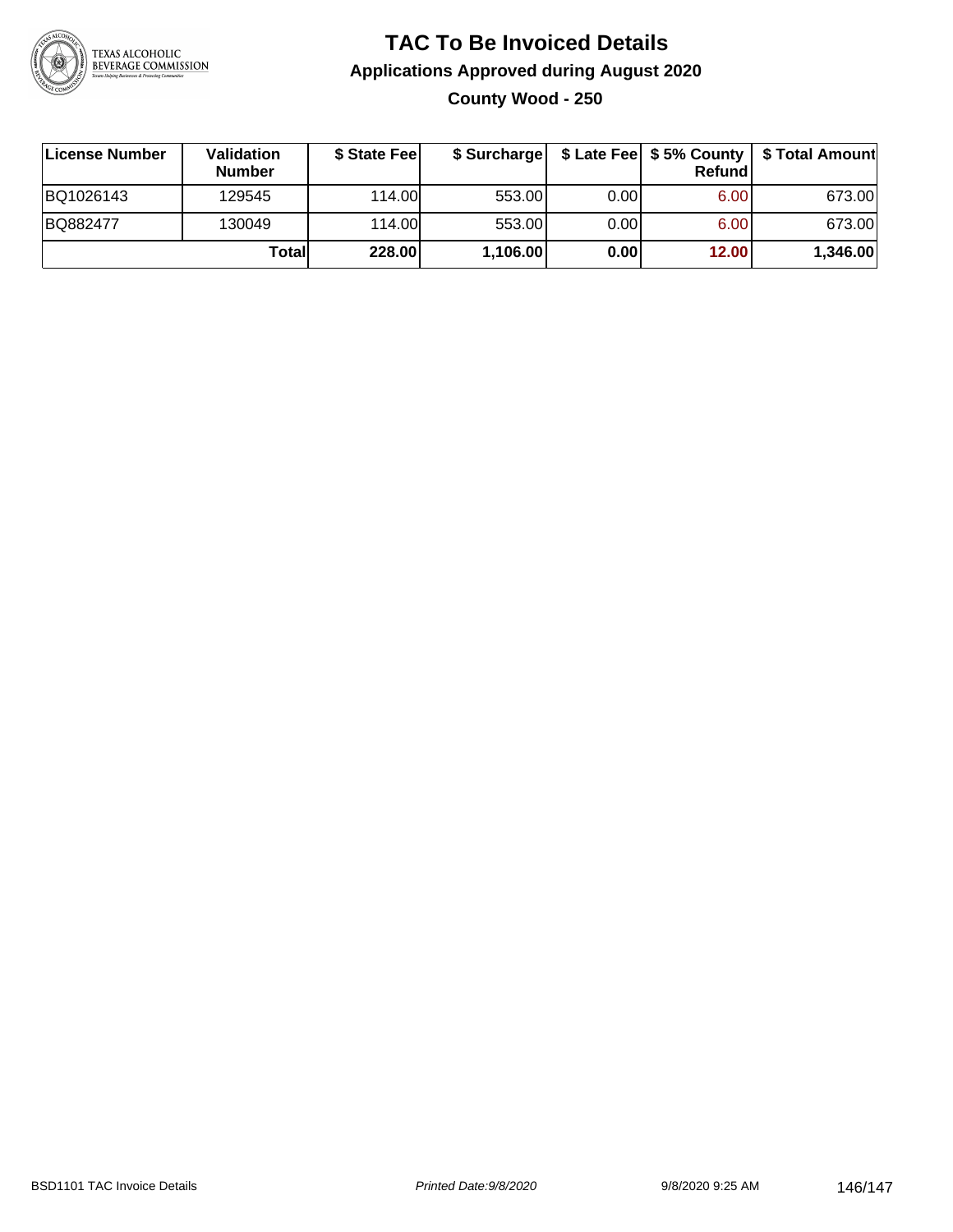# TAC To Be Invoiced Details

## Applications Approved during August 2020

### County Wood - 250

| License Number | Validation Number | $ State Fee | $ Surcharge | $ Late Fee | $ 5% County Refund | $ Total Amount |
|---|---|---|---|---|---|---|
| BQ1026143 | 129545 | 114.00 | 553.00 | 0.00 | 6.00 | 673.00 |
| BQ882477 | 130049 | 114.00 | 553.00 | 0.00 | 6.00 | 673.00 |
| | **Total** | **228.00** | **1,106.00** | **0.00** | **12.00** | **1,346.00** |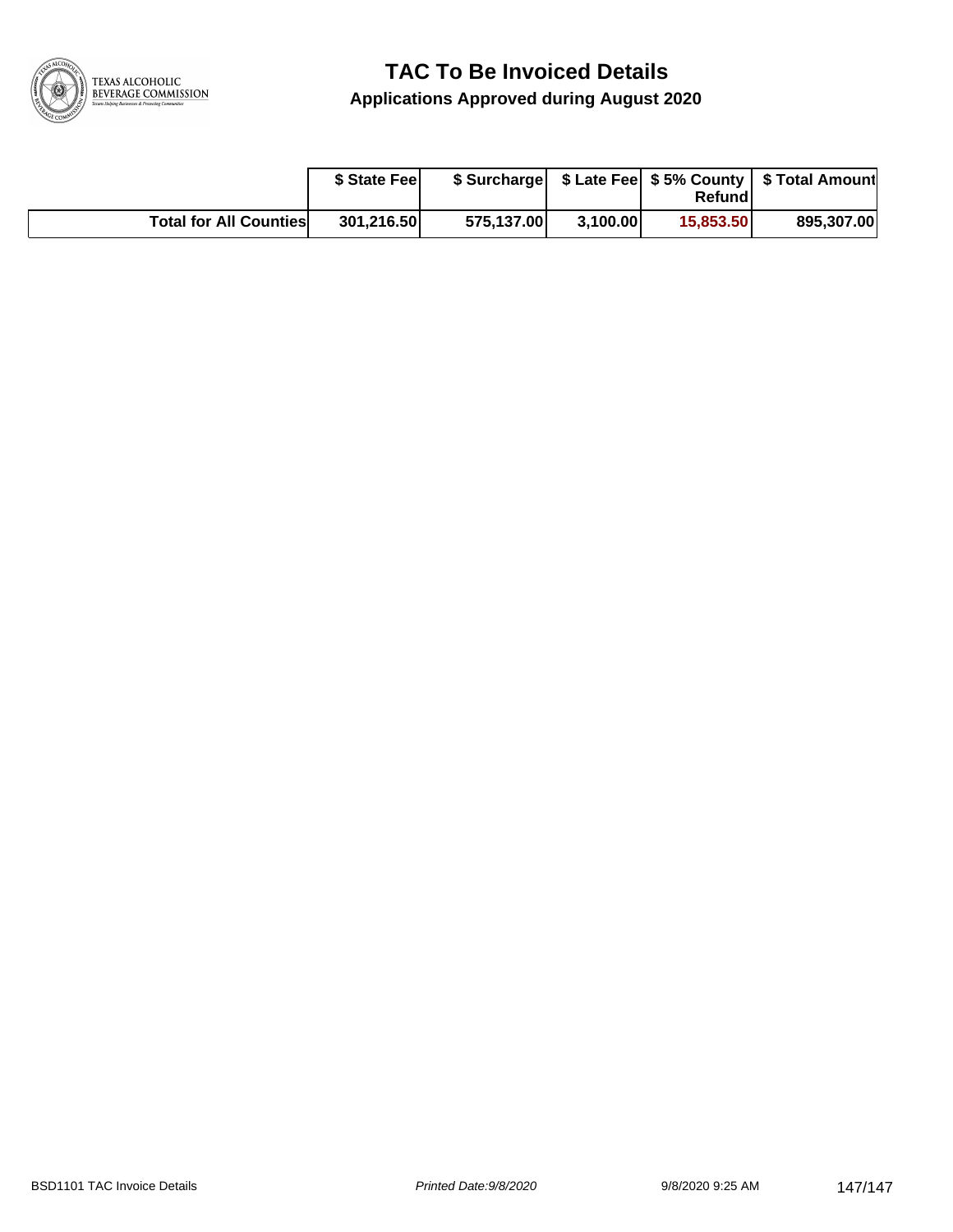# TAC To Be Invoiced Details

## Applications Approved during August 2020

| | \$ State Fee | \$ Surcharge | \$ Late Fee | \$ 5% County Refund | \$ Total Amount |
|---|---|---|---|---|---|
| **Total for All Counties** | 301,216.50 | 575,137.00 | 3,100.00 | 15,853.50 | 895,307.00 |